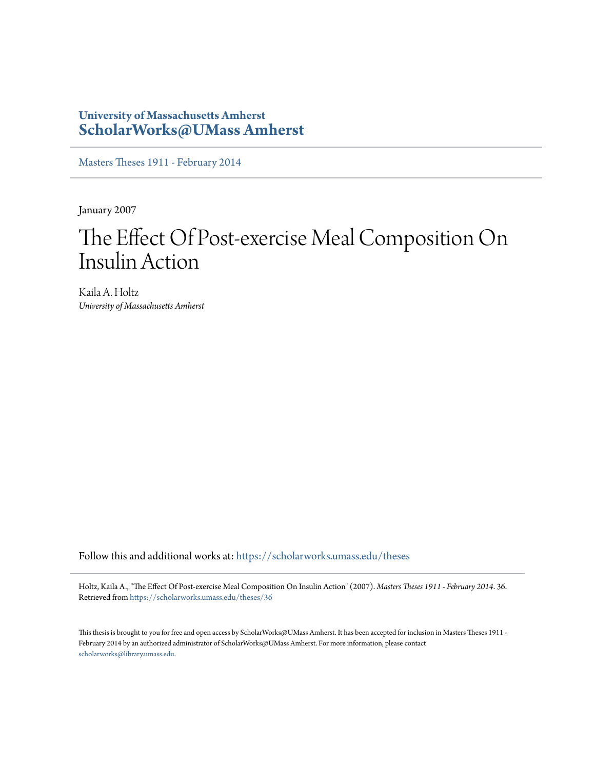University of Massachusetts Amherst
**ScholarWorks@UMass Amherst**

Masters Theses 1911 - February 2014

January 2007

# The Effect Of Post-exercise Meal Composition On Insulin Action

Kaila A. Holtz
*University of Massachusetts Amherst*

Follow this and additional works at: https://scholarworks.umass.edu/theses

Holtz, Kaila A., "The Effect Of Post-exercise Meal Composition On Insulin Action" (2007). *Masters Theses 1911 - February 2014*. 36.
Retrieved from https://scholarworks.umass.edu/theses/36

This thesis is brought to you for free and open access by ScholarWorks@UMass Amherst. It has been accepted for inclusion in Masters Theses 1911 - February 2014 by an authorized administrator of ScholarWorks@UMass Amherst. For more information, please contact scholarworks@library.umass.edu.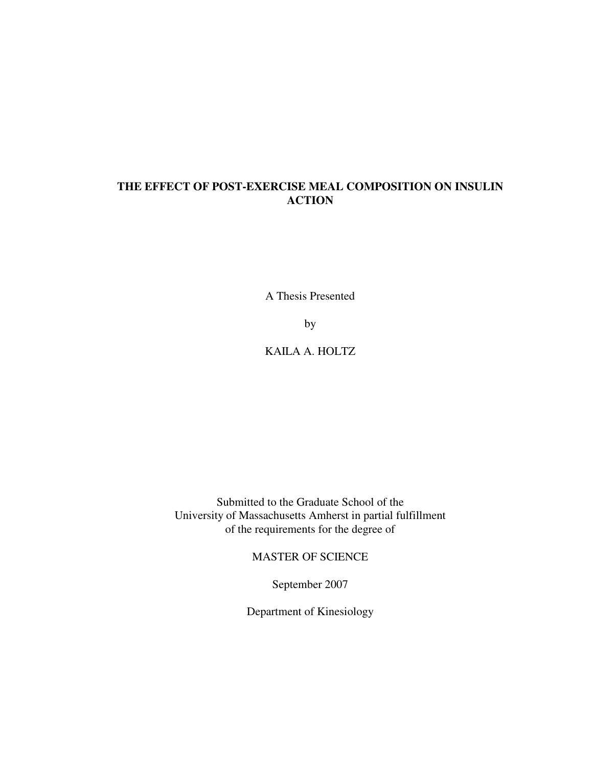# THE EFFECT OF POST-EXERCISE MEAL COMPOSITION ON INSULIN ACTION

A Thesis Presented

by

KAILA A. HOLTZ

Submitted to the Graduate School of the
University of Massachusetts Amherst in partial fulfillment
of the requirements for the degree of

MASTER OF SCIENCE

September 2007

Department of Kinesiology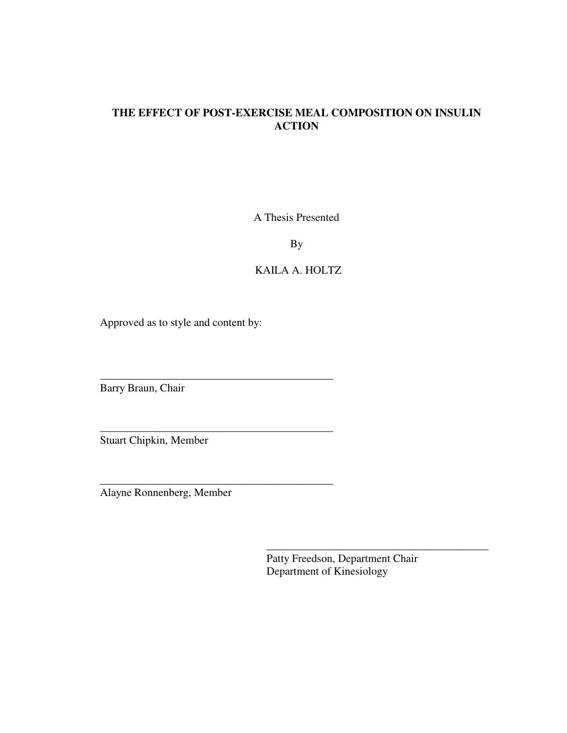**THE EFFECT OF POST-EXERCISE MEAL COMPOSITION ON INSULIN ACTION**

A Thesis Presented

By

KAILA A. HOLTZ

Approved as to style and content by:

\_\_\_\_\_\_\_\_\_\_\_\_\_\_\_\_\_\_\_\_\_\_\_\_\_\_\_\_\_\_\_\_\_\_\_\_\_\_\_\_\_\_\_
Barry Braun, Chair

\_\_\_\_\_\_\_\_\_\_\_\_\_\_\_\_\_\_\_\_\_\_\_\_\_\_\_\_\_\_\_\_\_\_\_\_\_\_\_\_\_\_\_
Stuart Chipkin, Member

\_\_\_\_\_\_\_\_\_\_\_\_\_\_\_\_\_\_\_\_\_\_\_\_\_\_\_\_\_\_\_\_\_\_\_\_\_\_\_\_\_\_\_
Alayne Ronnenberg, Member

\_\_\_\_\_\_\_\_\_\_\_\_\_\_\_\_\_\_\_\_\_\_\_\_\_\_\_\_\_\_\_\_\_\_\_\_\_\_\_\_\_\_\_
Patty Freedson, Department Chair
Department of Kinesiology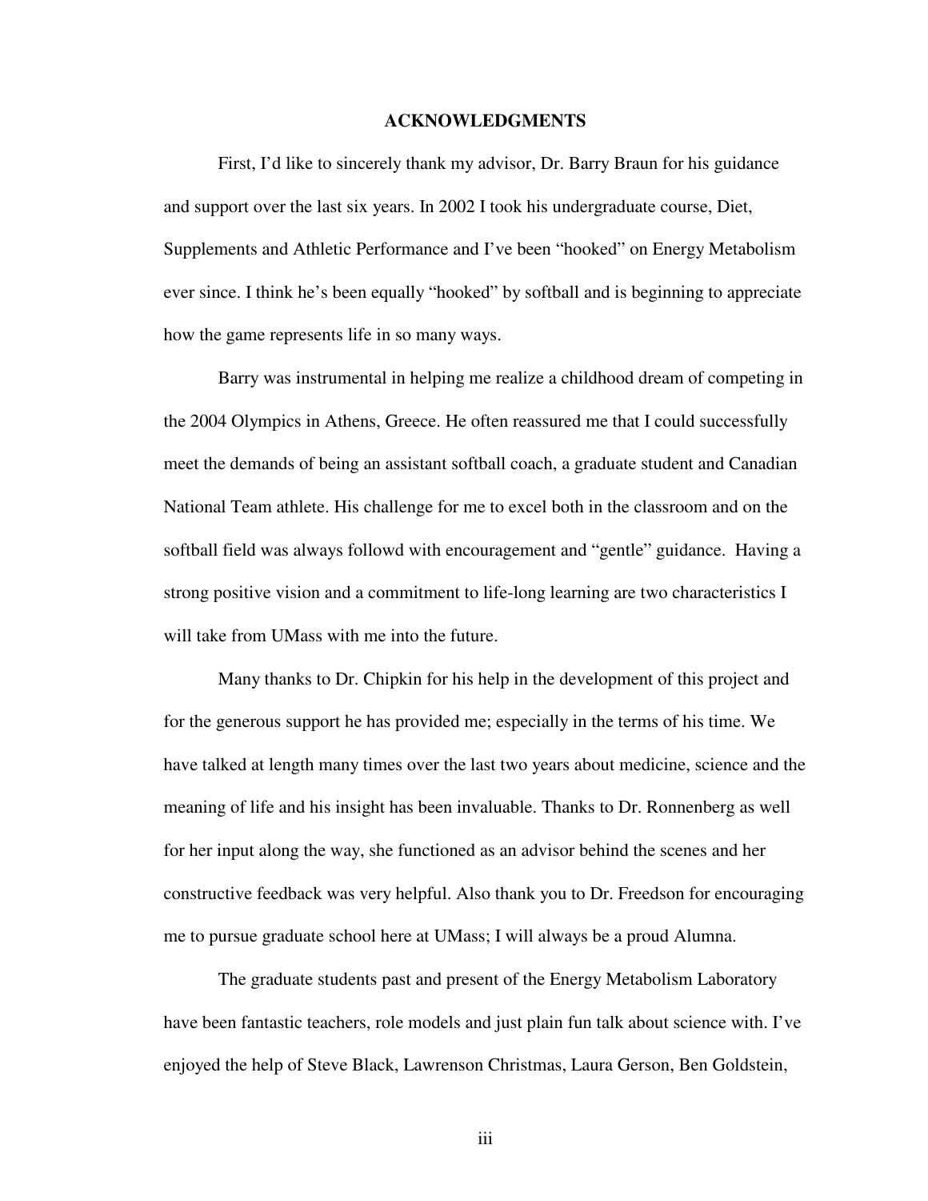# ACKNOWLEDGMENTS

First, I'd like to sincerely thank my advisor, Dr. Barry Braun for his guidance and support over the last six years. In 2002 I took his undergraduate course, Diet, Supplements and Athletic Performance and I've been "hooked" on Energy Metabolism ever since. I think he's been equally "hooked" by softball and is beginning to appreciate how the game represents life in so many ways.

Barry was instrumental in helping me realize a childhood dream of competing in the 2004 Olympics in Athens, Greece. He often reassured me that I could successfully meet the demands of being an assistant softball coach, a graduate student and Canadian National Team athlete. His challenge for me to excel both in the classroom and on the softball field was always followd with encouragement and "gentle" guidance. Having a strong positive vision and a commitment to life-long learning are two characteristics I will take from UMass with me into the future.

Many thanks to Dr. Chipkin for his help in the development of this project and for the generous support he has provided me; especially in the terms of his time. We have talked at length many times over the last two years about medicine, science and the meaning of life and his insight has been invaluable. Thanks to Dr. Ronnenberg as well for her input along the way, she functioned as an advisor behind the scenes and her constructive feedback was very helpful. Also thank you to Dr. Freedson for encouraging me to pursue graduate school here at UMass; I will always be a proud Alumna.

The graduate students past and present of the Energy Metabolism Laboratory have been fantastic teachers, role models and just plain fun talk about science with. I've enjoyed the help of Steve Black, Lawrenson Christmas, Laura Gerson, Ben Goldstein,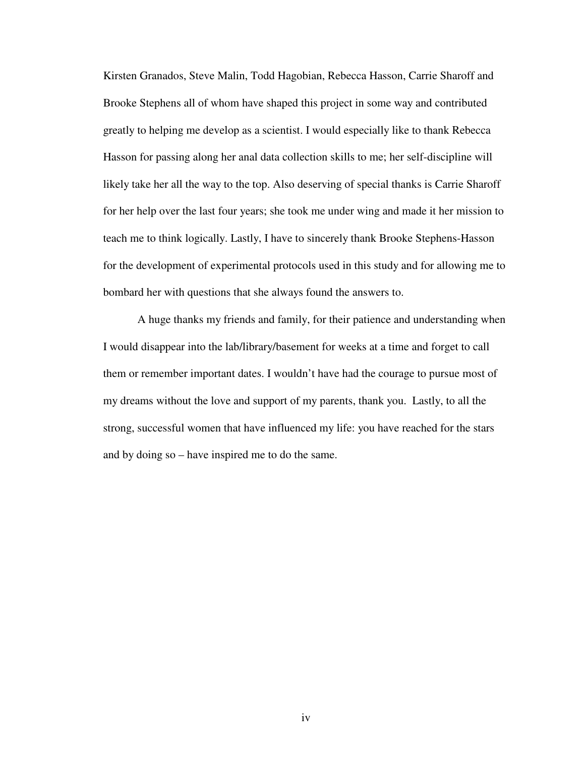Kirsten Granados, Steve Malin, Todd Hagobian, Rebecca Hasson, Carrie Sharoff and Brooke Stephens all of whom have shaped this project in some way and contributed greatly to helping me develop as a scientist. I would especially like to thank Rebecca Hasson for passing along her anal data collection skills to me; her self-discipline will likely take her all the way to the top. Also deserving of special thanks is Carrie Sharoff for her help over the last four years; she took me under wing and made it her mission to teach me to think logically. Lastly, I have to sincerely thank Brooke Stephens-Hasson for the development of experimental protocols used in this study and for allowing me to bombard her with questions that she always found the answers to.

A huge thanks my friends and family, for their patience and understanding when I would disappear into the lab/library/basement for weeks at a time and forget to call them or remember important dates. I wouldn't have had the courage to pursue most of my dreams without the love and support of my parents, thank you. Lastly, to all the strong, successful women that have influenced my life: you have reached for the stars and by doing so – have inspired me to do the same.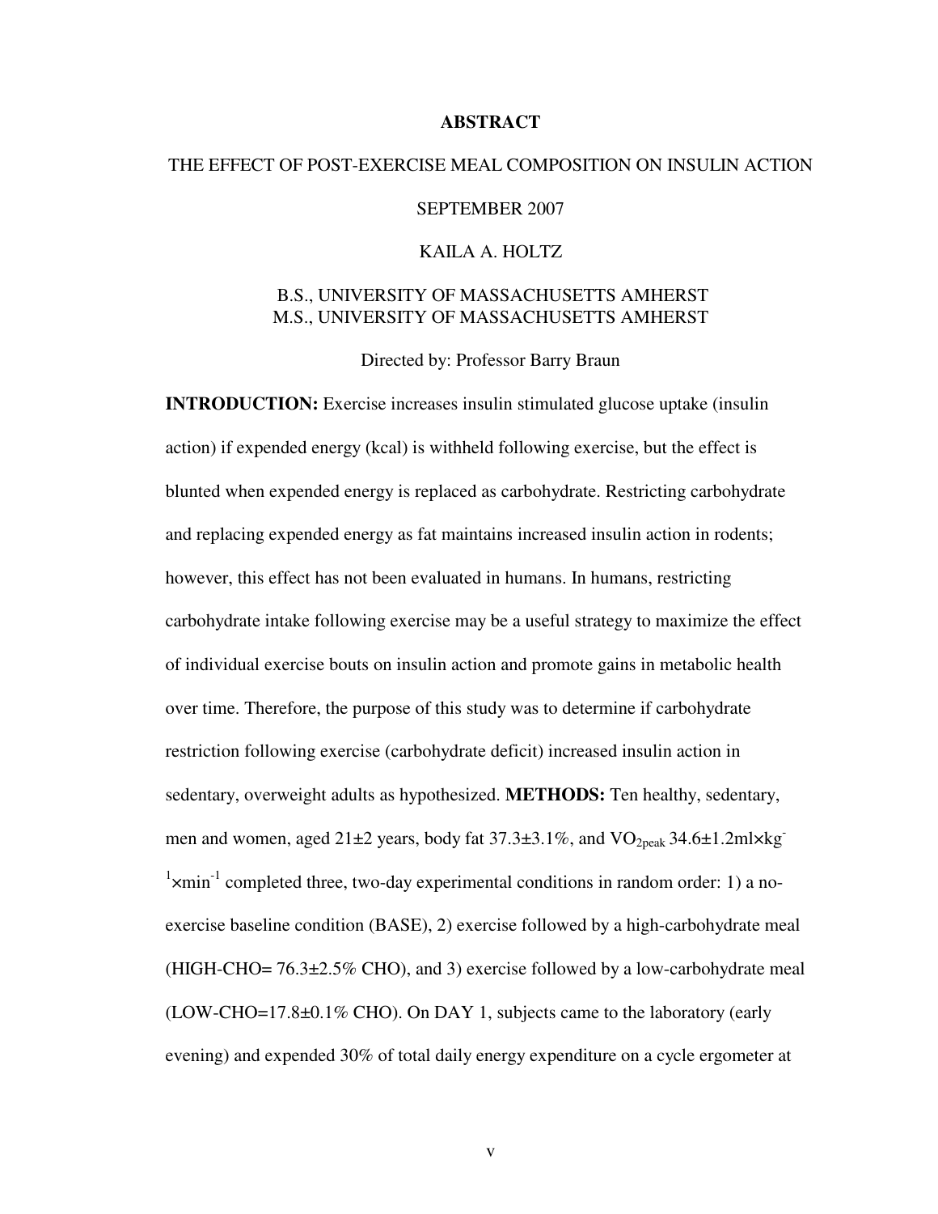# ABSTRACT

THE EFFECT OF POST-EXERCISE MEAL COMPOSITION ON INSULIN ACTION

SEPTEMBER 2007

KAILA A. HOLTZ

B.S., UNIVERSITY OF MASSACHUSETTS AMHERST
M.S., UNIVERSITY OF MASSACHUSETTS AMHERST

Directed by: Professor Barry Braun

**INTRODUCTION:** Exercise increases insulin stimulated glucose uptake (insulin action) if expended energy (kcal) is withheld following exercise, but the effect is blunted when expended energy is replaced as carbohydrate. Restricting carbohydrate and replacing expended energy as fat maintains increased insulin action in rodents; however, this effect has not been evaluated in humans. In humans, restricting carbohydrate intake following exercise may be a useful strategy to maximize the effect of individual exercise bouts on insulin action and promote gains in metabolic health over time. Therefore, the purpose of this study was to determine if carbohydrate restriction following exercise (carbohydrate deficit) increased insulin action in sedentary, overweight adults as hypothesized. **METHODS:** Ten healthy, sedentary, men and women, aged 21±2 years, body fat 37.3±3.1%, and $VO_{2peak}$ 34.6±1.2ml×kg$^{-1}$×min$^{-1}$ completed three, two-day experimental conditions in random order: 1) a no-exercise baseline condition (BASE), 2) exercise followed by a high-carbohydrate meal (HIGH-CHO= 76.3±2.5% CHO), and 3) exercise followed by a low-carbohydrate meal (LOW-CHO=17.8±0.1% CHO). On DAY 1, subjects came to the laboratory (early evening) and expended 30% of total daily energy expenditure on a cycle ergometer at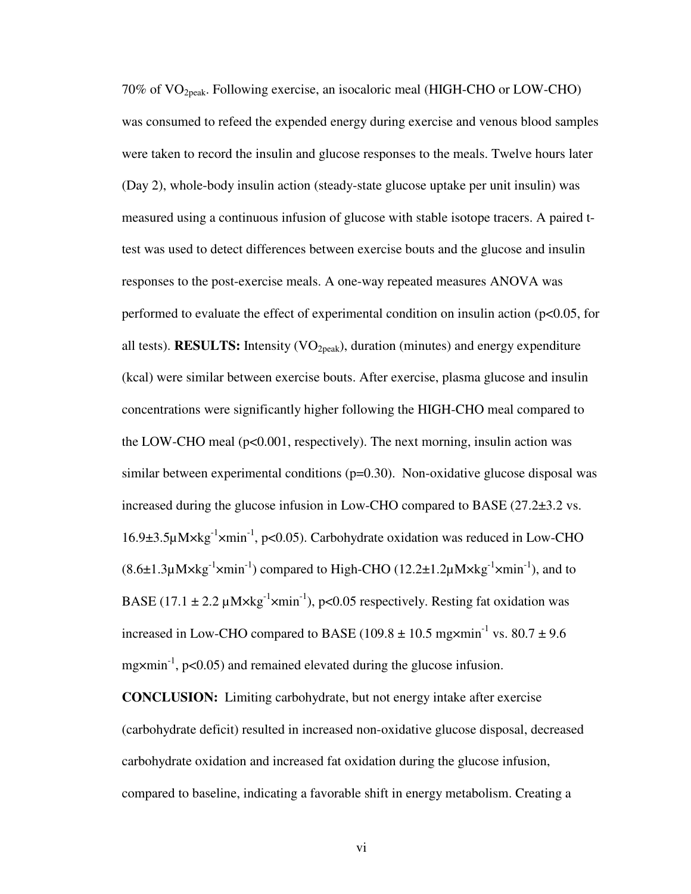70% of $VO_{2peak}$. Following exercise, an isocaloric meal (HIGH-CHO or LOW-CHO) was consumed to refeed the expended energy during exercise and venous blood samples were taken to record the insulin and glucose responses to the meals. Twelve hours later (Day 2), whole-body insulin action (steady-state glucose uptake per unit insulin) was measured using a continuous infusion of glucose with stable isotope tracers. A paired t-test was used to detect differences between exercise bouts and the glucose and insulin responses to the post-exercise meals. A one-way repeated measures ANOVA was performed to evaluate the effect of experimental condition on insulin action ($p<0.05$, for all tests). **RESULTS:** Intensity ($VO_{2peak}$), duration (minutes) and energy expenditure (kcal) were similar between exercise bouts. After exercise, plasma glucose and insulin concentrations were significantly higher following the HIGH-CHO meal compared to the LOW-CHO meal ($p<0.001$, respectively). The next morning, insulin action was similar between experimental conditions ($p=0.30$). Non-oxidative glucose disposal was increased during the glucose infusion in Low-CHO compared to BASE (27.2±3.2 vs. 16.9±3.5$\mu M \times kg^{-1} \times min^{-1}$, $p<0.05$). Carbohydrate oxidation was reduced in Low-CHO (8.6±1.3$\mu M \times kg^{-1} \times min^{-1}$) compared to High-CHO (12.2±1.2$\mu M \times kg^{-1} \times min^{-1}$), and to BASE (17.1 ± 2.2 $\mu M \times kg^{-1} \times min^{-1}$), $p<0.05$ respectively. Resting fat oxidation was increased in Low-CHO compared to BASE (109.8 ± 10.5 $mg \times min^{-1}$ vs. 80.7 ± 9.6 $mg \times min^{-1}$, $p<0.05$) and remained elevated during the glucose infusion.

**CONCLUSION:** Limiting carbohydrate, but not energy intake after exercise (carbohydrate deficit) resulted in increased non-oxidative glucose disposal, decreased carbohydrate oxidation and increased fat oxidation during the glucose infusion, compared to baseline, indicating a favorable shift in energy metabolism. Creating a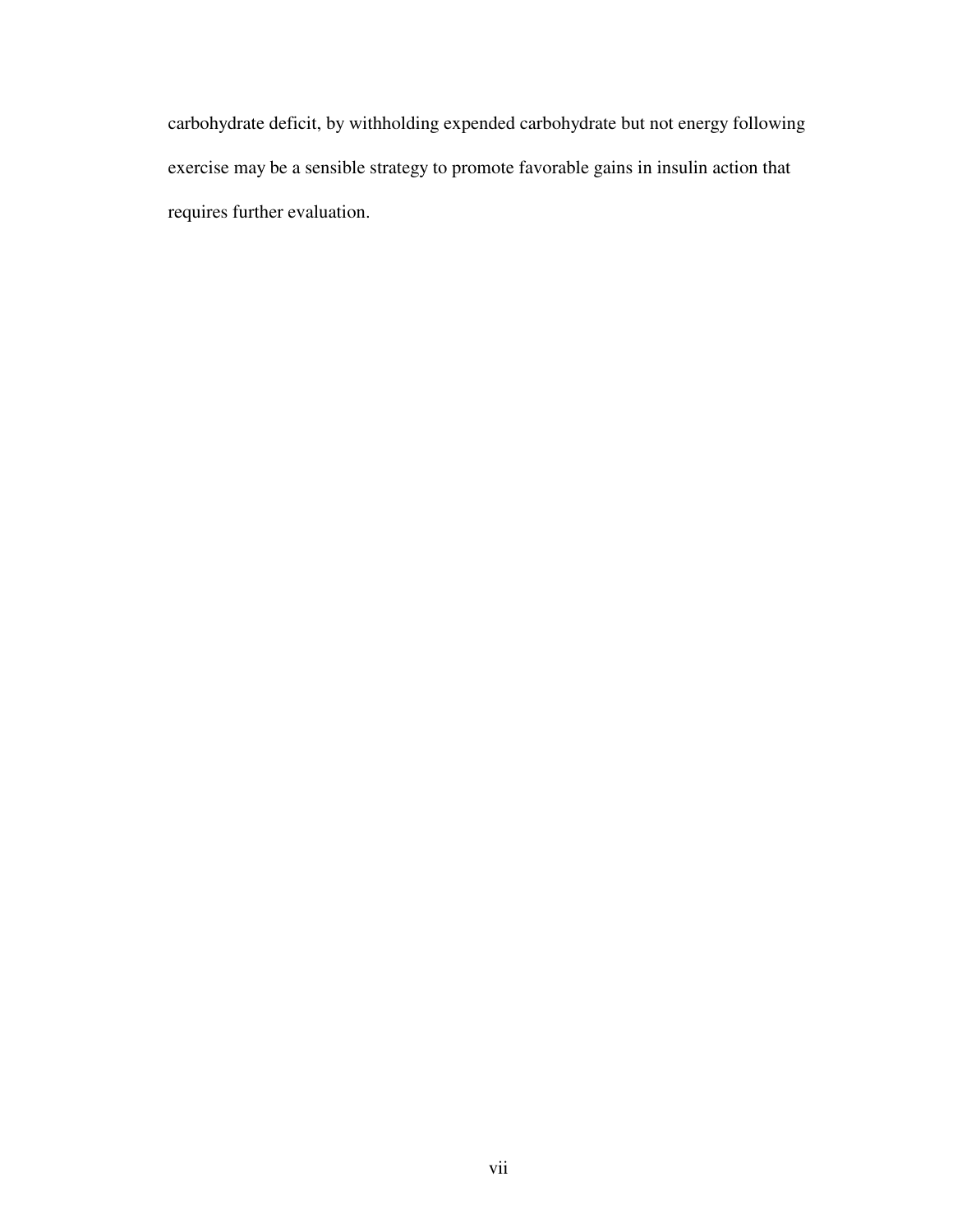carbohydrate deficit, by withholding expended carbohydrate but not energy following exercise may be a sensible strategy to promote favorable gains in insulin action that requires further evaluation.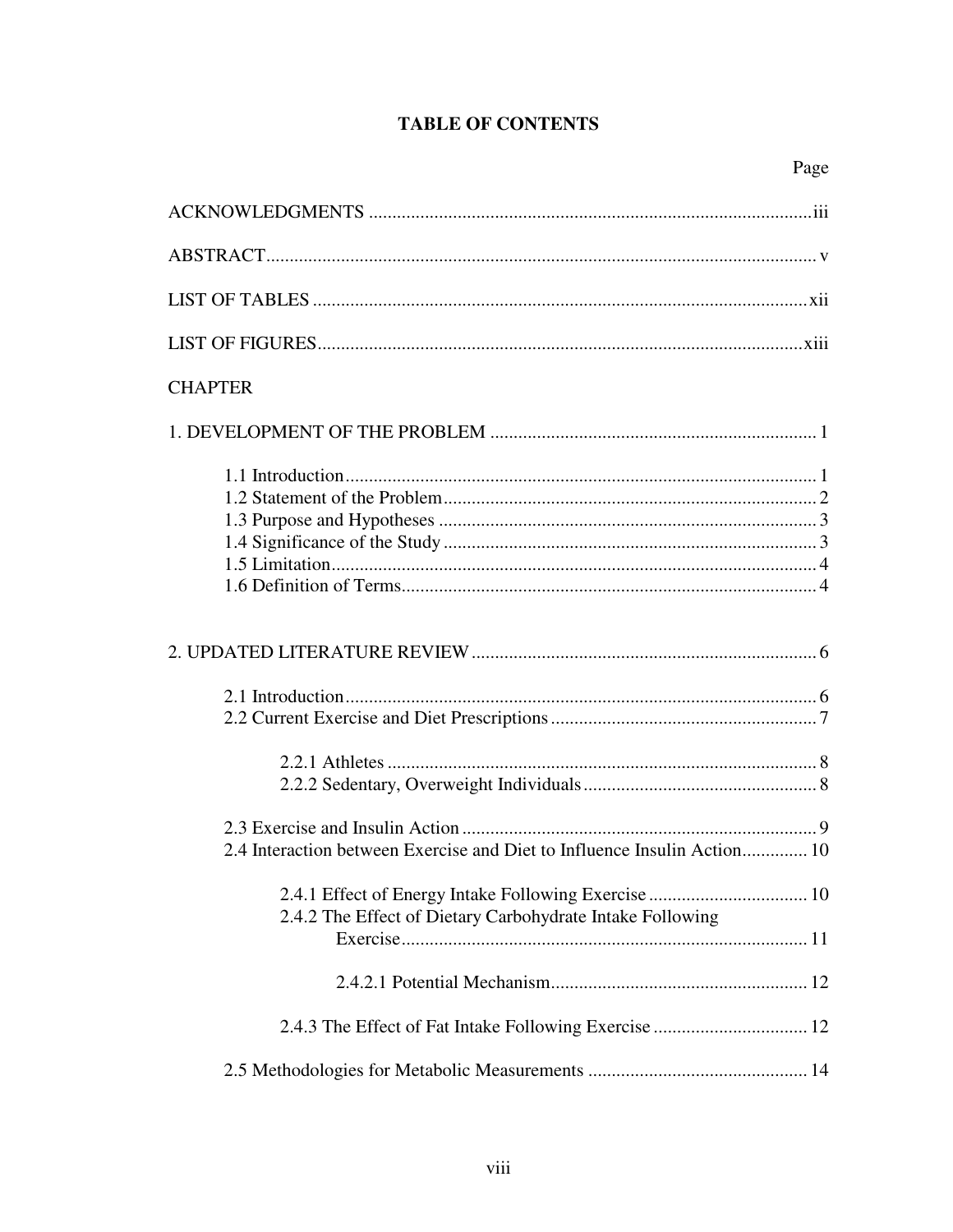# TABLE OF CONTENTS

Page

ACKNOWLEDGMENTS .............................................................................................iii

ABSTRACT..................................................................................................................... v

LIST OF TABLES .........................................................................................................xii

LIST OF FIGURES.......................................................................................................xiii

CHAPTER

1. DEVELOPMENT OF THE PROBLEM ..................................................................... 1

- 1.1 Introduction.................................................................................................... 1
- 1.2 Statement of the Problem............................................................................... 2
- 1.3 Purpose and Hypotheses ................................................................................ 3
- 1.4 Significance of the Study ............................................................................... 3
- 1.5 Limitation....................................................................................................... 4
- 1.6 Definition of Terms........................................................................................ 4

2. UPDATED LITERATURE REVIEW ......................................................................... 6

- 2.1 Introduction.................................................................................................... 6
- 2.2 Current Exercise and Diet Prescriptions ........................................................ 7
  - 2.2.1 Athletes ............................................................................................ 8
  - 2.2.2 Sedentary, Overweight Individuals.................................................. 8
- 2.3 Exercise and Insulin Action ........................................................................... 9
- 2.4 Interaction between Exercise and Diet to Influence Insulin Action.............. 10
  - 2.4.1 Effect of Energy Intake Following Exercise .................................. 10
  - 2.4.2 The Effect of Dietary Carbohydrate Intake Following Exercise...................................................................................... 11
    - 2.4.2.1 Potential Mechanism...................................................... 12
  - 2.4.3 The Effect of Fat Intake Following Exercise ................................. 12
- 2.5 Methodologies for Metabolic Measurements .............................................. 14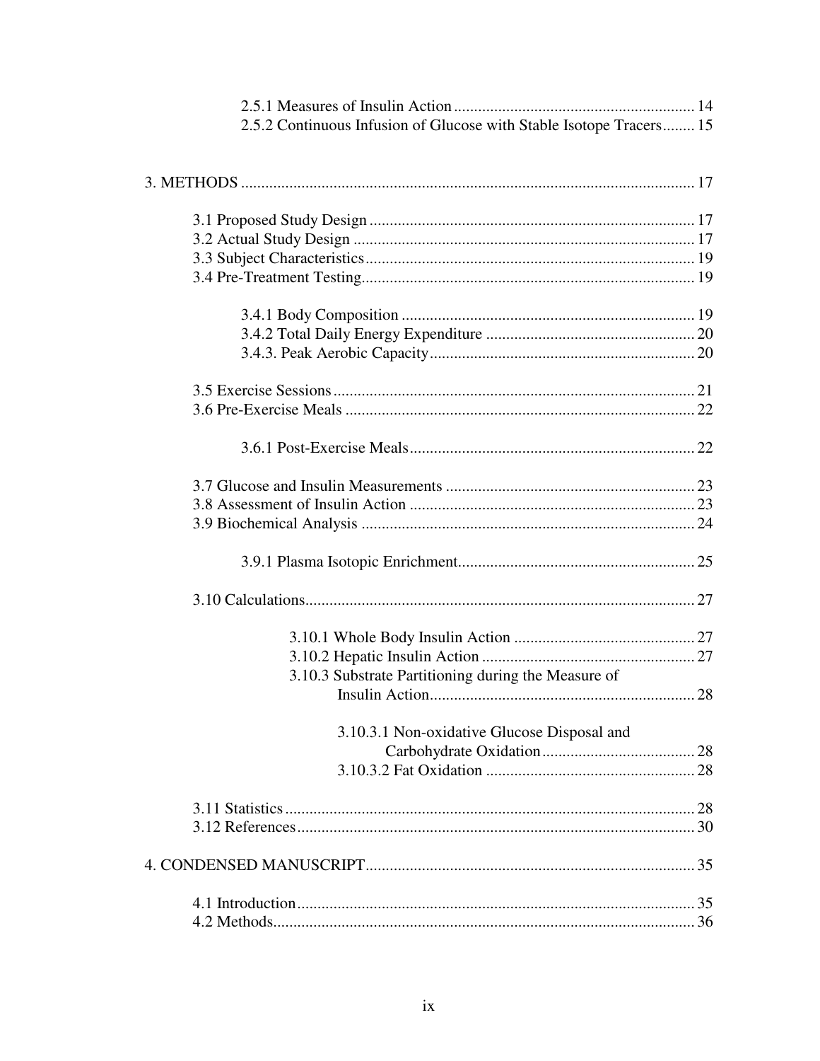2.5.1 Measures of Insulin Action ........................................................... 14
2.5.2 Continuous Infusion of Glucose with Stable Isotope Tracers........ 15

3. METHODS ................................................................................................ 17

3.1 Proposed Study Design ................................................................................ 17
3.2 Actual Study Design .................................................................................... 17
3.3 Subject Characteristics................................................................................. 19
3.4 Pre-Treatment Testing.................................................................................. 19

3.4.1 Body Composition ........................................................................ 19
3.4.2 Total Daily Energy Expenditure .................................................... 20
3.4.3. Peak Aerobic Capacity................................................................. 20

3.5 Exercise Sessions ......................................................................................... 21
3.6 Pre-Exercise Meals ...................................................................................... 22

3.6.1 Post-Exercise Meals...................................................................... 22

3.7 Glucose and Insulin Measurements ............................................................. 23
3.8 Assessment of Insulin Action ...................................................................... 23
3.9 Biochemical Analysis .................................................................................. 24

3.9.1 Plasma Isotopic Enrichment.......................................................... 25

3.10 Calculations................................................................................................ 27

3.10.1 Whole Body Insulin Action ............................................. 27
3.10.2 Hepatic Insulin Action ..................................................... 27
3.10.3 Substrate Partitioning during the Measure of Insulin Action.................................................................. 28

3.10.3.1 Non-oxidative Glucose Disposal and Carbohydrate Oxidation...................................... 28
3.10.3.2 Fat Oxidation .................................................... 28

3.11 Statistics ...................................................................................................... 28
3.12 References................................................................................................... 30

4. CONDENSED MANUSCRIPT................................................................................. 35

4.1 Introduction.................................................................................................. 35
4.2 Methods........................................................................................................ 36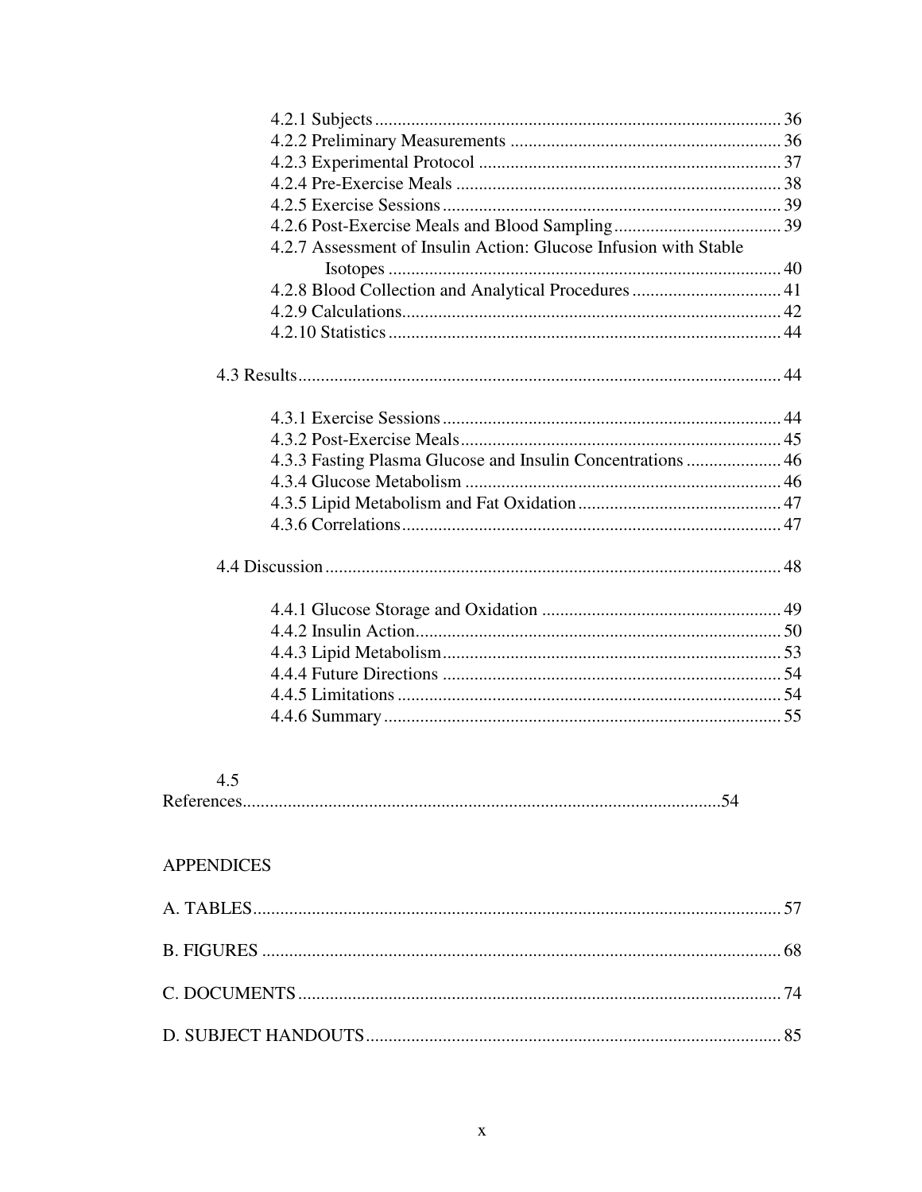4.2.1 Subjects ........................................................................................ 36
4.2.2 Preliminary Measurements ........................................................... 36
4.2.3 Experimental Protocol .................................................................. 37
4.2.4 Pre-Exercise Meals ....................................................................... 38
4.2.5 Exercise Sessions .......................................................................... 39
4.2.6 Post-Exercise Meals and Blood Sampling .................................... 39
4.2.7 Assessment of Insulin Action: Glucose Infusion with Stable Isotopes ..................................................................................... 40
4.2.8 Blood Collection and Analytical Procedures ................................ 41
4.2.9 Calculations................................................................................... 42
4.2.10 Statistics ...................................................................................... 44

4.3 Results......................................................................................................... 44

4.3.1 Exercise Sessions .......................................................................... 44
4.3.2 Post-Exercise Meals...................................................................... 45
4.3.3 Fasting Plasma Glucose and Insulin Concentrations .................... 46
4.3.4 Glucose Metabolism ..................................................................... 46
4.3.5 Lipid Metabolism and Fat Oxidation............................................ 47
4.3.6 Correlations................................................................................... 47

4.4 Discussion ................................................................................................... 48

4.4.1 Glucose Storage and Oxidation .................................................... 49
4.4.2 Insulin Action................................................................................ 50
4.4.3 Lipid Metabolism.......................................................................... 53
4.4.4 Future Directions .......................................................................... 54
4.4.5 Limitations .................................................................................... 54
4.4.6 Summary ....................................................................................... 55

4.5 References.........................................................................................................54

APPENDICES

A. TABLES.................................................................................................................... 57

B. FIGURES .................................................................................................................. 68

C. DOCUMENTS .......................................................................................................... 74

D. SUBJECT HANDOUTS........................................................................................... 85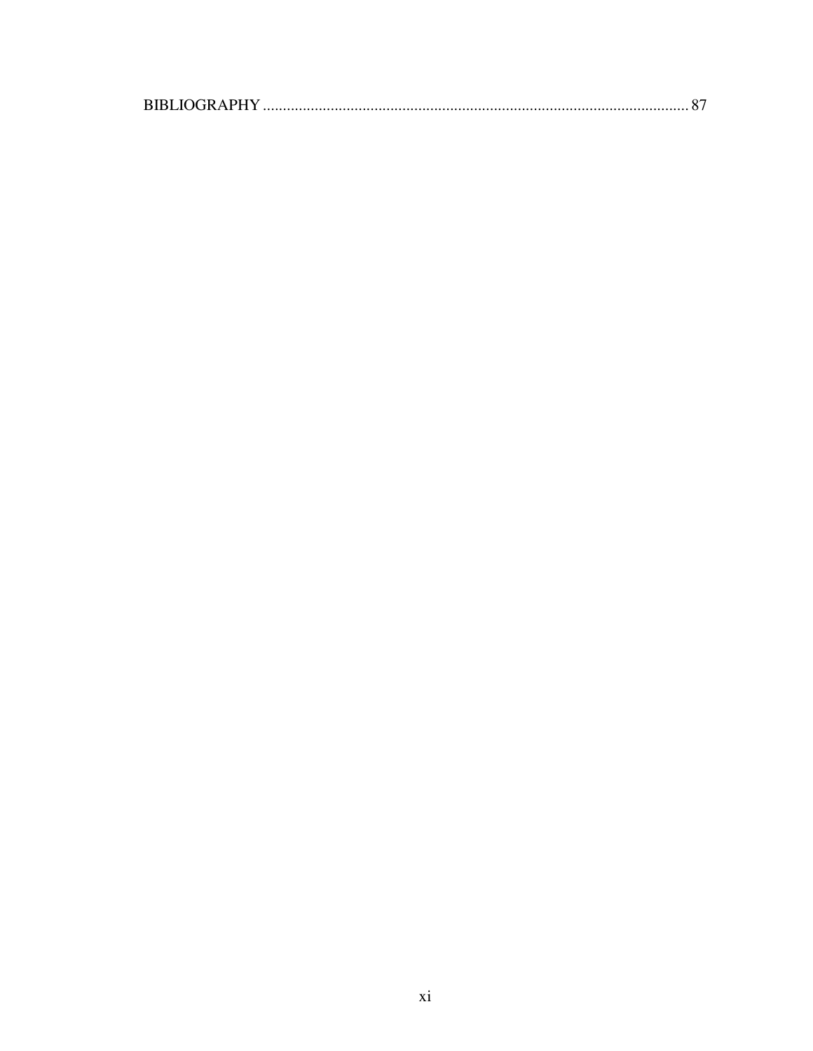BIBLIOGRAPHY ........................................................................................................... 87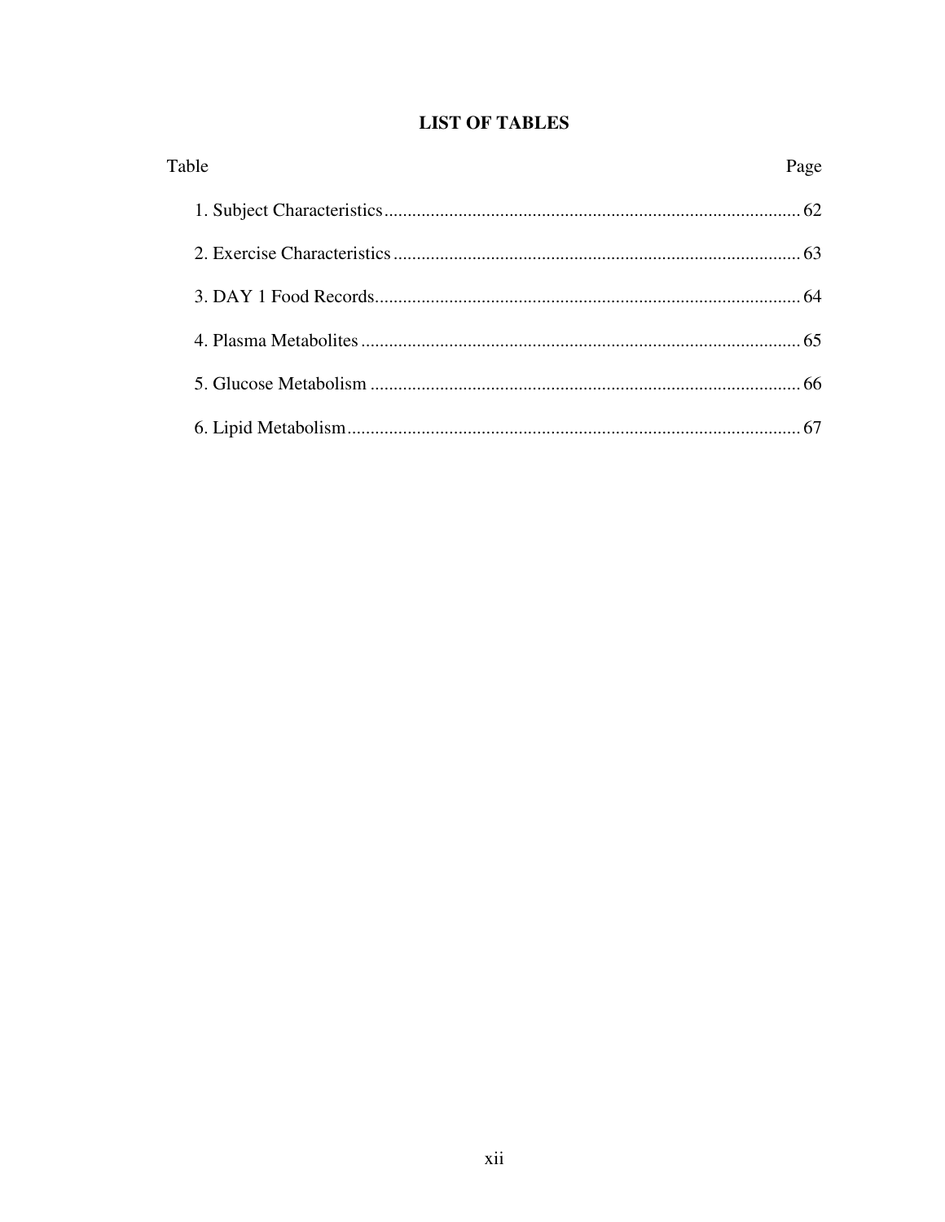# LIST OF TABLES

| Table | Page |
|---|---|
| 1. Subject Characteristics | 62 |
| 2. Exercise Characteristics | 63 |
| 3. DAY 1 Food Records | 64 |
| 4. Plasma Metabolites | 65 |
| 5. Glucose Metabolism | 66 |
| 6. Lipid Metabolism | 67 |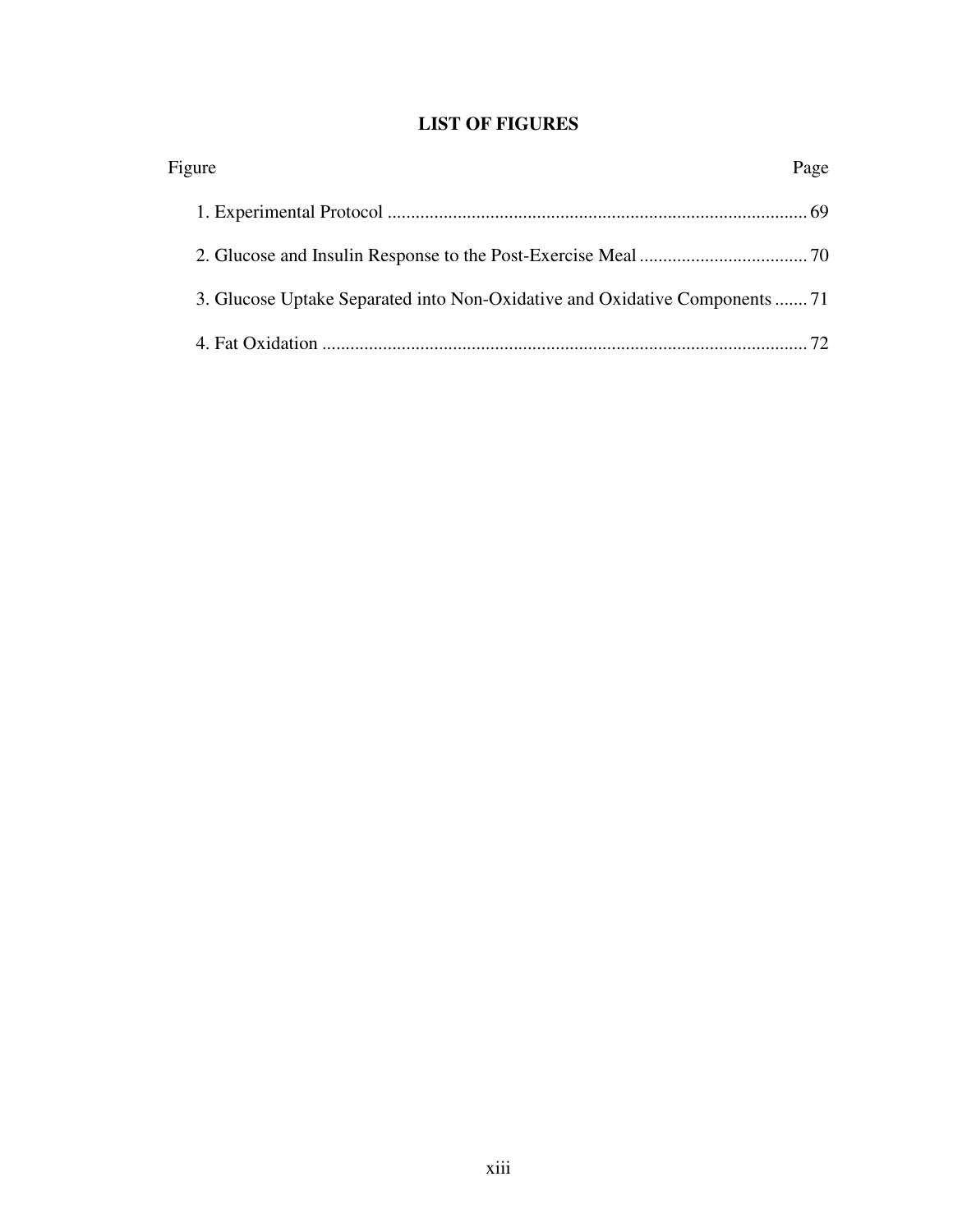## LIST OF FIGURES

| Figure | Page |
|---|---|
| 1. Experimental Protocol | 69 |
| 2. Glucose and Insulin Response to the Post-Exercise Meal | 70 |
| 3. Glucose Uptake Separated into Non-Oxidative and Oxidative Components | 71 |
| 4. Fat Oxidation | 72 |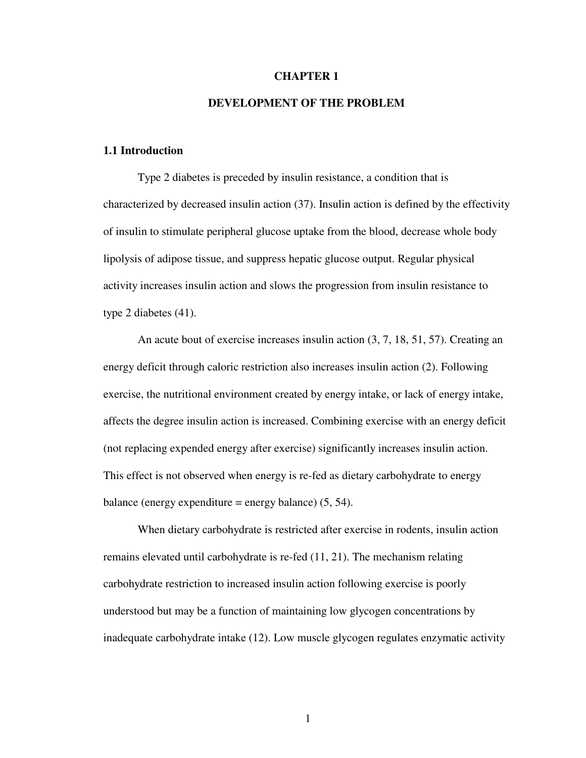# CHAPTER 1

# DEVELOPMENT OF THE PROBLEM

## 1.1 Introduction

Type 2 diabetes is preceded by insulin resistance, a condition that is characterized by decreased insulin action (37). Insulin action is defined by the effectivity of insulin to stimulate peripheral glucose uptake from the blood, decrease whole body lipolysis of adipose tissue, and suppress hepatic glucose output. Regular physical activity increases insulin action and slows the progression from insulin resistance to type 2 diabetes (41).

An acute bout of exercise increases insulin action (3, 7, 18, 51, 57). Creating an energy deficit through caloric restriction also increases insulin action (2). Following exercise, the nutritional environment created by energy intake, or lack of energy intake, affects the degree insulin action is increased. Combining exercise with an energy deficit (not replacing expended energy after exercise) significantly increases insulin action. This effect is not observed when energy is re-fed as dietary carbohydrate to energy balance (energy expenditure = energy balance) (5, 54).

When dietary carbohydrate is restricted after exercise in rodents, insulin action remains elevated until carbohydrate is re-fed (11, 21). The mechanism relating carbohydrate restriction to increased insulin action following exercise is poorly understood but may be a function of maintaining low glycogen concentrations by inadequate carbohydrate intake (12). Low muscle glycogen regulates enzymatic activity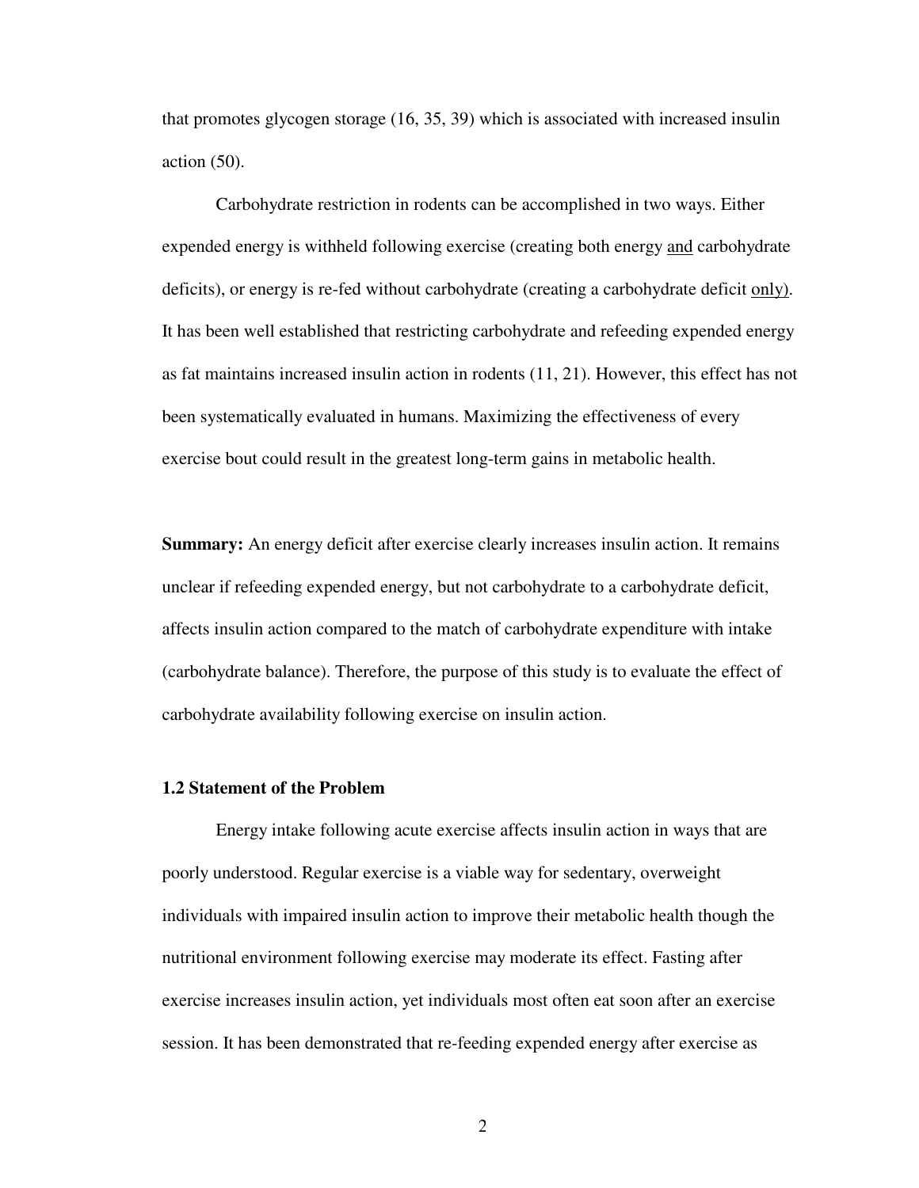that promotes glycogen storage (16, 35, 39) which is associated with increased insulin action (50).

Carbohydrate restriction in rodents can be accomplished in two ways. Either expended energy is withheld following exercise (creating both energy <u>and</u> carbohydrate deficits), or energy is re-fed without carbohydrate (creating a carbohydrate deficit <u>only</u>). It has been well established that restricting carbohydrate and refeeding expended energy as fat maintains increased insulin action in rodents (11, 21). However, this effect has not been systematically evaluated in humans. Maximizing the effectiveness of every exercise bout could result in the greatest long-term gains in metabolic health.

**Summary:** An energy deficit after exercise clearly increases insulin action. It remains unclear if refeeding expended energy, but not carbohydrate to a carbohydrate deficit, affects insulin action compared to the match of carbohydrate expenditure with intake (carbohydrate balance). Therefore, the purpose of this study is to evaluate the effect of carbohydrate availability following exercise on insulin action.

### 1.2 Statement of the Problem

Energy intake following acute exercise affects insulin action in ways that are poorly understood. Regular exercise is a viable way for sedentary, overweight individuals with impaired insulin action to improve their metabolic health though the nutritional environment following exercise may moderate its effect. Fasting after exercise increases insulin action, yet individuals most often eat soon after an exercise session. It has been demonstrated that re-feeding expended energy after exercise as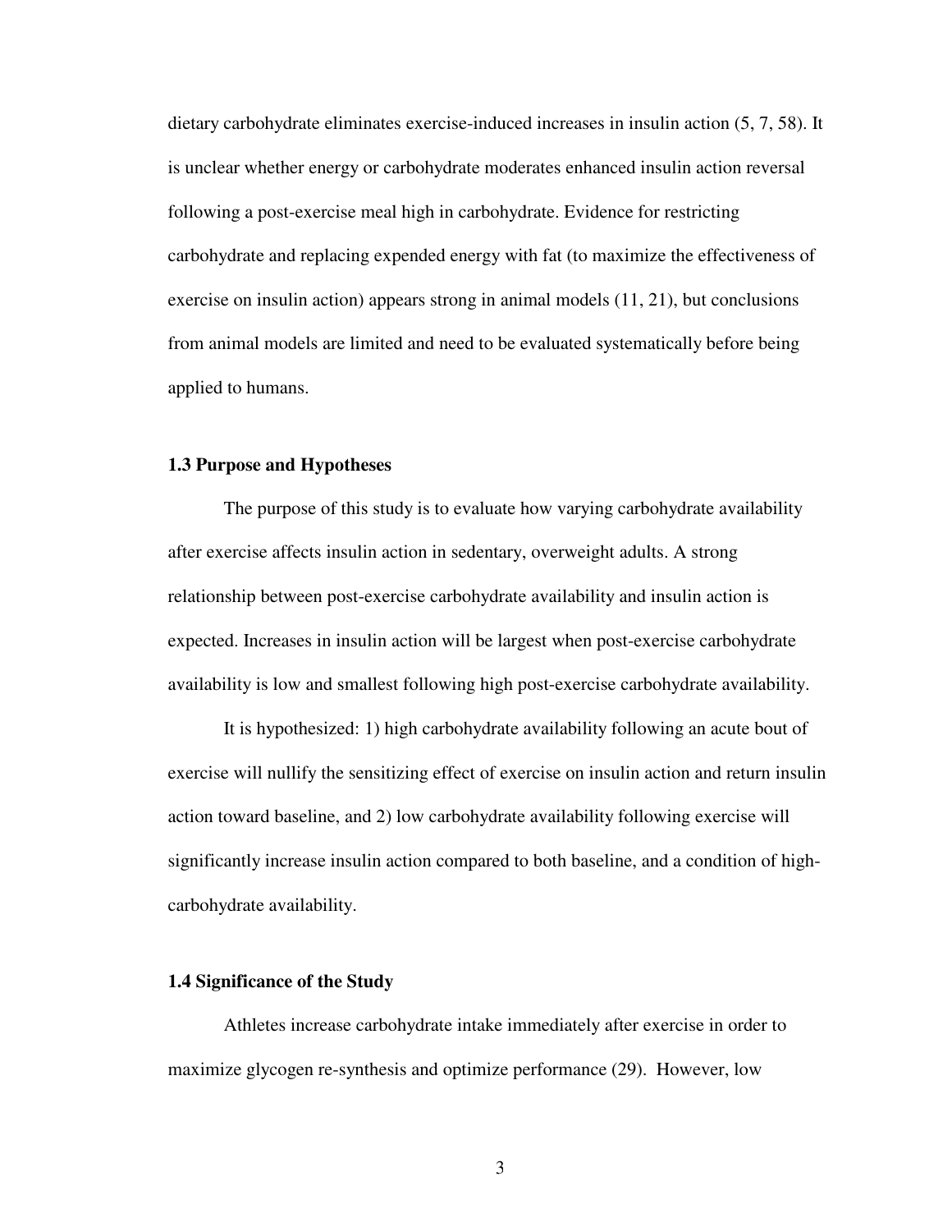dietary carbohydrate eliminates exercise-induced increases in insulin action (5, 7, 58). It is unclear whether energy or carbohydrate moderates enhanced insulin action reversal following a post-exercise meal high in carbohydrate. Evidence for restricting carbohydrate and replacing expended energy with fat (to maximize the effectiveness of exercise on insulin action) appears strong in animal models (11, 21), but conclusions from animal models are limited and need to be evaluated systematically before being applied to humans.

### 1.3 Purpose and Hypotheses

The purpose of this study is to evaluate how varying carbohydrate availability after exercise affects insulin action in sedentary, overweight adults. A strong relationship between post-exercise carbohydrate availability and insulin action is expected. Increases in insulin action will be largest when post-exercise carbohydrate availability is low and smallest following high post-exercise carbohydrate availability.

It is hypothesized: 1) high carbohydrate availability following an acute bout of exercise will nullify the sensitizing effect of exercise on insulin action and return insulin action toward baseline, and 2) low carbohydrate availability following exercise will significantly increase insulin action compared to both baseline, and a condition of high-carbohydrate availability.

### 1.4 Significance of the Study

Athletes increase carbohydrate intake immediately after exercise in order to maximize glycogen re-synthesis and optimize performance (29). However, low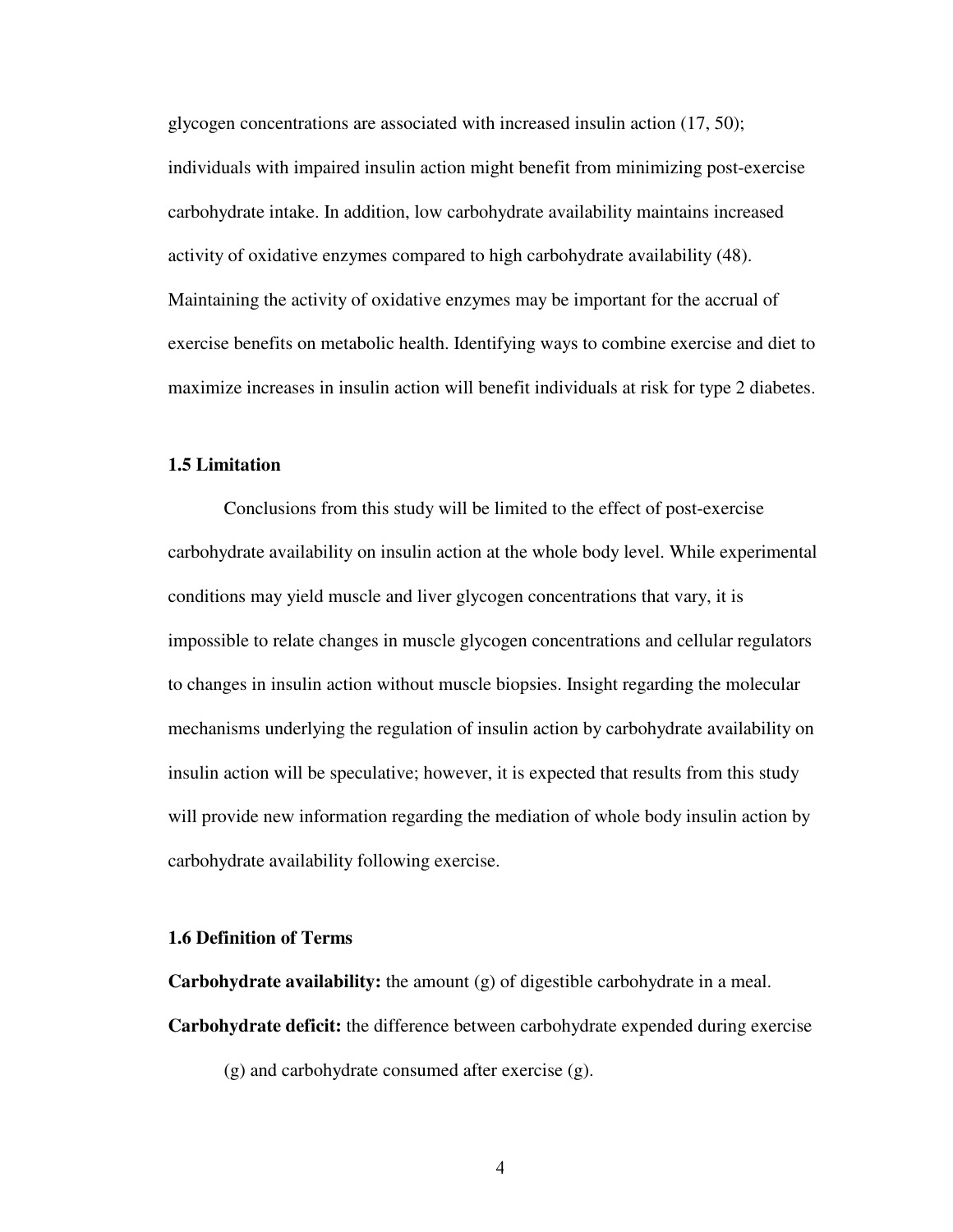glycogen concentrations are associated with increased insulin action (17, 50); individuals with impaired insulin action might benefit from minimizing post-exercise carbohydrate intake. In addition, low carbohydrate availability maintains increased activity of oxidative enzymes compared to high carbohydrate availability (48). Maintaining the activity of oxidative enzymes may be important for the accrual of exercise benefits on metabolic health. Identifying ways to combine exercise and diet to maximize increases in insulin action will benefit individuals at risk for type 2 diabetes.

### 1.5 Limitation

Conclusions from this study will be limited to the effect of post-exercise carbohydrate availability on insulin action at the whole body level. While experimental conditions may yield muscle and liver glycogen concentrations that vary, it is impossible to relate changes in muscle glycogen concentrations and cellular regulators to changes in insulin action without muscle biopsies. Insight regarding the molecular mechanisms underlying the regulation of insulin action by carbohydrate availability on insulin action will be speculative; however, it is expected that results from this study will provide new information regarding the mediation of whole body insulin action by carbohydrate availability following exercise.

### 1.6 Definition of Terms

**Carbohydrate availability:** the amount (g) of digestible carbohydrate in a meal.

**Carbohydrate deficit:** the difference between carbohydrate expended during exercise (g) and carbohydrate consumed after exercise (g).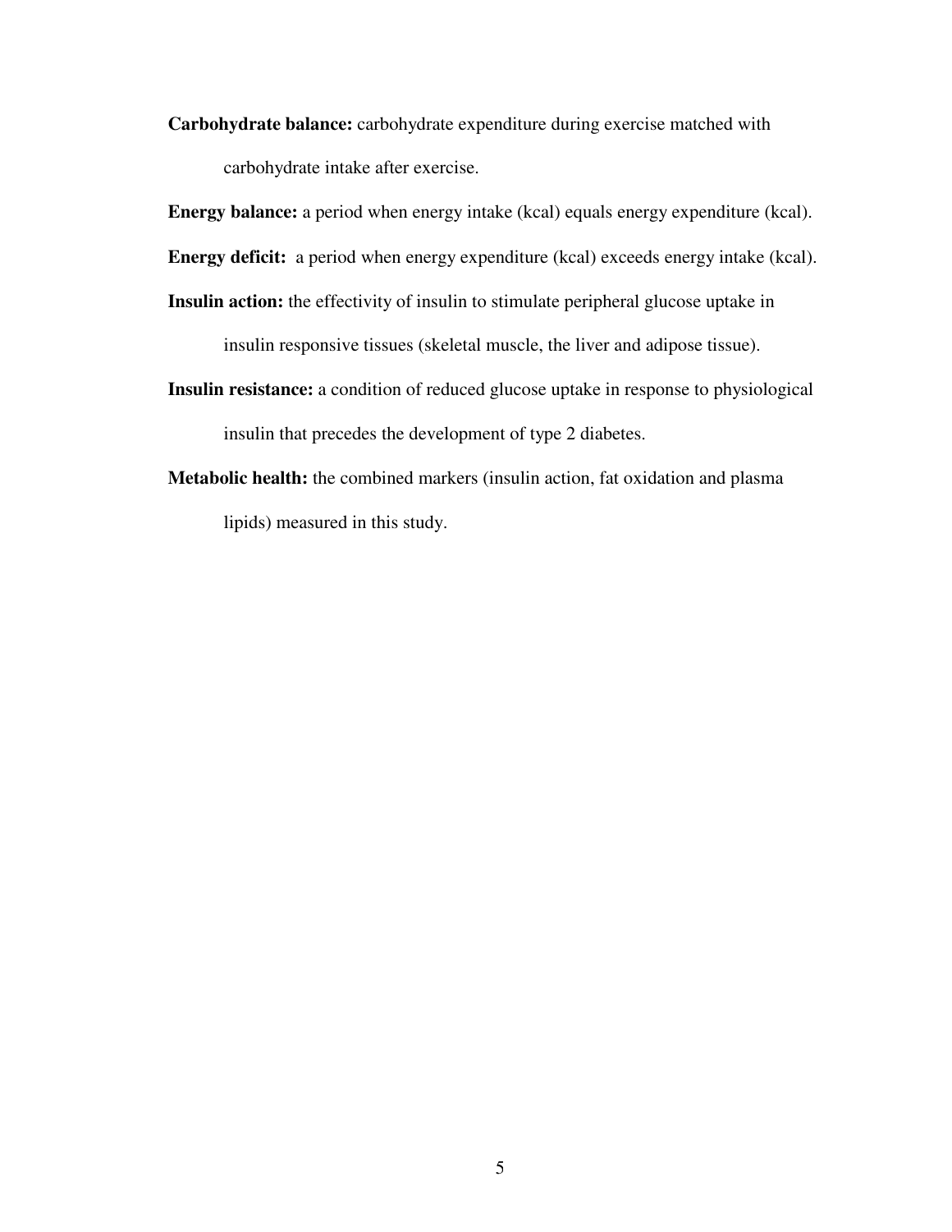**Carbohydrate balance:** carbohydrate expenditure during exercise matched with carbohydrate intake after exercise.

**Energy balance:** a period when energy intake (kcal) equals energy expenditure (kcal).

**Energy deficit:** a period when energy expenditure (kcal) exceeds energy intake (kcal).

**Insulin action:** the effectivity of insulin to stimulate peripheral glucose uptake in insulin responsive tissues (skeletal muscle, the liver and adipose tissue).

**Insulin resistance:** a condition of reduced glucose uptake in response to physiological insulin that precedes the development of type 2 diabetes.

**Metabolic health:** the combined markers (insulin action, fat oxidation and plasma lipids) measured in this study.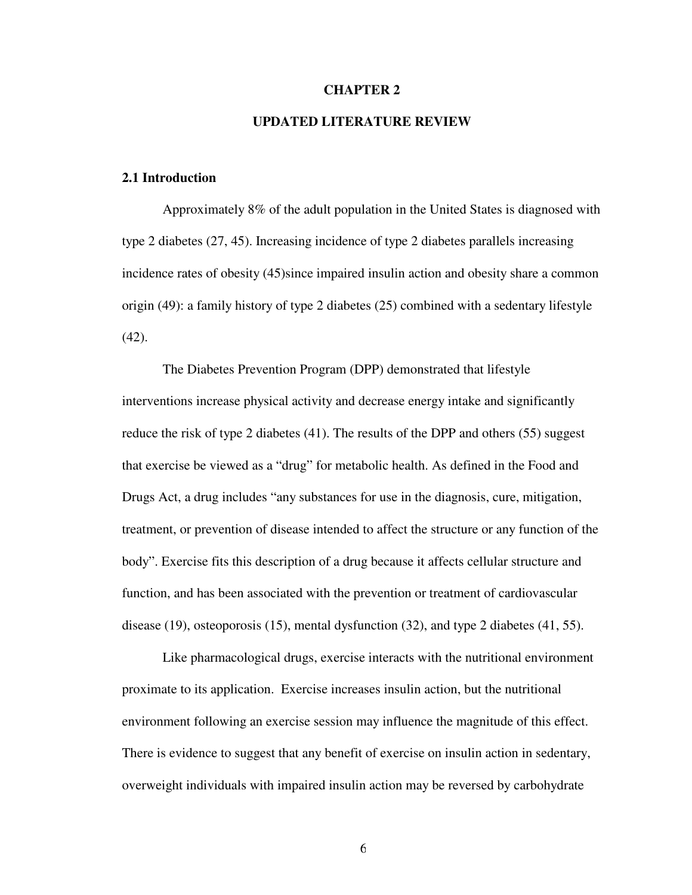# CHAPTER 2

# UPDATED LITERATURE REVIEW

## 2.1 Introduction

Approximately 8% of the adult population in the United States is diagnosed with type 2 diabetes (27, 45). Increasing incidence of type 2 diabetes parallels increasing incidence rates of obesity (45)since impaired insulin action and obesity share a common origin (49): a family history of type 2 diabetes (25) combined with a sedentary lifestyle (42).

The Diabetes Prevention Program (DPP) demonstrated that lifestyle interventions increase physical activity and decrease energy intake and significantly reduce the risk of type 2 diabetes (41). The results of the DPP and others (55) suggest that exercise be viewed as a "drug" for metabolic health. As defined in the Food and Drugs Act, a drug includes "any substances for use in the diagnosis, cure, mitigation, treatment, or prevention of disease intended to affect the structure or any function of the body". Exercise fits this description of a drug because it affects cellular structure and function, and has been associated with the prevention or treatment of cardiovascular disease (19), osteoporosis (15), mental dysfunction (32), and type 2 diabetes (41, 55).

Like pharmacological drugs, exercise interacts with the nutritional environment proximate to its application. Exercise increases insulin action, but the nutritional environment following an exercise session may influence the magnitude of this effect. There is evidence to suggest that any benefit of exercise on insulin action in sedentary, overweight individuals with impaired insulin action may be reversed by carbohydrate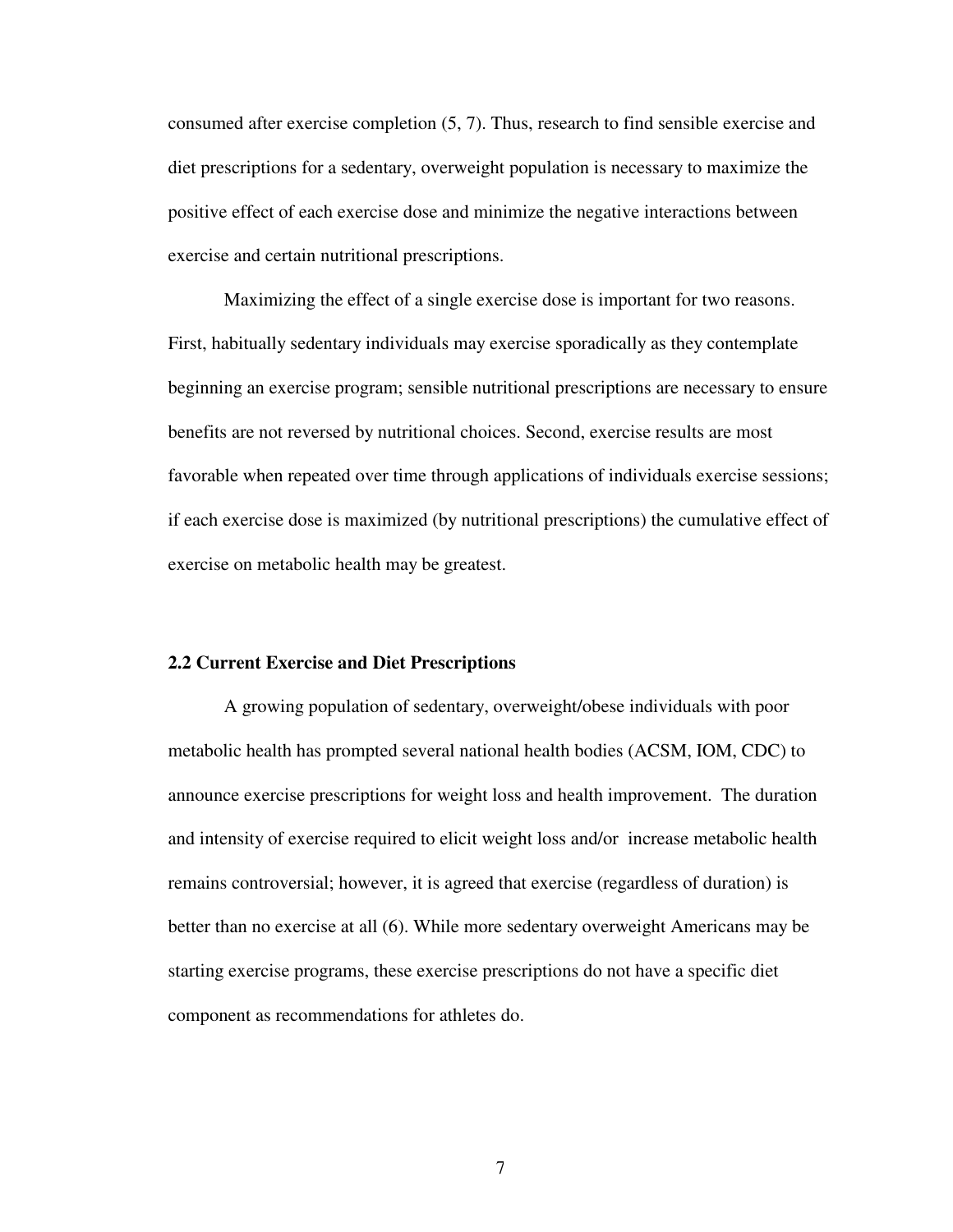consumed after exercise completion (5, 7). Thus, research to find sensible exercise and diet prescriptions for a sedentary, overweight population is necessary to maximize the positive effect of each exercise dose and minimize the negative interactions between exercise and certain nutritional prescriptions.

Maximizing the effect of a single exercise dose is important for two reasons. First, habitually sedentary individuals may exercise sporadically as they contemplate beginning an exercise program; sensible nutritional prescriptions are necessary to ensure benefits are not reversed by nutritional choices. Second, exercise results are most favorable when repeated over time through applications of individuals exercise sessions; if each exercise dose is maximized (by nutritional prescriptions) the cumulative effect of exercise on metabolic health may be greatest.

## 2.2 Current Exercise and Diet Prescriptions

A growing population of sedentary, overweight/obese individuals with poor metabolic health has prompted several national health bodies (ACSM, IOM, CDC) to announce exercise prescriptions for weight loss and health improvement. The duration and intensity of exercise required to elicit weight loss and/or increase metabolic health remains controversial; however, it is agreed that exercise (regardless of duration) is better than no exercise at all (6). While more sedentary overweight Americans may be starting exercise programs, these exercise prescriptions do not have a specific diet component as recommendations for athletes do.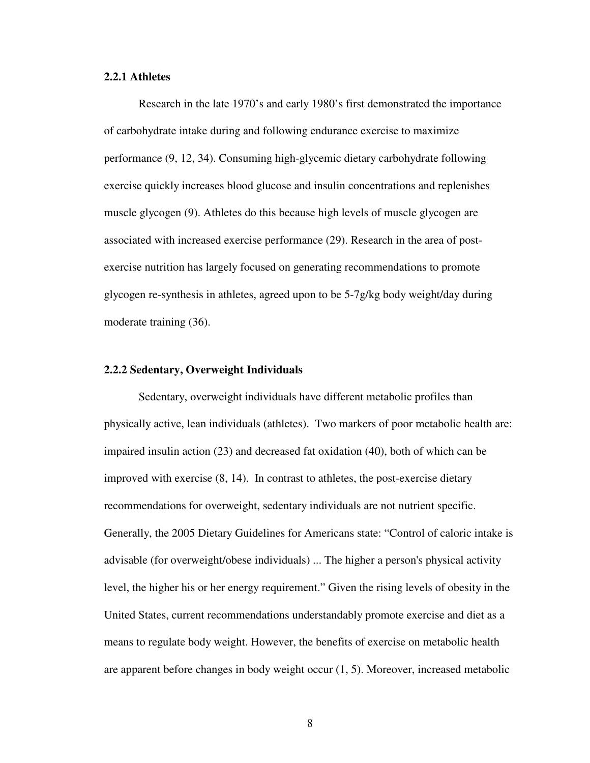### 2.2.1 Athletes

Research in the late 1970's and early 1980's first demonstrated the importance of carbohydrate intake during and following endurance exercise to maximize performance (9, 12, 34). Consuming high-glycemic dietary carbohydrate following exercise quickly increases blood glucose and insulin concentrations and replenishes muscle glycogen (9). Athletes do this because high levels of muscle glycogen are associated with increased exercise performance (29). Research in the area of post-exercise nutrition has largely focused on generating recommendations to promote glycogen re-synthesis in athletes, agreed upon to be 5-7g/kg body weight/day during moderate training (36).

### 2.2.2 Sedentary, Overweight Individuals

Sedentary, overweight individuals have different metabolic profiles than physically active, lean individuals (athletes). Two markers of poor metabolic health are: impaired insulin action (23) and decreased fat oxidation (40), both of which can be improved with exercise (8, 14). In contrast to athletes, the post-exercise dietary recommendations for overweight, sedentary individuals are not nutrient specific. Generally, the 2005 Dietary Guidelines for Americans state: "Control of caloric intake is advisable (for overweight/obese individuals) ... The higher a person's physical activity level, the higher his or her energy requirement." Given the rising levels of obesity in the United States, current recommendations understandably promote exercise and diet as a means to regulate body weight. However, the benefits of exercise on metabolic health are apparent before changes in body weight occur (1, 5). Moreover, increased metabolic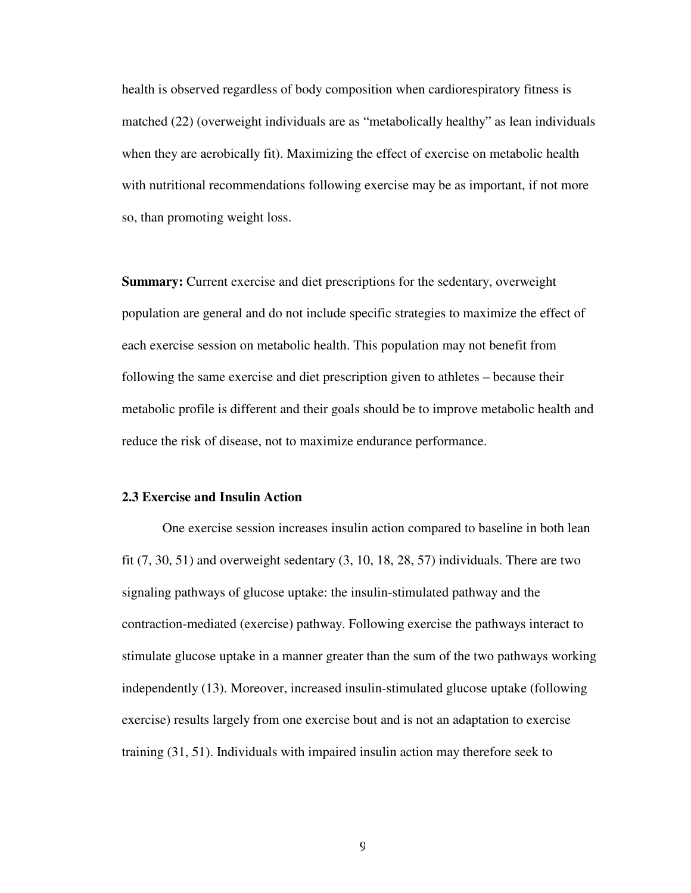health is observed regardless of body composition when cardiorespiratory fitness is matched (22) (overweight individuals are as "metabolically healthy" as lean individuals when they are aerobically fit). Maximizing the effect of exercise on metabolic health with nutritional recommendations following exercise may be as important, if not more so, than promoting weight loss.

**Summary:** Current exercise and diet prescriptions for the sedentary, overweight population are general and do not include specific strategies to maximize the effect of each exercise session on metabolic health. This population may not benefit from following the same exercise and diet prescription given to athletes – because their metabolic profile is different and their goals should be to improve metabolic health and reduce the risk of disease, not to maximize endurance performance.

### 2.3 Exercise and Insulin Action

One exercise session increases insulin action compared to baseline in both lean fit (7, 30, 51) and overweight sedentary (3, 10, 18, 28, 57) individuals. There are two signaling pathways of glucose uptake: the insulin-stimulated pathway and the contraction-mediated (exercise) pathway. Following exercise the pathways interact to stimulate glucose uptake in a manner greater than the sum of the two pathways working independently (13). Moreover, increased insulin-stimulated glucose uptake (following exercise) results largely from one exercise bout and is not an adaptation to exercise training (31, 51). Individuals with impaired insulin action may therefore seek to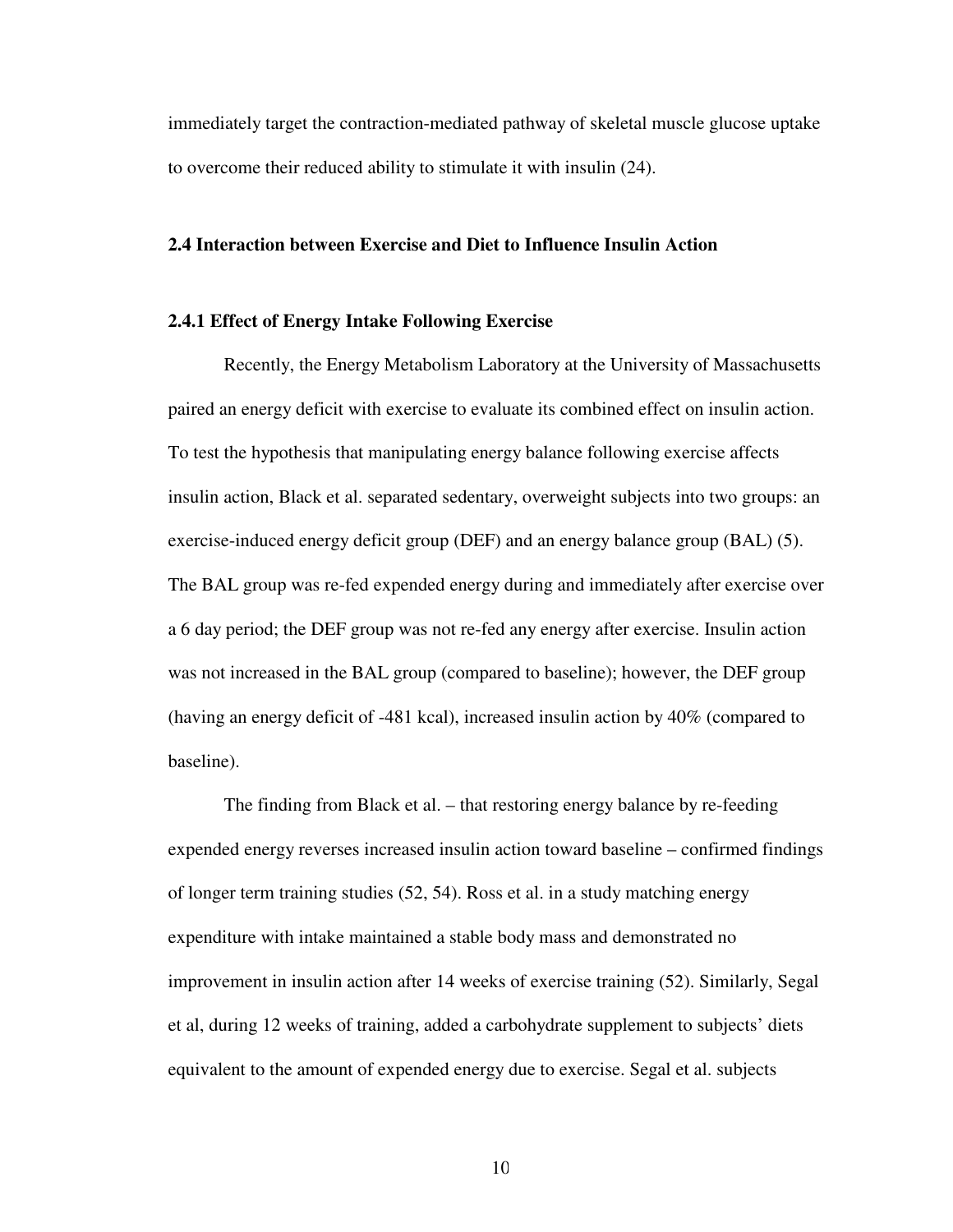immediately target the contraction-mediated pathway of skeletal muscle glucose uptake to overcome their reduced ability to stimulate it with insulin (24).

## 2.4 Interaction between Exercise and Diet to Influence Insulin Action

### 2.4.1 Effect of Energy Intake Following Exercise

Recently, the Energy Metabolism Laboratory at the University of Massachusetts paired an energy deficit with exercise to evaluate its combined effect on insulin action. To test the hypothesis that manipulating energy balance following exercise affects insulin action, Black et al. separated sedentary, overweight subjects into two groups: an exercise-induced energy deficit group (DEF) and an energy balance group (BAL) (5). The BAL group was re-fed expended energy during and immediately after exercise over a 6 day period; the DEF group was not re-fed any energy after exercise. Insulin action was not increased in the BAL group (compared to baseline); however, the DEF group (having an energy deficit of -481 kcal), increased insulin action by 40% (compared to baseline).

The finding from Black et al. – that restoring energy balance by re-feeding expended energy reverses increased insulin action toward baseline – confirmed findings of longer term training studies (52, 54). Ross et al. in a study matching energy expenditure with intake maintained a stable body mass and demonstrated no improvement in insulin action after 14 weeks of exercise training (52). Similarly, Segal et al, during 12 weeks of training, added a carbohydrate supplement to subjects' diets equivalent to the amount of expended energy due to exercise. Segal et al. subjects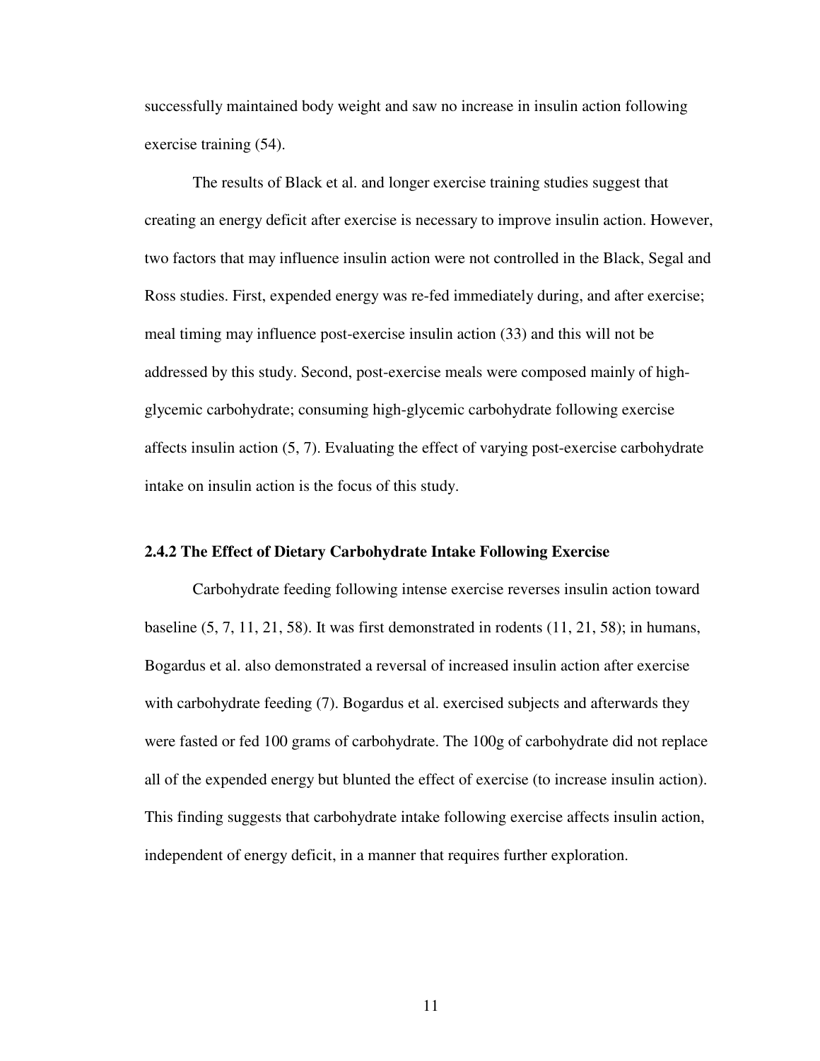successfully maintained body weight and saw no increase in insulin action following exercise training (54).

The results of Black et al. and longer exercise training studies suggest that creating an energy deficit after exercise is necessary to improve insulin action. However, two factors that may influence insulin action were not controlled in the Black, Segal and Ross studies. First, expended energy was re-fed immediately during, and after exercise; meal timing may influence post-exercise insulin action (33) and this will not be addressed by this study. Second, post-exercise meals were composed mainly of high-glycemic carbohydrate; consuming high-glycemic carbohydrate following exercise affects insulin action (5, 7). Evaluating the effect of varying post-exercise carbohydrate intake on insulin action is the focus of this study.

### 2.4.2 The Effect of Dietary Carbohydrate Intake Following Exercise

Carbohydrate feeding following intense exercise reverses insulin action toward baseline (5, 7, 11, 21, 58). It was first demonstrated in rodents (11, 21, 58); in humans, Bogardus et al. also demonstrated a reversal of increased insulin action after exercise with carbohydrate feeding (7). Bogardus et al. exercised subjects and afterwards they were fasted or fed 100 grams of carbohydrate. The 100g of carbohydrate did not replace all of the expended energy but blunted the effect of exercise (to increase insulin action). This finding suggests that carbohydrate intake following exercise affects insulin action, independent of energy deficit, in a manner that requires further exploration.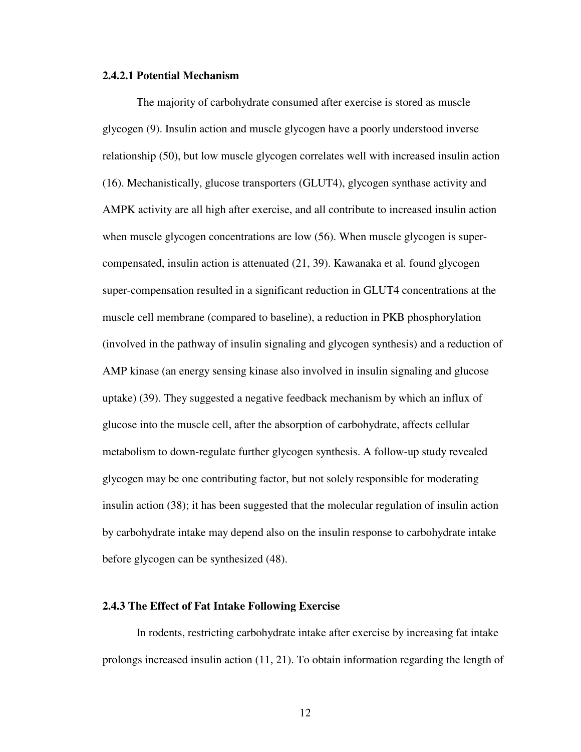#### 2.4.2.1 Potential Mechanism

The majority of carbohydrate consumed after exercise is stored as muscle glycogen (9). Insulin action and muscle glycogen have a poorly understood inverse relationship (50), but low muscle glycogen correlates well with increased insulin action (16). Mechanistically, glucose transporters (GLUT4), glycogen synthase activity and AMPK activity are all high after exercise, and all contribute to increased insulin action when muscle glycogen concentrations are low (56). When muscle glycogen is super-compensated, insulin action is attenuated (21, 39). Kawanaka et al*.* found glycogen super-compensation resulted in a significant reduction in GLUT4 concentrations at the muscle cell membrane (compared to baseline), a reduction in PKB phosphorylation (involved in the pathway of insulin signaling and glycogen synthesis) and a reduction of AMP kinase (an energy sensing kinase also involved in insulin signaling and glucose uptake) (39). They suggested a negative feedback mechanism by which an influx of glucose into the muscle cell, after the absorption of carbohydrate, affects cellular metabolism to down-regulate further glycogen synthesis. A follow-up study revealed glycogen may be one contributing factor, but not solely responsible for moderating insulin action (38); it has been suggested that the molecular regulation of insulin action by carbohydrate intake may depend also on the insulin response to carbohydrate intake before glycogen can be synthesized (48).

### 2.4.3 The Effect of Fat Intake Following Exercise

In rodents, restricting carbohydrate intake after exercise by increasing fat intake prolongs increased insulin action (11, 21). To obtain information regarding the length of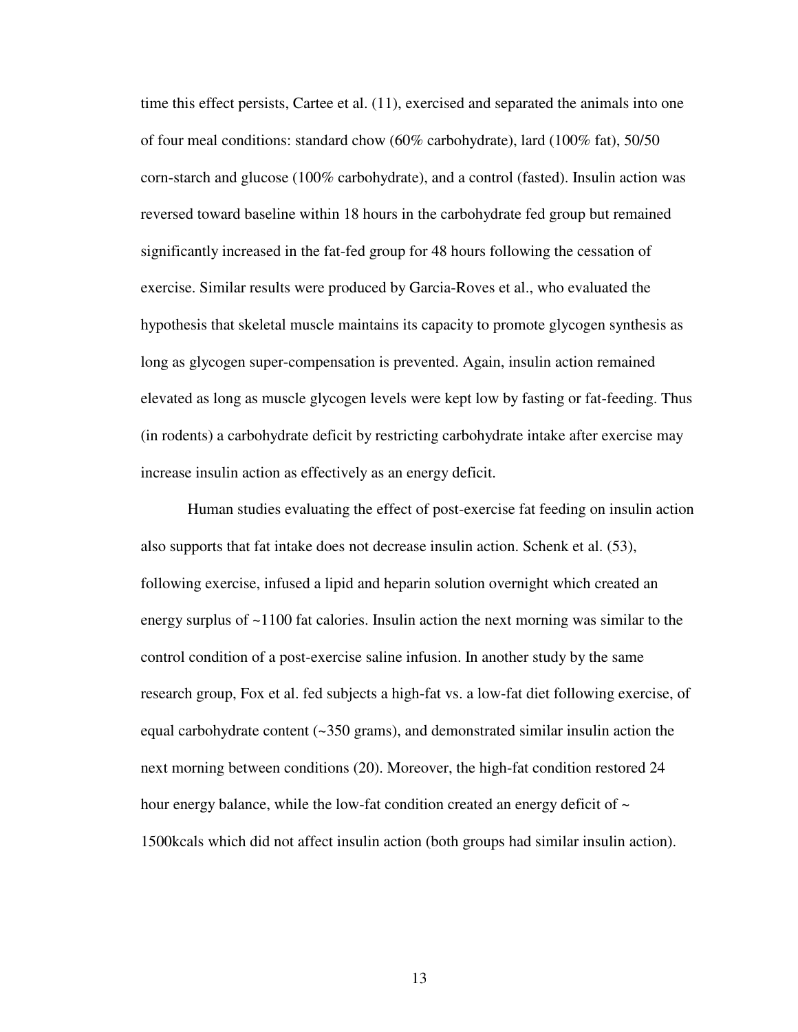time this effect persists, Cartee et al. (11), exercised and separated the animals into one of four meal conditions: standard chow (60% carbohydrate), lard (100% fat), 50/50 corn-starch and glucose (100% carbohydrate), and a control (fasted). Insulin action was reversed toward baseline within 18 hours in the carbohydrate fed group but remained significantly increased in the fat-fed group for 48 hours following the cessation of exercise. Similar results were produced by Garcia-Roves et al., who evaluated the hypothesis that skeletal muscle maintains its capacity to promote glycogen synthesis as long as glycogen super-compensation is prevented. Again, insulin action remained elevated as long as muscle glycogen levels were kept low by fasting or fat-feeding. Thus (in rodents) a carbohydrate deficit by restricting carbohydrate intake after exercise may increase insulin action as effectively as an energy deficit.

Human studies evaluating the effect of post-exercise fat feeding on insulin action also supports that fat intake does not decrease insulin action. Schenk et al. (53), following exercise, infused a lipid and heparin solution overnight which created an energy surplus of ~1100 fat calories. Insulin action the next morning was similar to the control condition of a post-exercise saline infusion. In another study by the same research group, Fox et al. fed subjects a high-fat vs. a low-fat diet following exercise, of equal carbohydrate content (~350 grams), and demonstrated similar insulin action the next morning between conditions (20). Moreover, the high-fat condition restored 24 hour energy balance, while the low-fat condition created an energy deficit of ~ 1500kcals which did not affect insulin action (both groups had similar insulin action).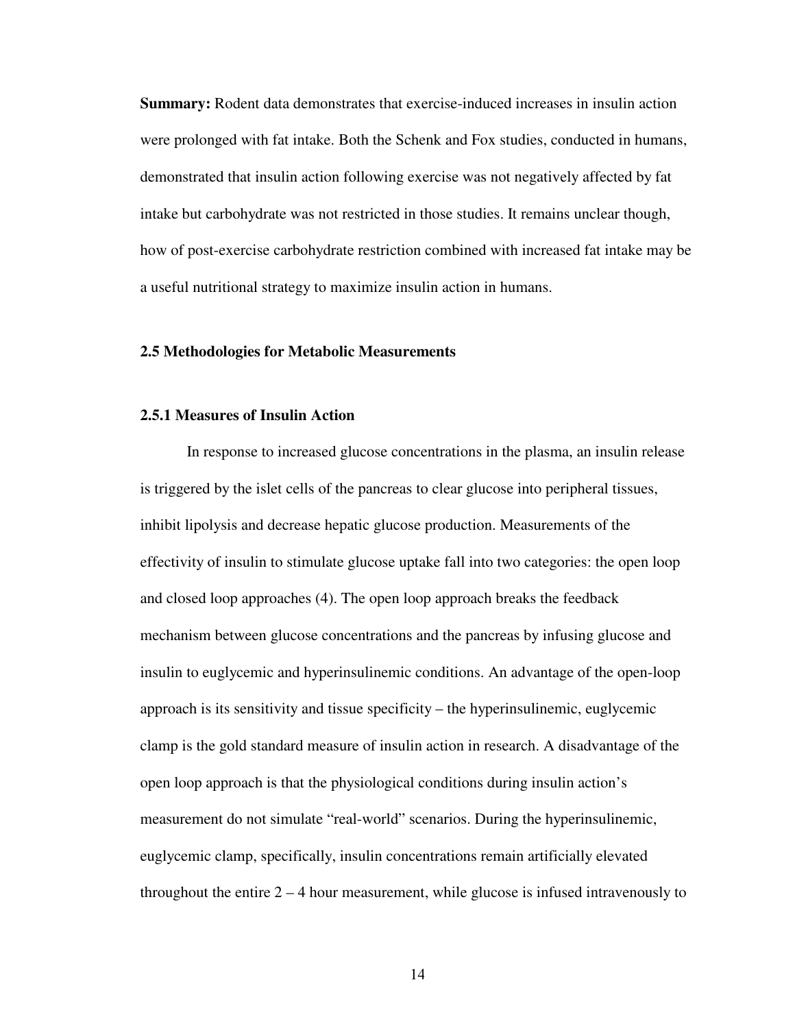**Summary:** Rodent data demonstrates that exercise-induced increases in insulin action were prolonged with fat intake. Both the Schenk and Fox studies, conducted in humans, demonstrated that insulin action following exercise was not negatively affected by fat intake but carbohydrate was not restricted in those studies. It remains unclear though, how of post-exercise carbohydrate restriction combined with increased fat intake may be a useful nutritional strategy to maximize insulin action in humans.

### 2.5 Methodologies for Metabolic Measurements

#### 2.5.1 Measures of Insulin Action

In response to increased glucose concentrations in the plasma, an insulin release is triggered by the islet cells of the pancreas to clear glucose into peripheral tissues, inhibit lipolysis and decrease hepatic glucose production. Measurements of the effectivity of insulin to stimulate glucose uptake fall into two categories: the open loop and closed loop approaches (4). The open loop approach breaks the feedback mechanism between glucose concentrations and the pancreas by infusing glucose and insulin to euglycemic and hyperinsulinemic conditions. An advantage of the open-loop approach is its sensitivity and tissue specificity – the hyperinsulinemic, euglycemic clamp is the gold standard measure of insulin action in research. A disadvantage of the open loop approach is that the physiological conditions during insulin action's measurement do not simulate "real-world" scenarios. During the hyperinsulinemic, euglycemic clamp, specifically, insulin concentrations remain artificially elevated throughout the entire 2 – 4 hour measurement, while glucose is infused intravenously to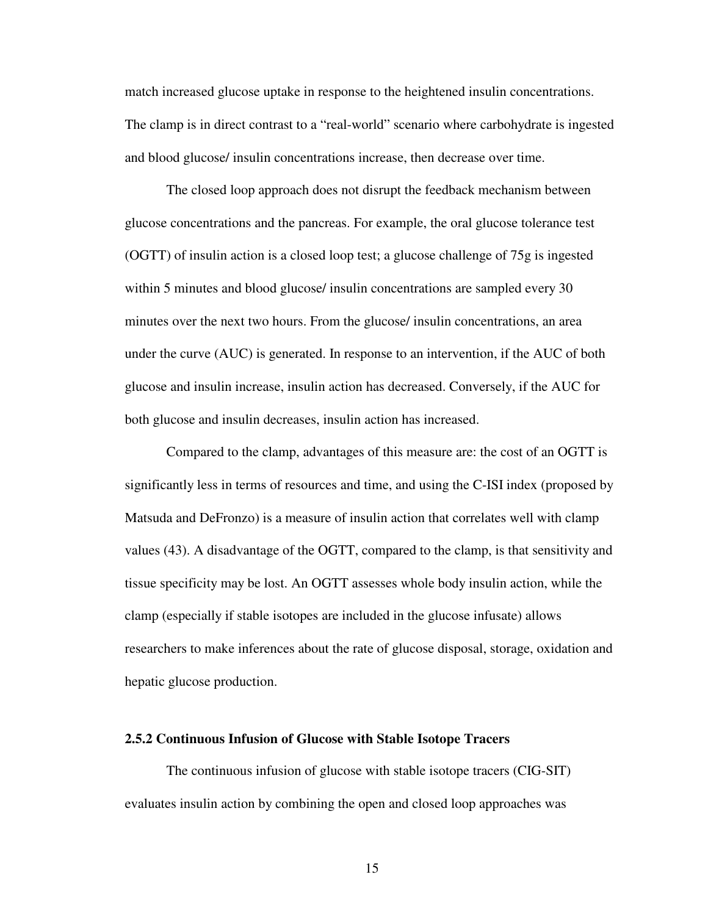match increased glucose uptake in response to the heightened insulin concentrations. The clamp is in direct contrast to a "real-world" scenario where carbohydrate is ingested and blood glucose/ insulin concentrations increase, then decrease over time.

The closed loop approach does not disrupt the feedback mechanism between glucose concentrations and the pancreas. For example, the oral glucose tolerance test (OGTT) of insulin action is a closed loop test; a glucose challenge of 75g is ingested within 5 minutes and blood glucose/ insulin concentrations are sampled every 30 minutes over the next two hours. From the glucose/ insulin concentrations, an area under the curve (AUC) is generated. In response to an intervention, if the AUC of both glucose and insulin increase, insulin action has decreased. Conversely, if the AUC for both glucose and insulin decreases, insulin action has increased.

Compared to the clamp, advantages of this measure are: the cost of an OGTT is significantly less in terms of resources and time, and using the C-ISI index (proposed by Matsuda and DeFronzo) is a measure of insulin action that correlates well with clamp values (43). A disadvantage of the OGTT, compared to the clamp, is that sensitivity and tissue specificity may be lost. An OGTT assesses whole body insulin action, while the clamp (especially if stable isotopes are included in the glucose infusate) allows researchers to make inferences about the rate of glucose disposal, storage, oxidation and hepatic glucose production.

### 2.5.2 Continuous Infusion of Glucose with Stable Isotope Tracers

The continuous infusion of glucose with stable isotope tracers (CIG-SIT) evaluates insulin action by combining the open and closed loop approaches was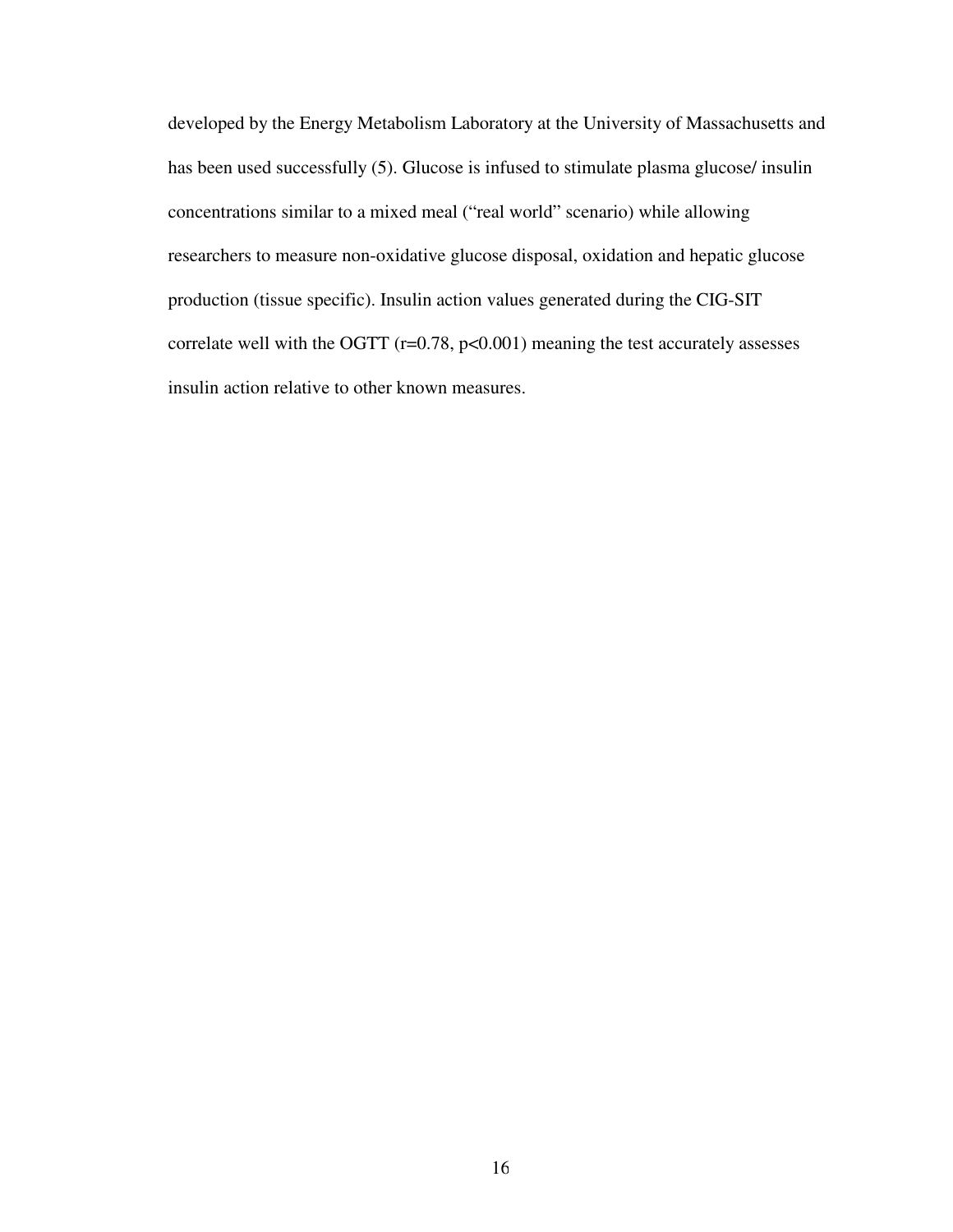developed by the Energy Metabolism Laboratory at the University of Massachusetts and has been used successfully (5). Glucose is infused to stimulate plasma glucose/ insulin concentrations similar to a mixed meal ("real world" scenario) while allowing researchers to measure non-oxidative glucose disposal, oxidation and hepatic glucose production (tissue specific). Insulin action values generated during the CIG-SIT correlate well with the OGTT ($r=0.78$, $p<0.001$) meaning the test accurately assesses insulin action relative to other known measures.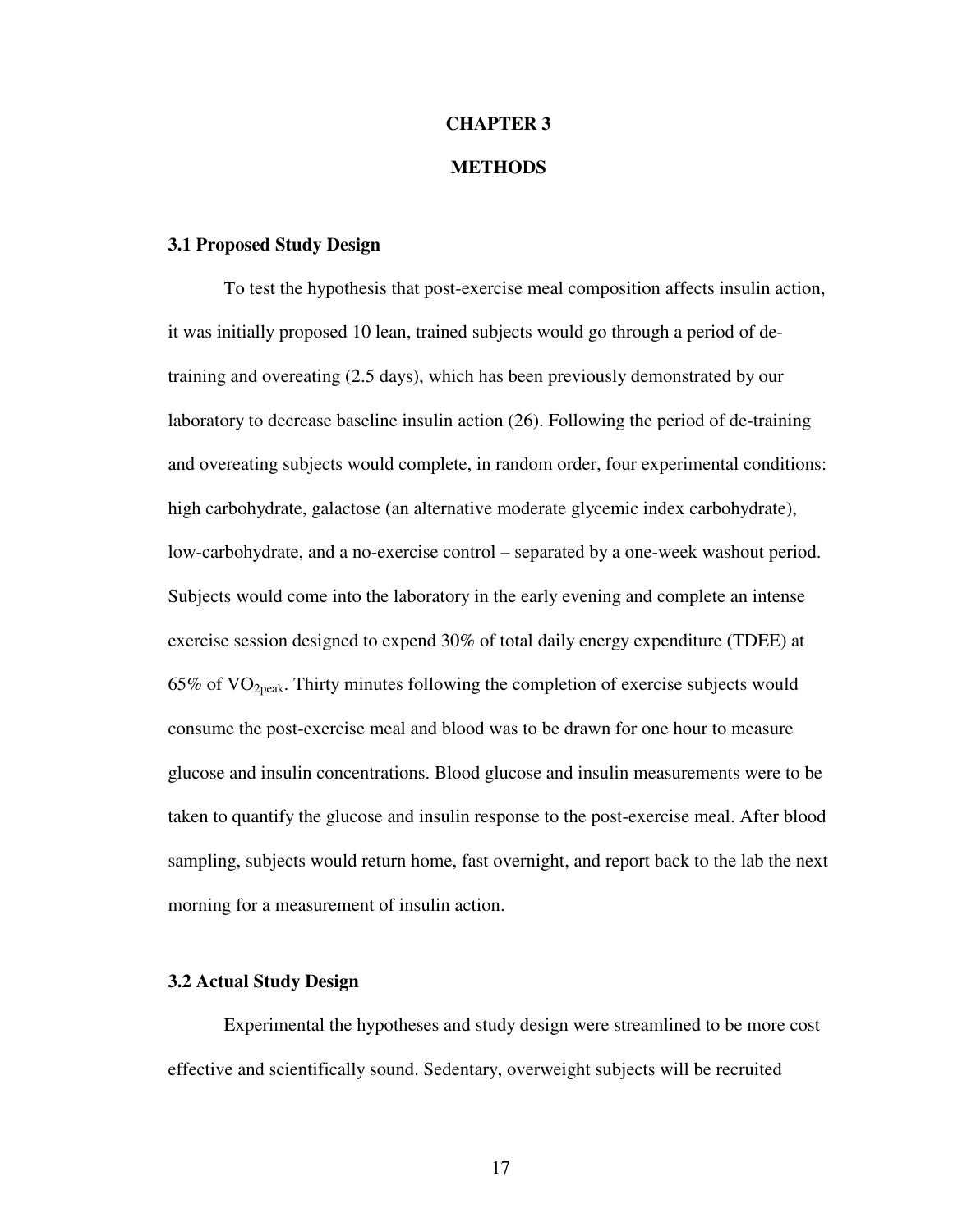# CHAPTER 3

# METHODS

## 3.1 Proposed Study Design

To test the hypothesis that post-exercise meal composition affects insulin action, it was initially proposed 10 lean, trained subjects would go through a period of de-training and overeating (2.5 days), which has been previously demonstrated by our laboratory to decrease baseline insulin action (26). Following the period of de-training and overeating subjects would complete, in random order, four experimental conditions: high carbohydrate, galactose (an alternative moderate glycemic index carbohydrate), low-carbohydrate, and a no-exercise control – separated by a one-week washout period. Subjects would come into the laboratory in the early evening and complete an intense exercise session designed to expend 30% of total daily energy expenditure (TDEE) at 65% of $VO_{2peak}$. Thirty minutes following the completion of exercise subjects would consume the post-exercise meal and blood was to be drawn for one hour to measure glucose and insulin concentrations. Blood glucose and insulin measurements were to be taken to quantify the glucose and insulin response to the post-exercise meal. After blood sampling, subjects would return home, fast overnight, and report back to the lab the next morning for a measurement of insulin action.

## 3.2 Actual Study Design

Experimental the hypotheses and study design were streamlined to be more cost effective and scientifically sound. Sedentary, overweight subjects will be recruited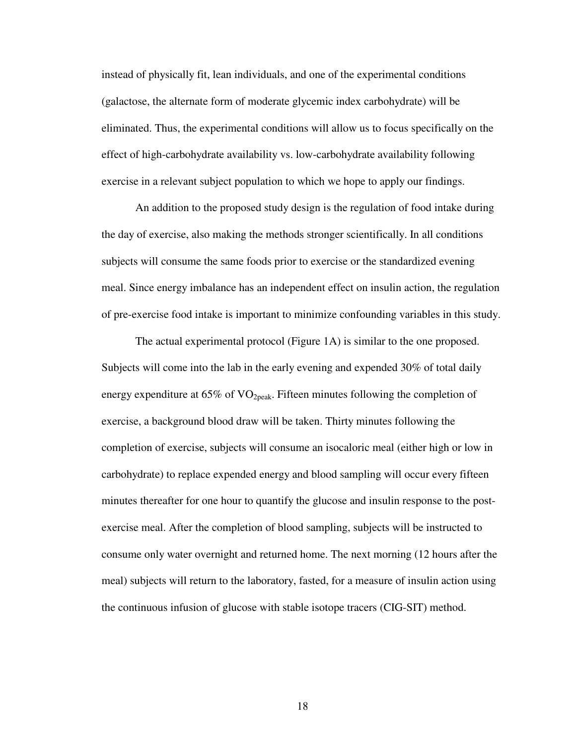instead of physically fit, lean individuals, and one of the experimental conditions (galactose, the alternate form of moderate glycemic index carbohydrate) will be eliminated. Thus, the experimental conditions will allow us to focus specifically on the effect of high-carbohydrate availability vs. low-carbohydrate availability following exercise in a relevant subject population to which we hope to apply our findings.

An addition to the proposed study design is the regulation of food intake during the day of exercise, also making the methods stronger scientifically. In all conditions subjects will consume the same foods prior to exercise or the standardized evening meal. Since energy imbalance has an independent effect on insulin action, the regulation of pre-exercise food intake is important to minimize confounding variables in this study.

The actual experimental protocol (Figure 1A) is similar to the one proposed. Subjects will come into the lab in the early evening and expended 30% of total daily energy expenditure at 65% of $VO_{2peak}$. Fifteen minutes following the completion of exercise, a background blood draw will be taken. Thirty minutes following the completion of exercise, subjects will consume an isocaloric meal (either high or low in carbohydrate) to replace expended energy and blood sampling will occur every fifteen minutes thereafter for one hour to quantify the glucose and insulin response to the post-exercise meal. After the completion of blood sampling, subjects will be instructed to consume only water overnight and returned home. The next morning (12 hours after the meal) subjects will return to the laboratory, fasted, for a measure of insulin action using the continuous infusion of glucose with stable isotope tracers (CIG-SIT) method.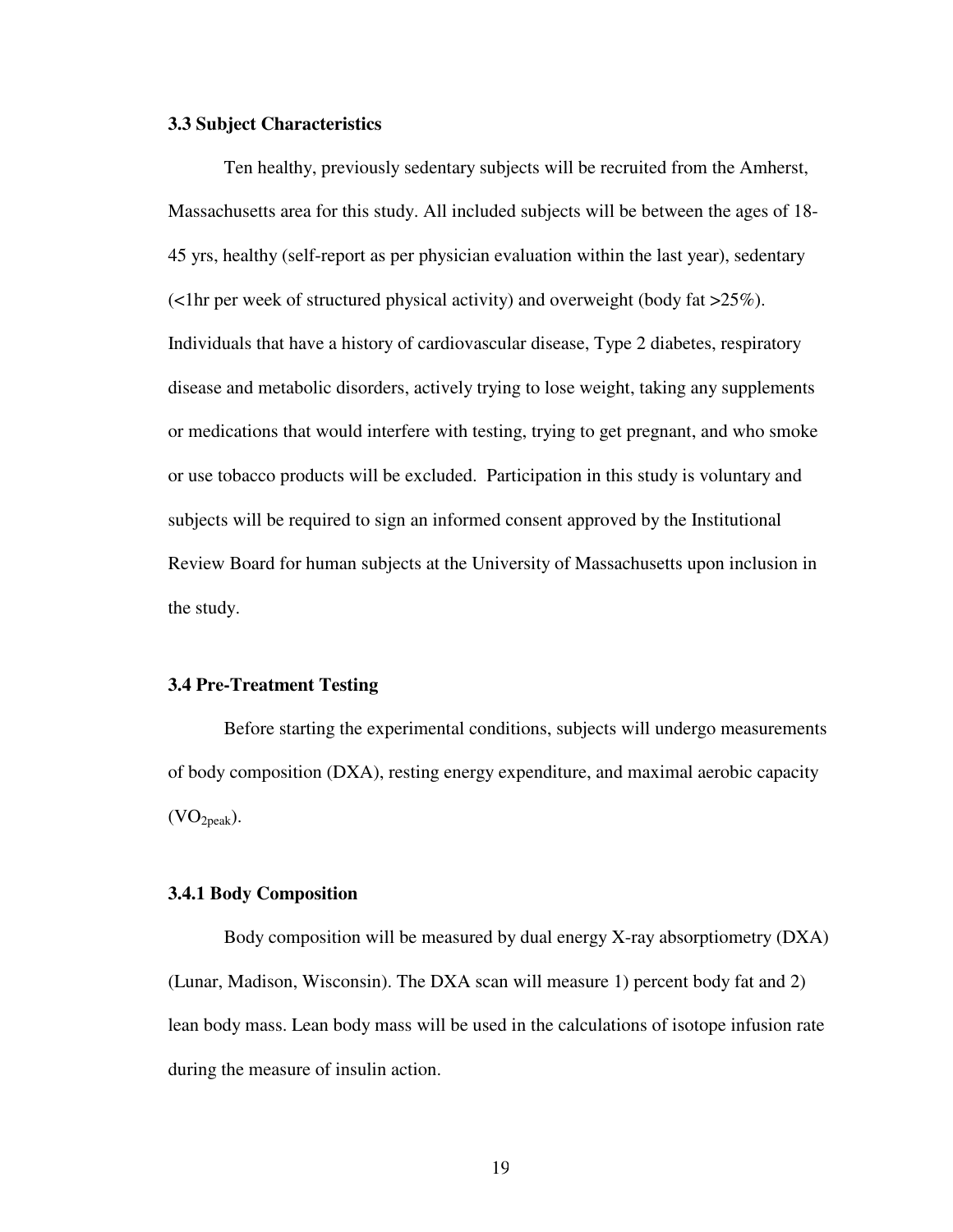### 3.3 Subject Characteristics

Ten healthy, previously sedentary subjects will be recruited from the Amherst, Massachusetts area for this study. All included subjects will be between the ages of 18-45 yrs, healthy (self-report as per physician evaluation within the last year), sedentary (<1hr per week of structured physical activity) and overweight (body fat >25%). Individuals that have a history of cardiovascular disease, Type 2 diabetes, respiratory disease and metabolic disorders, actively trying to lose weight, taking any supplements or medications that would interfere with testing, trying to get pregnant, and who smoke or use tobacco products will be excluded. Participation in this study is voluntary and subjects will be required to sign an informed consent approved by the Institutional Review Board for human subjects at the University of Massachusetts upon inclusion in the study.

### 3.4 Pre-Treatment Testing

Before starting the experimental conditions, subjects will undergo measurements of body composition (DXA), resting energy expenditure, and maximal aerobic capacity ($VO_{2peak}$).

#### 3.4.1 Body Composition

Body composition will be measured by dual energy X-ray absorptiometry (DXA) (Lunar, Madison, Wisconsin). The DXA scan will measure 1) percent body fat and 2) lean body mass. Lean body mass will be used in the calculations of isotope infusion rate during the measure of insulin action.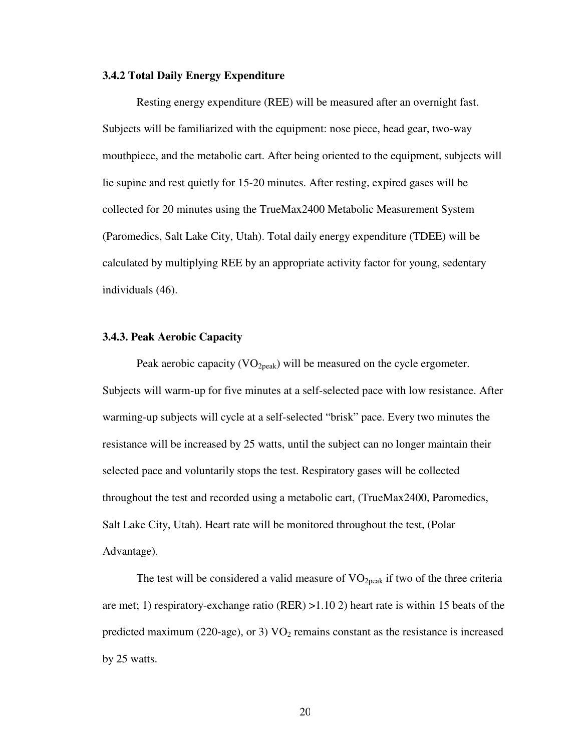### 3.4.2 Total Daily Energy Expenditure

Resting energy expenditure (REE) will be measured after an overnight fast. Subjects will be familiarized with the equipment: nose piece, head gear, two-way mouthpiece, and the metabolic cart. After being oriented to the equipment, subjects will lie supine and rest quietly for 15-20 minutes. After resting, expired gases will be collected for 20 minutes using the TrueMax2400 Metabolic Measurement System (Paromedics, Salt Lake City, Utah). Total daily energy expenditure (TDEE) will be calculated by multiplying REE by an appropriate activity factor for young, sedentary individuals (46).

### 3.4.3. Peak Aerobic Capacity

Peak aerobic capacity ($VO_{2peak}$) will be measured on the cycle ergometer. Subjects will warm-up for five minutes at a self-selected pace with low resistance. After warming-up subjects will cycle at a self-selected "brisk" pace. Every two minutes the resistance will be increased by 25 watts, until the subject can no longer maintain their selected pace and voluntarily stops the test. Respiratory gases will be collected throughout the test and recorded using a metabolic cart, (TrueMax2400, Paromedics, Salt Lake City, Utah). Heart rate will be monitored throughout the test, (Polar Advantage).

The test will be considered a valid measure of $VO_{2peak}$ if two of the three criteria are met; 1) respiratory-exchange ratio (RER) >1.10 2) heart rate is within 15 beats of the predicted maximum (220-age), or 3) $VO_2$ remains constant as the resistance is increased by 25 watts.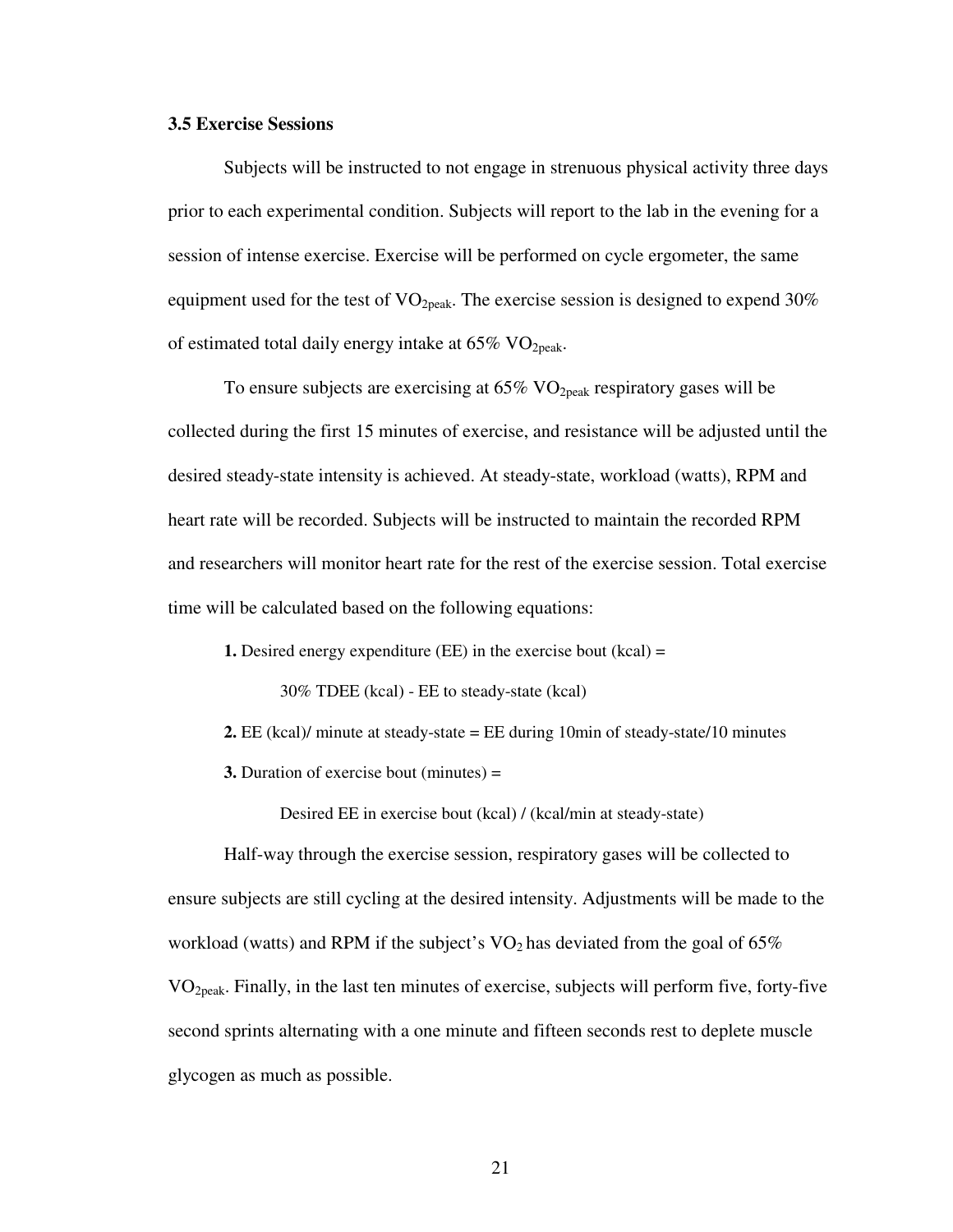### 3.5 Exercise Sessions

Subjects will be instructed to not engage in strenuous physical activity three days prior to each experimental condition. Subjects will report to the lab in the evening for a session of intense exercise. Exercise will be performed on cycle ergometer, the same equipment used for the test of $VO_{2peak}$. The exercise session is designed to expend 30% of estimated total daily energy intake at 65% $VO_{2peak}$.

To ensure subjects are exercising at 65% $VO_{2peak}$ respiratory gases will be collected during the first 15 minutes of exercise, and resistance will be adjusted until the desired steady-state intensity is achieved. At steady-state, workload (watts), RPM and heart rate will be recorded. Subjects will be instructed to maintain the recorded RPM and researchers will monitor heart rate for the rest of the exercise session. Total exercise time will be calculated based on the following equations:

**1.** Desired energy expenditure (EE) in the exercise bout (kcal) =

30% TDEE (kcal) - EE to steady-state (kcal)

**2.** EE (kcal)/ minute at steady-state = EE during 10min of steady-state/10 minutes

**3.** Duration of exercise bout (minutes) =

Desired EE in exercise bout (kcal) / (kcal/min at steady-state)

Half-way through the exercise session, respiratory gases will be collected to ensure subjects are still cycling at the desired intensity. Adjustments will be made to the workload (watts) and RPM if the subject's $VO_2$ has deviated from the goal of 65% $VO_{2peak}$. Finally, in the last ten minutes of exercise, subjects will perform five, forty-five second sprints alternating with a one minute and fifteen seconds rest to deplete muscle glycogen as much as possible.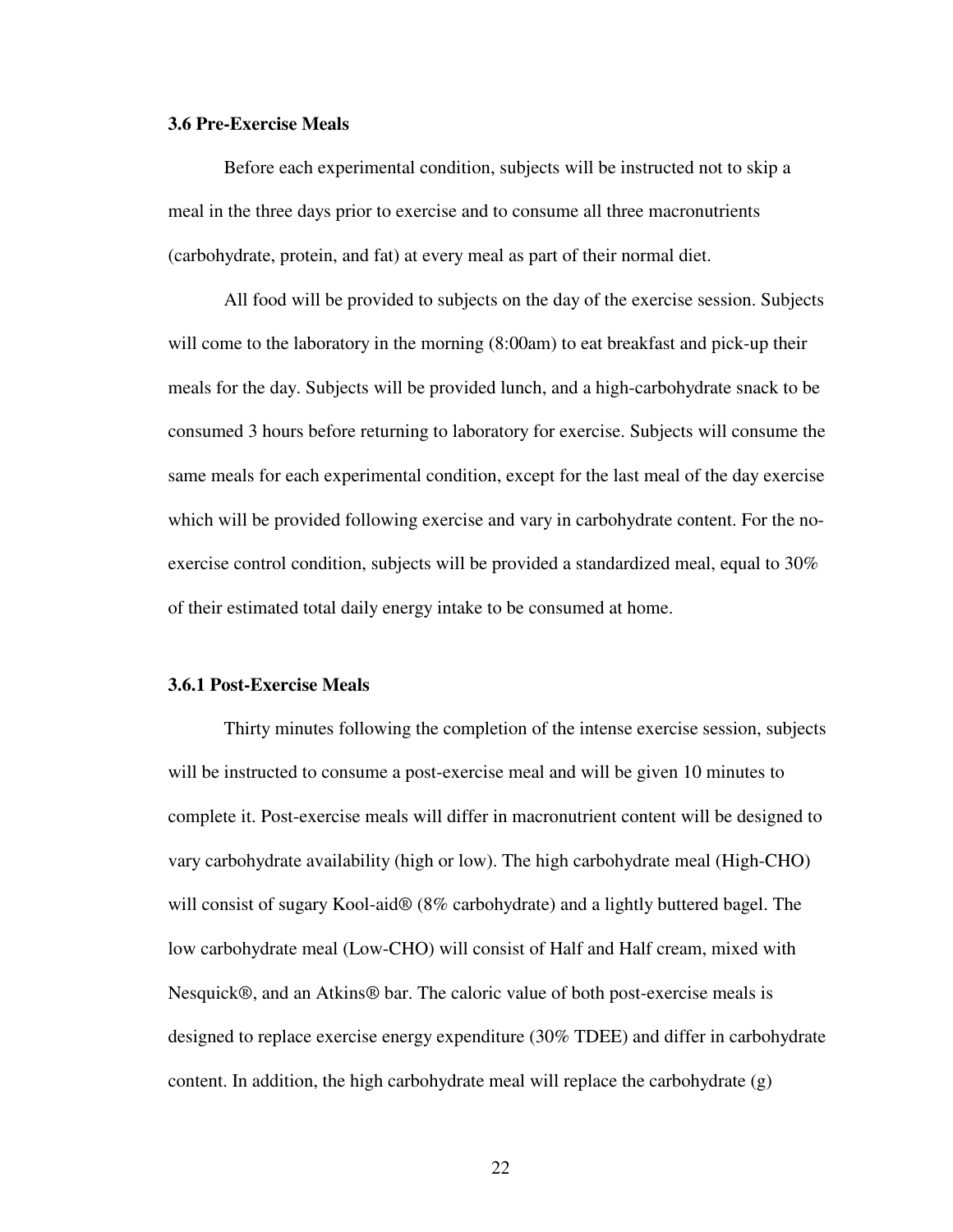### 3.6 Pre-Exercise Meals

Before each experimental condition, subjects will be instructed not to skip a meal in the three days prior to exercise and to consume all three macronutrients (carbohydrate, protein, and fat) at every meal as part of their normal diet.

All food will be provided to subjects on the day of the exercise session. Subjects will come to the laboratory in the morning (8:00am) to eat breakfast and pick-up their meals for the day. Subjects will be provided lunch, and a high-carbohydrate snack to be consumed 3 hours before returning to laboratory for exercise. Subjects will consume the same meals for each experimental condition, except for the last meal of the day exercise which will be provided following exercise and vary in carbohydrate content. For the no-exercise control condition, subjects will be provided a standardized meal, equal to 30% of their estimated total daily energy intake to be consumed at home.

### 3.6.1 Post-Exercise Meals

Thirty minutes following the completion of the intense exercise session, subjects will be instructed to consume a post-exercise meal and will be given 10 minutes to complete it. Post-exercise meals will differ in macronutrient content will be designed to vary carbohydrate availability (high or low). The high carbohydrate meal (High-CHO) will consist of sugary Kool-aid® (8% carbohydrate) and a lightly buttered bagel. The low carbohydrate meal (Low-CHO) will consist of Half and Half cream, mixed with Nesquick®, and an Atkins® bar. The caloric value of both post-exercise meals is designed to replace exercise energy expenditure (30% TDEE) and differ in carbohydrate content. In addition, the high carbohydrate meal will replace the carbohydrate (g)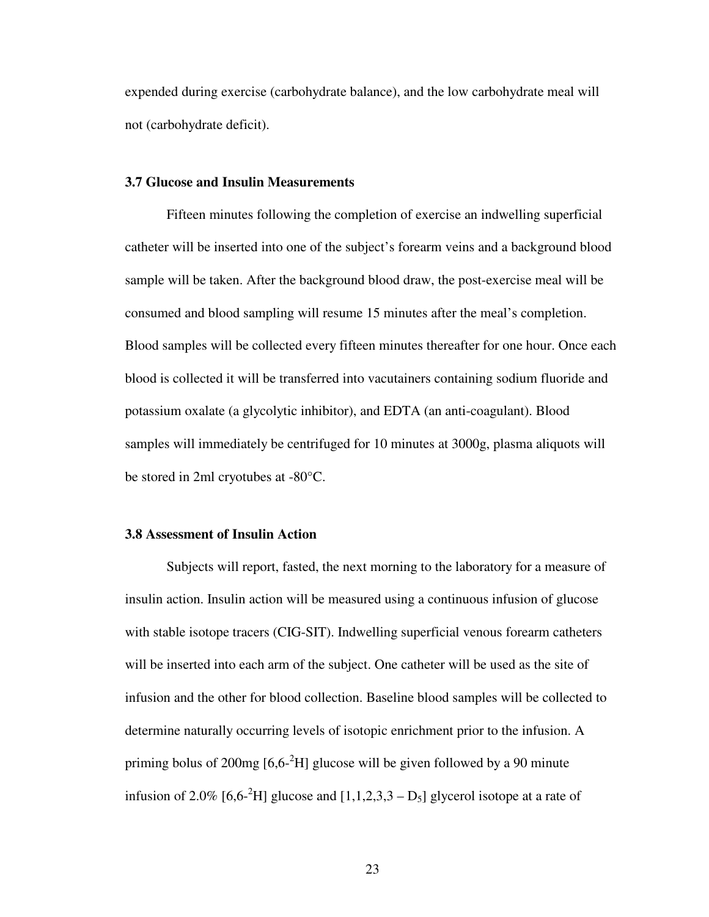expended during exercise (carbohydrate balance), and the low carbohydrate meal will not (carbohydrate deficit).

### 3.7 Glucose and Insulin Measurements

Fifteen minutes following the completion of exercise an indwelling superficial catheter will be inserted into one of the subject's forearm veins and a background blood sample will be taken. After the background blood draw, the post-exercise meal will be consumed and blood sampling will resume 15 minutes after the meal's completion. Blood samples will be collected every fifteen minutes thereafter for one hour. Once each blood is collected it will be transferred into vacutainers containing sodium fluoride and potassium oxalate (a glycolytic inhibitor), and EDTA (an anti-coagulant). Blood samples will immediately be centrifuged for 10 minutes at 3000g, plasma aliquots will be stored in 2ml cryotubes at -80°C.

### 3.8 Assessment of Insulin Action

Subjects will report, fasted, the next morning to the laboratory for a measure of insulin action. Insulin action will be measured using a continuous infusion of glucose with stable isotope tracers (CIG-SIT). Indwelling superficial venous forearm catheters will be inserted into each arm of the subject. One catheter will be used as the site of infusion and the other for blood collection. Baseline blood samples will be collected to determine naturally occurring levels of isotopic enrichment prior to the infusion. A priming bolus of 200mg [6,6-$^{2}$H] glucose will be given followed by a 90 minute infusion of 2.0% [6,6-$^{2}$H] glucose and [1,1,2,3,3 – $D_5$] glycerol isotope at a rate of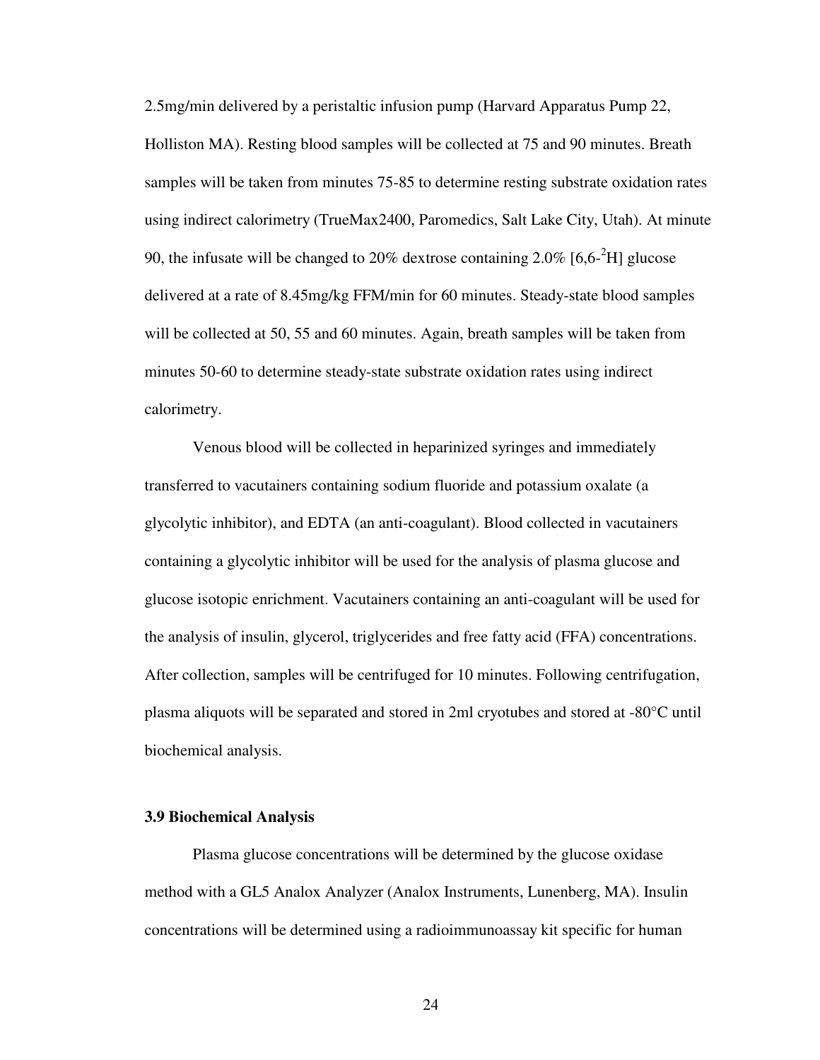2.5mg/min delivered by a peristaltic infusion pump (Harvard Apparatus Pump 22, Holliston MA). Resting blood samples will be collected at 75 and 90 minutes. Breath samples will be taken from minutes 75-85 to determine resting substrate oxidation rates using indirect calorimetry (TrueMax2400, Paromedics, Salt Lake City, Utah). At minute 90, the infusate will be changed to 20% dextrose containing 2.0% [6,6-$^{2}$H] glucose delivered at a rate of 8.45mg/kg FFM/min for 60 minutes. Steady-state blood samples will be collected at 50, 55 and 60 minutes. Again, breath samples will be taken from minutes 50-60 to determine steady-state substrate oxidation rates using indirect calorimetry.

Venous blood will be collected in heparinized syringes and immediately transferred to vacutainers containing sodium fluoride and potassium oxalate (a glycolytic inhibitor), and EDTA (an anti-coagulant). Blood collected in vacutainers containing a glycolytic inhibitor will be used for the analysis of plasma glucose and glucose isotopic enrichment. Vacutainers containing an anti-coagulant will be used for the analysis of insulin, glycerol, triglycerides and free fatty acid (FFA) concentrations. After collection, samples will be centrifuged for 10 minutes. Following centrifugation, plasma aliquots will be separated and stored in 2ml cryotubes and stored at -80°C until biochemical analysis.

### 3.9 Biochemical Analysis

Plasma glucose concentrations will be determined by the glucose oxidase method with a GL5 Analox Analyzer (Analox Instruments, Lunenberg, MA). Insulin concentrations will be determined using a radioimmunoassay kit specific for human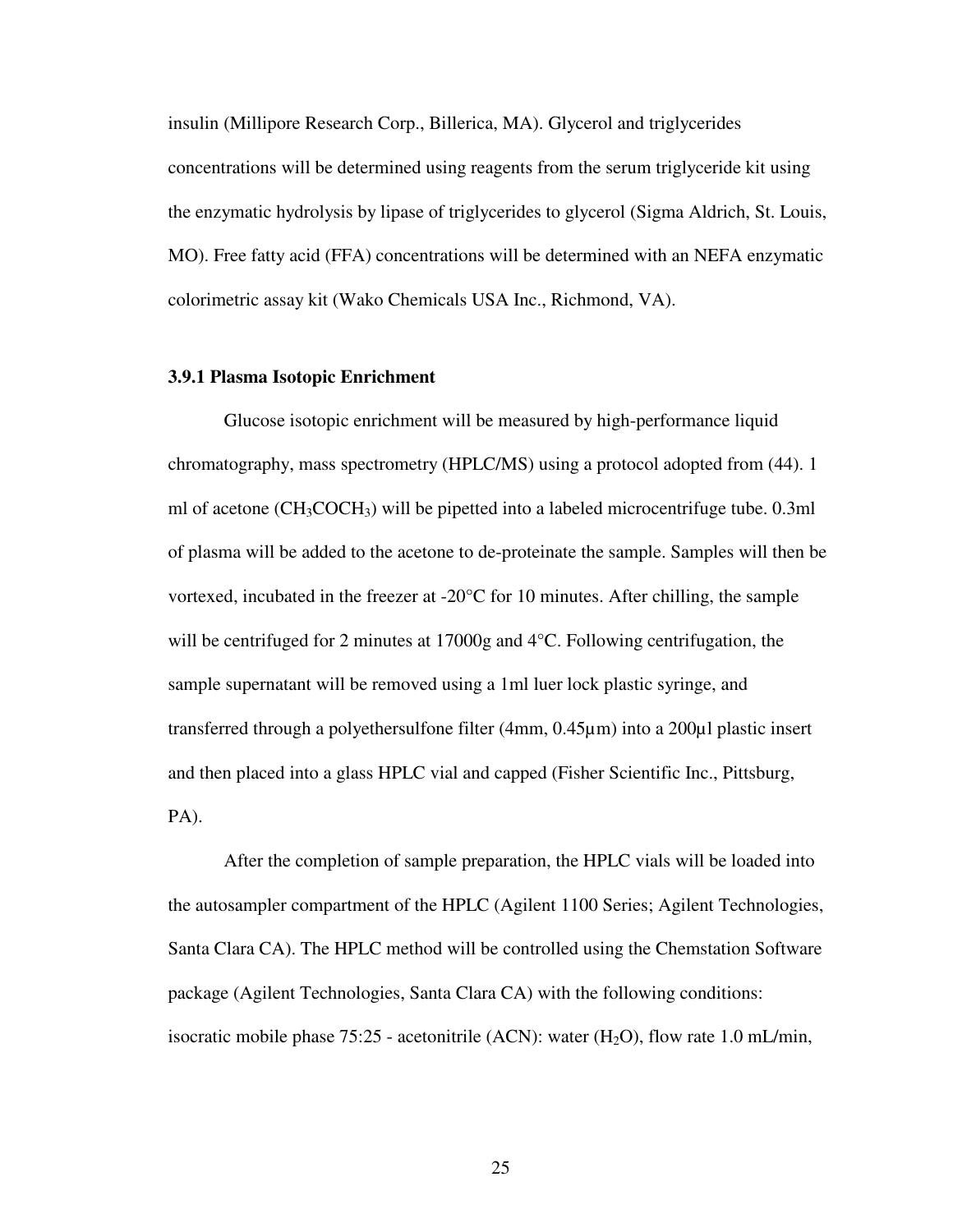insulin (Millipore Research Corp., Billerica, MA). Glycerol and triglycerides concentrations will be determined using reagents from the serum triglyceride kit using the enzymatic hydrolysis by lipase of triglycerides to glycerol (Sigma Aldrich, St. Louis, MO). Free fatty acid (FFA) concentrations will be determined with an NEFA enzymatic colorimetric assay kit (Wako Chemicals USA Inc., Richmond, VA).

### 3.9.1 Plasma Isotopic Enrichment

Glucose isotopic enrichment will be measured by high-performance liquid chromatography, mass spectrometry (HPLC/MS) using a protocol adopted from (44). 1 ml of acetone ($CH_3COCH_3$) will be pipetted into a labeled microcentrifuge tube. 0.3ml of plasma will be added to the acetone to de-proteinate the sample. Samples will then be vortexed, incubated in the freezer at -20°C for 10 minutes. After chilling, the sample will be centrifuged for 2 minutes at 17000g and 4°C. Following centrifugation, the sample supernatant will be removed using a 1ml luer lock plastic syringe, and transferred through a polyethersulfone filter (4mm, 0.45µm) into a 200µl plastic insert and then placed into a glass HPLC vial and capped (Fisher Scientific Inc., Pittsburg, PA).

After the completion of sample preparation, the HPLC vials will be loaded into the autosampler compartment of the HPLC (Agilent 1100 Series; Agilent Technologies, Santa Clara CA). The HPLC method will be controlled using the Chemstation Software package (Agilent Technologies, Santa Clara CA) with the following conditions: isocratic mobile phase 75:25 - acetonitrile (ACN): water ($H_2O$), flow rate 1.0 mL/min,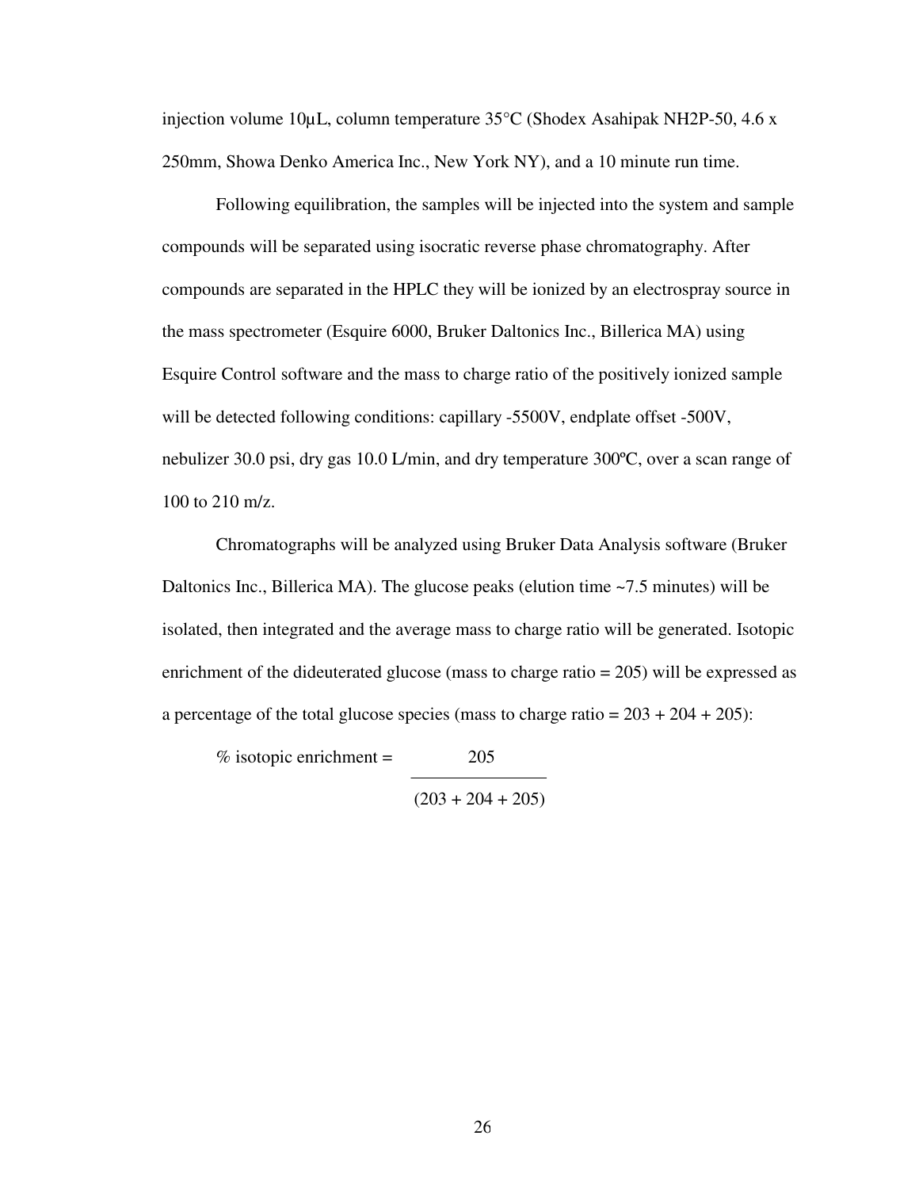injection volume 10µL, column temperature 35°C (Shodex Asahipak NH2P-50, 4.6 x 250mm, Showa Denko America Inc., New York NY), and a 10 minute run time.

Following equilibration, the samples will be injected into the system and sample compounds will be separated using isocratic reverse phase chromatography. After compounds are separated in the HPLC they will be ionized by an electrospray source in the mass spectrometer (Esquire 6000, Bruker Daltonics Inc., Billerica MA) using Esquire Control software and the mass to charge ratio of the positively ionized sample will be detected following conditions: capillary -5500V, endplate offset -500V, nebulizer 30.0 psi, dry gas 10.0 L/min, and dry temperature 300ºC, over a scan range of 100 to 210 m/z.

Chromatographs will be analyzed using Bruker Data Analysis software (Bruker Daltonics Inc., Billerica MA). The glucose peaks (elution time ~7.5 minutes) will be isolated, then integrated and the average mass to charge ratio will be generated. Isotopic enrichment of the dideuterated glucose (mass to charge ratio = 205) will be expressed as a percentage of the total glucose species (mass to charge ratio = 203 + 204 + 205):

$$\%\ \text{isotopic enrichment} = \frac{205}{(203 + 204 + 205)}$$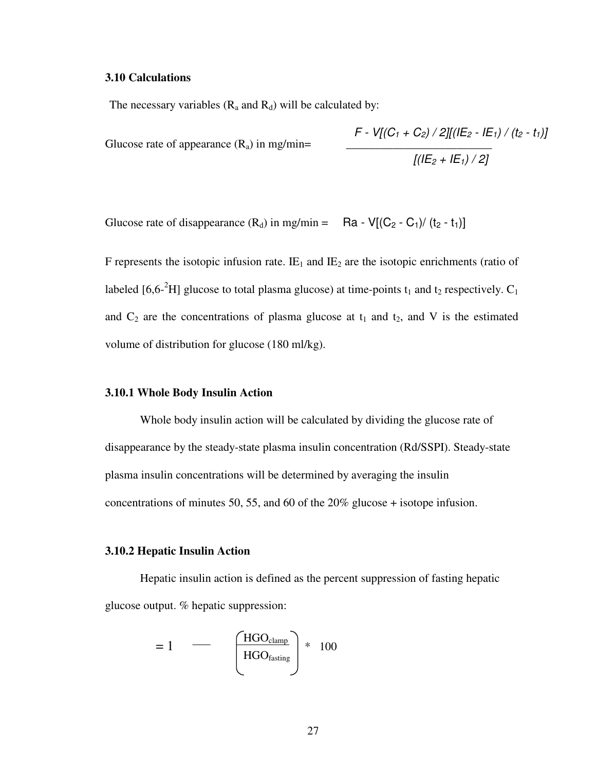### 3.10 Calculations

The necessary variables ($R_a$ and $R_d$) will be calculated by:

Glucose rate of appearance ($R_a$) in mg/min=

$$\frac{F - V[(C_1 + C_2) / 2][(IE_2 - IE_1) / (t_2 - t_1)]}{[(IE_2 + IE_1) / 2]}$$

Glucose rate of disappearance ($R_d$) in mg/min = $Ra - V[(C_2 - C_1)/ (t_2 - t_1)]$

F represents the isotopic infusion rate. $IE_1$ and $IE_2$ are the isotopic enrichments (ratio of labeled [6,6-$^2$H] glucose to total plasma glucose) at time-points $t_1$ and $t_2$ respectively. $C_1$ and $C_2$ are the concentrations of plasma glucose at $t_1$ and $t_2$, and V is the estimated volume of distribution for glucose (180 ml/kg).

#### 3.10.1 Whole Body Insulin Action

Whole body insulin action will be calculated by dividing the glucose rate of disappearance by the steady-state plasma insulin concentration (Rd/SSPI). Steady-state plasma insulin concentrations will be determined by averaging the insulin concentrations of minutes 50, 55, and 60 of the 20% glucose + isotope infusion.

#### 3.10.2 Hepatic Insulin Action

Hepatic insulin action is defined as the percent suppression of fasting hepatic glucose output. % hepatic suppression:

$$= 1 - \left(\frac{HGO_{clamp}}{HGO_{fasting}}\right) * 100$$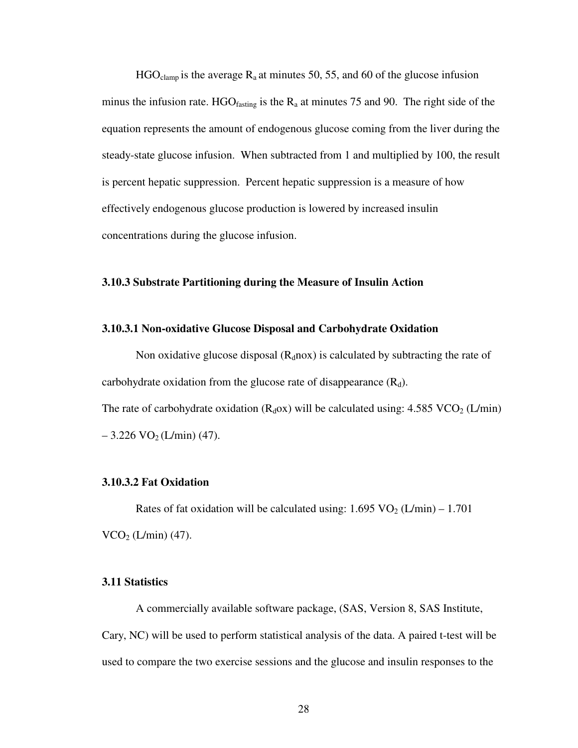$HGO_{clamp}$ is the average $R_a$ at minutes 50, 55, and 60 of the glucose infusion minus the infusion rate. $HGO_{fasting}$ is the $R_a$ at minutes 75 and 90. The right side of the equation represents the amount of endogenous glucose coming from the liver during the steady-state glucose infusion. When subtracted from 1 and multiplied by 100, the result is percent hepatic suppression. Percent hepatic suppression is a measure of how effectively endogenous glucose production is lowered by increased insulin concentrations during the glucose infusion.

### 3.10.3 Substrate Partitioning during the Measure of Insulin Action

#### 3.10.3.1 Non-oxidative Glucose Disposal and Carbohydrate Oxidation

Non oxidative glucose disposal ($R_d$nox) is calculated by subtracting the rate of carbohydrate oxidation from the glucose rate of disappearance ($R_d$).

The rate of carbohydrate oxidation ($R_d$ox) will be calculated using: 4.585 $VCO_2$ (L/min) – 3.226 $VO_2$ (L/min) (47).

#### 3.10.3.2 Fat Oxidation

Rates of fat oxidation will be calculated using: 1.695 $VO_2$ (L/min) – 1.701 $VCO_2$ (L/min) (47).

### 3.11 Statistics

A commercially available software package, (SAS, Version 8, SAS Institute, Cary, NC) will be used to perform statistical analysis of the data. A paired t-test will be used to compare the two exercise sessions and the glucose and insulin responses to the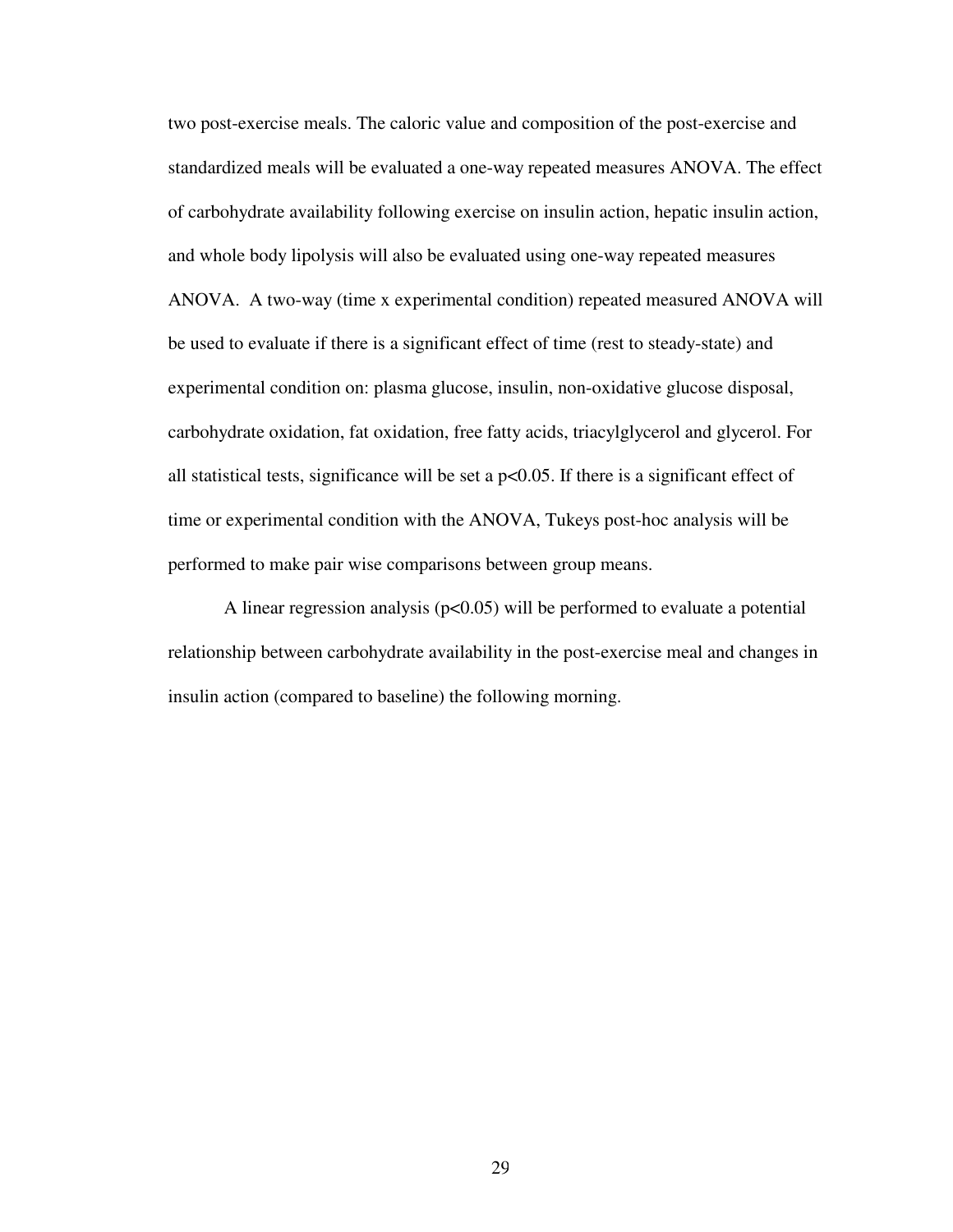two post-exercise meals. The caloric value and composition of the post-exercise and standardized meals will be evaluated a one-way repeated measures ANOVA. The effect of carbohydrate availability following exercise on insulin action, hepatic insulin action, and whole body lipolysis will also be evaluated using one-way repeated measures ANOVA. A two-way (time x experimental condition) repeated measured ANOVA will be used to evaluate if there is a significant effect of time (rest to steady-state) and experimental condition on: plasma glucose, insulin, non-oxidative glucose disposal, carbohydrate oxidation, fat oxidation, free fatty acids, triacylglycerol and glycerol. For all statistical tests, significance will be set a $p<0.05$. If there is a significant effect of time or experimental condition with the ANOVA, Tukeys post-hoc analysis will be performed to make pair wise comparisons between group means.

A linear regression analysis ($p<0.05$) will be performed to evaluate a potential relationship between carbohydrate availability in the post-exercise meal and changes in insulin action (compared to baseline) the following morning.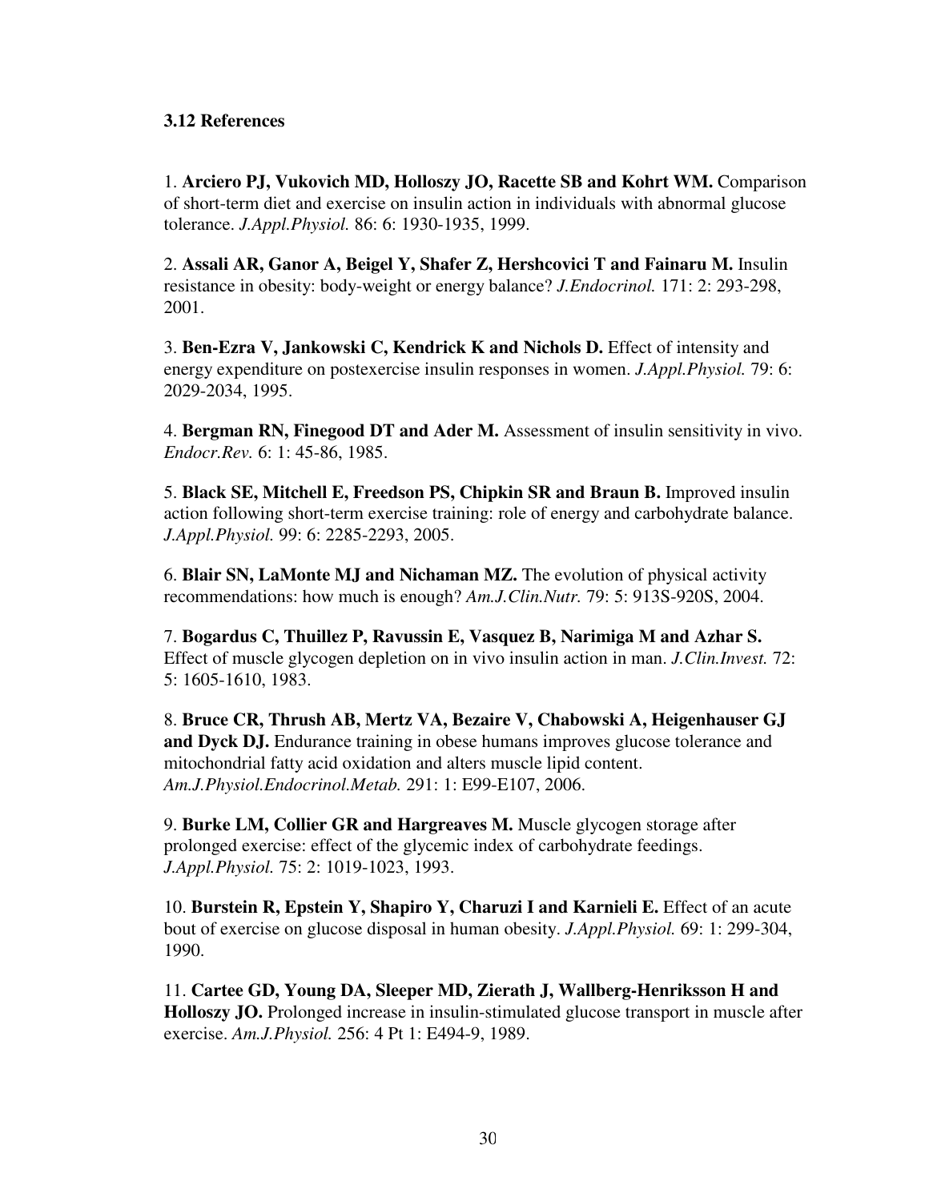### 3.12 References

1. **Arciero PJ, Vukovich MD, Holloszy JO, Racette SB and Kohrt WM.** Comparison of short-term diet and exercise on insulin action in individuals with abnormal glucose tolerance. *J.Appl.Physiol.* 86: 6: 1930-1935, 1999.

2. **Assali AR, Ganor A, Beigel Y, Shafer Z, Hershcovici T and Fainaru M.** Insulin resistance in obesity: body-weight or energy balance? *J.Endocrinol.* 171: 2: 293-298, 2001.

3. **Ben-Ezra V, Jankowski C, Kendrick K and Nichols D.** Effect of intensity and energy expenditure on postexercise insulin responses in women. *J.Appl.Physiol.* 79: 6: 2029-2034, 1995.

4. **Bergman RN, Finegood DT and Ader M.** Assessment of insulin sensitivity in vivo. *Endocr.Rev.* 6: 1: 45-86, 1985.

5. **Black SE, Mitchell E, Freedson PS, Chipkin SR and Braun B.** Improved insulin action following short-term exercise training: role of energy and carbohydrate balance. *J.Appl.Physiol.* 99: 6: 2285-2293, 2005.

6. **Blair SN, LaMonte MJ and Nichaman MZ.** The evolution of physical activity recommendations: how much is enough? *Am.J.Clin.Nutr.* 79: 5: 913S-920S, 2004.

7. **Bogardus C, Thuillez P, Ravussin E, Vasquez B, Narimiga M and Azhar S.** Effect of muscle glycogen depletion on in vivo insulin action in man. *J.Clin.Invest.* 72: 5: 1605-1610, 1983.

8. **Bruce CR, Thrush AB, Mertz VA, Bezaire V, Chabowski A, Heigenhauser GJ and Dyck DJ.** Endurance training in obese humans improves glucose tolerance and mitochondrial fatty acid oxidation and alters muscle lipid content. *Am.J.Physiol.Endocrinol.Metab.* 291: 1: E99-E107, 2006.

9. **Burke LM, Collier GR and Hargreaves M.** Muscle glycogen storage after prolonged exercise: effect of the glycemic index of carbohydrate feedings. *J.Appl.Physiol.* 75: 2: 1019-1023, 1993.

10. **Burstein R, Epstein Y, Shapiro Y, Charuzi I and Karnieli E.** Effect of an acute bout of exercise on glucose disposal in human obesity. *J.Appl.Physiol.* 69: 1: 299-304, 1990.

11. **Cartee GD, Young DA, Sleeper MD, Zierath J, Wallberg-Henriksson H and Holloszy JO.** Prolonged increase in insulin-stimulated glucose transport in muscle after exercise. *Am.J.Physiol.* 256: 4 Pt 1: E494-9, 1989.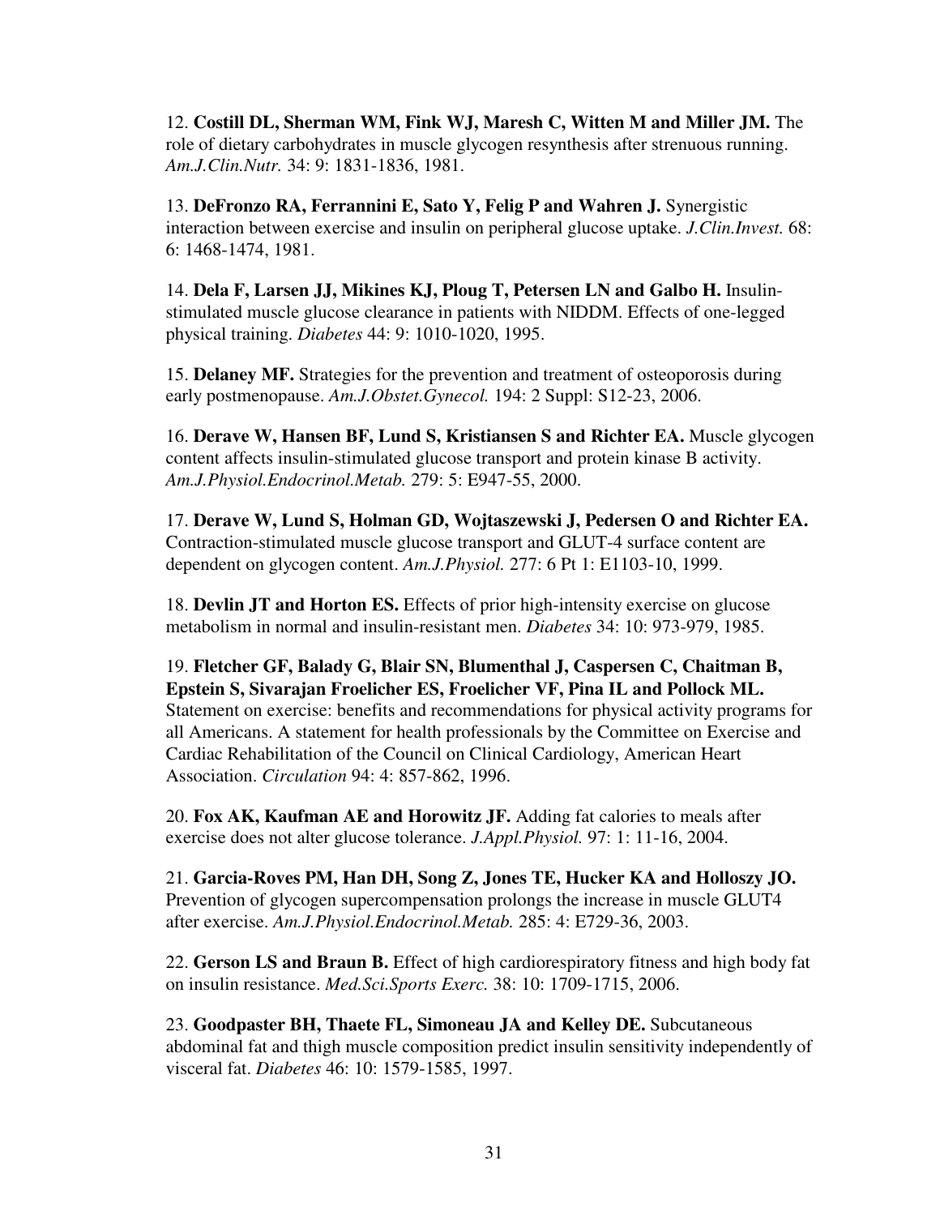12. **Costill DL, Sherman WM, Fink WJ, Maresh C, Witten M and Miller JM.** The role of dietary carbohydrates in muscle glycogen resynthesis after strenuous running. *Am.J.Clin.Nutr.* 34: 9: 1831-1836, 1981.

13. **DeFronzo RA, Ferrannini E, Sato Y, Felig P and Wahren J.** Synergistic interaction between exercise and insulin on peripheral glucose uptake. *J.Clin.Invest.* 68: 6: 1468-1474, 1981.

14. **Dela F, Larsen JJ, Mikines KJ, Ploug T, Petersen LN and Galbo H.** Insulin-stimulated muscle glucose clearance in patients with NIDDM. Effects of one-legged physical training. *Diabetes* 44: 9: 1010-1020, 1995.

15. **Delaney MF.** Strategies for the prevention and treatment of osteoporosis during early postmenopause. *Am.J.Obstet.Gynecol.* 194: 2 Suppl: S12-23, 2006.

16. **Derave W, Hansen BF, Lund S, Kristiansen S and Richter EA.** Muscle glycogen content affects insulin-stimulated glucose transport and protein kinase B activity. *Am.J.Physiol.Endocrinol.Metab.* 279: 5: E947-55, 2000.

17. **Derave W, Lund S, Holman GD, Wojtaszewski J, Pedersen O and Richter EA.** Contraction-stimulated muscle glucose transport and GLUT-4 surface content are dependent on glycogen content. *Am.J.Physiol.* 277: 6 Pt 1: E1103-10, 1999.

18. **Devlin JT and Horton ES.** Effects of prior high-intensity exercise on glucose metabolism in normal and insulin-resistant men. *Diabetes* 34: 10: 973-979, 1985.

19. **Fletcher GF, Balady G, Blair SN, Blumenthal J, Caspersen C, Chaitman B, Epstein S, Sivarajan Froelicher ES, Froelicher VF, Pina IL and Pollock ML.** Statement on exercise: benefits and recommendations for physical activity programs for all Americans. A statement for health professionals by the Committee on Exercise and Cardiac Rehabilitation of the Council on Clinical Cardiology, American Heart Association. *Circulation* 94: 4: 857-862, 1996.

20. **Fox AK, Kaufman AE and Horowitz JF.** Adding fat calories to meals after exercise does not alter glucose tolerance. *J.Appl.Physiol.* 97: 1: 11-16, 2004.

21. **Garcia-Roves PM, Han DH, Song Z, Jones TE, Hucker KA and Holloszy JO.** Prevention of glycogen supercompensation prolongs the increase in muscle GLUT4 after exercise. *Am.J.Physiol.Endocrinol.Metab.* 285: 4: E729-36, 2003.

22. **Gerson LS and Braun B.** Effect of high cardiorespiratory fitness and high body fat on insulin resistance. *Med.Sci.Sports Exerc.* 38: 10: 1709-1715, 2006.

23. **Goodpaster BH, Thaete FL, Simoneau JA and Kelley DE.** Subcutaneous abdominal fat and thigh muscle composition predict insulin sensitivity independently of visceral fat. *Diabetes* 46: 10: 1579-1585, 1997.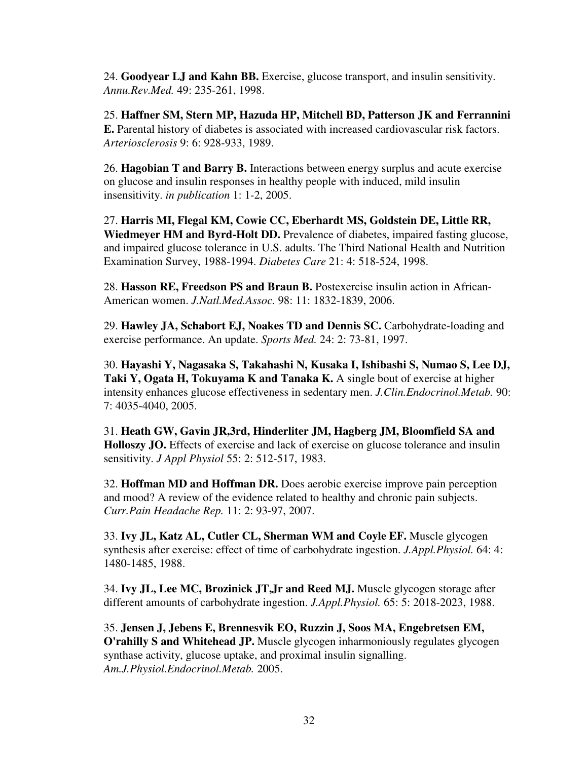24. **Goodyear LJ and Kahn BB.** Exercise, glucose transport, and insulin sensitivity. *Annu.Rev.Med.* 49: 235-261, 1998.

25. **Haffner SM, Stern MP, Hazuda HP, Mitchell BD, Patterson JK and Ferrannini E.** Parental history of diabetes is associated with increased cardiovascular risk factors. *Arteriosclerosis* 9: 6: 928-933, 1989.

26. **Hagobian T and Barry B.** Interactions between energy surplus and acute exercise on glucose and insulin responses in healthy people with induced, mild insulin insensitivity. *in publication* 1: 1-2, 2005.

27. **Harris MI, Flegal KM, Cowie CC, Eberhardt MS, Goldstein DE, Little RR, Wiedmeyer HM and Byrd-Holt DD.** Prevalence of diabetes, impaired fasting glucose, and impaired glucose tolerance in U.S. adults. The Third National Health and Nutrition Examination Survey, 1988-1994. *Diabetes Care* 21: 4: 518-524, 1998.

28. **Hasson RE, Freedson PS and Braun B.** Postexercise insulin action in African-American women. *J.Natl.Med.Assoc.* 98: 11: 1832-1839, 2006.

29. **Hawley JA, Schabort EJ, Noakes TD and Dennis SC.** Carbohydrate-loading and exercise performance. An update. *Sports Med.* 24: 2: 73-81, 1997.

30. **Hayashi Y, Nagasaka S, Takahashi N, Kusaka I, Ishibashi S, Numao S, Lee DJ, Taki Y, Ogata H, Tokuyama K and Tanaka K.** A single bout of exercise at higher intensity enhances glucose effectiveness in sedentary men. *J.Clin.Endocrinol.Metab.* 90: 7: 4035-4040, 2005.

31. **Heath GW, Gavin JR,3rd, Hinderliter JM, Hagberg JM, Bloomfield SA and Holloszy JO.** Effects of exercise and lack of exercise on glucose tolerance and insulin sensitivity. *J Appl Physiol* 55: 2: 512-517, 1983.

32. **Hoffman MD and Hoffman DR.** Does aerobic exercise improve pain perception and mood? A review of the evidence related to healthy and chronic pain subjects. *Curr.Pain Headache Rep.* 11: 2: 93-97, 2007.

33. **Ivy JL, Katz AL, Cutler CL, Sherman WM and Coyle EF.** Muscle glycogen synthesis after exercise: effect of time of carbohydrate ingestion. *J.Appl.Physiol.* 64: 4: 1480-1485, 1988.

34. **Ivy JL, Lee MC, Brozinick JT,Jr and Reed MJ.** Muscle glycogen storage after different amounts of carbohydrate ingestion. *J.Appl.Physiol.* 65: 5: 2018-2023, 1988.

35. **Jensen J, Jebens E, Brennesvik EO, Ruzzin J, Soos MA, Engebretsen EM, O'rahilly S and Whitehead JP.** Muscle glycogen inharmoniously regulates glycogen synthase activity, glucose uptake, and proximal insulin signalling. *Am.J.Physiol.Endocrinol.Metab.* 2005.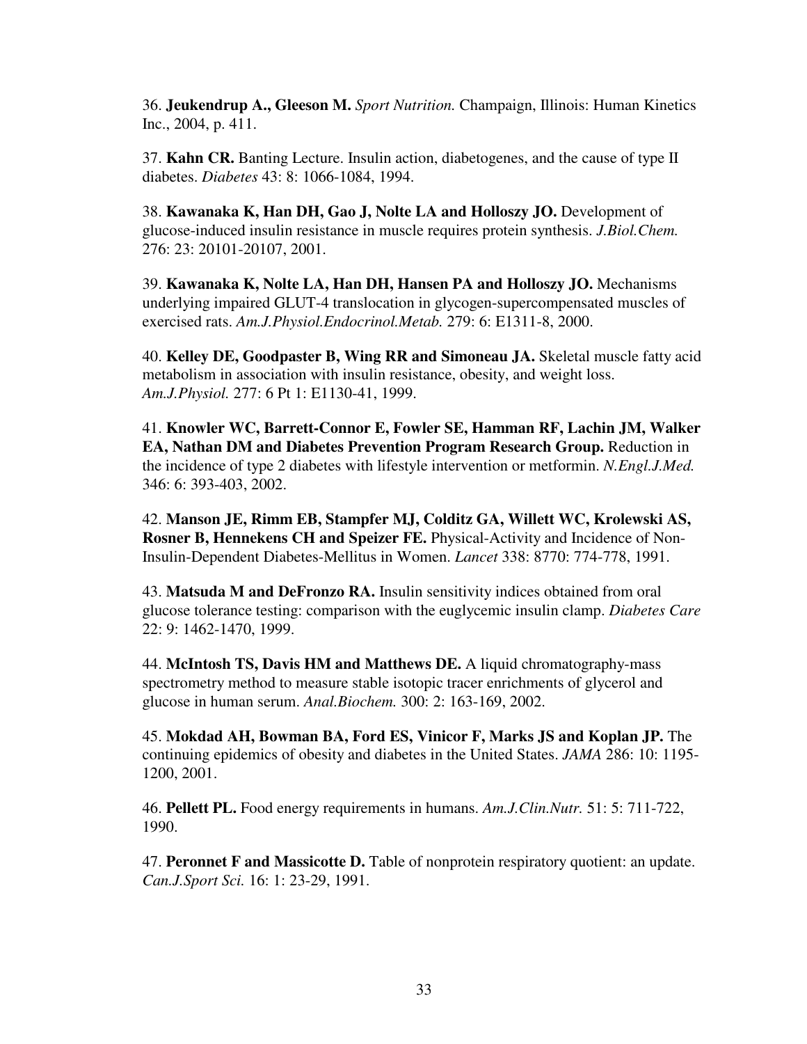36. **Jeukendrup A., Gleeson M.** *Sport Nutrition.* Champaign, Illinois: Human Kinetics Inc., 2004, p. 411.

37. **Kahn CR.** Banting Lecture. Insulin action, diabetogenes, and the cause of type II diabetes. *Diabetes* 43: 8: 1066-1084, 1994.

38. **Kawanaka K, Han DH, Gao J, Nolte LA and Holloszy JO.** Development of glucose-induced insulin resistance in muscle requires protein synthesis. *J.Biol.Chem.* 276: 23: 20101-20107, 2001.

39. **Kawanaka K, Nolte LA, Han DH, Hansen PA and Holloszy JO.** Mechanisms underlying impaired GLUT-4 translocation in glycogen-supercompensated muscles of exercised rats. *Am.J.Physiol.Endocrinol.Metab.* 279: 6: E1311-8, 2000.

40. **Kelley DE, Goodpaster B, Wing RR and Simoneau JA.** Skeletal muscle fatty acid metabolism in association with insulin resistance, obesity, and weight loss. *Am.J.Physiol.* 277: 6 Pt 1: E1130-41, 1999.

41. **Knowler WC, Barrett-Connor E, Fowler SE, Hamman RF, Lachin JM, Walker EA, Nathan DM and Diabetes Prevention Program Research Group.** Reduction in the incidence of type 2 diabetes with lifestyle intervention or metformin. *N.Engl.J.Med.* 346: 6: 393-403, 2002.

42. **Manson JE, Rimm EB, Stampfer MJ, Colditz GA, Willett WC, Krolewski AS, Rosner B, Hennekens CH and Speizer FE.** Physical-Activity and Incidence of Non-Insulin-Dependent Diabetes-Mellitus in Women. *Lancet* 338: 8770: 774-778, 1991.

43. **Matsuda M and DeFronzo RA.** Insulin sensitivity indices obtained from oral glucose tolerance testing: comparison with the euglycemic insulin clamp. *Diabetes Care* 22: 9: 1462-1470, 1999.

44. **McIntosh TS, Davis HM and Matthews DE.** A liquid chromatography-mass spectrometry method to measure stable isotopic tracer enrichments of glycerol and glucose in human serum. *Anal.Biochem.* 300: 2: 163-169, 2002.

45. **Mokdad AH, Bowman BA, Ford ES, Vinicor F, Marks JS and Koplan JP.** The continuing epidemics of obesity and diabetes in the United States. *JAMA* 286: 10: 1195-1200, 2001.

46. **Pellett PL.** Food energy requirements in humans. *Am.J.Clin.Nutr.* 51: 5: 711-722, 1990.

47. **Peronnet F and Massicotte D.** Table of nonprotein respiratory quotient: an update. *Can.J.Sport Sci.* 16: 1: 23-29, 1991.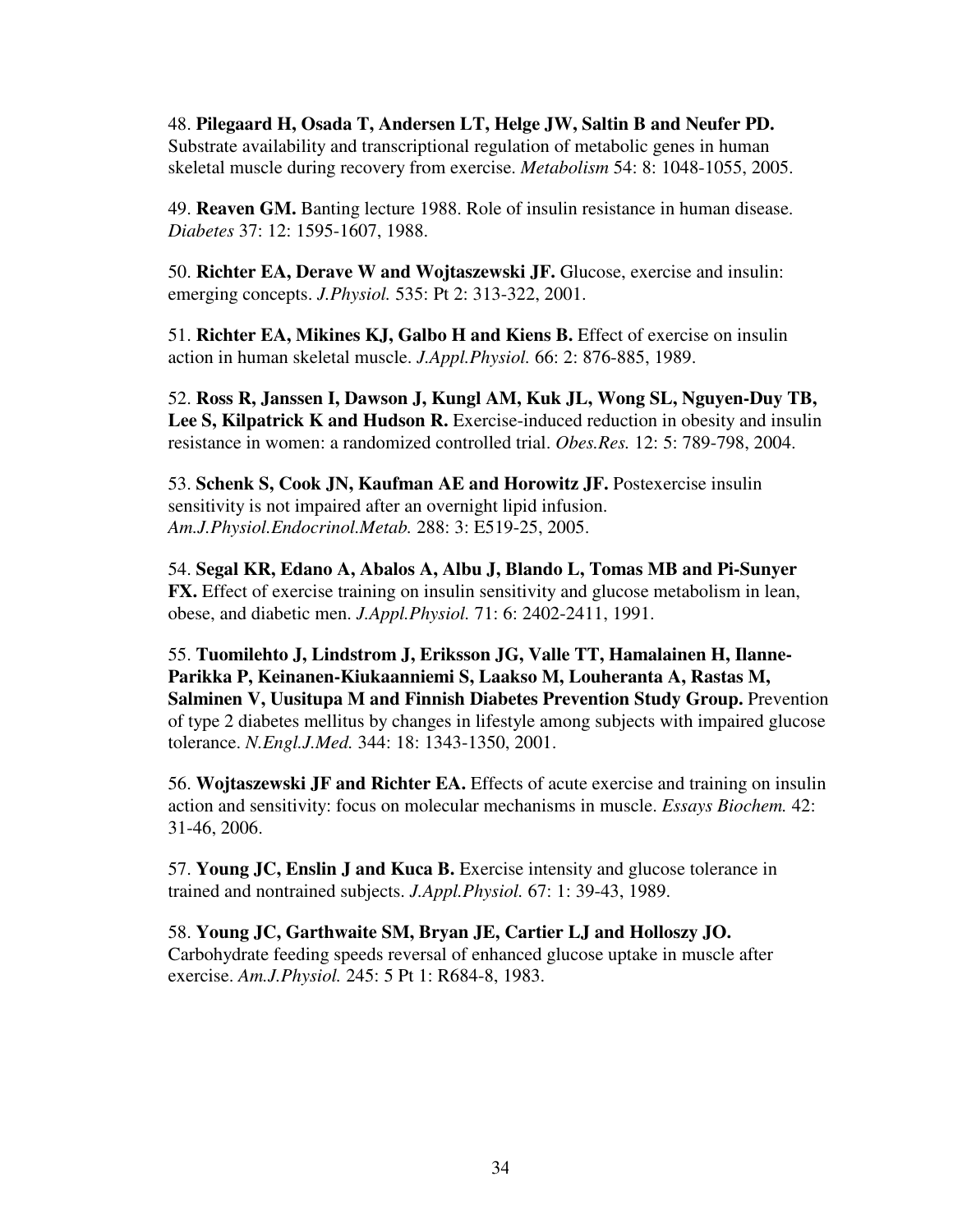48. **Pilegaard H, Osada T, Andersen LT, Helge JW, Saltin B and Neufer PD.** Substrate availability and transcriptional regulation of metabolic genes in human skeletal muscle during recovery from exercise. *Metabolism* 54: 8: 1048-1055, 2005.

49. **Reaven GM.** Banting lecture 1988. Role of insulin resistance in human disease. *Diabetes* 37: 12: 1595-1607, 1988.

50. **Richter EA, Derave W and Wojtaszewski JF.** Glucose, exercise and insulin: emerging concepts. *J.Physiol.* 535: Pt 2: 313-322, 2001.

51. **Richter EA, Mikines KJ, Galbo H and Kiens B.** Effect of exercise on insulin action in human skeletal muscle. *J.Appl.Physiol.* 66: 2: 876-885, 1989.

52. **Ross R, Janssen I, Dawson J, Kungl AM, Kuk JL, Wong SL, Nguyen-Duy TB, Lee S, Kilpatrick K and Hudson R.** Exercise-induced reduction in obesity and insulin resistance in women: a randomized controlled trial. *Obes.Res.* 12: 5: 789-798, 2004.

53. **Schenk S, Cook JN, Kaufman AE and Horowitz JF.** Postexercise insulin sensitivity is not impaired after an overnight lipid infusion. *Am.J.Physiol.Endocrinol.Metab.* 288: 3: E519-25, 2005.

54. **Segal KR, Edano A, Abalos A, Albu J, Blando L, Tomas MB and Pi-Sunyer FX.** Effect of exercise training on insulin sensitivity and glucose metabolism in lean, obese, and diabetic men. *J.Appl.Physiol.* 71: 6: 2402-2411, 1991.

55. **Tuomilehto J, Lindstrom J, Eriksson JG, Valle TT, Hamalainen H, Ilanne-Parikka P, Keinanen-Kiukaanniemi S, Laakso M, Louheranta A, Rastas M, Salminen V, Uusitupa M and Finnish Diabetes Prevention Study Group.** Prevention of type 2 diabetes mellitus by changes in lifestyle among subjects with impaired glucose tolerance. *N.Engl.J.Med.* 344: 18: 1343-1350, 2001.

56. **Wojtaszewski JF and Richter EA.** Effects of acute exercise and training on insulin action and sensitivity: focus on molecular mechanisms in muscle. *Essays Biochem.* 42: 31-46, 2006.

57. **Young JC, Enslin J and Kuca B.** Exercise intensity and glucose tolerance in trained and nontrained subjects. *J.Appl.Physiol.* 67: 1: 39-43, 1989.

58. **Young JC, Garthwaite SM, Bryan JE, Cartier LJ and Holloszy JO.** Carbohydrate feeding speeds reversal of enhanced glucose uptake in muscle after exercise. *Am.J.Physiol.* 245: 5 Pt 1: R684-8, 1983.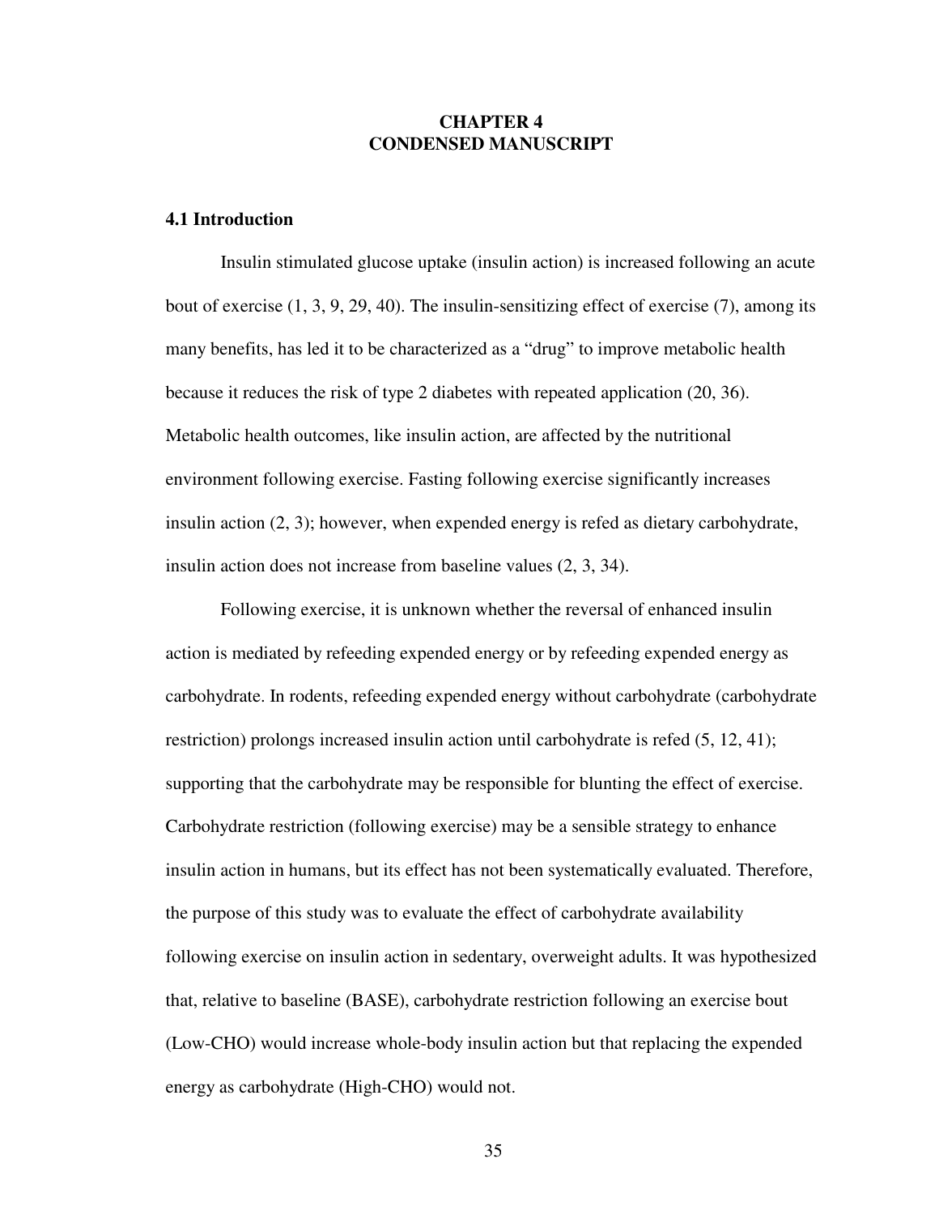# CHAPTER 4
# CONDENSED MANUSCRIPT

## 4.1 Introduction

Insulin stimulated glucose uptake (insulin action) is increased following an acute bout of exercise (1, 3, 9, 29, 40). The insulin-sensitizing effect of exercise (7), among its many benefits, has led it to be characterized as a "drug" to improve metabolic health because it reduces the risk of type 2 diabetes with repeated application (20, 36). Metabolic health outcomes, like insulin action, are affected by the nutritional environment following exercise. Fasting following exercise significantly increases insulin action (2, 3); however, when expended energy is refed as dietary carbohydrate, insulin action does not increase from baseline values (2, 3, 34).

Following exercise, it is unknown whether the reversal of enhanced insulin action is mediated by refeeding expended energy or by refeeding expended energy as carbohydrate. In rodents, refeeding expended energy without carbohydrate (carbohydrate restriction) prolongs increased insulin action until carbohydrate is refed (5, 12, 41); supporting that the carbohydrate may be responsible for blunting the effect of exercise. Carbohydrate restriction (following exercise) may be a sensible strategy to enhance insulin action in humans, but its effect has not been systematically evaluated. Therefore, the purpose of this study was to evaluate the effect of carbohydrate availability following exercise on insulin action in sedentary, overweight adults. It was hypothesized that, relative to baseline (BASE), carbohydrate restriction following an exercise bout (Low-CHO) would increase whole-body insulin action but that replacing the expended energy as carbohydrate (High-CHO) would not.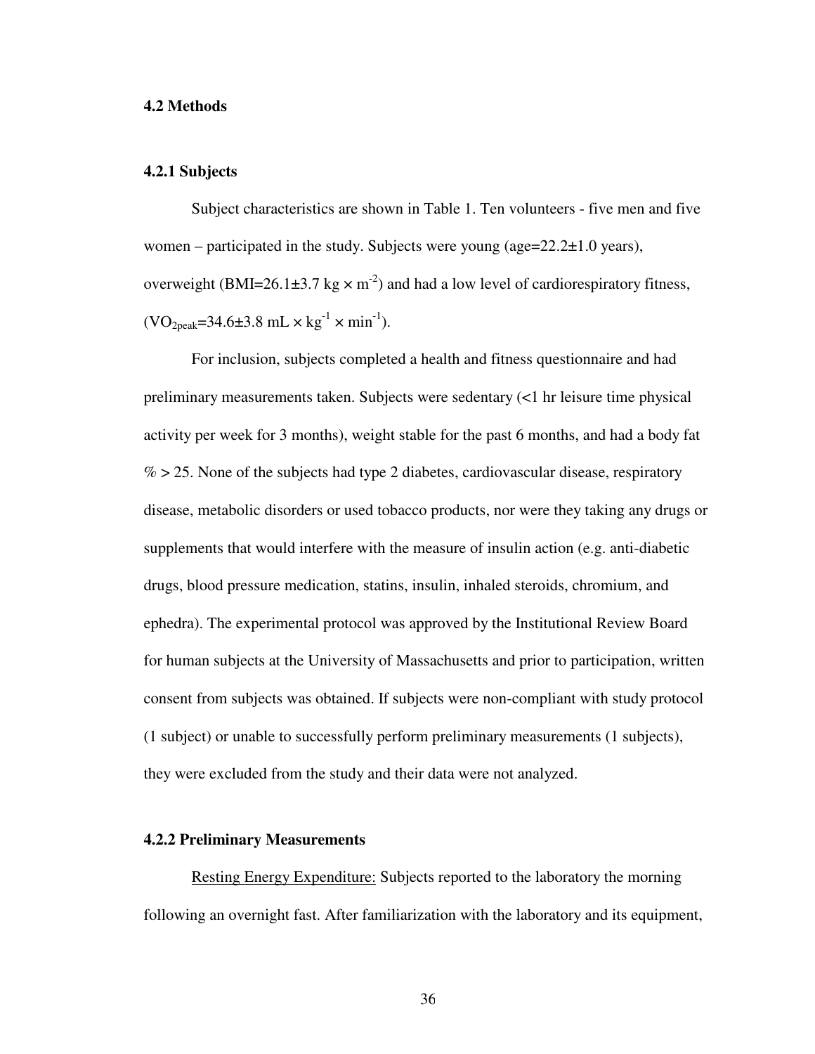### 4.2 Methods

### 4.2.1 Subjects

Subject characteristics are shown in Table 1. Ten volunteers - five men and five women – participated in the study. Subjects were young (age=22.2±1.0 years), overweight (BMI=26.1±3.7 kg × $m^{-2}$) and had a low level of cardiorespiratory fitness, ($VO_{2peak}$=34.6±3.8 mL × $kg^{-1}$ × $min^{-1}$).

For inclusion, subjects completed a health and fitness questionnaire and had preliminary measurements taken. Subjects were sedentary (<1 hr leisure time physical activity per week for 3 months), weight stable for the past 6 months, and had a body fat % > 25. None of the subjects had type 2 diabetes, cardiovascular disease, respiratory disease, metabolic disorders or used tobacco products, nor were they taking any drugs or supplements that would interfere with the measure of insulin action (e.g. anti-diabetic drugs, blood pressure medication, statins, insulin, inhaled steroids, chromium, and ephedra). The experimental protocol was approved by the Institutional Review Board for human subjects at the University of Massachusetts and prior to participation, written consent from subjects was obtained. If subjects were non-compliant with study protocol (1 subject) or unable to successfully perform preliminary measurements (1 subjects), they were excluded from the study and their data were not analyzed.

### 4.2.2 Preliminary Measurements

Resting Energy Expenditure: Subjects reported to the laboratory the morning following an overnight fast. After familiarization with the laboratory and its equipment,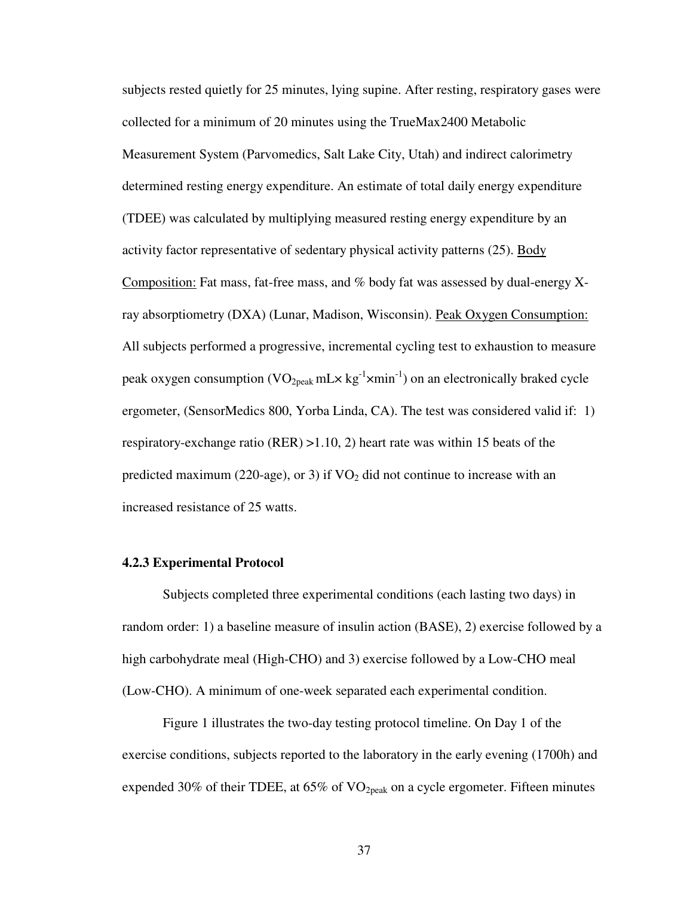subjects rested quietly for 25 minutes, lying supine. After resting, respiratory gases were collected for a minimum of 20 minutes using the TrueMax2400 Metabolic Measurement System (Parvomedics, Salt Lake City, Utah) and indirect calorimetry determined resting energy expenditure. An estimate of total daily energy expenditure (TDEE) was calculated by multiplying measured resting energy expenditure by an activity factor representative of sedentary physical activity patterns (25). Body Composition: Fat mass, fat-free mass, and % body fat was assessed by dual-energy X-ray absorptiometry (DXA) (Lunar, Madison, Wisconsin). Peak Oxygen Consumption: All subjects performed a progressive, incremental cycling test to exhaustion to measure peak oxygen consumption ($VO_{2peak}$ mL× $kg^{-1}$×$min^{-1}$) on an electronically braked cycle ergometer, (SensorMedics 800, Yorba Linda, CA). The test was considered valid if: 1) respiratory-exchange ratio (RER) >1.10, 2) heart rate was within 15 beats of the predicted maximum (220-age), or 3) if $VO_2$ did not continue to increase with an increased resistance of 25 watts.

### 4.2.3 Experimental Protocol

Subjects completed three experimental conditions (each lasting two days) in random order: 1) a baseline measure of insulin action (BASE), 2) exercise followed by a high carbohydrate meal (High-CHO) and 3) exercise followed by a Low-CHO meal (Low-CHO). A minimum of one-week separated each experimental condition.

Figure 1 illustrates the two-day testing protocol timeline. On Day 1 of the exercise conditions, subjects reported to the laboratory in the early evening (1700h) and expended 30% of their TDEE, at 65% of $VO_{2peak}$ on a cycle ergometer. Fifteen minutes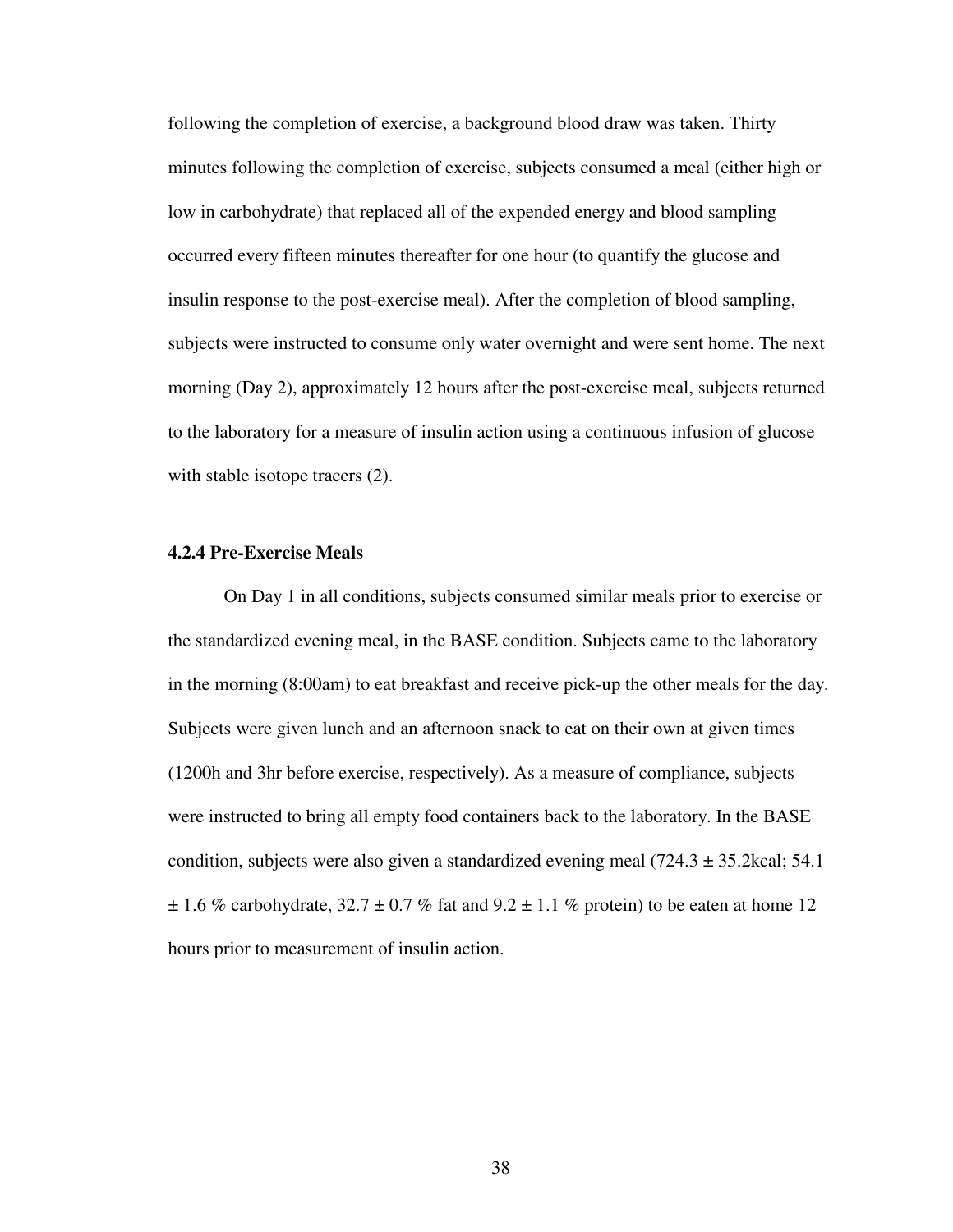following the completion of exercise, a background blood draw was taken. Thirty minutes following the completion of exercise, subjects consumed a meal (either high or low in carbohydrate) that replaced all of the expended energy and blood sampling occurred every fifteen minutes thereafter for one hour (to quantify the glucose and insulin response to the post-exercise meal). After the completion of blood sampling, subjects were instructed to consume only water overnight and were sent home. The next morning (Day 2), approximately 12 hours after the post-exercise meal, subjects returned to the laboratory for a measure of insulin action using a continuous infusion of glucose with stable isotope tracers (2).

### 4.2.4 Pre-Exercise Meals

On Day 1 in all conditions, subjects consumed similar meals prior to exercise or the standardized evening meal, in the BASE condition. Subjects came to the laboratory in the morning (8:00am) to eat breakfast and receive pick-up the other meals for the day. Subjects were given lunch and an afternoon snack to eat on their own at given times (1200h and 3hr before exercise, respectively). As a measure of compliance, subjects were instructed to bring all empty food containers back to the laboratory. In the BASE condition, subjects were also given a standardized evening meal (724.3 ± 35.2kcal; 54.1 ± 1.6 % carbohydrate, 32.7 ± 0.7 % fat and 9.2 ± 1.1 % protein) to be eaten at home 12 hours prior to measurement of insulin action.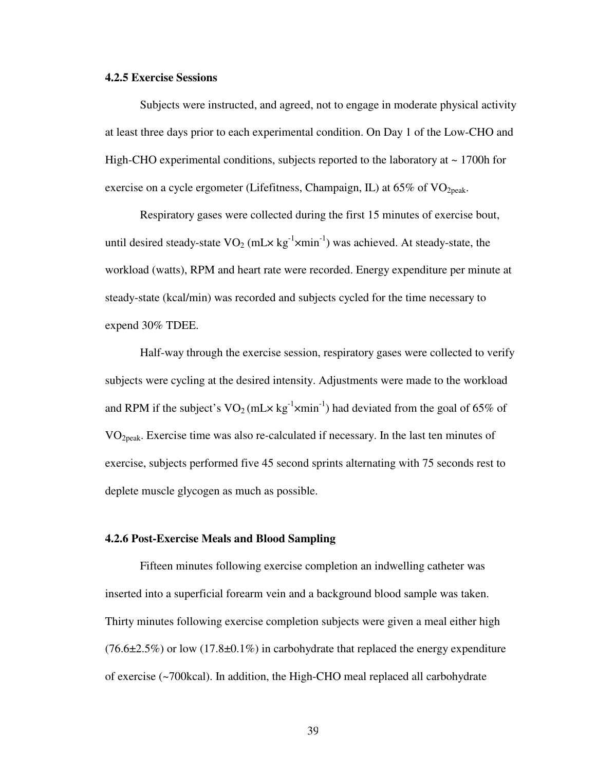### 4.2.5 Exercise Sessions

Subjects were instructed, and agreed, not to engage in moderate physical activity at least three days prior to each experimental condition. On Day 1 of the Low-CHO and High-CHO experimental conditions, subjects reported to the laboratory at ~ 1700h for exercise on a cycle ergometer (Lifefitness, Champaign, IL) at 65% of $VO_{2peak}$.

Respiratory gases were collected during the first 15 minutes of exercise bout, until desired steady-state $VO_2$ ($mL \times kg^{-1} \times min^{-1}$) was achieved. At steady-state, the workload (watts), RPM and heart rate were recorded. Energy expenditure per minute at steady-state (kcal/min) was recorded and subjects cycled for the time necessary to expend 30% TDEE.

Half-way through the exercise session, respiratory gases were collected to verify subjects were cycling at the desired intensity. Adjustments were made to the workload and RPM if the subject's $VO_2$ ($mL \times kg^{-1} \times min^{-1}$) had deviated from the goal of 65% of $VO_{2peak}$. Exercise time was also re-calculated if necessary. In the last ten minutes of exercise, subjects performed five 45 second sprints alternating with 75 seconds rest to deplete muscle glycogen as much as possible.

### 4.2.6 Post-Exercise Meals and Blood Sampling

Fifteen minutes following exercise completion an indwelling catheter was inserted into a superficial forearm vein and a background blood sample was taken. Thirty minutes following exercise completion subjects were given a meal either high ($76.6 \pm 2.5\%$) or low ($17.8 \pm 0.1\%$) in carbohydrate that replaced the energy expenditure of exercise (~700kcal). In addition, the High-CHO meal replaced all carbohydrate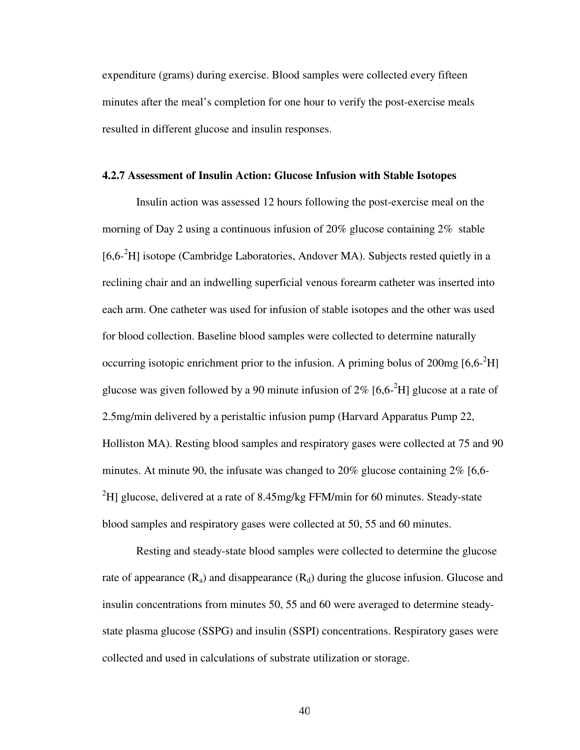expenditure (grams) during exercise. Blood samples were collected every fifteen minutes after the meal's completion for one hour to verify the post-exercise meals resulted in different glucose and insulin responses.

### 4.2.7 Assessment of Insulin Action: Glucose Infusion with Stable Isotopes

Insulin action was assessed 12 hours following the post-exercise meal on the morning of Day 2 using a continuous infusion of 20% glucose containing 2% stable [6,6-$^{2}$H] isotope (Cambridge Laboratories, Andover MA). Subjects rested quietly in a reclining chair and an indwelling superficial venous forearm catheter was inserted into each arm. One catheter was used for infusion of stable isotopes and the other was used for blood collection. Baseline blood samples were collected to determine naturally occurring isotopic enrichment prior to the infusion. A priming bolus of 200mg [6,6-$^{2}$H] glucose was given followed by a 90 minute infusion of 2% [6,6-$^{2}$H] glucose at a rate of 2.5mg/min delivered by a peristaltic infusion pump (Harvard Apparatus Pump 22, Holliston MA). Resting blood samples and respiratory gases were collected at 75 and 90 minutes. At minute 90, the infusate was changed to 20% glucose containing 2% [6,6-$^{2}$H] glucose, delivered at a rate of 8.45mg/kg FFM/min for 60 minutes. Steady-state blood samples and respiratory gases were collected at 50, 55 and 60 minutes.

Resting and steady-state blood samples were collected to determine the glucose rate of appearance ($R_a$) and disappearance ($R_d$) during the glucose infusion. Glucose and insulin concentrations from minutes 50, 55 and 60 were averaged to determine steady-state plasma glucose (SSPG) and insulin (SSPI) concentrations. Respiratory gases were collected and used in calculations of substrate utilization or storage.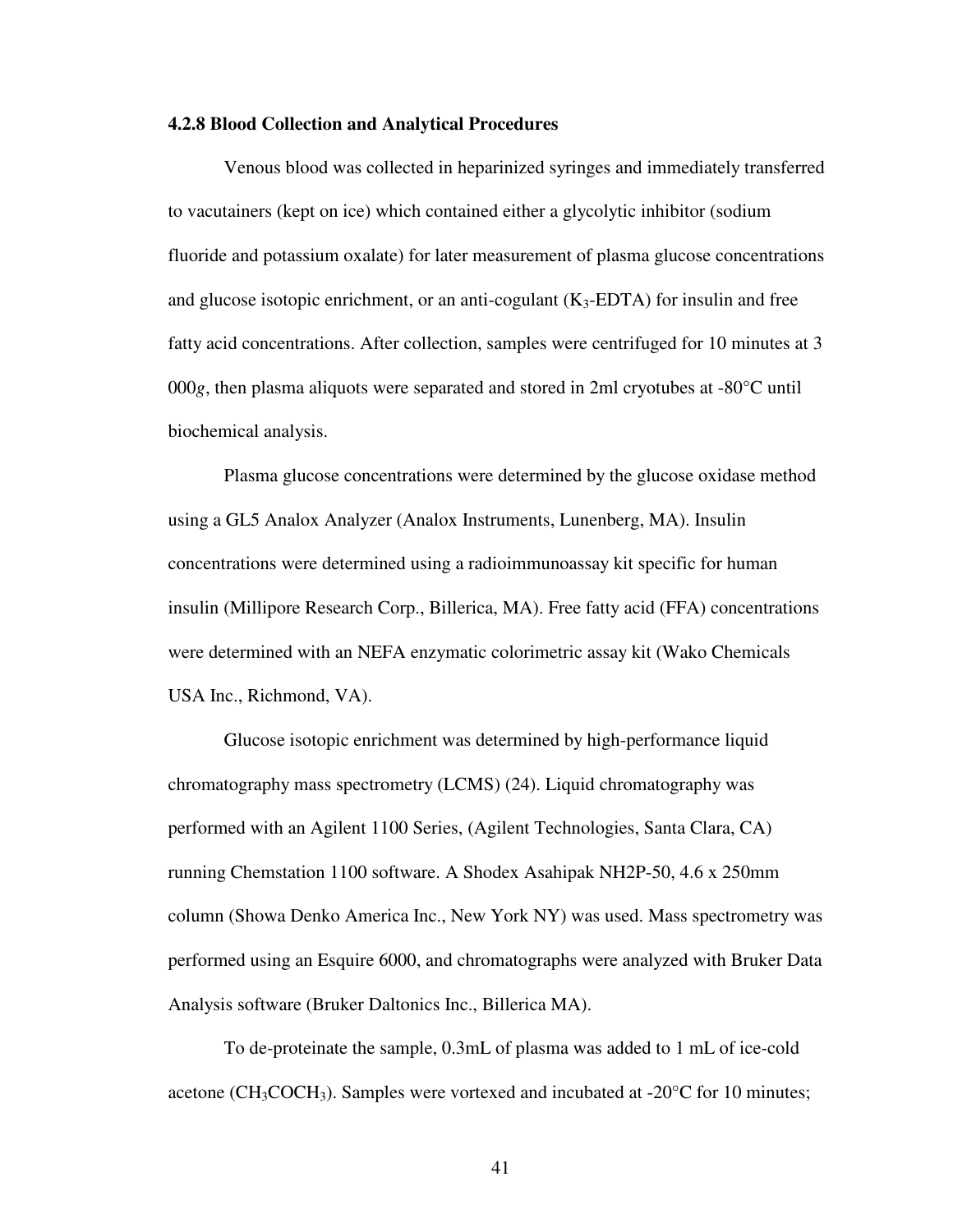#### 4.2.8 Blood Collection and Analytical Procedures

Venous blood was collected in heparinized syringes and immediately transferred to vacutainers (kept on ice) which contained either a glycolytic inhibitor (sodium fluoride and potassium oxalate) for later measurement of plasma glucose concentrations and glucose isotopic enrichment, or an anti-cogulant ($K_3$-EDTA) for insulin and free fatty acid concentrations. After collection, samples were centrifuged for 10 minutes at 3 000*g*, then plasma aliquots were separated and stored in 2ml cryotubes at -80°C until biochemical analysis.

Plasma glucose concentrations were determined by the glucose oxidase method using a GL5 Analox Analyzer (Analox Instruments, Lunenberg, MA). Insulin concentrations were determined using a radioimmunoassay kit specific for human insulin (Millipore Research Corp., Billerica, MA). Free fatty acid (FFA) concentrations were determined with an NEFA enzymatic colorimetric assay kit (Wako Chemicals USA Inc., Richmond, VA).

Glucose isotopic enrichment was determined by high-performance liquid chromatography mass spectrometry (LCMS) (24). Liquid chromatography was performed with an Agilent 1100 Series, (Agilent Technologies, Santa Clara, CA) running Chemstation 1100 software. A Shodex Asahipak NH2P-50, 4.6 x 250mm column (Showa Denko America Inc., New York NY) was used. Mass spectrometry was performed using an Esquire 6000, and chromatographs were analyzed with Bruker Data Analysis software (Bruker Daltonics Inc., Billerica MA).

To de-proteinate the sample, 0.3mL of plasma was added to 1 mL of ice-cold acetone ($CH_3COCH_3$). Samples were vortexed and incubated at -20°C for 10 minutes;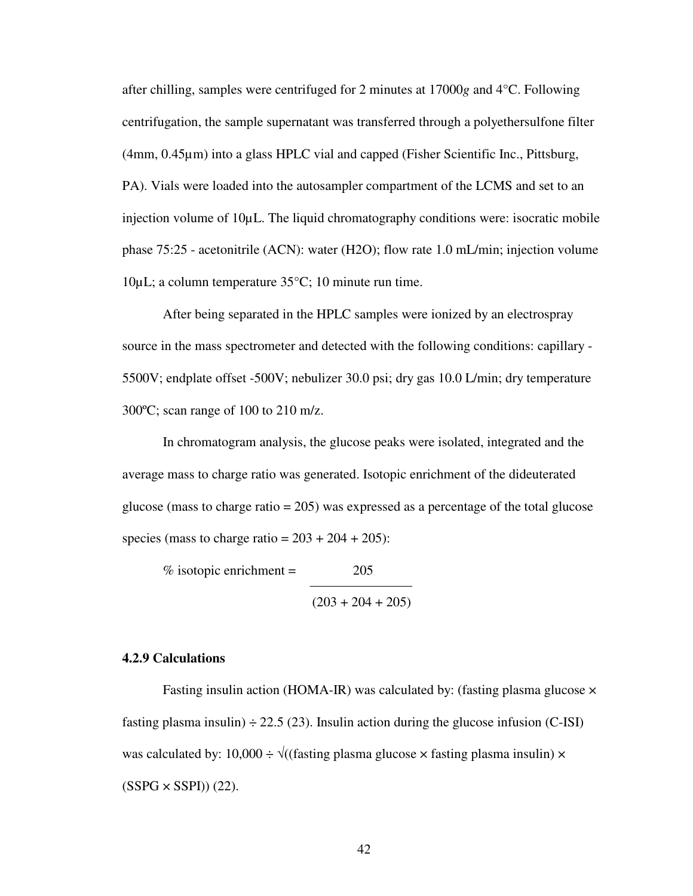after chilling, samples were centrifuged for 2 minutes at 17000*g* and 4°C. Following centrifugation, the sample supernatant was transferred through a polyethersulfone filter (4mm, 0.45µm) into a glass HPLC vial and capped (Fisher Scientific Inc., Pittsburg, PA). Vials were loaded into the autosampler compartment of the LCMS and set to an injection volume of 10µL. The liquid chromatography conditions were: isocratic mobile phase 75:25 - acetonitrile (ACN): water (H2O); flow rate 1.0 mL/min; injection volume 10µL; a column temperature 35°C; 10 minute run time.

After being separated in the HPLC samples were ionized by an electrospray source in the mass spectrometer and detected with the following conditions: capillary -5500V; endplate offset -500V; nebulizer 30.0 psi; dry gas 10.0 L/min; dry temperature 300ºC; scan range of 100 to 210 m/z.

In chromatogram analysis, the glucose peaks were isolated, integrated and the average mass to charge ratio was generated. Isotopic enrichment of the dideuterated glucose (mass to charge ratio = 205) was expressed as a percentage of the total glucose species (mass to charge ratio = 203 + 204 + 205):

$$\text{\% isotopic enrichment} = \frac{205}{(203 + 204 + 205)}$$

### 4.2.9 Calculations

Fasting insulin action (HOMA-IR) was calculated by: (fasting plasma glucose × fasting plasma insulin) ÷ 22.5 (23). Insulin action during the glucose infusion (C-ISI) was calculated by: 10,000 ÷ √((fasting plasma glucose × fasting plasma insulin) × (SSPG × SSPI)) (22).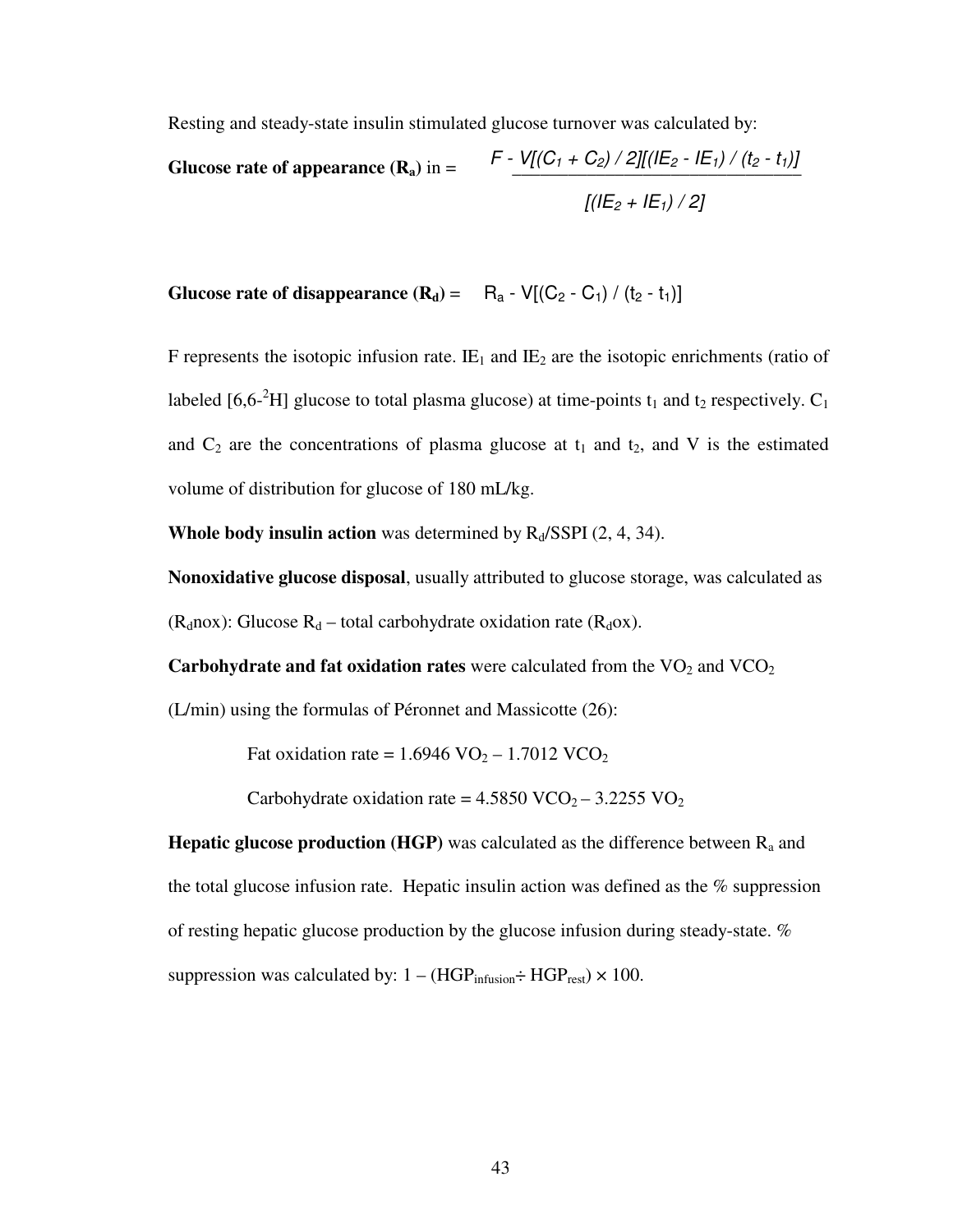Resting and steady-state insulin stimulated glucose turnover was calculated by:

**Glucose rate of appearance ($R_a$)** in = 

$$\frac{F - V[(C_1 + C_2) / 2][(IE_2 - IE_1) / (t_2 - t_1)]}{[(IE_2 + IE_1) / 2]}$$

**Glucose rate of disappearance ($R_d$)** = $R_a - V[(C_2 - C_1) / (t_2 - t_1)]$

F represents the isotopic infusion rate. $IE_1$ and $IE_2$ are the isotopic enrichments (ratio of labeled [6,6-$^2$H] glucose to total plasma glucose) at time-points $t_1$ and $t_2$ respectively. $C_1$ and $C_2$ are the concentrations of plasma glucose at $t_1$ and $t_2$, and V is the estimated volume of distribution for glucose of 180 mL/kg.

**Whole body insulin action** was determined by $R_d$/SSPI (2, 4, 34).

**Nonoxidative glucose disposal**, usually attributed to glucose storage, was calculated as ($R_d$nox): Glucose $R_d$ – total carbohydrate oxidation rate ($R_d$ox).

**Carbohydrate and fat oxidation rates** were calculated from the $VO_2$ and $VCO_2$ (L/min) using the formulas of Péronnet and Massicotte (26):

Fat oxidation rate = 1.6946 $VO_2$ – 1.7012 $VCO_2$

Carbohydrate oxidation rate = 4.5850 $VCO_2$ – 3.2255 $VO_2$

**Hepatic glucose production (HGP)** was calculated as the difference between $R_a$ and the total glucose infusion rate. Hepatic insulin action was defined as the % suppression of resting hepatic glucose production by the glucose infusion during steady-state. % suppression was calculated by: $1 - (HGP_{infusion} \div HGP_{rest}) \times 100$.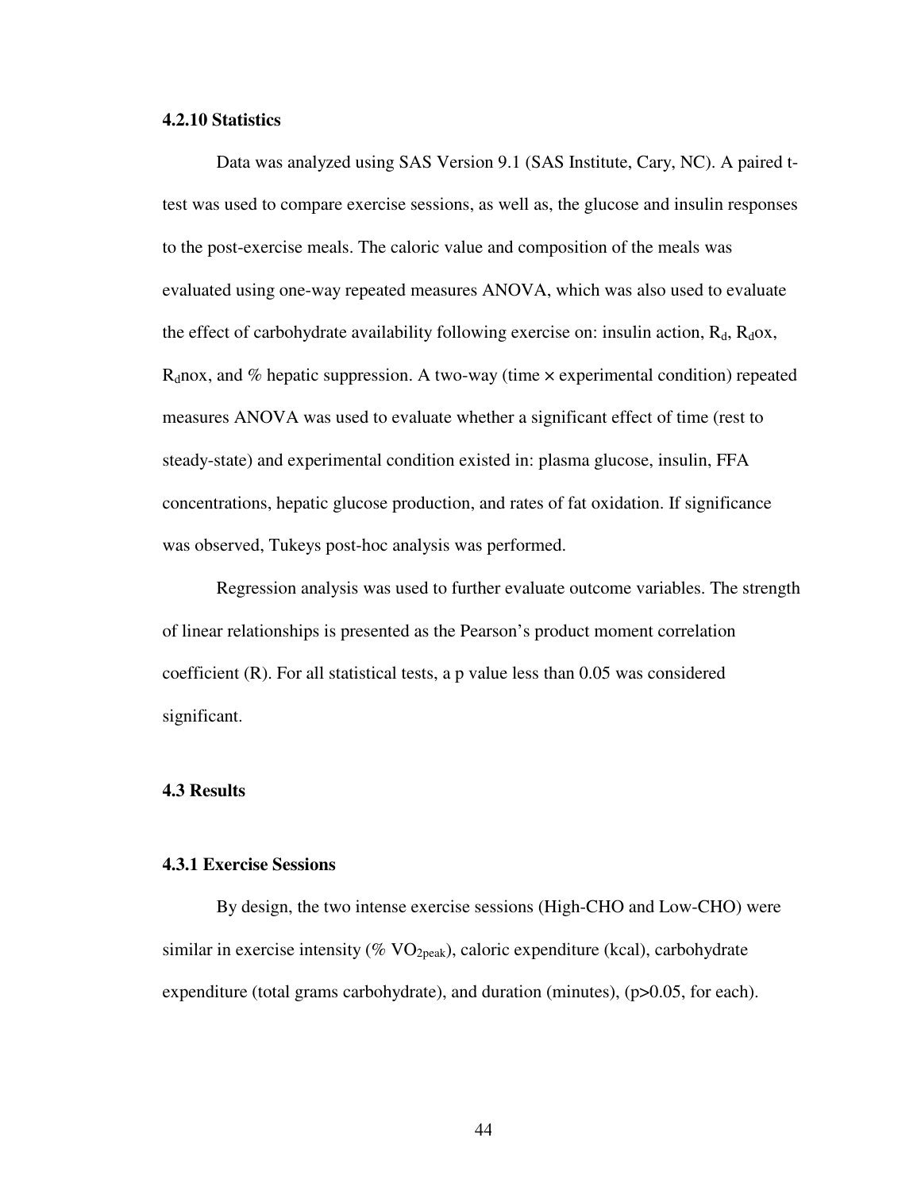### 4.2.10 Statistics

Data was analyzed using SAS Version 9.1 (SAS Institute, Cary, NC). A paired t-test was used to compare exercise sessions, as well as, the glucose and insulin responses to the post-exercise meals. The caloric value and composition of the meals was evaluated using one-way repeated measures ANOVA, which was also used to evaluate the effect of carbohydrate availability following exercise on: insulin action, $R_d$, $R_d$ox, $R_d$nox, and % hepatic suppression. A two-way (time × experimental condition) repeated measures ANOVA was used to evaluate whether a significant effect of time (rest to steady-state) and experimental condition existed in: plasma glucose, insulin, FFA concentrations, hepatic glucose production, and rates of fat oxidation. If significance was observed, Tukeys post-hoc analysis was performed.

Regression analysis was used to further evaluate outcome variables. The strength of linear relationships is presented as the Pearson's product moment correlation coefficient (R). For all statistical tests, a p value less than 0.05 was considered significant.

## 4.3 Results

### 4.3.1 Exercise Sessions

By design, the two intense exercise sessions (High-CHO and Low-CHO) were similar in exercise intensity (% $VO_{2peak}$), caloric expenditure (kcal), carbohydrate expenditure (total grams carbohydrate), and duration (minutes), ($p>0.05$, for each).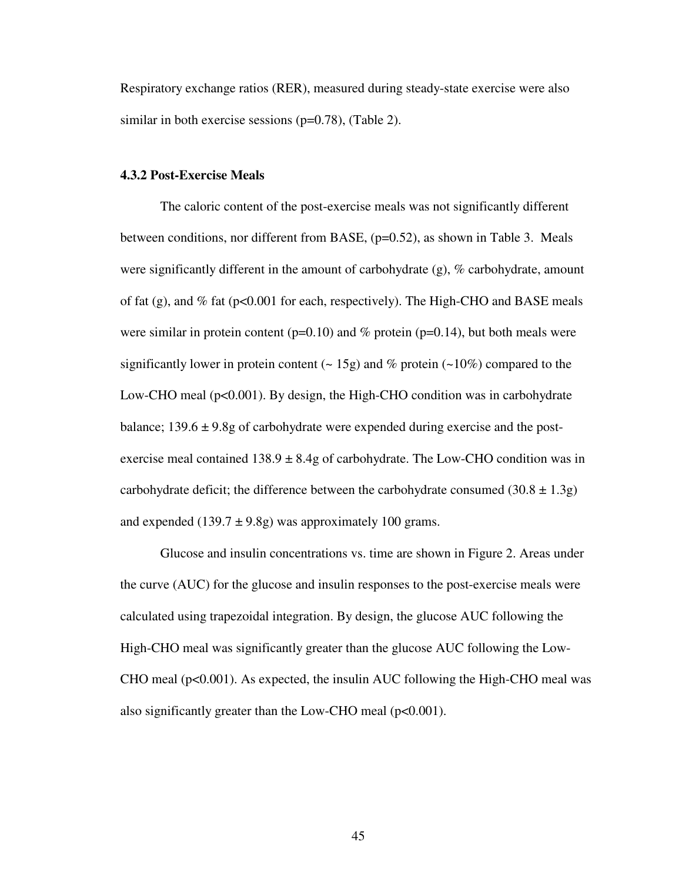Respiratory exchange ratios (RER), measured during steady-state exercise were also similar in both exercise sessions ($p=0.78$), (Table 2).

### 4.3.2 Post-Exercise Meals

The caloric content of the post-exercise meals was not significantly different between conditions, nor different from BASE, ($p=0.52$), as shown in Table 3. Meals were significantly different in the amount of carbohydrate (g), % carbohydrate, amount of fat (g), and % fat ($p<0.001$ for each, respectively). The High-CHO and BASE meals were similar in protein content ($p=0.10$) and % protein ($p=0.14$), but both meals were significantly lower in protein content (~ 15g) and % protein (~10%) compared to the Low-CHO meal ($p<0.001$). By design, the High-CHO condition was in carbohydrate balance; 139.6 ± 9.8g of carbohydrate were expended during exercise and the post-exercise meal contained 138.9 ± 8.4g of carbohydrate. The Low-CHO condition was in carbohydrate deficit; the difference between the carbohydrate consumed (30.8 ± 1.3g) and expended (139.7 ± 9.8g) was approximately 100 grams.

Glucose and insulin concentrations vs. time are shown in Figure 2. Areas under the curve (AUC) for the glucose and insulin responses to the post-exercise meals were calculated using trapezoidal integration. By design, the glucose AUC following the High-CHO meal was significantly greater than the glucose AUC following the Low-CHO meal ($p<0.001$). As expected, the insulin AUC following the High-CHO meal was also significantly greater than the Low-CHO meal ($p<0.001$).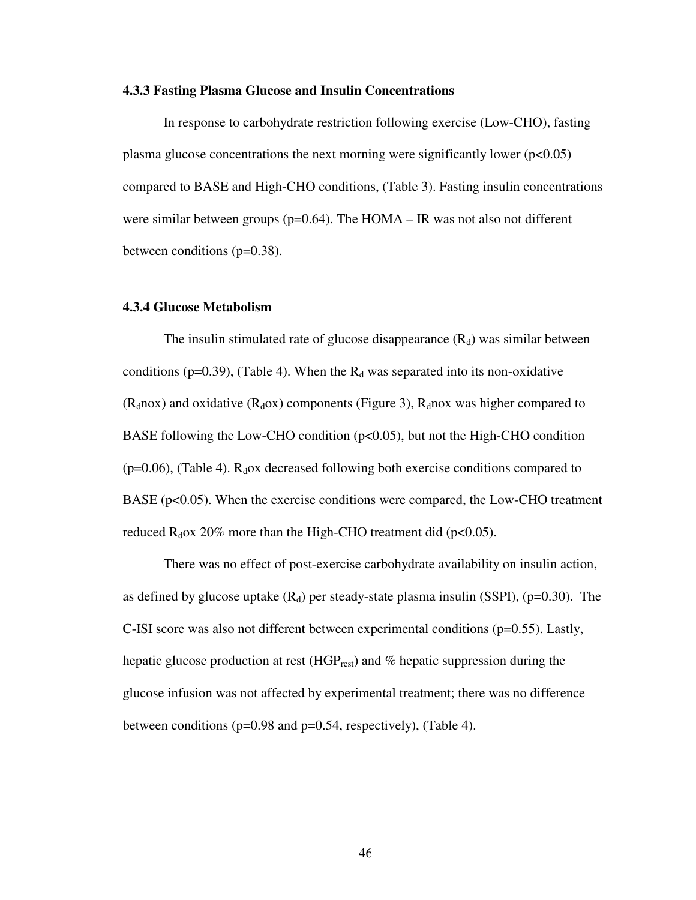### 4.3.3 Fasting Plasma Glucose and Insulin Concentrations

In response to carbohydrate restriction following exercise (Low-CHO), fasting plasma glucose concentrations the next morning were significantly lower ($p<0.05$) compared to BASE and High-CHO conditions, (Table 3). Fasting insulin concentrations were similar between groups ($p=0.64$). The HOMA – IR was not also not different between conditions ($p=0.38$).

### 4.3.4 Glucose Metabolism

The insulin stimulated rate of glucose disappearance ($R_d$) was similar between conditions ($p=0.39$), (Table 4). When the $R_d$ was separated into its non-oxidative ($R_d$nox) and oxidative ($R_d$ox) components (Figure 3), $R_d$nox was higher compared to BASE following the Low-CHO condition ($p<0.05$), but not the High-CHO condition ($p=0.06$), (Table 4). $R_d$ox decreased following both exercise conditions compared to BASE ($p<0.05$). When the exercise conditions were compared, the Low-CHO treatment reduced $R_d$ox 20% more than the High-CHO treatment did ($p<0.05$).

There was no effect of post-exercise carbohydrate availability on insulin action, as defined by glucose uptake ($R_d$) per steady-state plasma insulin (SSPI), ($p=0.30$). The C-ISI score was also not different between experimental conditions ($p=0.55$). Lastly, hepatic glucose production at rest ($HGP_{rest}$) and % hepatic suppression during the glucose infusion was not affected by experimental treatment; there was no difference between conditions ($p=0.98$ and $p=0.54$, respectively), (Table 4).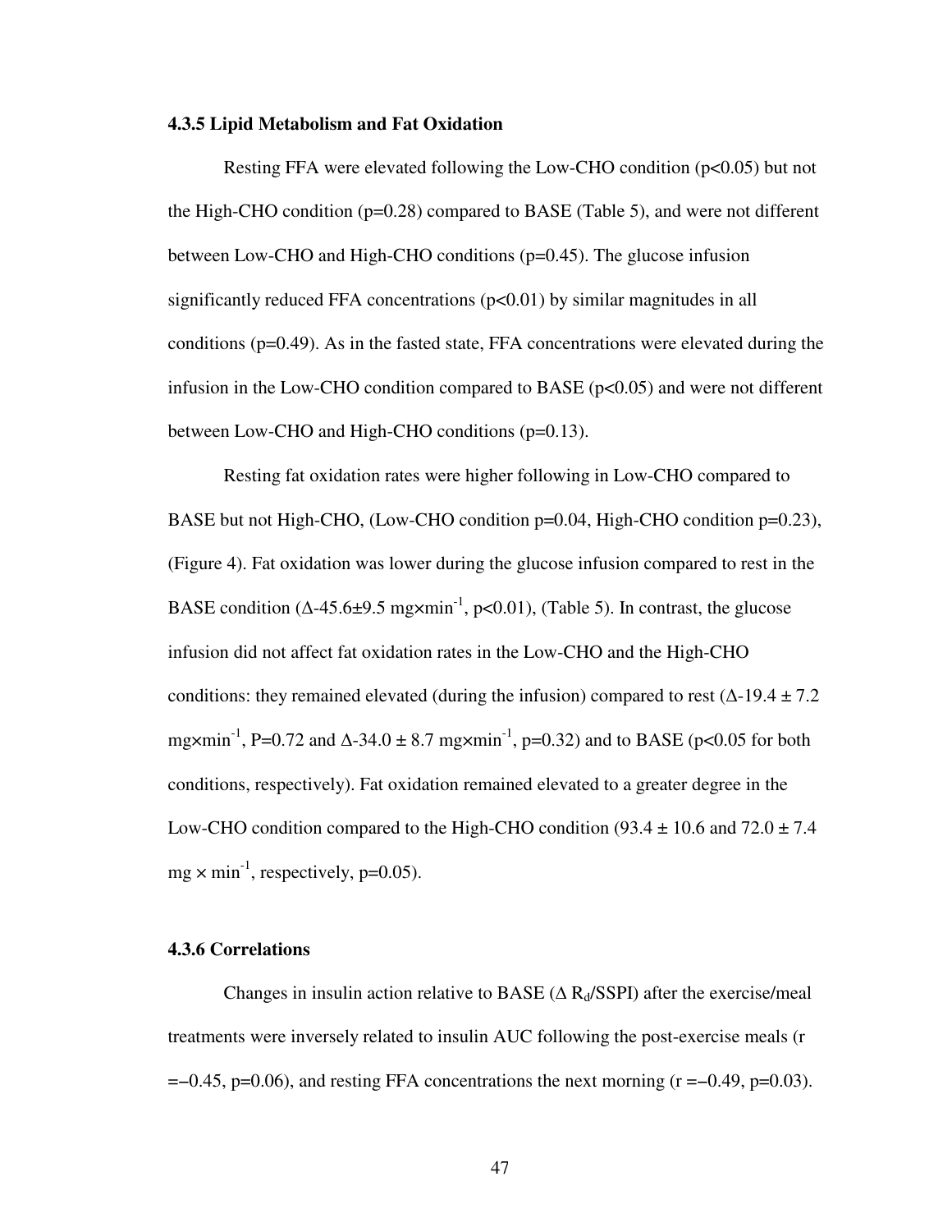### 4.3.5 Lipid Metabolism and Fat Oxidation

Resting FFA were elevated following the Low-CHO condition ($p<0.05$) but not the High-CHO condition ($p=0.28$) compared to BASE (Table 5), and were not different between Low-CHO and High-CHO conditions ($p=0.45$). The glucose infusion significantly reduced FFA concentrations ($p<0.01$) by similar magnitudes in all conditions ($p=0.49$). As in the fasted state, FFA concentrations were elevated during the infusion in the Low-CHO condition compared to BASE ($p<0.05$) and were not different between Low-CHO and High-CHO conditions ($p=0.13$).

Resting fat oxidation rates were higher following in Low-CHO compared to BASE but not High-CHO, (Low-CHO condition $p=0.04$, High-CHO condition $p=0.23$), (Figure 4). Fat oxidation was lower during the glucose infusion compared to rest in the BASE condition ($\Delta$-45.6±9.5 mg×min$^{-1}$, $p<0.01$), (Table 5). In contrast, the glucose infusion did not affect fat oxidation rates in the Low-CHO and the High-CHO conditions: they remained elevated (during the infusion) compared to rest ($\Delta$-19.4 ± 7.2 mg×min$^{-1}$, $P=0.72$ and $\Delta$-34.0 ± 8.7 mg×min$^{-1}$, $p=0.32$) and to BASE ($p<0.05$ for both conditions, respectively). Fat oxidation remained elevated to a greater degree in the Low-CHO condition compared to the High-CHO condition (93.4 ± 10.6 and 72.0 ± 7.4 mg × min$^{-1}$, respectively, $p=0.05$).

### 4.3.6 Correlations

Changes in insulin action relative to BASE ($\Delta$ $R_d$/SSPI) after the exercise/meal treatments were inversely related to insulin AUC following the post-exercise meals ($r=-0.45$, $p=0.06$), and resting FFA concentrations the next morning ($r=-0.49$, $p=0.03$).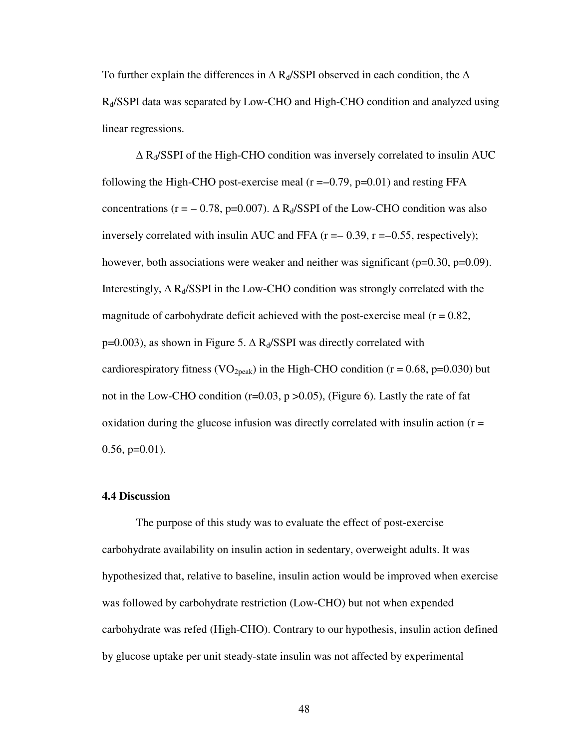To further explain the differences in $\Delta$ $R_d$/SSPI observed in each condition, the $\Delta$ $R_d$/SSPI data was separated by Low-CHO and High-CHO condition and analyzed using linear regressions.

$\Delta$ $R_d$/SSPI of the High-CHO condition was inversely correlated to insulin AUC following the High-CHO post-exercise meal ($r = -0.79$, $p=0.01$) and resting FFA concentrations ($r = -0.78$, $p=0.007$). $\Delta$ $R_d$/SSPI of the Low-CHO condition was also inversely correlated with insulin AUC and FFA ($r = -0.39$, $r = -0.55$, respectively); however, both associations were weaker and neither was significant ($p=0.30$, $p=0.09$). Interestingly, $\Delta$ $R_d$/SSPI in the Low-CHO condition was strongly correlated with the magnitude of carbohydrate deficit achieved with the post-exercise meal ($r = 0.82$, $p=0.003$), as shown in Figure 5. $\Delta$ $R_d$/SSPI was directly correlated with cardiorespiratory fitness ($VO_{2peak}$) in the High-CHO condition ($r = 0.68$, $p=0.030$) but not in the Low-CHO condition ($r=0.03$, $p > 0.05$), (Figure 6). Lastly the rate of fat oxidation during the glucose infusion was directly correlated with insulin action ($r = 0.56$, $p=0.01$).

### 4.4 Discussion

The purpose of this study was to evaluate the effect of post-exercise carbohydrate availability on insulin action in sedentary, overweight adults. It was hypothesized that, relative to baseline, insulin action would be improved when exercise was followed by carbohydrate restriction (Low-CHO) but not when expended carbohydrate was refed (High-CHO). Contrary to our hypothesis, insulin action defined by glucose uptake per unit steady-state insulin was not affected by experimental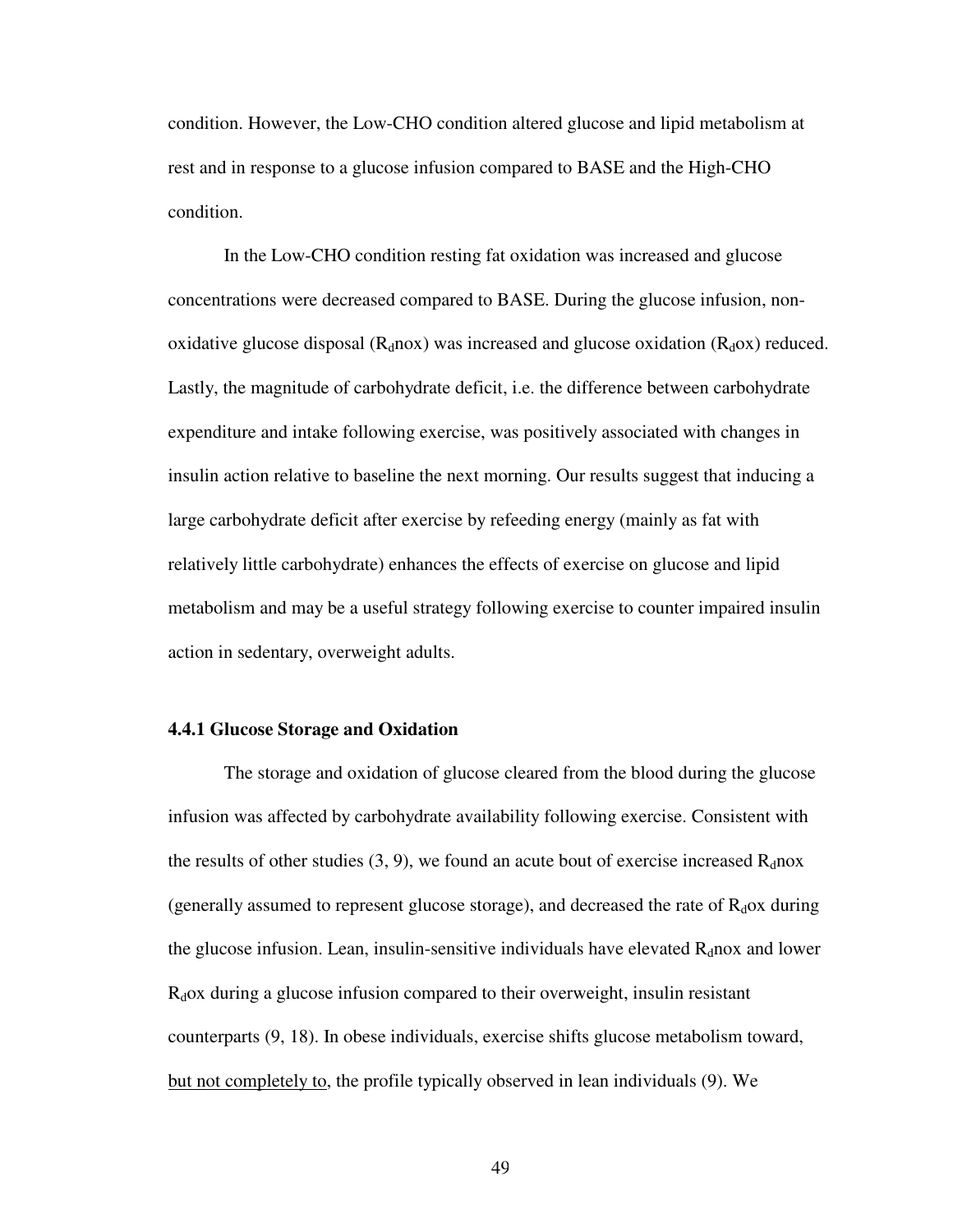condition. However, the Low-CHO condition altered glucose and lipid metabolism at rest and in response to a glucose infusion compared to BASE and the High-CHO condition.

In the Low-CHO condition resting fat oxidation was increased and glucose concentrations were decreased compared to BASE. During the glucose infusion, non-oxidative glucose disposal ($R_d$nox) was increased and glucose oxidation ($R_d$ox) reduced. Lastly, the magnitude of carbohydrate deficit, i.e. the difference between carbohydrate expenditure and intake following exercise, was positively associated with changes in insulin action relative to baseline the next morning. Our results suggest that inducing a large carbohydrate deficit after exercise by refeeding energy (mainly as fat with relatively little carbohydrate) enhances the effects of exercise on glucose and lipid metabolism and may be a useful strategy following exercise to counter impaired insulin action in sedentary, overweight adults.

### 4.4.1 Glucose Storage and Oxidation

The storage and oxidation of glucose cleared from the blood during the glucose infusion was affected by carbohydrate availability following exercise. Consistent with the results of other studies (3, 9), we found an acute bout of exercise increased $R_d$nox (generally assumed to represent glucose storage), and decreased the rate of $R_d$ox during the glucose infusion. Lean, insulin-sensitive individuals have elevated $R_d$nox and lower $R_d$ox during a glucose infusion compared to their overweight, insulin resistant counterparts (9, 18). In obese individuals, exercise shifts glucose metabolism toward, <u>but not completely to</u>, the profile typically observed in lean individuals (9). We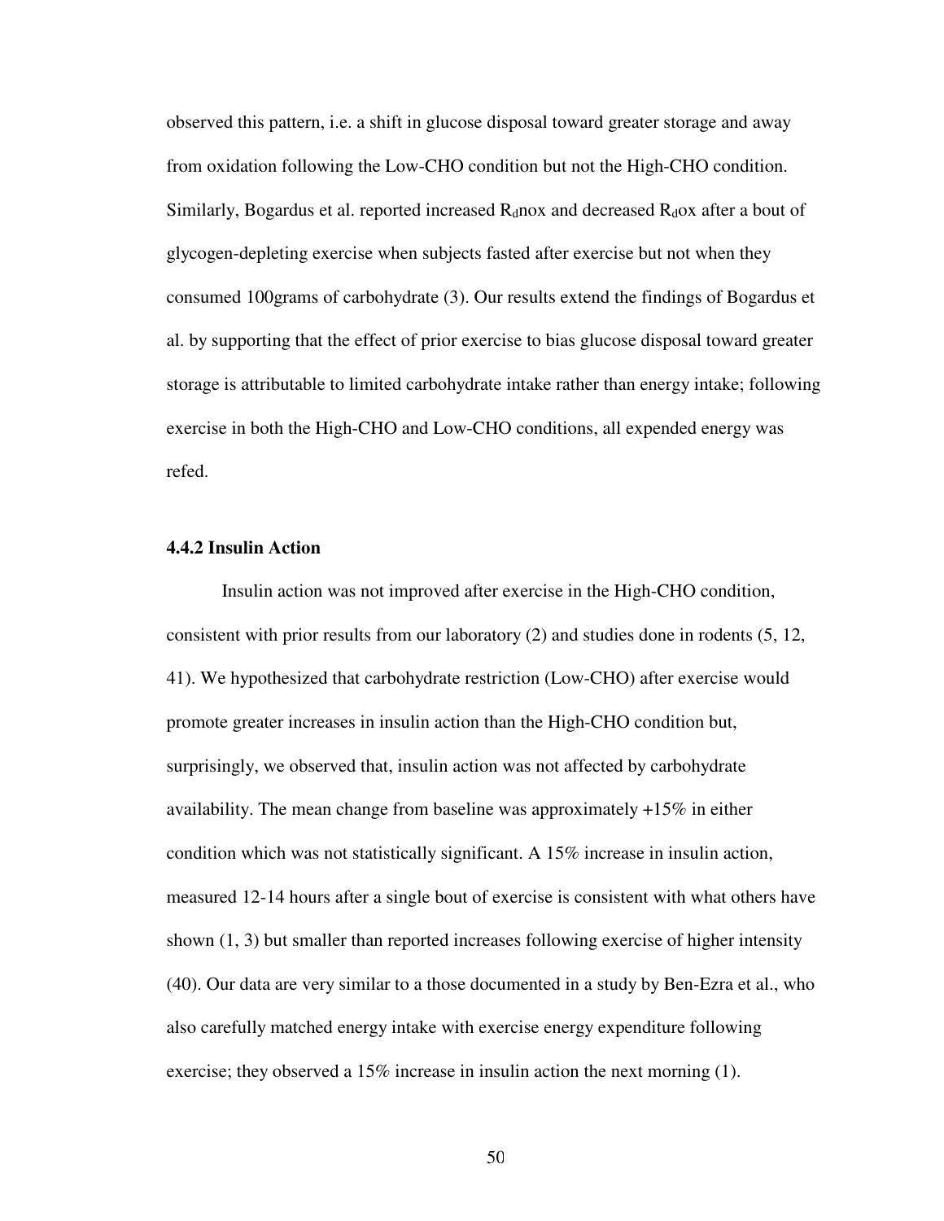observed this pattern, i.e. a shift in glucose disposal toward greater storage and away from oxidation following the Low-CHO condition but not the High-CHO condition. Similarly, Bogardus et al. reported increased $R_d$nox and decreased $R_d$ox after a bout of glycogen-depleting exercise when subjects fasted after exercise but not when they consumed 100grams of carbohydrate (3). Our results extend the findings of Bogardus et al. by supporting that the effect of prior exercise to bias glucose disposal toward greater storage is attributable to limited carbohydrate intake rather than energy intake; following exercise in both the High-CHO and Low-CHO conditions, all expended energy was refed.

### 4.4.2 Insulin Action

Insulin action was not improved after exercise in the High-CHO condition, consistent with prior results from our laboratory (2) and studies done in rodents (5, 12, 41). We hypothesized that carbohydrate restriction (Low-CHO) after exercise would promote greater increases in insulin action than the High-CHO condition but, surprisingly, we observed that, insulin action was not affected by carbohydrate availability. The mean change from baseline was approximately +15% in either condition which was not statistically significant. A 15% increase in insulin action, measured 12-14 hours after a single bout of exercise is consistent with what others have shown (1, 3) but smaller than reported increases following exercise of higher intensity (40). Our data are very similar to a those documented in a study by Ben-Ezra et al., who also carefully matched energy intake with exercise energy expenditure following exercise; they observed a 15% increase in insulin action the next morning (1).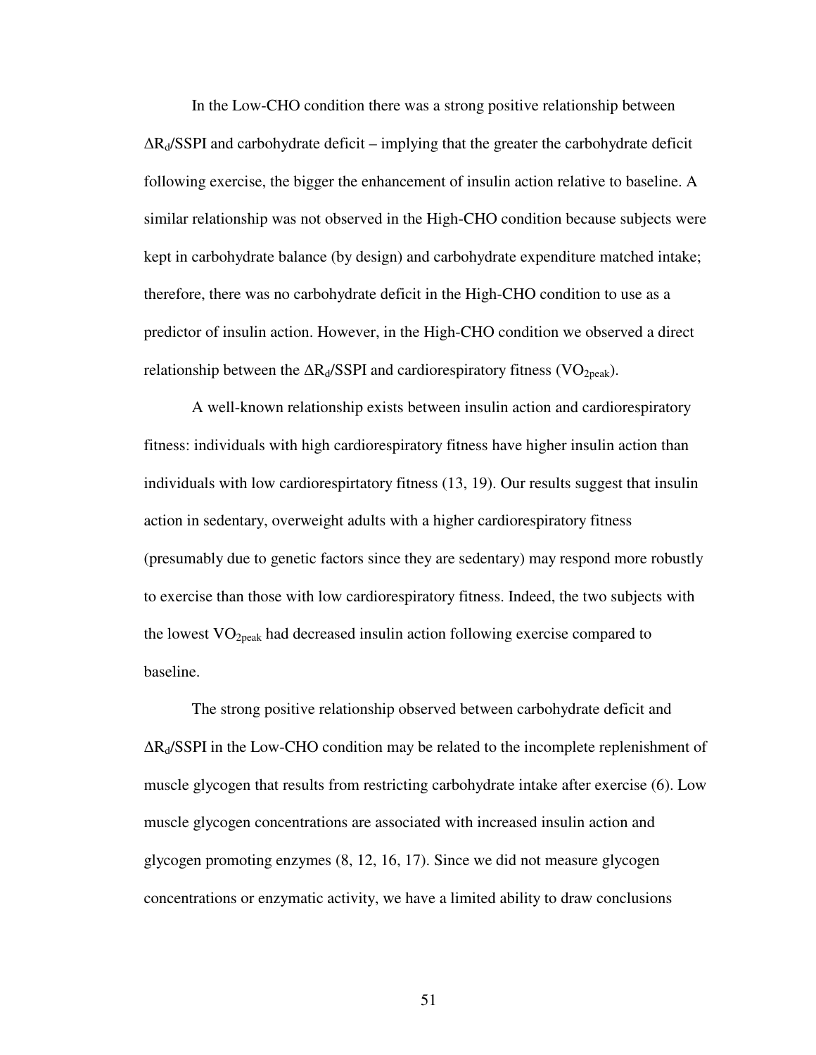In the Low-CHO condition there was a strong positive relationship between $\Delta R_d$/SSPI and carbohydrate deficit – implying that the greater the carbohydrate deficit following exercise, the bigger the enhancement of insulin action relative to baseline. A similar relationship was not observed in the High-CHO condition because subjects were kept in carbohydrate balance (by design) and carbohydrate expenditure matched intake; therefore, there was no carbohydrate deficit in the High-CHO condition to use as a predictor of insulin action. However, in the High-CHO condition we observed a direct relationship between the $\Delta R_d$/SSPI and cardiorespiratory fitness ($VO_{2peak}$).

A well-known relationship exists between insulin action and cardiorespiratory fitness: individuals with high cardiorespiratory fitness have higher insulin action than individuals with low cardiorespirtatory fitness (13, 19). Our results suggest that insulin action in sedentary, overweight adults with a higher cardiorespiratory fitness (presumably due to genetic factors since they are sedentary) may respond more robustly to exercise than those with low cardiorespiratory fitness. Indeed, the two subjects with the lowest $VO_{2peak}$ had decreased insulin action following exercise compared to baseline.

The strong positive relationship observed between carbohydrate deficit and $\Delta R_d$/SSPI in the Low-CHO condition may be related to the incomplete replenishment of muscle glycogen that results from restricting carbohydrate intake after exercise (6). Low muscle glycogen concentrations are associated with increased insulin action and glycogen promoting enzymes (8, 12, 16, 17). Since we did not measure glycogen concentrations or enzymatic activity, we have a limited ability to draw conclusions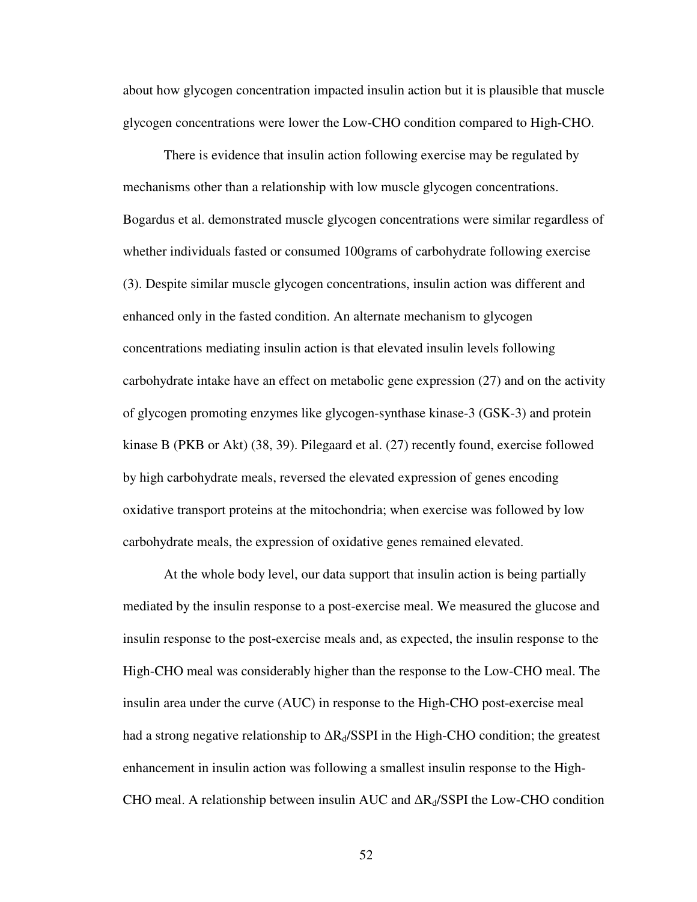about how glycogen concentration impacted insulin action but it is plausible that muscle glycogen concentrations were lower the Low-CHO condition compared to High-CHO.

There is evidence that insulin action following exercise may be regulated by mechanisms other than a relationship with low muscle glycogen concentrations. Bogardus et al. demonstrated muscle glycogen concentrations were similar regardless of whether individuals fasted or consumed 100grams of carbohydrate following exercise (3). Despite similar muscle glycogen concentrations, insulin action was different and enhanced only in the fasted condition. An alternate mechanism to glycogen concentrations mediating insulin action is that elevated insulin levels following carbohydrate intake have an effect on metabolic gene expression (27) and on the activity of glycogen promoting enzymes like glycogen-synthase kinase-3 (GSK-3) and protein kinase B (PKB or Akt) (38, 39). Pilegaard et al. (27) recently found, exercise followed by high carbohydrate meals, reversed the elevated expression of genes encoding oxidative transport proteins at the mitochondria; when exercise was followed by low carbohydrate meals, the expression of oxidative genes remained elevated.

At the whole body level, our data support that insulin action is being partially mediated by the insulin response to a post-exercise meal. We measured the glucose and insulin response to the post-exercise meals and, as expected, the insulin response to the High-CHO meal was considerably higher than the response to the Low-CHO meal. The insulin area under the curve (AUC) in response to the High-CHO post-exercise meal had a strong negative relationship to $\Delta R_d$/SSPI in the High-CHO condition; the greatest enhancement in insulin action was following a smallest insulin response to the High-CHO meal. A relationship between insulin AUC and $\Delta R_d$/SSPI the Low-CHO condition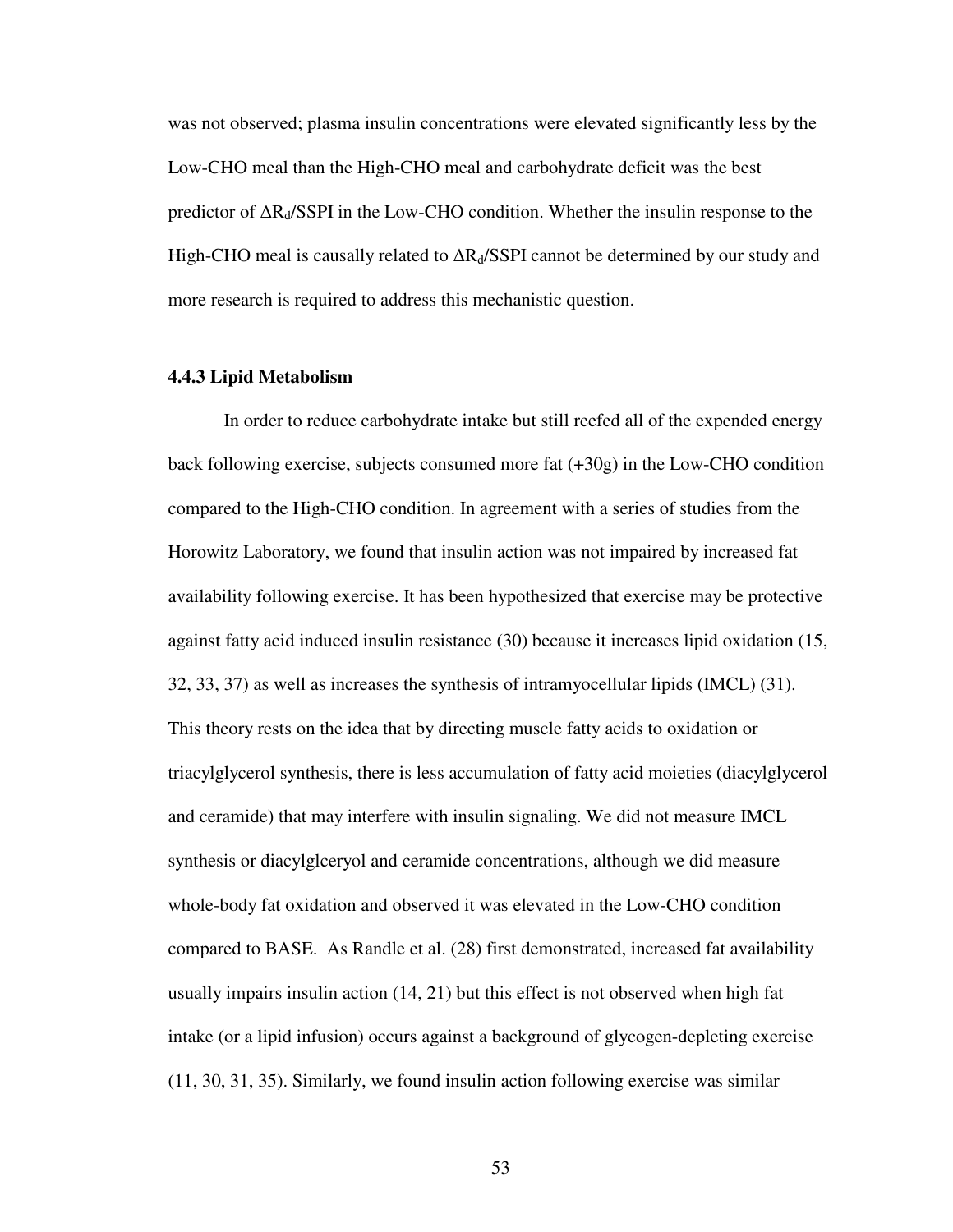was not observed; plasma insulin concentrations were elevated significantly less by the Low-CHO meal than the High-CHO meal and carbohydrate deficit was the best predictor of $\Delta R_d$/SSPI in the Low-CHO condition. Whether the insulin response to the High-CHO meal is causally related to $\Delta R_d$/SSPI cannot be determined by our study and more research is required to address this mechanistic question.

### 4.4.3 Lipid Metabolism

In order to reduce carbohydrate intake but still reefed all of the expended energy back following exercise, subjects consumed more fat (+30g) in the Low-CHO condition compared to the High-CHO condition. In agreement with a series of studies from the Horowitz Laboratory, we found that insulin action was not impaired by increased fat availability following exercise. It has been hypothesized that exercise may be protective against fatty acid induced insulin resistance (30) because it increases lipid oxidation (15, 32, 33, 37) as well as increases the synthesis of intramyocellular lipids (IMCL) (31). This theory rests on the idea that by directing muscle fatty acids to oxidation or triacylglycerol synthesis, there is less accumulation of fatty acid moieties (diacylglycerol and ceramide) that may interfere with insulin signaling. We did not measure IMCL synthesis or diacylglceryol and ceramide concentrations, although we did measure whole-body fat oxidation and observed it was elevated in the Low-CHO condition compared to BASE. As Randle et al. (28) first demonstrated, increased fat availability usually impairs insulin action (14, 21) but this effect is not observed when high fat intake (or a lipid infusion) occurs against a background of glycogen-depleting exercise (11, 30, 31, 35). Similarly, we found insulin action following exercise was similar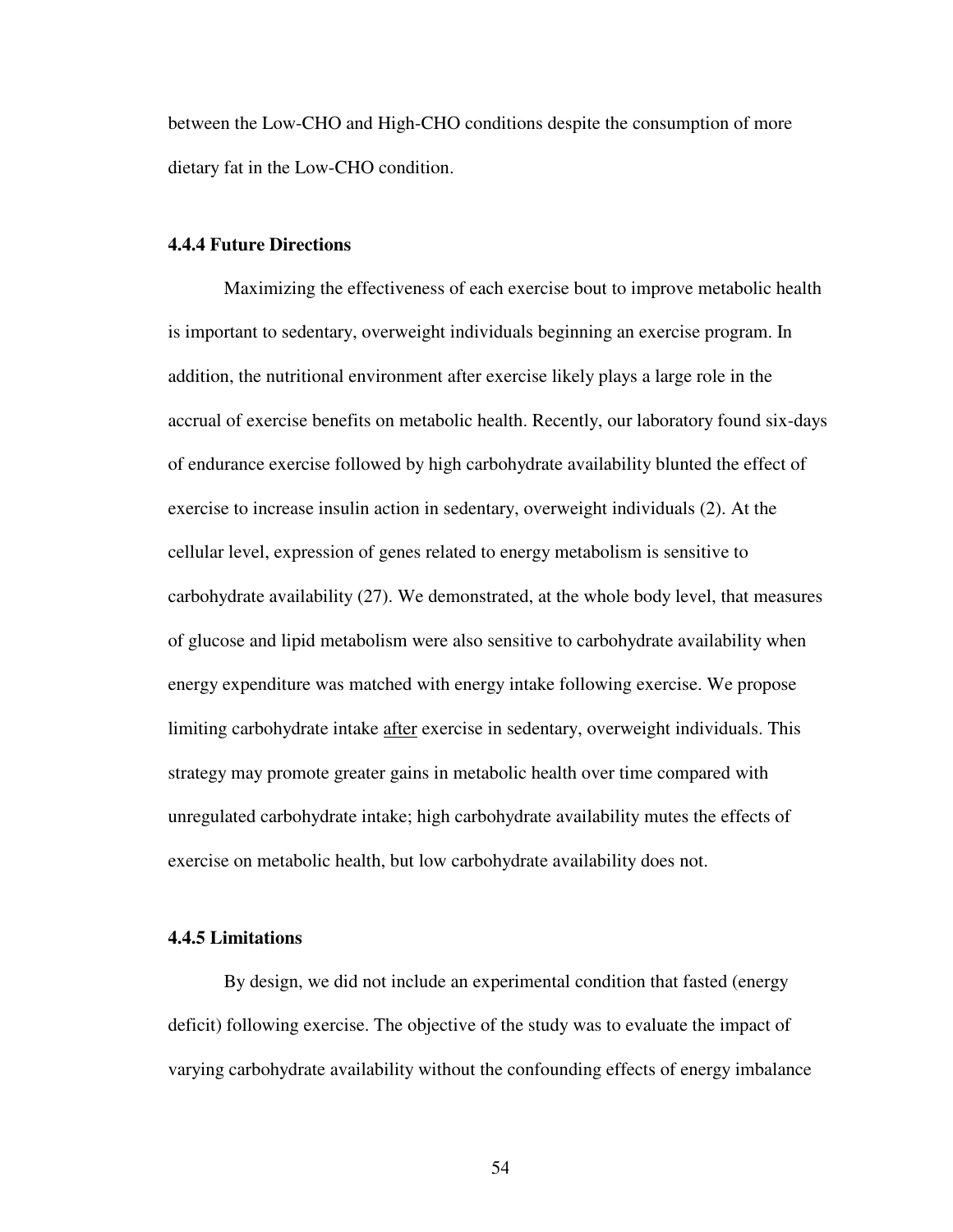between the Low-CHO and High-CHO conditions despite the consumption of more dietary fat in the Low-CHO condition.

### 4.4.4 Future Directions

Maximizing the effectiveness of each exercise bout to improve metabolic health is important to sedentary, overweight individuals beginning an exercise program. In addition, the nutritional environment after exercise likely plays a large role in the accrual of exercise benefits on metabolic health. Recently, our laboratory found six-days of endurance exercise followed by high carbohydrate availability blunted the effect of exercise to increase insulin action in sedentary, overweight individuals (2). At the cellular level, expression of genes related to energy metabolism is sensitive to carbohydrate availability (27). We demonstrated, at the whole body level, that measures of glucose and lipid metabolism were also sensitive to carbohydrate availability when energy expenditure was matched with energy intake following exercise. We propose limiting carbohydrate intake <u>after</u> exercise in sedentary, overweight individuals. This strategy may promote greater gains in metabolic health over time compared with unregulated carbohydrate intake; high carbohydrate availability mutes the effects of exercise on metabolic health, but low carbohydrate availability does not.

### 4.4.5 Limitations

By design, we did not include an experimental condition that fasted (energy deficit) following exercise. The objective of the study was to evaluate the impact of varying carbohydrate availability without the confounding effects of energy imbalance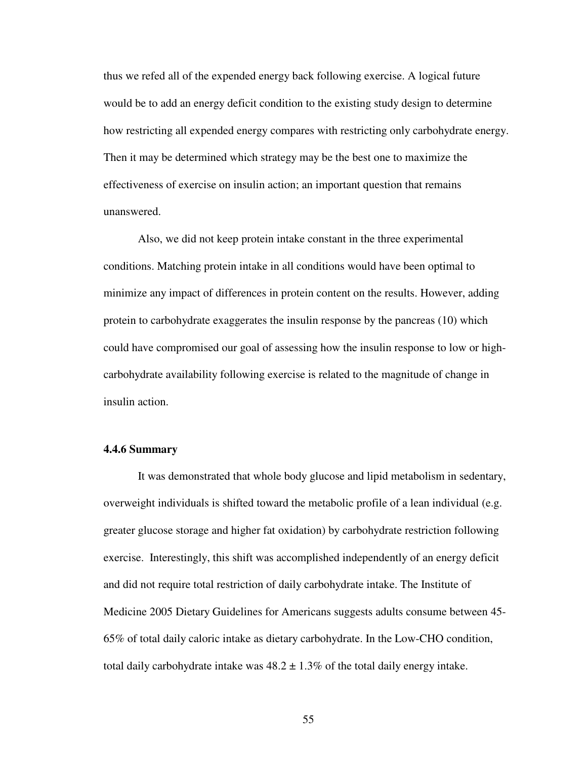thus we refed all of the expended energy back following exercise. A logical future would be to add an energy deficit condition to the existing study design to determine how restricting all expended energy compares with restricting only carbohydrate energy. Then it may be determined which strategy may be the best one to maximize the effectiveness of exercise on insulin action; an important question that remains unanswered.

Also, we did not keep protein intake constant in the three experimental conditions. Matching protein intake in all conditions would have been optimal to minimize any impact of differences in protein content on the results. However, adding protein to carbohydrate exaggerates the insulin response by the pancreas (10) which could have compromised our goal of assessing how the insulin response to low or high-carbohydrate availability following exercise is related to the magnitude of change in insulin action.

### 4.4.6 Summary

It was demonstrated that whole body glucose and lipid metabolism in sedentary, overweight individuals is shifted toward the metabolic profile of a lean individual (e.g. greater glucose storage and higher fat oxidation) by carbohydrate restriction following exercise. Interestingly, this shift was accomplished independently of an energy deficit and did not require total restriction of daily carbohydrate intake. The Institute of Medicine 2005 Dietary Guidelines for Americans suggests adults consume between 45-65% of total daily caloric intake as dietary carbohydrate. In the Low-CHO condition, total daily carbohydrate intake was $48.2 \pm 1.3\%$ of the total daily energy intake.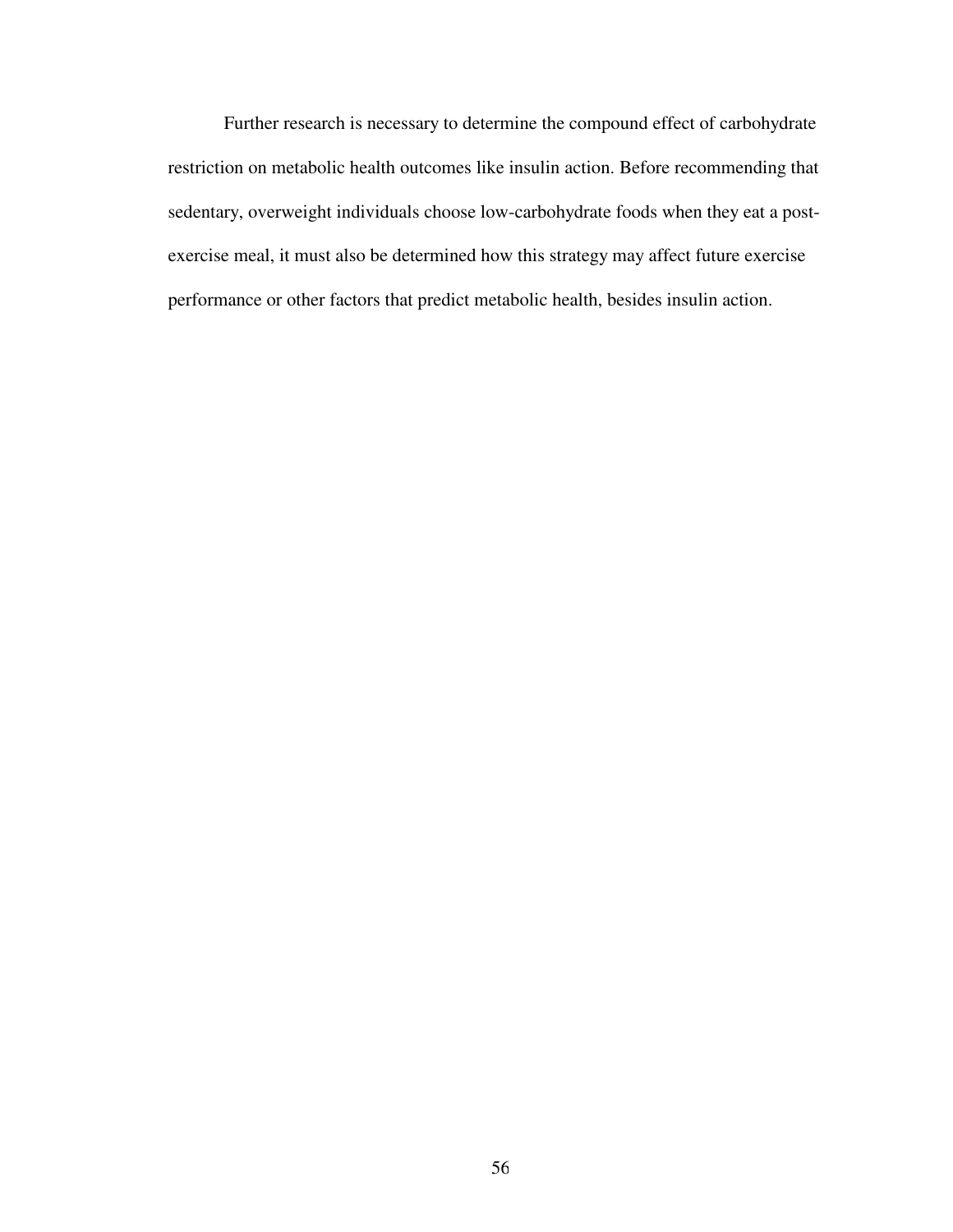Further research is necessary to determine the compound effect of carbohydrate restriction on metabolic health outcomes like insulin action. Before recommending that sedentary, overweight individuals choose low-carbohydrate foods when they eat a post-exercise meal, it must also be determined how this strategy may affect future exercise performance or other factors that predict metabolic health, besides insulin action.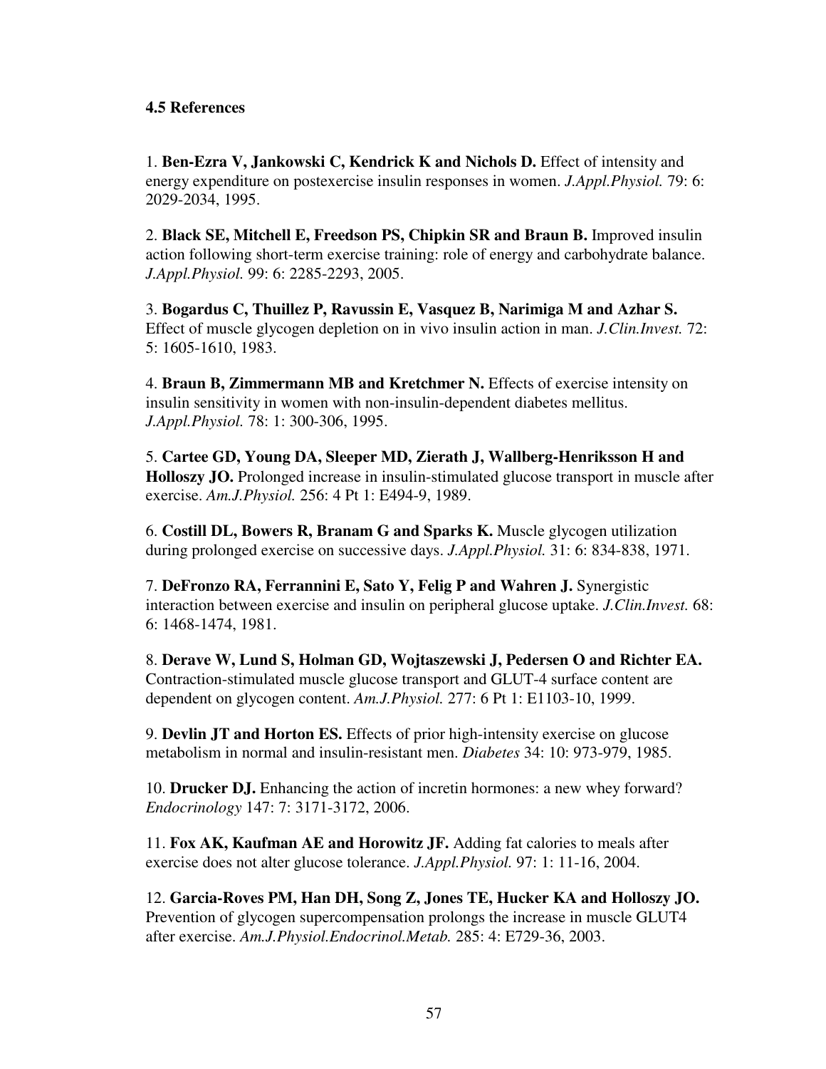### 4.5 References

1. **Ben-Ezra V, Jankowski C, Kendrick K and Nichols D.** Effect of intensity and energy expenditure on postexercise insulin responses in women. *J.Appl.Physiol.* 79: 6: 2029-2034, 1995.

2. **Black SE, Mitchell E, Freedson PS, Chipkin SR and Braun B.** Improved insulin action following short-term exercise training: role of energy and carbohydrate balance. *J.Appl.Physiol.* 99: 6: 2285-2293, 2005.

3. **Bogardus C, Thuillez P, Ravussin E, Vasquez B, Narimiga M and Azhar S.** Effect of muscle glycogen depletion on in vivo insulin action in man. *J.Clin.Invest.* 72: 5: 1605-1610, 1983.

4. **Braun B, Zimmermann MB and Kretchmer N.** Effects of exercise intensity on insulin sensitivity in women with non-insulin-dependent diabetes mellitus. *J.Appl.Physiol.* 78: 1: 300-306, 1995.

5. **Cartee GD, Young DA, Sleeper MD, Zierath J, Wallberg-Henriksson H and Holloszy JO.** Prolonged increase in insulin-stimulated glucose transport in muscle after exercise. *Am.J.Physiol.* 256: 4 Pt 1: E494-9, 1989.

6. **Costill DL, Bowers R, Branam G and Sparks K.** Muscle glycogen utilization during prolonged exercise on successive days. *J.Appl.Physiol.* 31: 6: 834-838, 1971.

7. **DeFronzo RA, Ferrannini E, Sato Y, Felig P and Wahren J.** Synergistic interaction between exercise and insulin on peripheral glucose uptake. *J.Clin.Invest.* 68: 6: 1468-1474, 1981.

8. **Derave W, Lund S, Holman GD, Wojtaszewski J, Pedersen O and Richter EA.** Contraction-stimulated muscle glucose transport and GLUT-4 surface content are dependent on glycogen content. *Am.J.Physiol.* 277: 6 Pt 1: E1103-10, 1999.

9. **Devlin JT and Horton ES.** Effects of prior high-intensity exercise on glucose metabolism in normal and insulin-resistant men. *Diabetes* 34: 10: 973-979, 1985.

10. **Drucker DJ.** Enhancing the action of incretin hormones: a new whey forward? *Endocrinology* 147: 7: 3171-3172, 2006.

11. **Fox AK, Kaufman AE and Horowitz JF.** Adding fat calories to meals after exercise does not alter glucose tolerance. *J.Appl.Physiol.* 97: 1: 11-16, 2004.

12. **Garcia-Roves PM, Han DH, Song Z, Jones TE, Hucker KA and Holloszy JO.** Prevention of glycogen supercompensation prolongs the increase in muscle GLUT4 after exercise. *Am.J.Physiol.Endocrinol.Metab.* 285: 4: E729-36, 2003.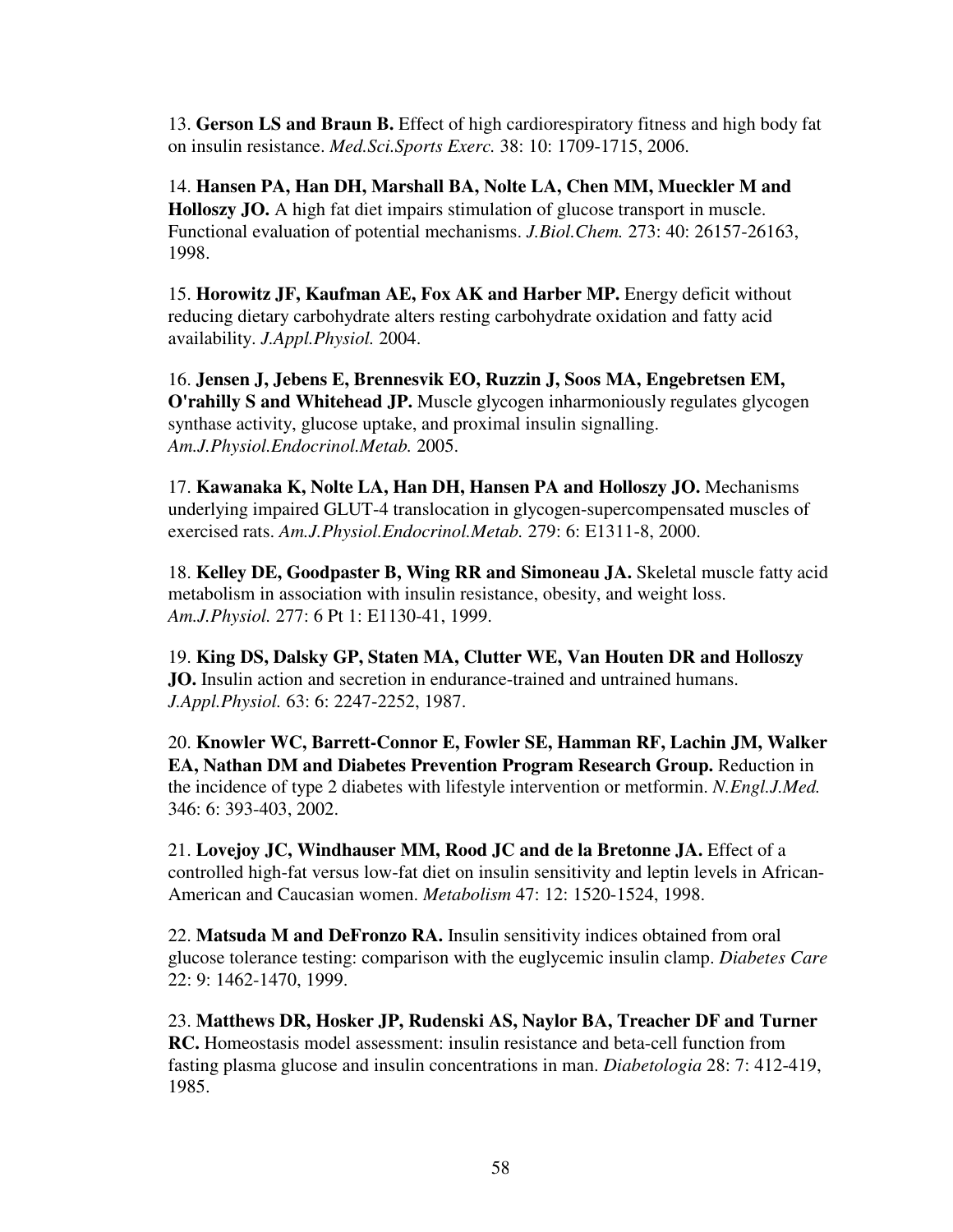13. **Gerson LS and Braun B.** Effect of high cardiorespiratory fitness and high body fat on insulin resistance. *Med.Sci.Sports Exerc.* 38: 10: 1709-1715, 2006.

14. **Hansen PA, Han DH, Marshall BA, Nolte LA, Chen MM, Mueckler M and Holloszy JO.** A high fat diet impairs stimulation of glucose transport in muscle. Functional evaluation of potential mechanisms. *J.Biol.Chem.* 273: 40: 26157-26163, 1998.

15. **Horowitz JF, Kaufman AE, Fox AK and Harber MP.** Energy deficit without reducing dietary carbohydrate alters resting carbohydrate oxidation and fatty acid availability. *J.Appl.Physiol.* 2004.

16. **Jensen J, Jebens E, Brennesvik EO, Ruzzin J, Soos MA, Engebretsen EM, O'rahilly S and Whitehead JP.** Muscle glycogen inharmoniously regulates glycogen synthase activity, glucose uptake, and proximal insulin signalling. *Am.J.Physiol.Endocrinol.Metab.* 2005.

17. **Kawanaka K, Nolte LA, Han DH, Hansen PA and Holloszy JO.** Mechanisms underlying impaired GLUT-4 translocation in glycogen-supercompensated muscles of exercised rats. *Am.J.Physiol.Endocrinol.Metab.* 279: 6: E1311-8, 2000.

18. **Kelley DE, Goodpaster B, Wing RR and Simoneau JA.** Skeletal muscle fatty acid metabolism in association with insulin resistance, obesity, and weight loss. *Am.J.Physiol.* 277: 6 Pt 1: E1130-41, 1999.

19. **King DS, Dalsky GP, Staten MA, Clutter WE, Van Houten DR and Holloszy JO.** Insulin action and secretion in endurance-trained and untrained humans. *J.Appl.Physiol.* 63: 6: 2247-2252, 1987.

20. **Knowler WC, Barrett-Connor E, Fowler SE, Hamman RF, Lachin JM, Walker EA, Nathan DM and Diabetes Prevention Program Research Group.** Reduction in the incidence of type 2 diabetes with lifestyle intervention or metformin. *N.Engl.J.Med.* 346: 6: 393-403, 2002.

21. **Lovejoy JC, Windhauser MM, Rood JC and de la Bretonne JA.** Effect of a controlled high-fat versus low-fat diet on insulin sensitivity and leptin levels in African-American and Caucasian women. *Metabolism* 47: 12: 1520-1524, 1998.

22. **Matsuda M and DeFronzo RA.** Insulin sensitivity indices obtained from oral glucose tolerance testing: comparison with the euglycemic insulin clamp. *Diabetes Care* 22: 9: 1462-1470, 1999.

23. **Matthews DR, Hosker JP, Rudenski AS, Naylor BA, Treacher DF and Turner RC.** Homeostasis model assessment: insulin resistance and beta-cell function from fasting plasma glucose and insulin concentrations in man. *Diabetologia* 28: 7: 412-419, 1985.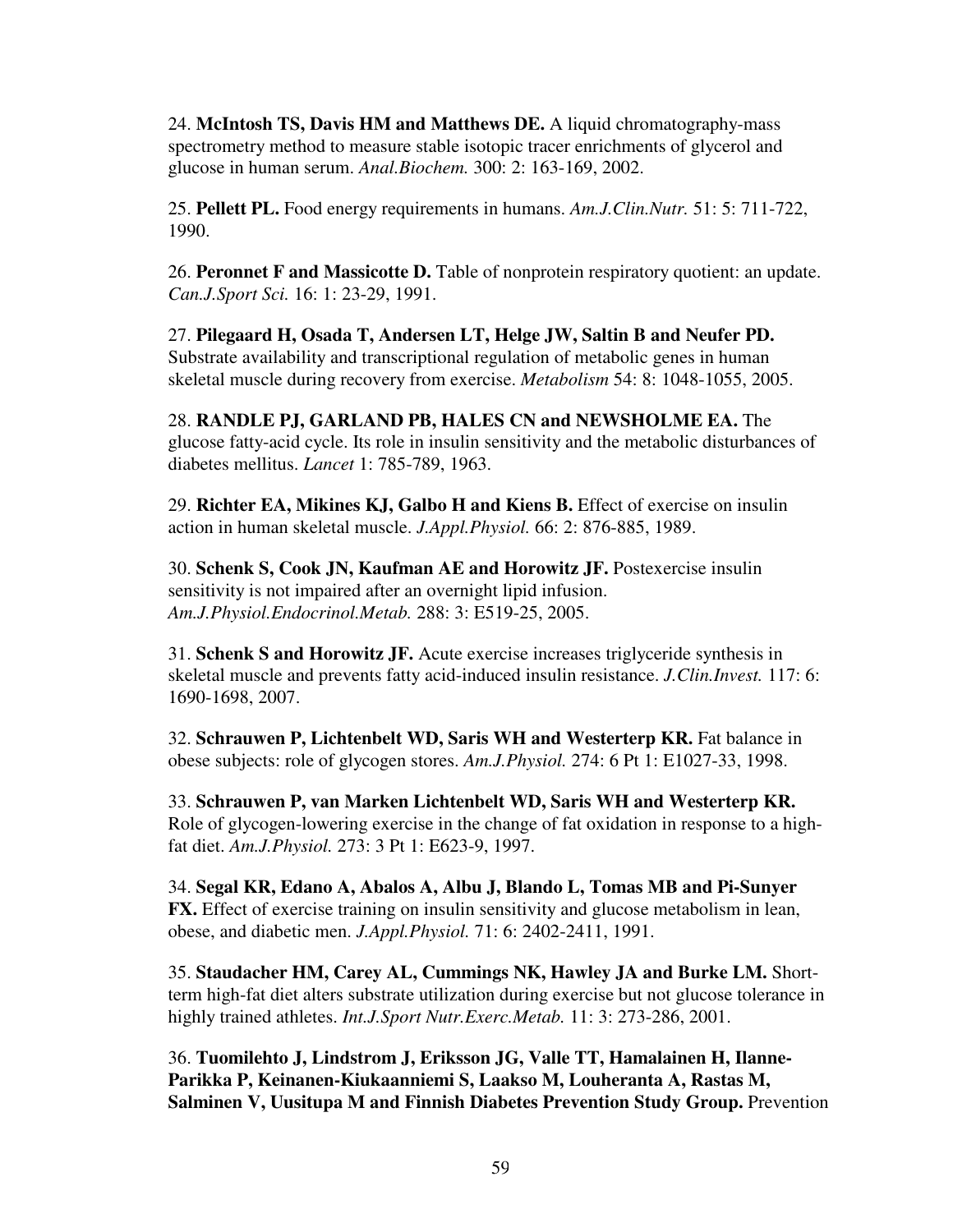24. **McIntosh TS, Davis HM and Matthews DE.** A liquid chromatography-mass spectrometry method to measure stable isotopic tracer enrichments of glycerol and glucose in human serum. *Anal.Biochem.* 300: 2: 163-169, 2002.

25. **Pellett PL.** Food energy requirements in humans. *Am.J.Clin.Nutr.* 51: 5: 711-722, 1990.

26. **Peronnet F and Massicotte D.** Table of nonprotein respiratory quotient: an update. *Can.J.Sport Sci.* 16: 1: 23-29, 1991.

27. **Pilegaard H, Osada T, Andersen LT, Helge JW, Saltin B and Neufer PD.** Substrate availability and transcriptional regulation of metabolic genes in human skeletal muscle during recovery from exercise. *Metabolism* 54: 8: 1048-1055, 2005.

28. **RANDLE PJ, GARLAND PB, HALES CN and NEWSHOLME EA.** The glucose fatty-acid cycle. Its role in insulin sensitivity and the metabolic disturbances of diabetes mellitus. *Lancet* 1: 785-789, 1963.

29. **Richter EA, Mikines KJ, Galbo H and Kiens B.** Effect of exercise on insulin action in human skeletal muscle. *J.Appl.Physiol.* 66: 2: 876-885, 1989.

30. **Schenk S, Cook JN, Kaufman AE and Horowitz JF.** Postexercise insulin sensitivity is not impaired after an overnight lipid infusion. *Am.J.Physiol.Endocrinol.Metab.* 288: 3: E519-25, 2005.

31. **Schenk S and Horowitz JF.** Acute exercise increases triglyceride synthesis in skeletal muscle and prevents fatty acid-induced insulin resistance. *J.Clin.Invest.* 117: 6: 1690-1698, 2007.

32. **Schrauwen P, Lichtenbelt WD, Saris WH and Westerterp KR.** Fat balance in obese subjects: role of glycogen stores. *Am.J.Physiol.* 274: 6 Pt 1: E1027-33, 1998.

33. **Schrauwen P, van Marken Lichtenbelt WD, Saris WH and Westerterp KR.** Role of glycogen-lowering exercise in the change of fat oxidation in response to a high-fat diet. *Am.J.Physiol.* 273: 3 Pt 1: E623-9, 1997.

34. **Segal KR, Edano A, Abalos A, Albu J, Blando L, Tomas MB and Pi-Sunyer FX.** Effect of exercise training on insulin sensitivity and glucose metabolism in lean, obese, and diabetic men. *J.Appl.Physiol.* 71: 6: 2402-2411, 1991.

35. **Staudacher HM, Carey AL, Cummings NK, Hawley JA and Burke LM.** Short-term high-fat diet alters substrate utilization during exercise but not glucose tolerance in highly trained athletes. *Int.J.Sport Nutr.Exerc.Metab.* 11: 3: 273-286, 2001.

36. **Tuomilehto J, Lindstrom J, Eriksson JG, Valle TT, Hamalainen H, Ilanne-Parikka P, Keinanen-Kiukaanniemi S, Laakso M, Louheranta A, Rastas M, Salminen V, Uusitupa M and Finnish Diabetes Prevention Study Group.** Prevention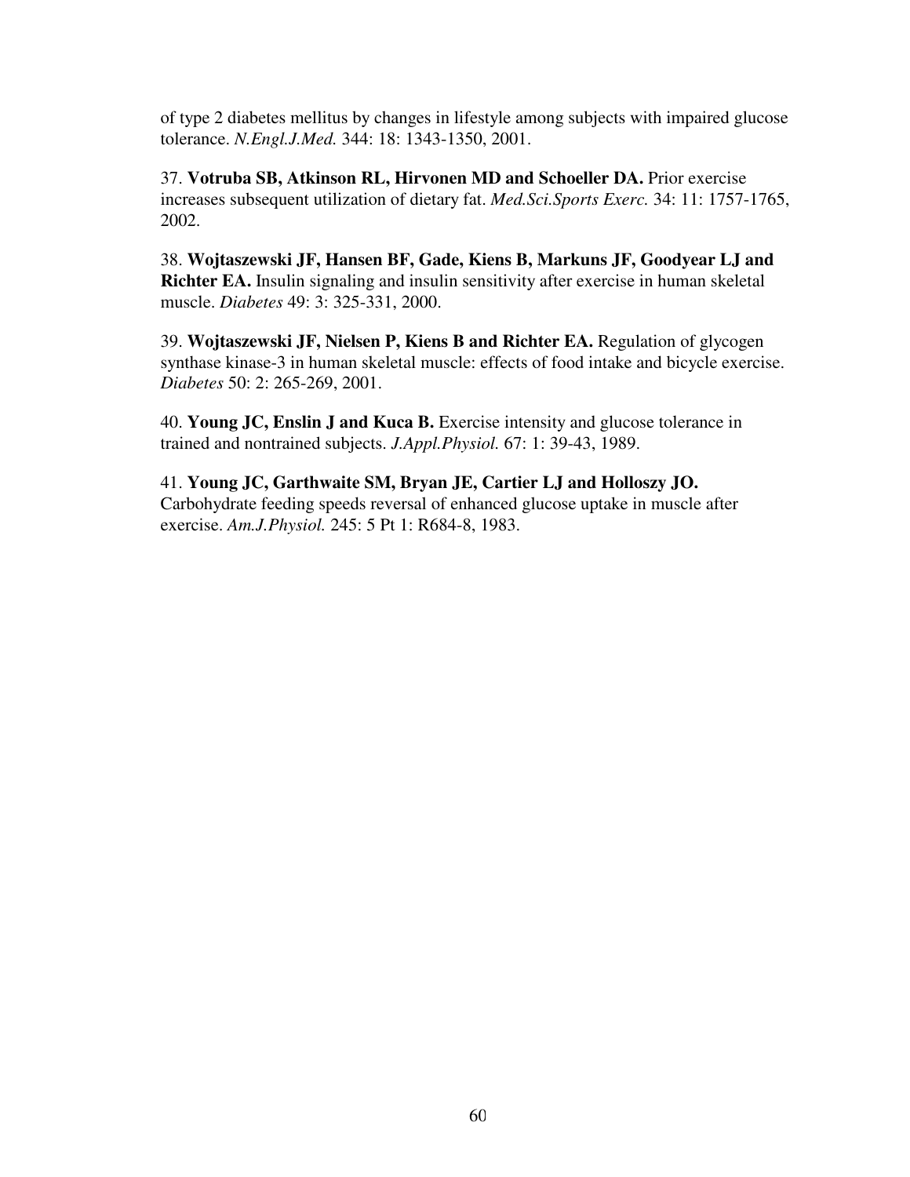of type 2 diabetes mellitus by changes in lifestyle among subjects with impaired glucose tolerance. *N.Engl.J.Med.* 344: 18: 1343-1350, 2001.

37. **Votruba SB, Atkinson RL, Hirvonen MD and Schoeller DA.** Prior exercise increases subsequent utilization of dietary fat. *Med.Sci.Sports Exerc.* 34: 11: 1757-1765, 2002.

38. **Wojtaszewski JF, Hansen BF, Gade, Kiens B, Markuns JF, Goodyear LJ and Richter EA.** Insulin signaling and insulin sensitivity after exercise in human skeletal muscle. *Diabetes* 49: 3: 325-331, 2000.

39. **Wojtaszewski JF, Nielsen P, Kiens B and Richter EA.** Regulation of glycogen synthase kinase-3 in human skeletal muscle: effects of food intake and bicycle exercise. *Diabetes* 50: 2: 265-269, 2001.

40. **Young JC, Enslin J and Kuca B.** Exercise intensity and glucose tolerance in trained and nontrained subjects. *J.Appl.Physiol.* 67: 1: 39-43, 1989.

41. **Young JC, Garthwaite SM, Bryan JE, Cartier LJ and Holloszy JO.** Carbohydrate feeding speeds reversal of enhanced glucose uptake in muscle after exercise. *Am.J.Physiol.* 245: 5 Pt 1: R684-8, 1983.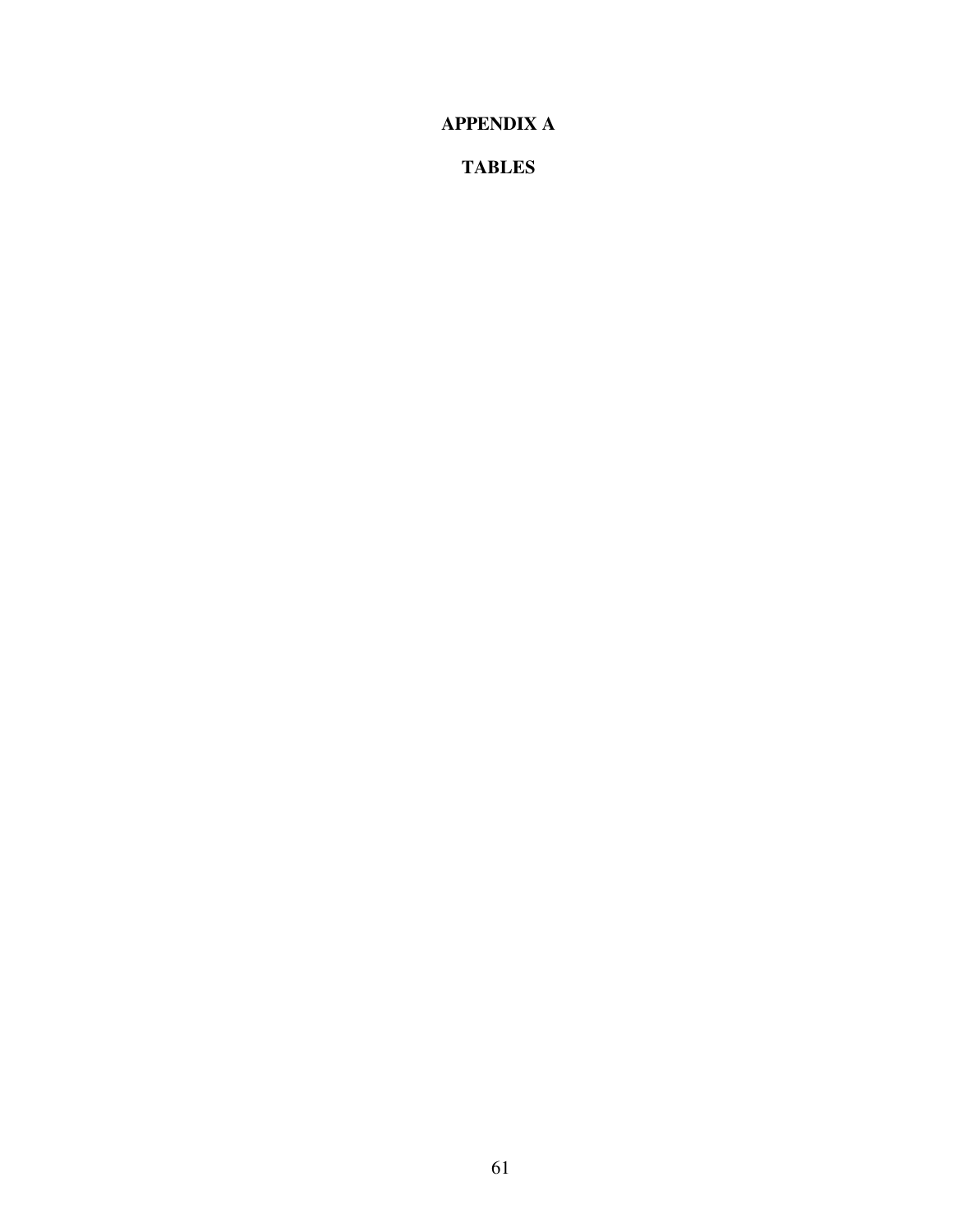# APPENDIX A

## TABLES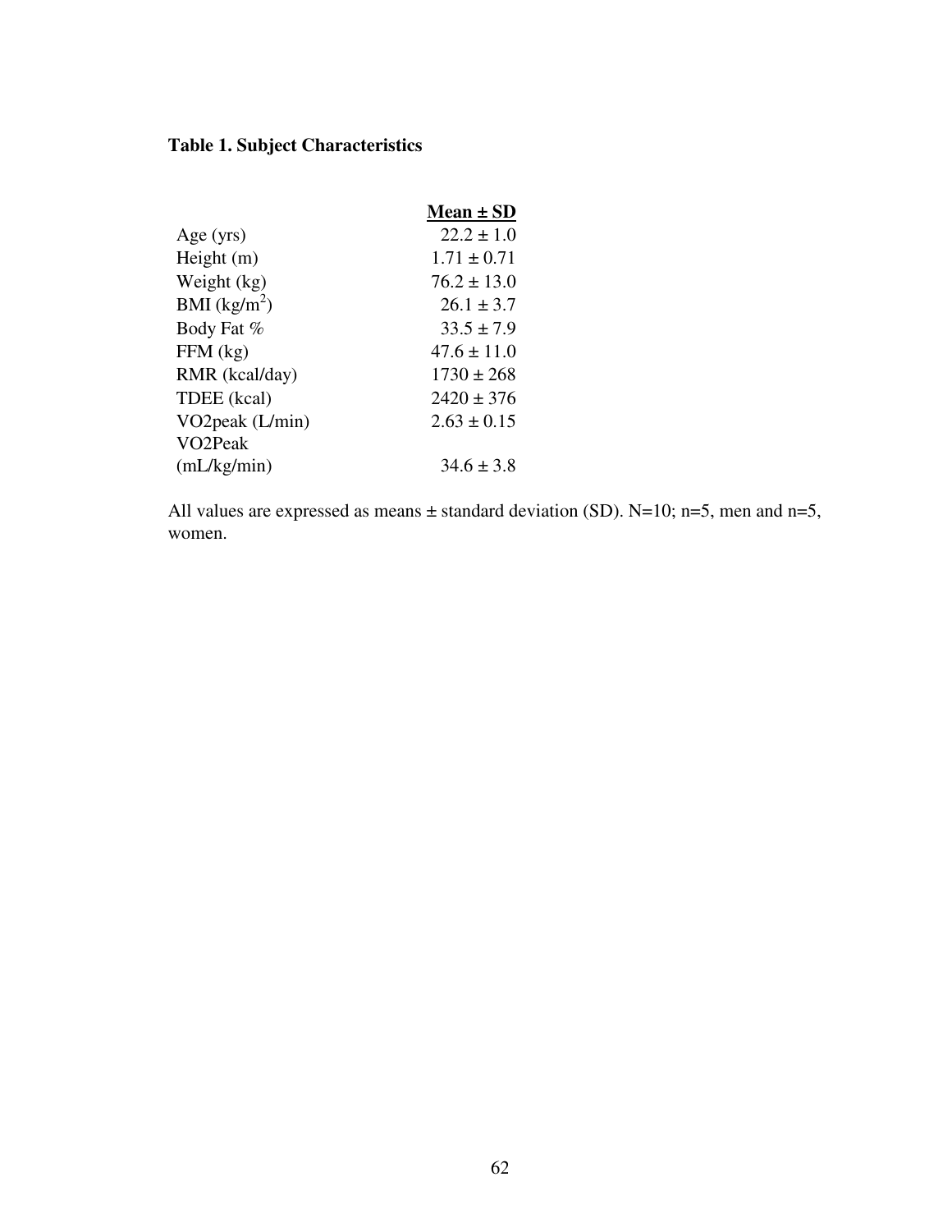**Table 1. Subject Characteristics**

| | Mean ± SD |
|---|---|
| Age (yrs) | 22.2 ± 1.0 |
| Height (m) | 1.71 ± 0.71 |
| Weight (kg) | 76.2 ± 13.0 |
| BMI ($kg/m^2$) | 26.1 ± 3.7 |
| Body Fat % | 33.5 ± 7.9 |
| FFM (kg) | 47.6 ± 11.0 |
| RMR (kcal/day) | 1730 ± 268 |
| TDEE (kcal) | 2420 ± 376 |
| VO2peak (L/min) | 2.63 ± 0.15 |
| VO2Peak (mL/kg/min) | 34.6 ± 3.8 |

All values are expressed as means ± standard deviation (SD). N=10; n=5, men and n=5, women.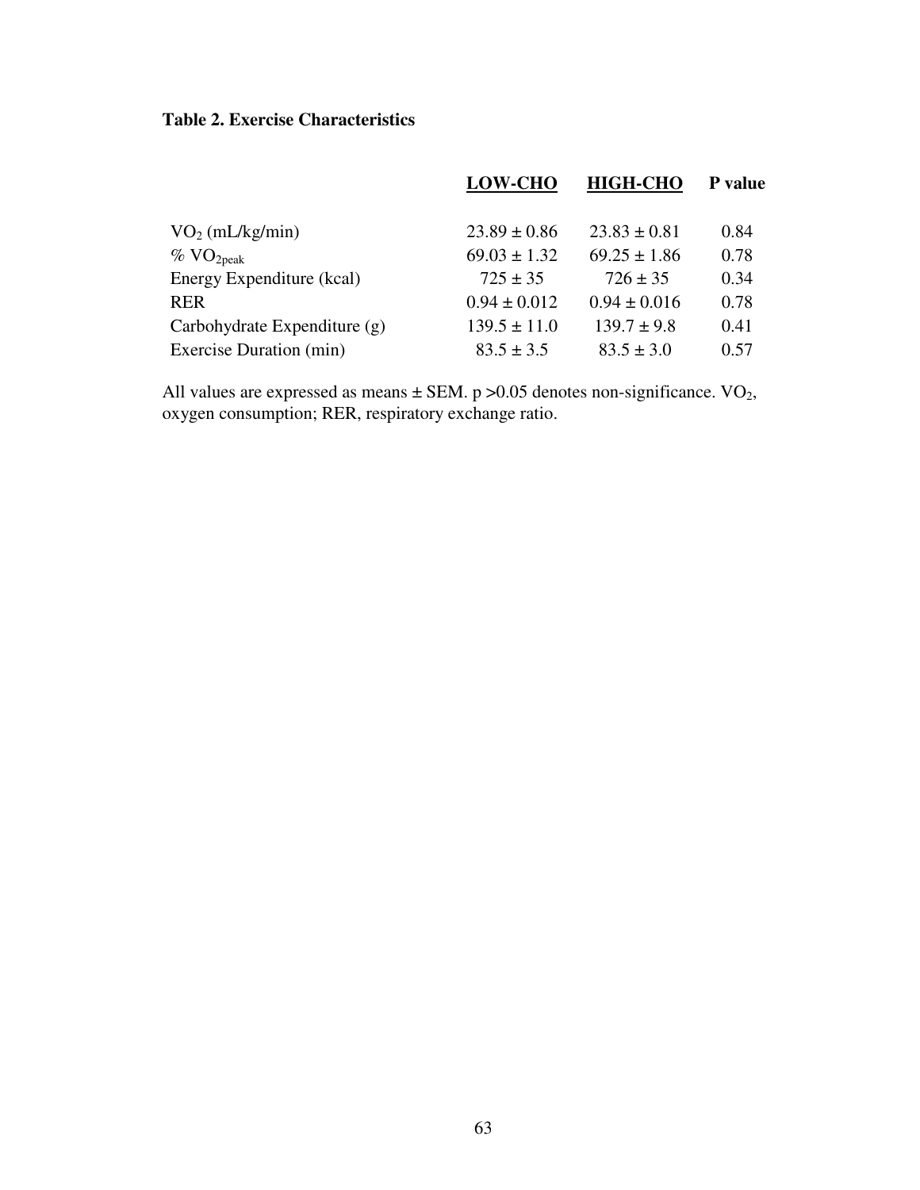**Table 2. Exercise Characteristics**

| | LOW-CHO | HIGH-CHO | P value |
|---|---|---|---|
| $VO_2$ (mL/kg/min) | 23.89 ± 0.86 | 23.83 ± 0.81 | 0.84 |
| % $VO_{2peak}$ | 69.03 ± 1.32 | 69.25 ± 1.86 | 0.78 |
| Energy Expenditure (kcal) | 725 ± 35 | 726 ± 35 | 0.34 |
| RER | 0.94 ± 0.012 | 0.94 ± 0.016 | 0.78 |
| Carbohydrate Expenditure (g) | 139.5 ± 11.0 | 139.7 ± 9.8 | 0.41 |
| Exercise Duration (min) | 83.5 ± 3.5 | 83.5 ± 3.0 | 0.57 |

All values are expressed as means ± SEM. $p > 0.05$ denotes non-significance. $VO_2$, oxygen consumption; RER, respiratory exchange ratio.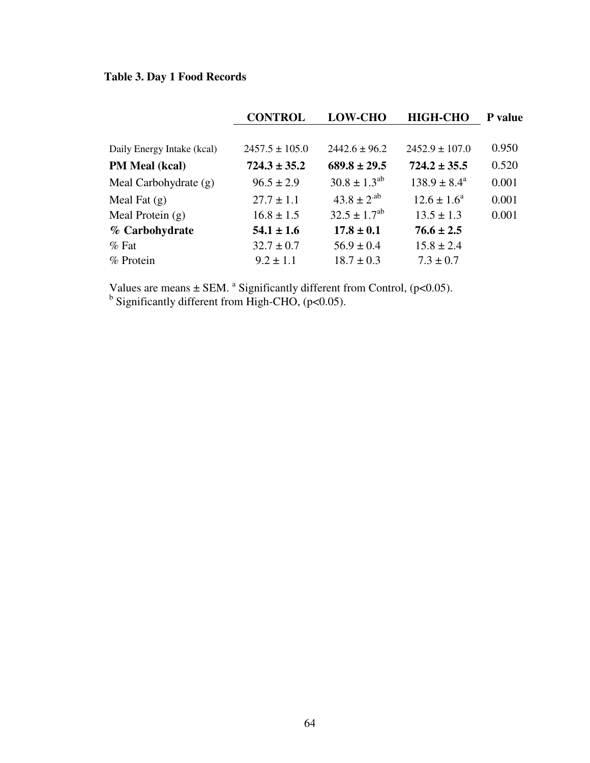**Table 3. Day 1 Food Records**

| | CONTROL | LOW-CHO | HIGH-CHO | P value |
|---|---|---|---|---|
| Daily Energy Intake (kcal) | 2457.5 ± 105.0 | 2442.6 ± 96.2 | 2452.9 ± 107.0 | 0.950 |
| **PM Meal (kcal)** | **724.3 ± 35.2** | **689.8 ± 29.5** | **724.2 ± 35.5** | 0.520 |
| Meal Carbohydrate (g) | 96.5 ± 2.9 | 30.8 ± 1.3[ab] | 138.9 ± 8.4[a] | 0.001 |
| Meal Fat (g) | 27.7 ± 1.1 | 43.8 ± 2[.ab] | 12.6 ± 1.6[a] | 0.001 |
| Meal Protein (g) | 16.8 ± 1.5 | 32.5 ± 1.7[ab] | 13.5 ± 1.3 | 0.001 |
| ***% Carbohydrate*** | **54.1 ± 1.6** | **17.8 ± 0.1** | **76.6 ± 2.5** | |
| % Fat | 32.7 ± 0.7 | 56.9 ± 0.4 | 15.8 ± 2.4 | |
| % Protein | 9.2 ± 1.1 | 18.7 ± 0.3 | 7.3 ± 0.7 | |

Values are means ± SEM. [a] Significantly different from Control, ($p$<0.05).
[b] Significantly different from High-CHO, ($p$<0.05).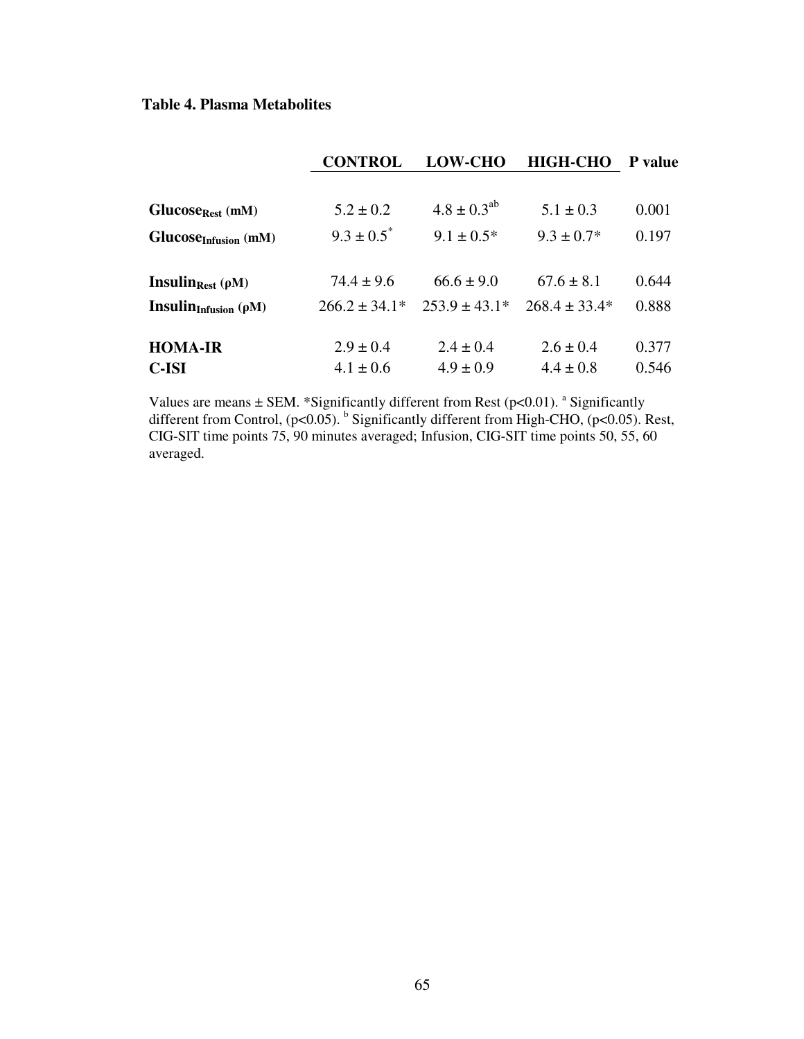**Table 4. Plasma Metabolites**

| | CONTROL | LOW-CHO | HIGH-CHO | P value |
|---|---|---|---|---|
| **$Glucose_{Rest}$ (mM)** | 5.2 ± 0.2 | 4.8 ± 0.3[ab] | 5.1 ± 0.3 | 0.001 |
| **$Glucose_{Infusion}$ (mM)** | 9.3 ± 0.5* | 9.1 ± 0.5* | 9.3 ± 0.7* | 0.197 |
| **$Insulin_{Rest}$ (ρM)** | 74.4 ± 9.6 | 66.6 ± 9.0 | 67.6 ± 8.1 | 0.644 |
| **$Insulin_{Infusion}$ (ρM)** | 266.2 ± 34.1* | 253.9 ± 43.1* | 268.4 ± 33.4* | 0.888 |
| **HOMA-IR** | 2.9 ± 0.4 | 2.4 ± 0.4 | 2.6 ± 0.4 | 0.377 |
| **C-ISI** | 4.1 ± 0.6 | 4.9 ± 0.9 | 4.4 ± 0.8 | 0.546 |

Values are means ± SEM. *Significantly different from Rest ($p<0.01$). [a] Significantly different from Control, ($p<0.05$). [b] Significantly different from High-CHO, ($p<0.05$). Rest, CIG-SIT time points 75, 90 minutes averaged; Infusion, CIG-SIT time points 50, 55, 60 averaged.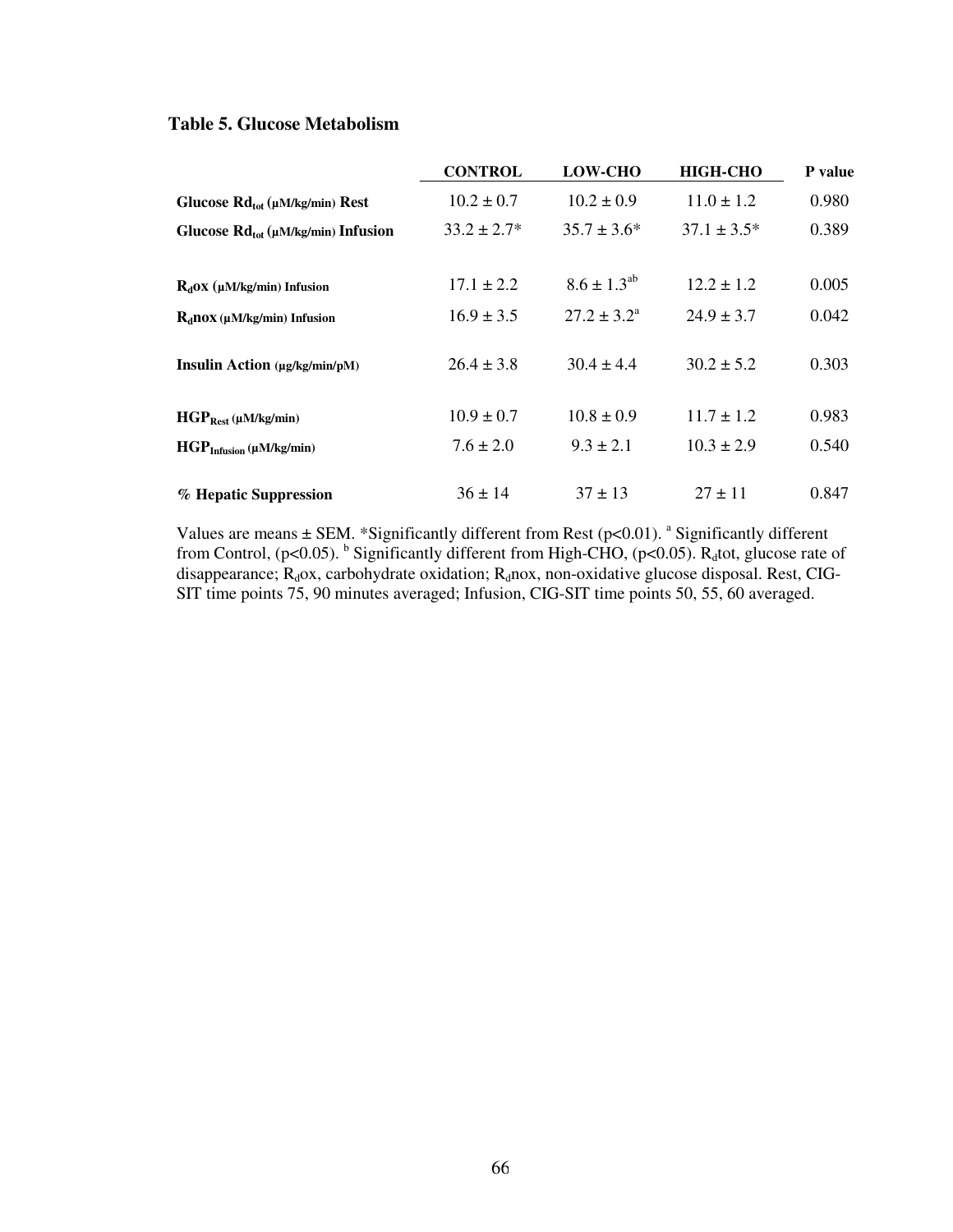**Table 5. Glucose Metabolism**

| | CONTROL | LOW-CHO | HIGH-CHO | P value |
|---|---|---|---|---|
| **Glucose $Rd_{tot}$ (μM/kg/min) Rest** | 10.2 ± 0.7 | 10.2 ± 0.9 | 11.0 ± 1.2 | 0.980 |
| **Glucose $Rd_{tot}$ (μM/kg/min) Infusion** | 33.2 ± 2.7* | 35.7 ± 3.6* | 37.1 ± 3.5* | 0.389 |
| **$R_d$ox (μM/kg/min) Infusion** | 17.1 ± 2.2 | 8.6 ± 1.3[ab] | 12.2 ± 1.2 | 0.005 |
| **$R_d$nox (μM/kg/min) Infusion** | 16.9 ± 3.5 | 27.2 ± 3.2[a] | 24.9 ± 3.7 | 0.042 |
| **Insulin Action (μg/kg/min/pM)** | 26.4 ± 3.8 | 30.4 ± 4.4 | 30.2 ± 5.2 | 0.303 |
| **$HGP_{Rest}$ (μM/kg/min)** | 10.9 ± 0.7 | 10.8 ± 0.9 | 11.7 ± 1.2 | 0.983 |
| **$HGP_{Infusion}$ (μM/kg/min)** | 7.6 ± 2.0 | 9.3 ± 2.1 | 10.3 ± 2.9 | 0.540 |
| **% Hepatic Suppression** | 36 ± 14 | 37 ± 13 | 27 ± 11 | 0.847 |

Values are means ± SEM. *Significantly different from Rest ($p<0.01$). [a] Significantly different from Control, ($p<0.05$). [b] Significantly different from High-CHO, ($p<0.05$). $R_d$tot, glucose rate of disappearance; $R_d$ox, carbohydrate oxidation; $R_d$nox, non-oxidative glucose disposal. Rest, CIG-SIT time points 75, 90 minutes averaged; Infusion, CIG-SIT time points 50, 55, 60 averaged.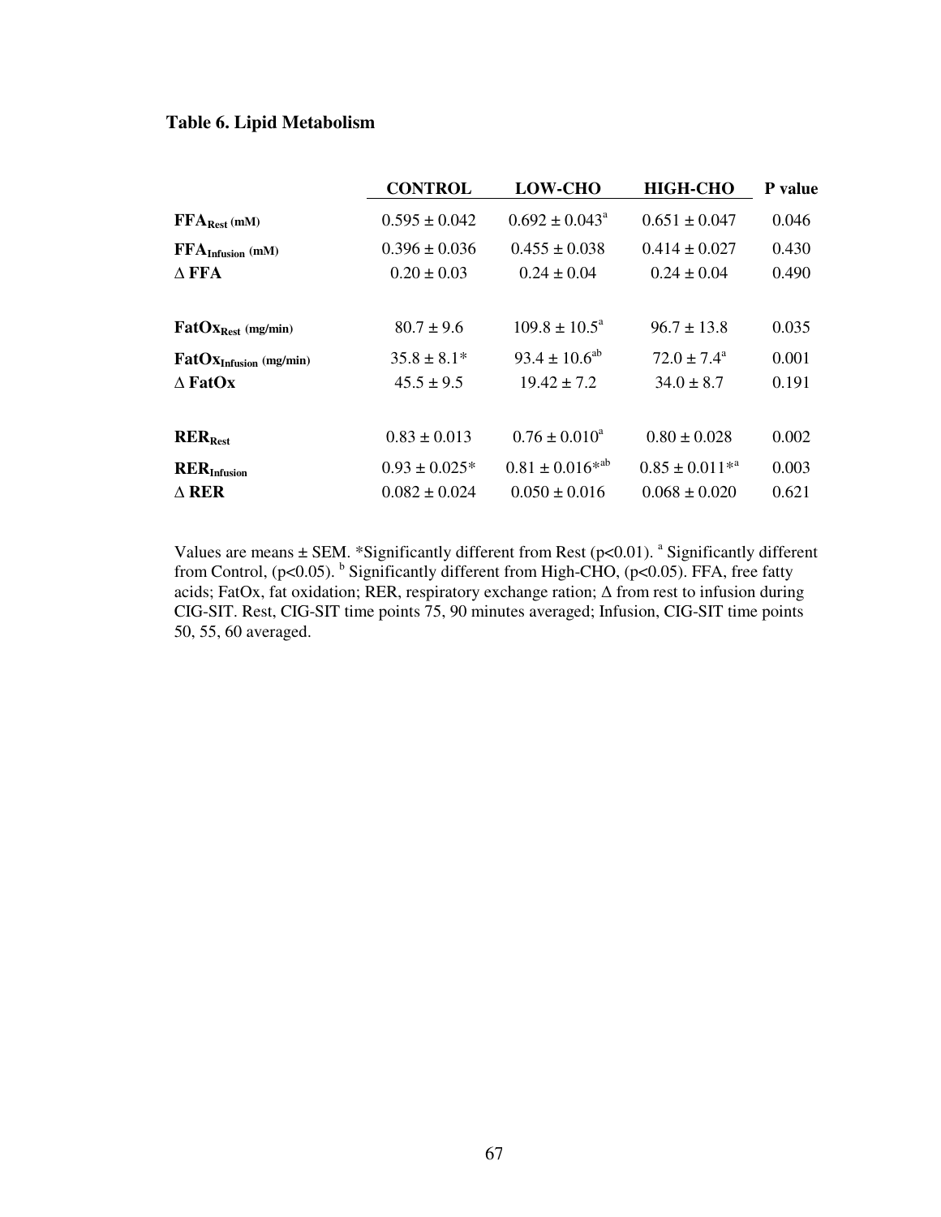**Table 6. Lipid Metabolism**

| | CONTROL | LOW-CHO | HIGH-CHO | P value |
|---|---|---|---|---|
| **$FFA_{Rest}$ (mM)** | 0.595 ± 0.042 | 0.692 ± 0.043[a] | 0.651 ± 0.047 | 0.046 |
| **$FFA_{Infusion}$ (mM)** | 0.396 ± 0.036 | 0.455 ± 0.038 | 0.414 ± 0.027 | 0.430 |
| **Δ FFA** | 0.20 ± 0.03 | 0.24 ± 0.04 | 0.24 ± 0.04 | 0.490 |
| | | | | |
| **$FatOx_{Rest}$ (mg/min)** | 80.7 ± 9.6 | 109.8 ± 10.5[a] | 96.7 ± 13.8 | 0.035 |
| **$FatOx_{Infusion}$ (mg/min)** | 35.8 ± 8.1* | 93.4 ± 10.6[ab] | 72.0 ± 7.4[a] | 0.001 |
| **Δ FatOx** | 45.5 ± 9.5 | 19.42 ± 7.2 | 34.0 ± 8.7 | 0.191 |
| | | | | |
| **$RER_{Rest}$** | 0.83 ± 0.013 | 0.76 ± 0.010[a] | 0.80 ± 0.028 | 0.002 |
| **$RER_{Infusion}$** | 0.93 ± 0.025* | 0.81 ± 0.016*[ab] | 0.85 ± 0.011*[a] | 0.003 |
| **Δ RER** | 0.082 ± 0.024 | 0.050 ± 0.016 | 0.068 ± 0.020 | 0.621 |

Values are means ± SEM. *Significantly different from Rest ($p<0.01$). [a] Significantly different from Control, ($p<0.05$). [b] Significantly different from High-CHO, ($p<0.05$). FFA, free fatty acids; FatOx, fat oxidation; RER, respiratory exchange ration; Δ from rest to infusion during CIG-SIT. Rest, CIG-SIT time points 75, 90 minutes averaged; Infusion, CIG-SIT time points 50, 55, 60 averaged.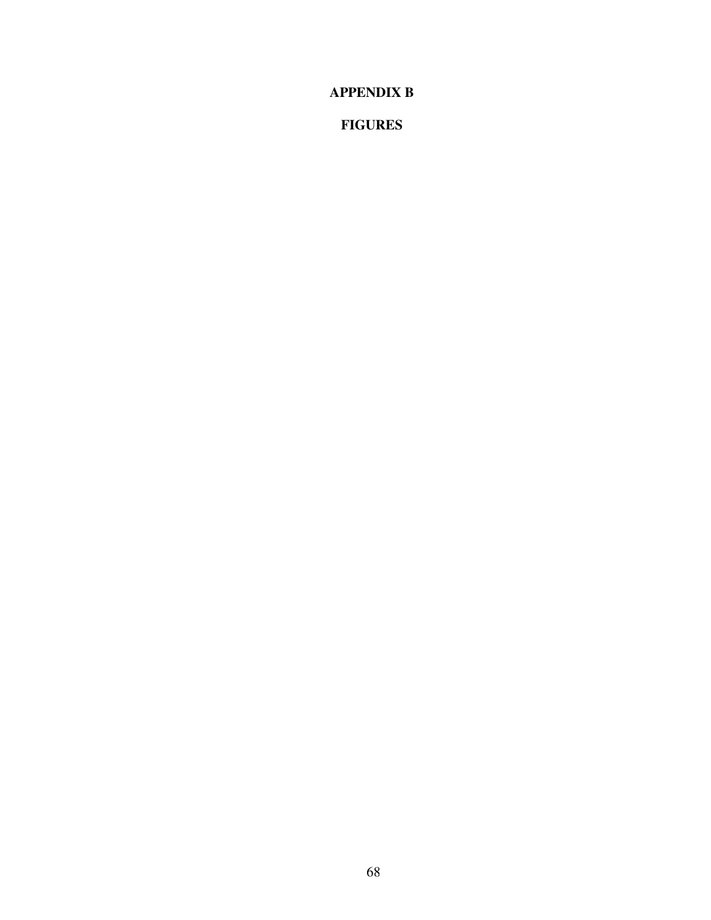# APPENDIX B

# FIGURES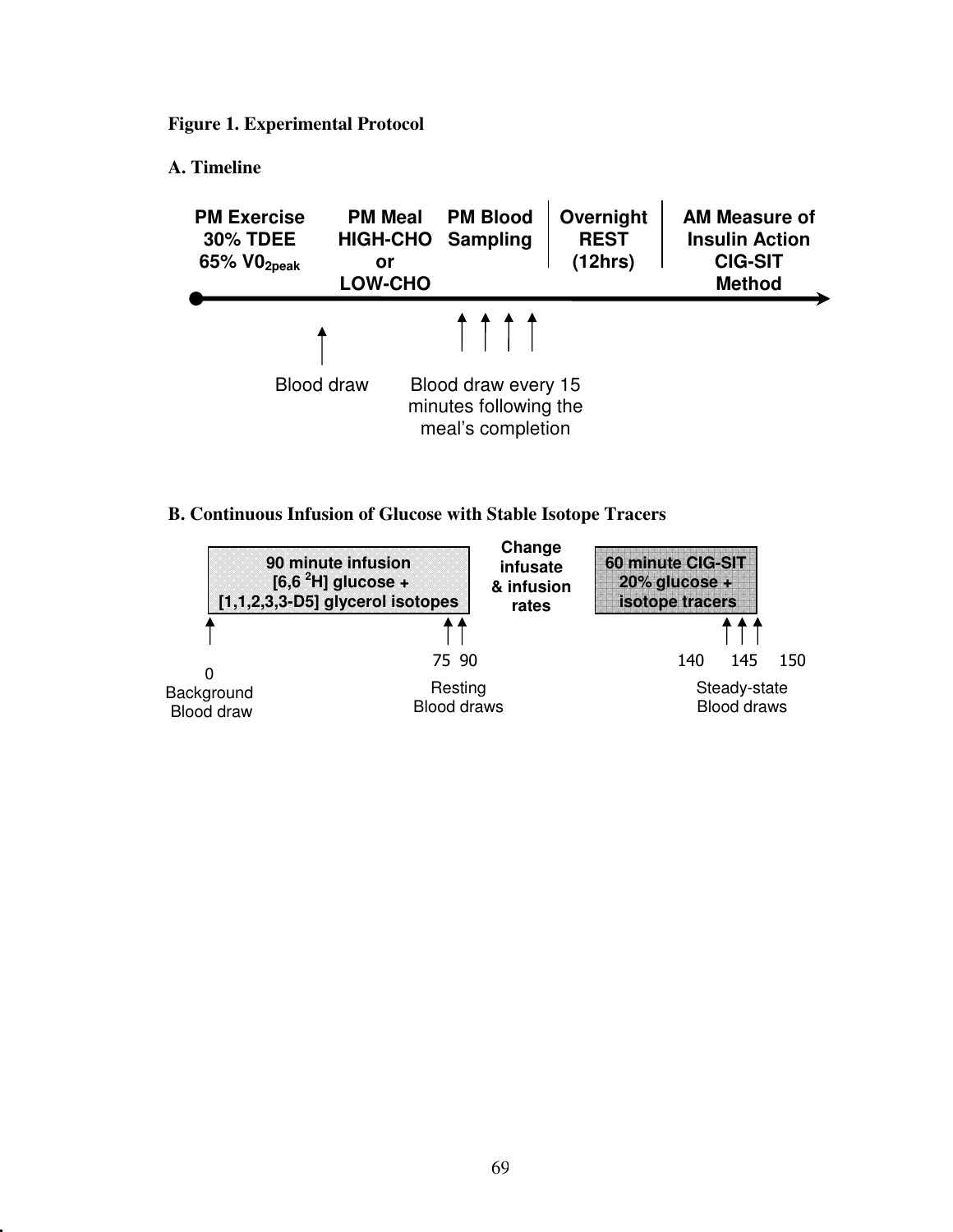**Figure 1. Experimental Protocol**

**A. Timeline**

**PM Exercise 30% TDEE 65% $VO_{2peak}$**

**PM Meal HIGH-CHO or LOW-CHO**

**PM Blood Sampling**

**Overnight REST (12hrs)**

**AM Measure of Insulin Action CIG-SIT Method**

Blood draw

Blood draw every 15 minutes following the meal's completion

**B. Continuous Infusion of Glucose with Stable Isotope Tracers**

**90 minute infusion [6,6 $^2$H] glucose + [1,1,2,3,3-D5] glycerol isotopes**

**Change infusate & infusion rates**

**60 minute CIG-SIT 20% glucose + isotope tracers**

0 Background Blood draw

75 90 Resting Blood draws

140 145 150 Steady-state Blood draws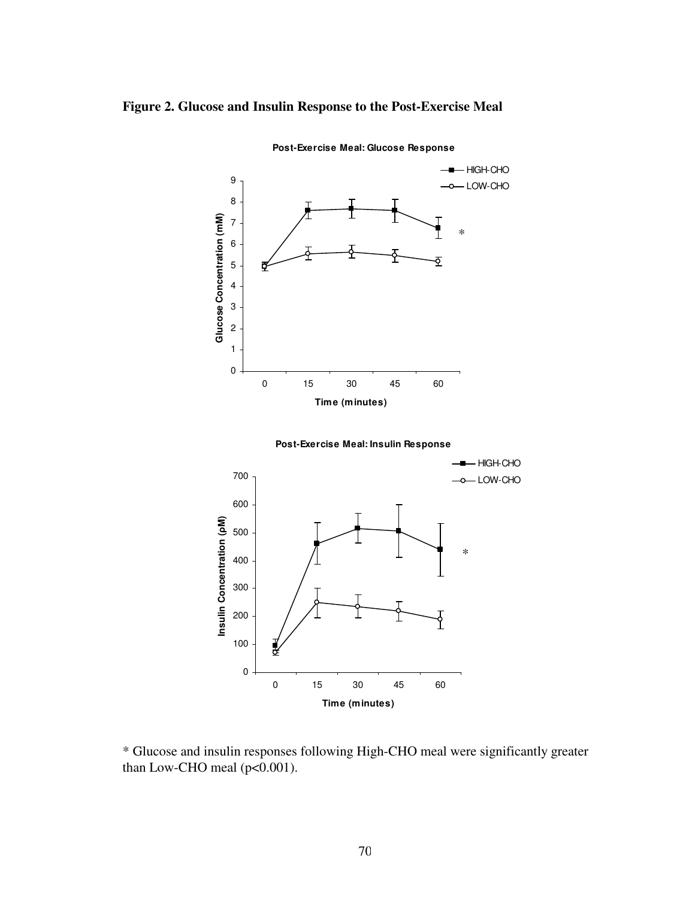**Figure 2. Glucose and Insulin Response to the Post-Exercise Meal**

\* Glucose and insulin responses following High-CHO meal were significantly greater than Low-CHO meal ($p<0.001$).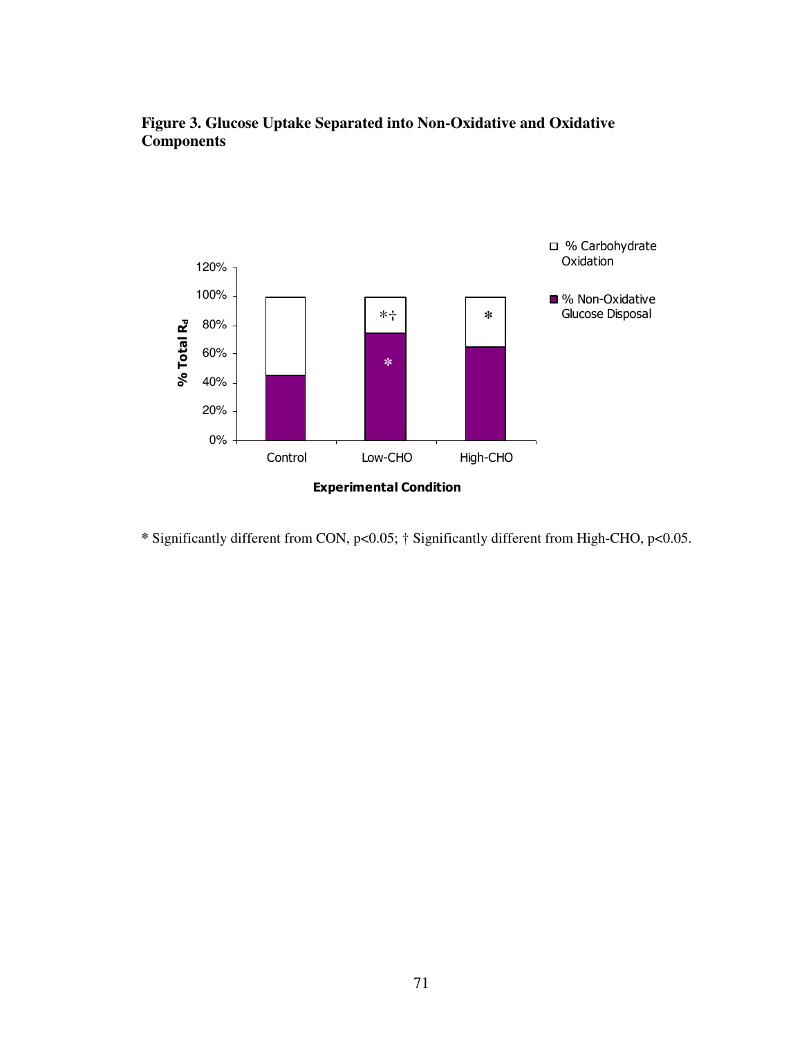**Figure 3. Glucose Uptake Separated into Non-Oxidative and Oxidative Components**

* Significantly different from CON, $p<0.05$; † Significantly different from High-CHO, $p<0.05$.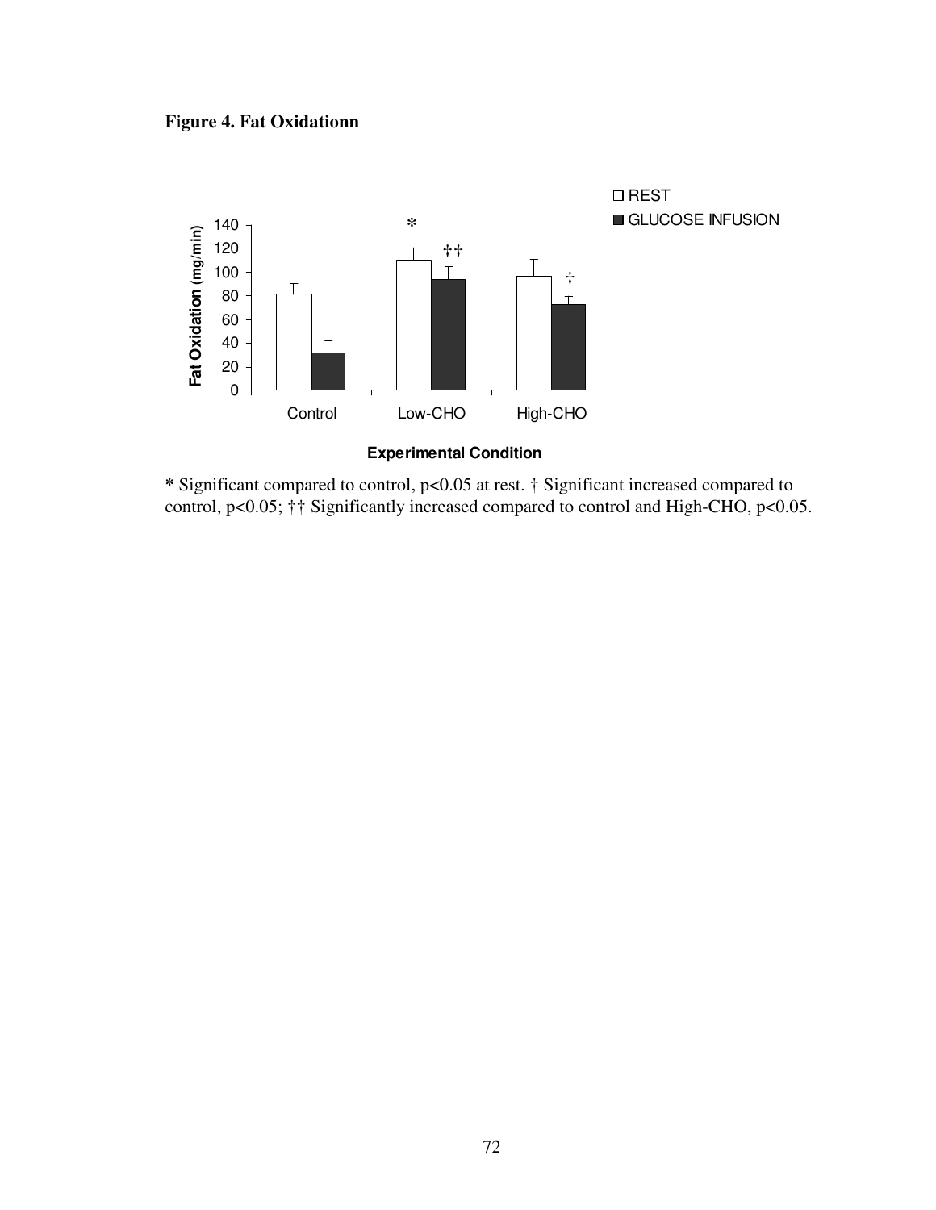**Figure 4. Fat Oxidationn**

\* Significant compared to control, $p<0.05$ at rest. † Significant increased compared to control, $p<0.05$; †† Significantly increased compared to control and High-CHO, $p<0.05$.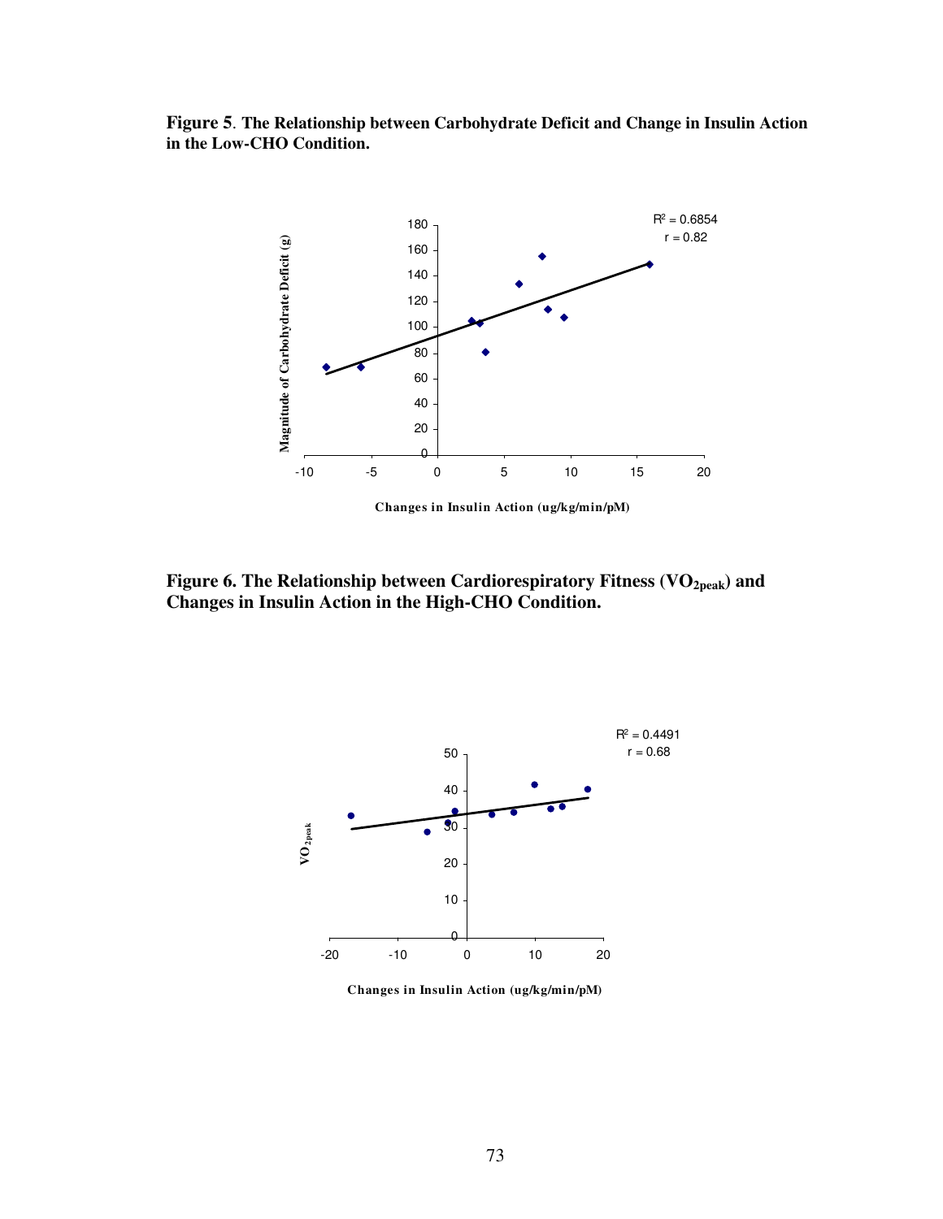**Figure 5. The Relationship between Carbohydrate Deficit and Change in Insulin Action in the Low-CHO Condition.**

$R^2 = 0.6854$
r = 0.82

Magnitude of Carbohydrate Deficit (g)

Changes in Insulin Action (ug/kg/min/pM)

**Figure 6. The Relationship between Cardiorespiratory Fitness ($VO_{2peak}$) and Changes in Insulin Action in the High-CHO Condition.**

$R^2 = 0.4491$
r = 0.68

$VO_{2peak}$

Changes in Insulin Action (ug/kg/min/pM)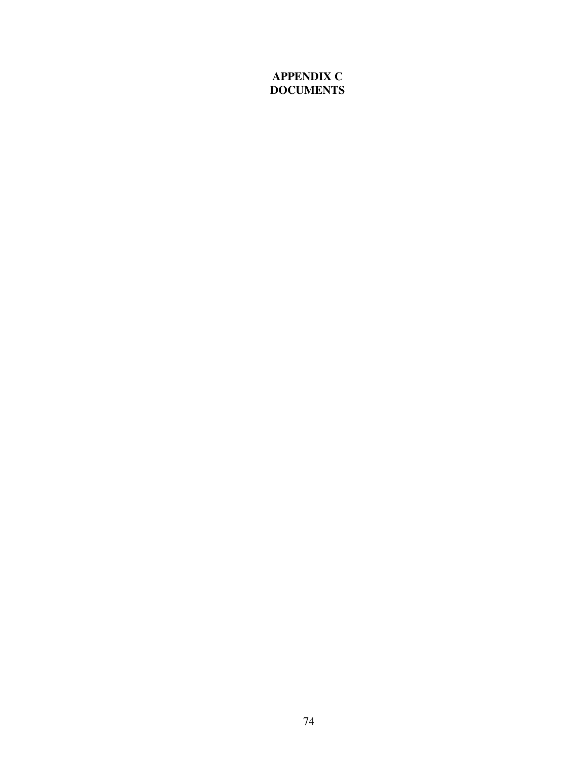# APPENDIX C
# DOCUMENTS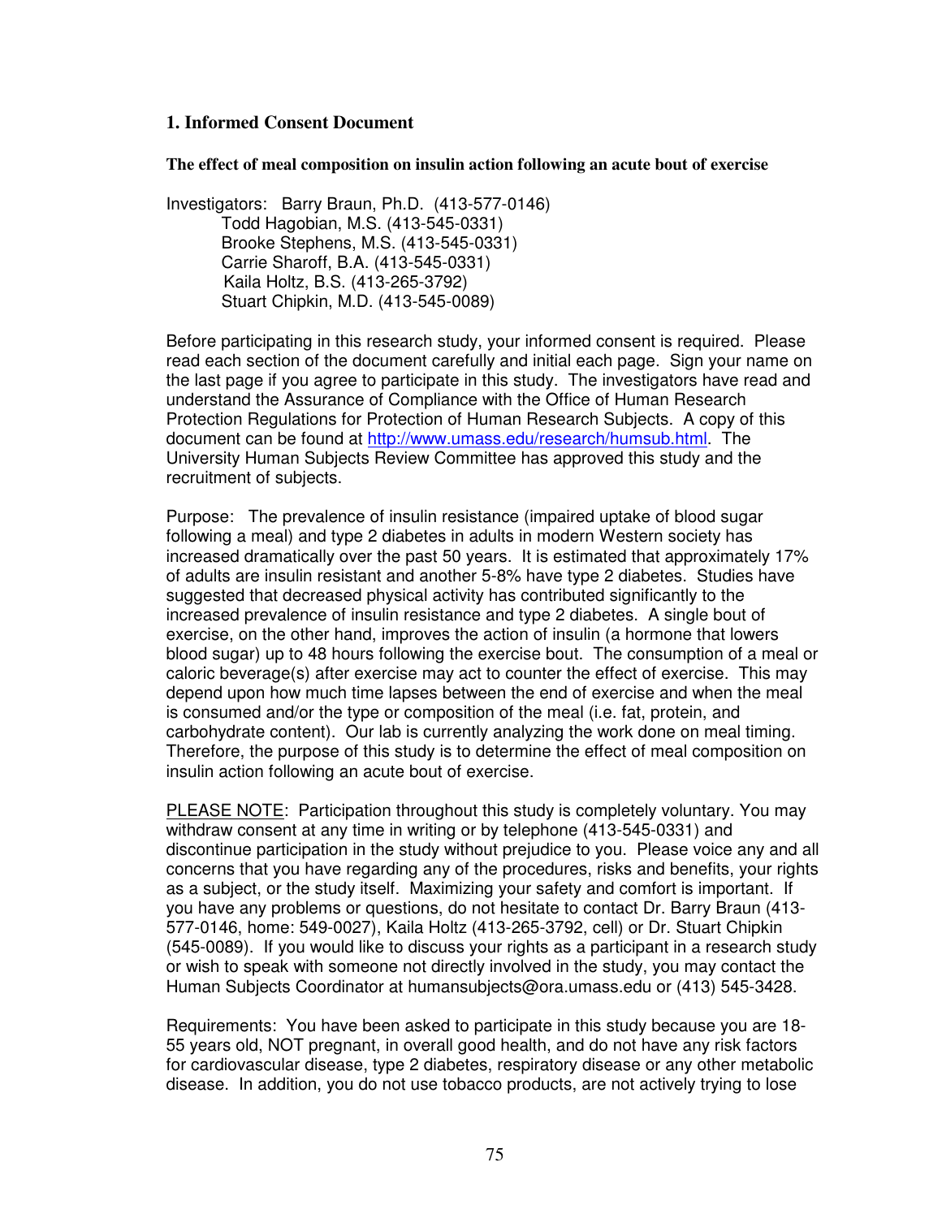### 1. Informed Consent Document

**The effect of meal composition on insulin action following an acute bout of exercise**

Investigators: Barry Braun, Ph.D. (413-577-0146)
Todd Hagobian, M.S. (413-545-0331)
Brooke Stephens, M.S. (413-545-0331)
Carrie Sharoff, B.A. (413-545-0331)
Kaila Holtz, B.S. (413-265-3792)
Stuart Chipkin, M.D. (413-545-0089)

Before participating in this research study, your informed consent is required. Please read each section of the document carefully and initial each page. Sign your name on the last page if you agree to participate in this study. The investigators have read and understand the Assurance of Compliance with the Office of Human Research Protection Regulations for Protection of Human Research Subjects. A copy of this document can be found at http://www.umass.edu/research/humsub.html. The University Human Subjects Review Committee has approved this study and the recruitment of subjects.

Purpose: The prevalence of insulin resistance (impaired uptake of blood sugar following a meal) and type 2 diabetes in adults in modern Western society has increased dramatically over the past 50 years. It is estimated that approximately 17% of adults are insulin resistant and another 5-8% have type 2 diabetes. Studies have suggested that decreased physical activity has contributed significantly to the increased prevalence of insulin resistance and type 2 diabetes. A single bout of exercise, on the other hand, improves the action of insulin (a hormone that lowers blood sugar) up to 48 hours following the exercise bout. The consumption of a meal or caloric beverage(s) after exercise may act to counter the effect of exercise. This may depend upon how much time lapses between the end of exercise and when the meal is consumed and/or the type or composition of the meal (i.e. fat, protein, and carbohydrate content). Our lab is currently analyzing the work done on meal timing. Therefore, the purpose of this study is to determine the effect of meal composition on insulin action following an acute bout of exercise.

PLEASE NOTE: Participation throughout this study is completely voluntary. You may withdraw consent at any time in writing or by telephone (413-545-0331) and discontinue participation in the study without prejudice to you. Please voice any and all concerns that you have regarding any of the procedures, risks and benefits, your rights as a subject, or the study itself. Maximizing your safety and comfort is important. If you have any problems or questions, do not hesitate to contact Dr. Barry Braun (413-577-0146, home: 549-0027), Kaila Holtz (413-265-3792, cell) or Dr. Stuart Chipkin (545-0089). If you would like to discuss your rights as a participant in a research study or wish to speak with someone not directly involved in the study, you may contact the Human Subjects Coordinator at humansubjects@ora.umass.edu or (413) 545-3428.

Requirements: You have been asked to participate in this study because you are 18-55 years old, NOT pregnant, in overall good health, and do not have any risk factors for cardiovascular disease, type 2 diabetes, respiratory disease or any other metabolic disease. In addition, you do not use tobacco products, are not actively trying to lose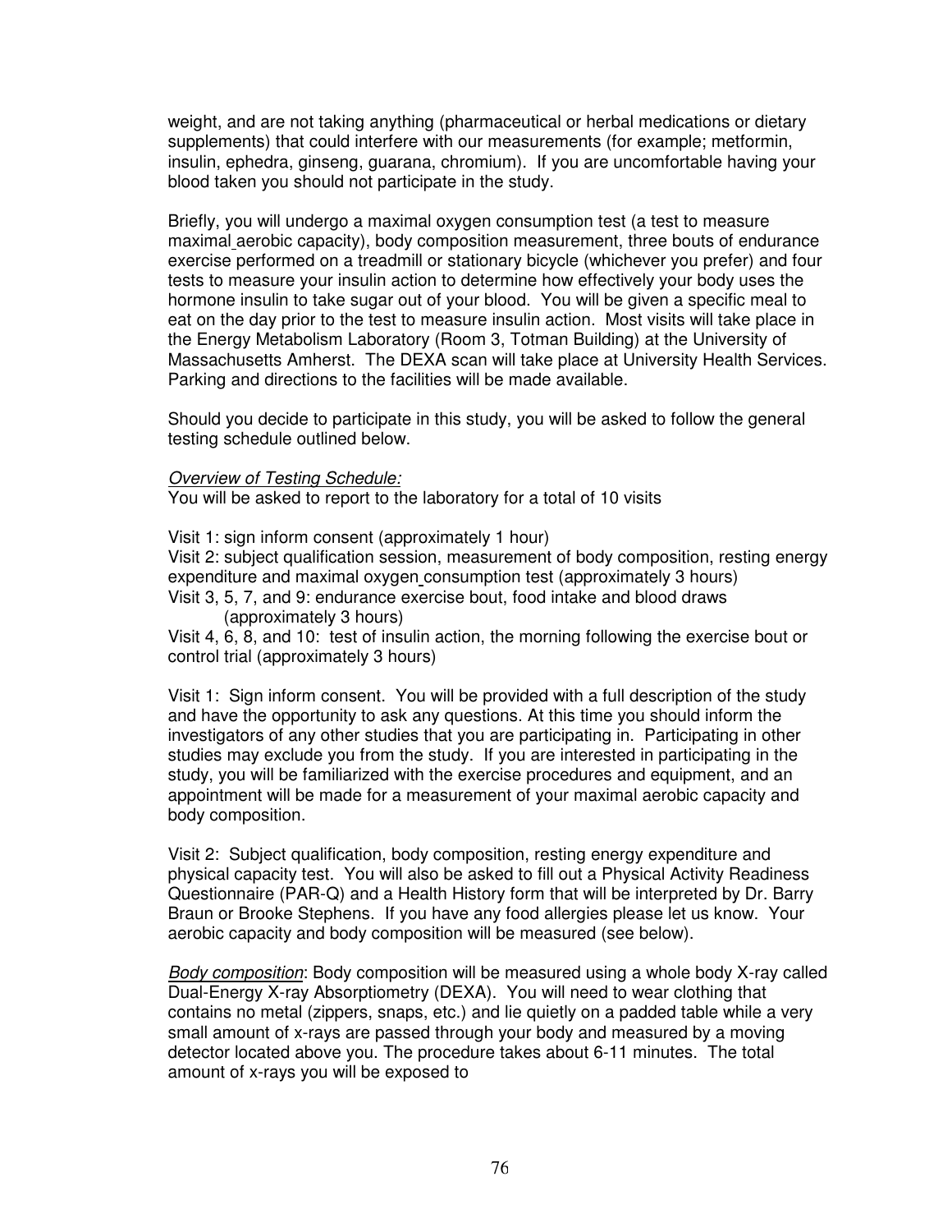weight, and are not taking anything (pharmaceutical or herbal medications or dietary supplements) that could interfere with our measurements (for example; metformin, insulin, ephedra, ginseng, guarana, chromium). If you are uncomfortable having your blood taken you should not participate in the study.

Briefly, you will undergo a maximal oxygen consumption test (a test to measure maximal aerobic capacity), body composition measurement, three bouts of endurance exercise performed on a treadmill or stationary bicycle (whichever you prefer) and four tests to measure your insulin action to determine how effectively your body uses the hormone insulin to take sugar out of your blood. You will be given a specific meal to eat on the day prior to the test to measure insulin action. Most visits will take place in the Energy Metabolism Laboratory (Room 3, Totman Building) at the University of Massachusetts Amherst. The DEXA scan will take place at University Health Services. Parking and directions to the facilities will be made available.

Should you decide to participate in this study, you will be asked to follow the general testing schedule outlined below.

*Overview of Testing Schedule:*
You will be asked to report to the laboratory for a total of 10 visits

Visit 1: sign inform consent (approximately 1 hour)
Visit 2: subject qualification session, measurement of body composition, resting energy expenditure and maximal oxygen consumption test (approximately 3 hours)
Visit 3, 5, 7, and 9: endurance exercise bout, food intake and blood draws (approximately 3 hours)
Visit 4, 6, 8, and 10: test of insulin action, the morning following the exercise bout or control trial (approximately 3 hours)

Visit 1: Sign inform consent. You will be provided with a full description of the study and have the opportunity to ask any questions. At this time you should inform the investigators of any other studies that you are participating in. Participating in other studies may exclude you from the study. If you are interested in participating in the study, you will be familiarized with the exercise procedures and equipment, and an appointment will be made for a measurement of your maximal aerobic capacity and body composition.

Visit 2: Subject qualification, body composition, resting energy expenditure and physical capacity test. You will also be asked to fill out a Physical Activity Readiness Questionnaire (PAR-Q) and a Health History form that will be interpreted by Dr. Barry Braun or Brooke Stephens. If you have any food allergies please let us know. Your aerobic capacity and body composition will be measured (see below).

*Body composition*: Body composition will be measured using a whole body X-ray called Dual-Energy X-ray Absorptiometry (DEXA). You will need to wear clothing that contains no metal (zippers, snaps, etc.) and lie quietly on a padded table while a very small amount of x-rays are passed through your body and measured by a moving detector located above you. The procedure takes about 6-11 minutes. The total amount of x-rays you will be exposed to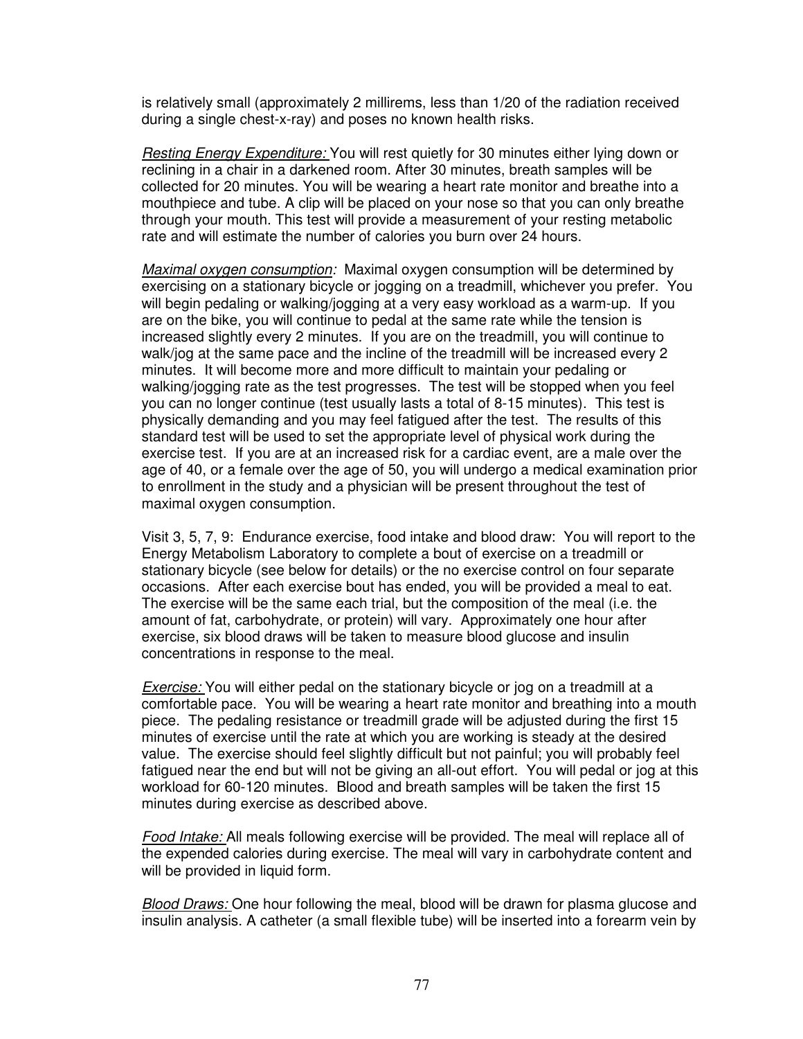is relatively small (approximately 2 millirems, less than 1/20 of the radiation received during a single chest-x-ray) and poses no known health risks.

*Resting Energy Expenditure:* You will rest quietly for 30 minutes either lying down or reclining in a chair in a darkened room. After 30 minutes, breath samples will be collected for 20 minutes. You will be wearing a heart rate monitor and breathe into a mouthpiece and tube. A clip will be placed on your nose so that you can only breathe through your mouth. This test will provide a measurement of your resting metabolic rate and will estimate the number of calories you burn over 24 hours.

*Maximal oxygen consumption:* Maximal oxygen consumption will be determined by exercising on a stationary bicycle or jogging on a treadmill, whichever you prefer. You will begin pedaling or walking/jogging at a very easy workload as a warm-up. If you are on the bike, you will continue to pedal at the same rate while the tension is increased slightly every 2 minutes. If you are on the treadmill, you will continue to walk/jog at the same pace and the incline of the treadmill will be increased every 2 minutes. It will become more and more difficult to maintain your pedaling or walking/jogging rate as the test progresses. The test will be stopped when you feel you can no longer continue (test usually lasts a total of 8-15 minutes). This test is physically demanding and you may feel fatigued after the test. The results of this standard test will be used to set the appropriate level of physical work during the exercise test. If you are at an increased risk for a cardiac event, are a male over the age of 40, or a female over the age of 50, you will undergo a medical examination prior to enrollment in the study and a physician will be present throughout the test of maximal oxygen consumption.

Visit 3, 5, 7, 9: Endurance exercise, food intake and blood draw: You will report to the Energy Metabolism Laboratory to complete a bout of exercise on a treadmill or stationary bicycle (see below for details) or the no exercise control on four separate occasions. After each exercise bout has ended, you will be provided a meal to eat. The exercise will be the same each trial, but the composition of the meal (i.e. the amount of fat, carbohydrate, or protein) will vary. Approximately one hour after exercise, six blood draws will be taken to measure blood glucose and insulin concentrations in response to the meal.

*Exercise:* You will either pedal on the stationary bicycle or jog on a treadmill at a comfortable pace. You will be wearing a heart rate monitor and breathing into a mouth piece. The pedaling resistance or treadmill grade will be adjusted during the first 15 minutes of exercise until the rate at which you are working is steady at the desired value. The exercise should feel slightly difficult but not painful; you will probably feel fatigued near the end but will not be giving an all-out effort. You will pedal or jog at this workload for 60-120 minutes. Blood and breath samples will be taken the first 15 minutes during exercise as described above.

*Food Intake:* All meals following exercise will be provided. The meal will replace all of the expended calories during exercise. The meal will vary in carbohydrate content and will be provided in liquid form.

*Blood Draws:* One hour following the meal, blood will be drawn for plasma glucose and insulin analysis. A catheter (a small flexible tube) will be inserted into a forearm vein by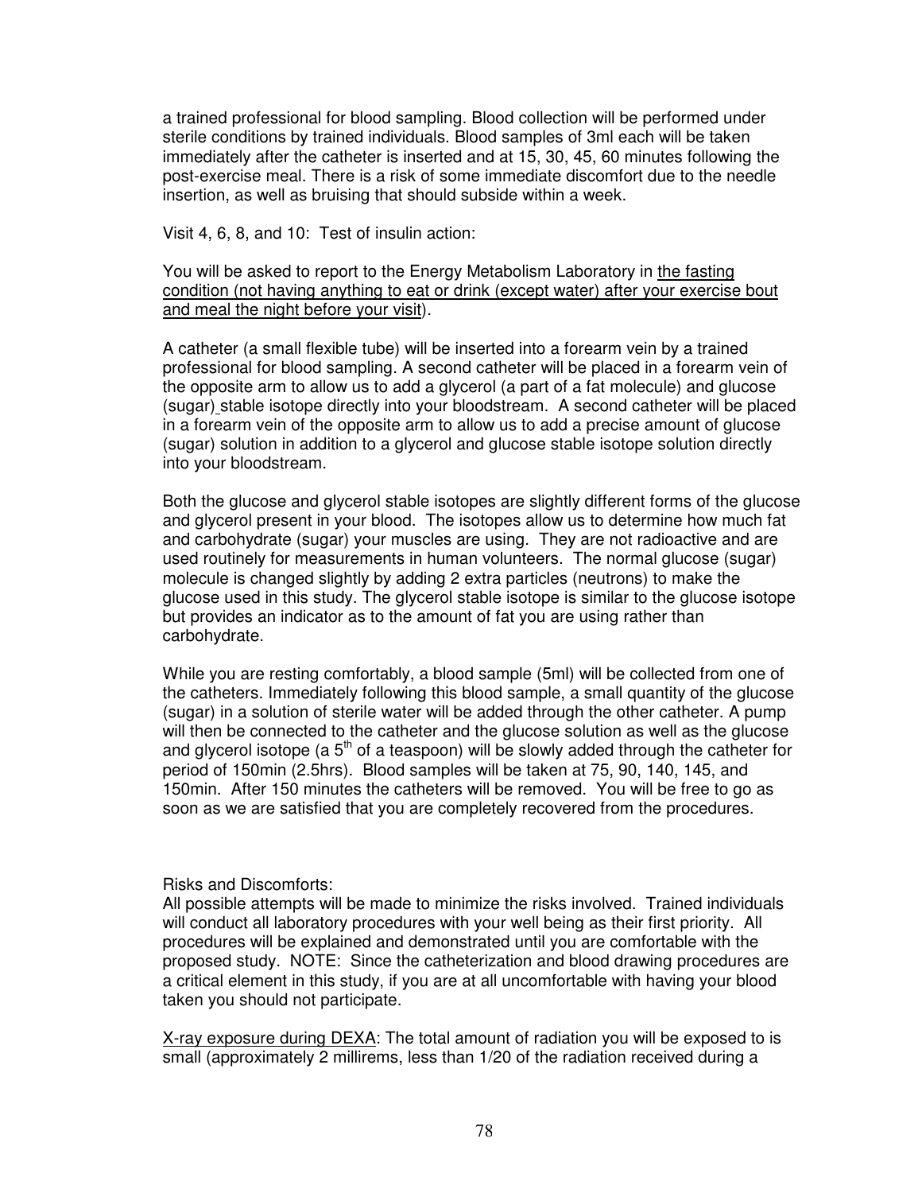a trained professional for blood sampling. Blood collection will be performed under sterile conditions by trained individuals. Blood samples of 3ml each will be taken immediately after the catheter is inserted and at 15, 30, 45, 60 minutes following the post-exercise meal. There is a risk of some immediate discomfort due to the needle insertion, as well as bruising that should subside within a week.

Visit 4, 6, 8, and 10: Test of insulin action:

You will be asked to report to the Energy Metabolism Laboratory in <u>the fasting condition (not having anything to eat or drink (except water) after your exercise bout and meal the night before your visit</u>).

A catheter (a small flexible tube) will be inserted into a forearm vein by a trained professional for blood sampling. A second catheter will be placed in a forearm vein of the opposite arm to allow us to add a glycerol (a part of a fat molecule) and glucose (sugar) stable isotope directly into your bloodstream. A second catheter will be placed in a forearm vein of the opposite arm to allow us to add a precise amount of glucose (sugar) solution in addition to a glycerol and glucose stable isotope solution directly into your bloodstream.

Both the glucose and glycerol stable isotopes are slightly different forms of the glucose and glycerol present in your blood. The isotopes allow us to determine how much fat and carbohydrate (sugar) your muscles are using. They are not radioactive and are used routinely for measurements in human volunteers. The normal glucose (sugar) molecule is changed slightly by adding 2 extra particles (neutrons) to make the glucose used in this study. The glycerol stable isotope is similar to the glucose isotope but provides an indicator as to the amount of fat you are using rather than carbohydrate.

While you are resting comfortably, a blood sample (5ml) will be collected from one of the catheters. Immediately following this blood sample, a small quantity of the glucose (sugar) in a solution of sterile water will be added through the other catheter. A pump will then be connected to the catheter and the glucose solution as well as the glucose and glycerol isotope (a 5$^{th}$ of a teaspoon) will be slowly added through the catheter for period of 150min (2.5hrs). Blood samples will be taken at 75, 90, 140, 145, and 150min. After 150 minutes the catheters will be removed. You will be free to go as soon as we are satisfied that you are completely recovered from the procedures.

Risks and Discomforts:
All possible attempts will be made to minimize the risks involved. Trained individuals will conduct all laboratory procedures with your well being as their first priority. All procedures will be explained and demonstrated until you are comfortable with the proposed study. NOTE: Since the catheterization and blood drawing procedures are a critical element in this study, if you are at all uncomfortable with having your blood taken you should not participate.

<u>X-ray exposure during DEXA</u>: The total amount of radiation you will be exposed to is small (approximately 2 millirems, less than 1/20 of the radiation received during a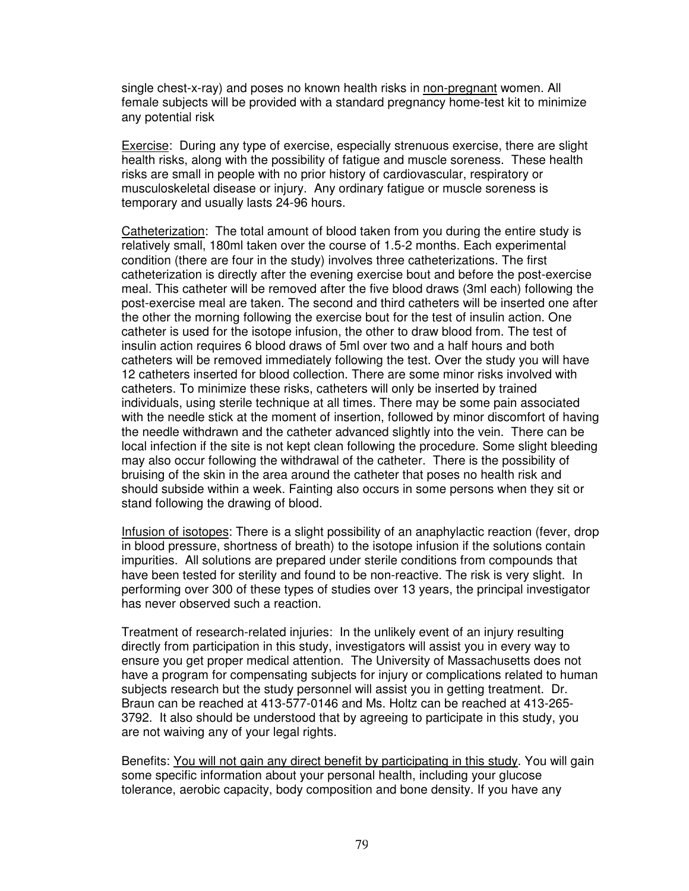single chest-x-ray) and poses no known health risks in <u>non-pregnant</u> women. All female subjects will be provided with a standard pregnancy home-test kit to minimize any potential risk

<u>Exercise</u>: During any type of exercise, especially strenuous exercise, there are slight health risks, along with the possibility of fatigue and muscle soreness. These health risks are small in people with no prior history of cardiovascular, respiratory or musculoskeletal disease or injury. Any ordinary fatigue or muscle soreness is temporary and usually lasts 24-96 hours.

<u>Catheterization</u>: The total amount of blood taken from you during the entire study is relatively small, 180ml taken over the course of 1.5-2 months. Each experimental condition (there are four in the study) involves three catheterizations. The first catheterization is directly after the evening exercise bout and before the post-exercise meal. This catheter will be removed after the five blood draws (3ml each) following the post-exercise meal are taken. The second and third catheters will be inserted one after the other the morning following the exercise bout for the test of insulin action. One catheter is used for the isotope infusion, the other to draw blood from. The test of insulin action requires 6 blood draws of 5ml over two and a half hours and both catheters will be removed immediately following the test. Over the study you will have 12 catheters inserted for blood collection. There are some minor risks involved with catheters. To minimize these risks, catheters will only be inserted by trained individuals, using sterile technique at all times. There may be some pain associated with the needle stick at the moment of insertion, followed by minor discomfort of having the needle withdrawn and the catheter advanced slightly into the vein. There can be local infection if the site is not kept clean following the procedure. Some slight bleeding may also occur following the withdrawal of the catheter. There is the possibility of bruising of the skin in the area around the catheter that poses no health risk and should subside within a week. Fainting also occurs in some persons when they sit or stand following the drawing of blood.

<u>Infusion of isotopes</u>: There is a slight possibility of an anaphylactic reaction (fever, drop in blood pressure, shortness of breath) to the isotope infusion if the solutions contain impurities. All solutions are prepared under sterile conditions from compounds that have been tested for sterility and found to be non-reactive. The risk is very slight. In performing over 300 of these types of studies over 13 years, the principal investigator has never observed such a reaction.

Treatment of research-related injuries: In the unlikely event of an injury resulting directly from participation in this study, investigators will assist you in every way to ensure you get proper medical attention. The University of Massachusetts does not have a program for compensating subjects for injury or complications related to human subjects research but the study personnel will assist you in getting treatment. Dr. Braun can be reached at 413-577-0146 and Ms. Holtz can be reached at 413-265-3792. It also should be understood that by agreeing to participate in this study, you are not waiving any of your legal rights.

Benefits: <u>You will not gain any direct benefit by participating in this study</u>. You will gain some specific information about your personal health, including your glucose tolerance, aerobic capacity, body composition and bone density. If you have any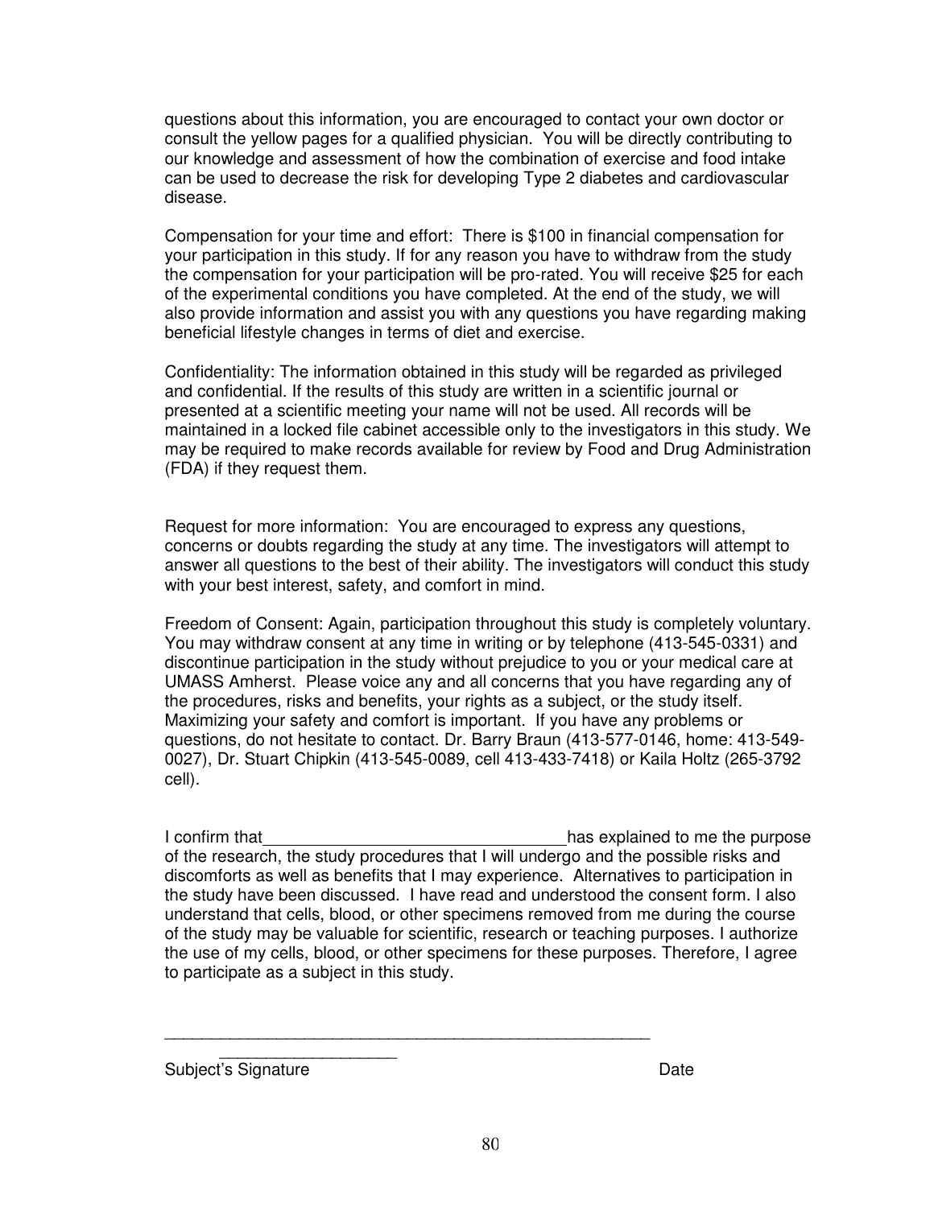questions about this information, you are encouraged to contact your own doctor or consult the yellow pages for a qualified physician. You will be directly contributing to our knowledge and assessment of how the combination of exercise and food intake can be used to decrease the risk for developing Type 2 diabetes and cardiovascular disease.

Compensation for your time and effort: There is $100 in financial compensation for your participation in this study. If for any reason you have to withdraw from the study the compensation for your participation will be pro-rated. You will receive $25 for each of the experimental conditions you have completed. At the end of the study, we will also provide information and assist you with any questions you have regarding making beneficial lifestyle changes in terms of diet and exercise.

Confidentiality: The information obtained in this study will be regarded as privileged and confidential. If the results of this study are written in a scientific journal or presented at a scientific meeting your name will not be used. All records will be maintained in a locked file cabinet accessible only to the investigators in this study. We may be required to make records available for review by Food and Drug Administration (FDA) if they request them.

Request for more information: You are encouraged to express any questions, concerns or doubts regarding the study at any time. The investigators will attempt to answer all questions to the best of their ability. The investigators will conduct this study with your best interest, safety, and comfort in mind.

Freedom of Consent: Again, participation throughout this study is completely voluntary. You may withdraw consent at any time in writing or by telephone (413-545-0331) and discontinue participation in the study without prejudice to you or your medical care at UMASS Amherst. Please voice any and all concerns that you have regarding any of the procedures, risks and benefits, your rights as a subject, or the study itself. Maximizing your safety and comfort is important. If you have any problems or questions, do not hesitate to contact. Dr. Barry Braun (413-577-0146, home: 413-549-0027), Dr. Stuart Chipkin (413-545-0089, cell 413-433-7418) or Kaila Holtz (265-3792 cell).

I confirm that_________________________________has explained to me the purpose of the research, the study procedures that I will undergo and the possible risks and discomforts as well as benefits that I may experience. Alternatives to participation in the study have been discussed. I have read and understood the consent form. I also understand that cells, blood, or other specimens removed from me during the course of the study may be valuable for scientific, research or teaching purposes. I authorize the use of my cells, blood, or other specimens for these purposes. Therefore, I agree to participate as a subject in this study.

_______________________________________________________
____________________

Subject's Signature                                                                 Date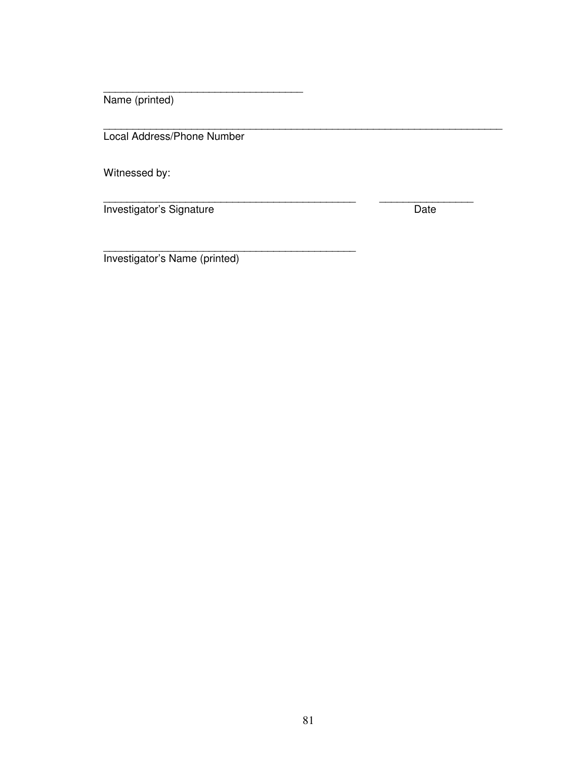\_\_\_\_\_\_\_\_\_\_\_\_\_\_\_\_\_\_\_\_\_\_\_\_\_\_\_\_\_\_\_\_\_\_

Name (printed)

\_\_\_\_\_\_\_\_\_\_\_\_\_\_\_\_\_\_\_\_\_\_\_\_\_\_\_\_\_\_\_\_\_\_\_\_\_\_\_\_\_\_\_\_\_\_\_\_\_\_\_\_\_\_\_\_\_\_\_\_\_\_\_\_\_\_\_\_

Local Address/Phone Number

Witnessed by:

\_\_\_\_\_\_\_\_\_\_\_\_\_\_\_\_\_\_\_\_\_\_\_\_\_\_\_\_\_\_\_\_\_\_\_\_\_\_\_\_\_\_\_\_ \_\_\_\_\_\_\_\_\_\_\_\_\_\_\_\_

Investigator's Signature Date

\_\_\_\_\_\_\_\_\_\_\_\_\_\_\_\_\_\_\_\_\_\_\_\_\_\_\_\_\_\_\_\_\_\_\_\_\_\_\_\_\_\_\_\_

Investigator's Name (printed)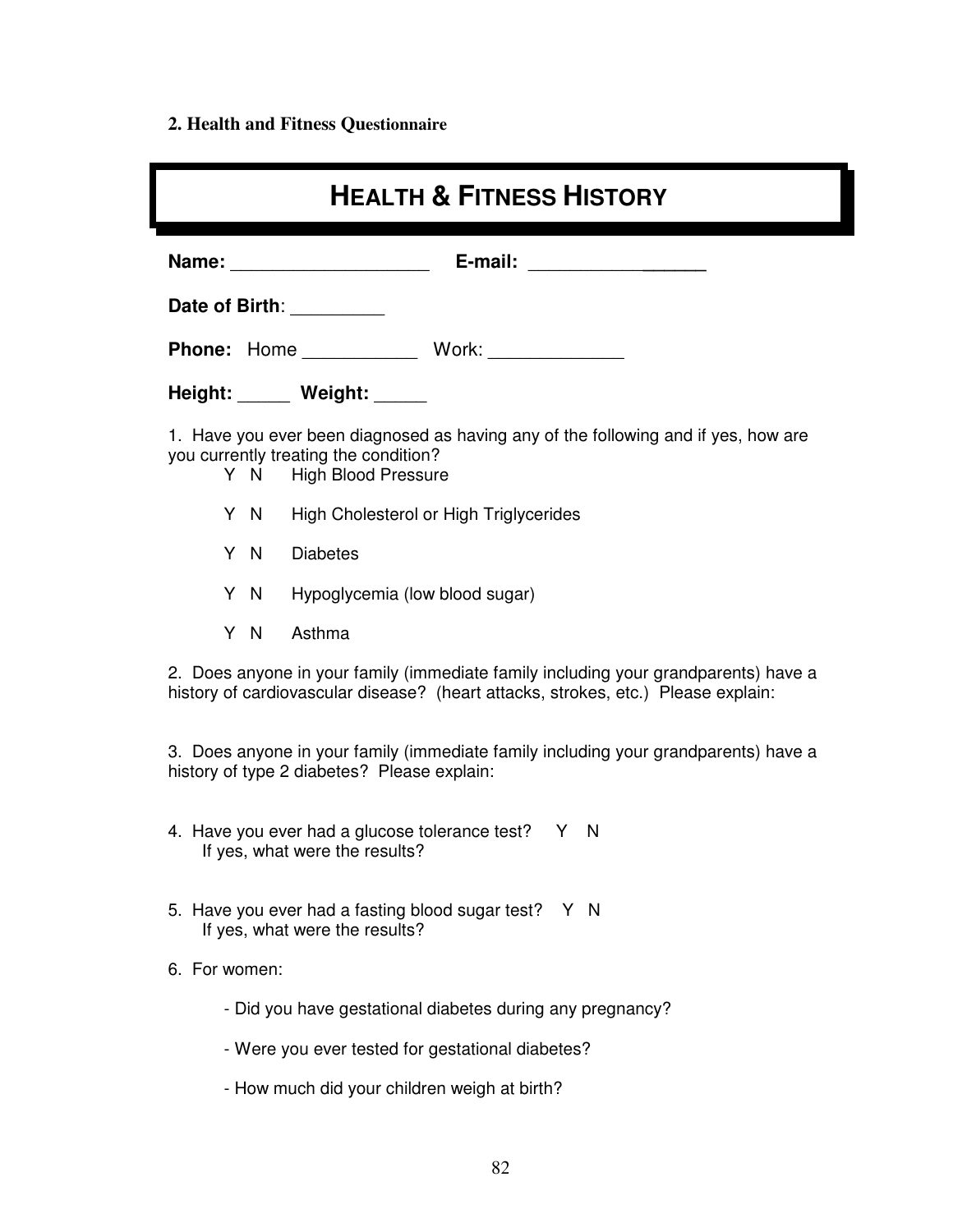**2. Health and Fitness Questionnaire**

# HEALTH & FITNESS HISTORY

**Name:** ___________________ **E-mail:** _________________

**Date of Birth**: _________

**Phone:** Home ___________ Work: _____________

**Height:** _____ **Weight:** _____

1. Have you ever been diagnosed as having any of the following and if yes, how are you currently treating the condition?

Y N High Blood Pressure

Y N High Cholesterol or High Triglycerides

Y N Diabetes

Y N Hypoglycemia (low blood sugar)

Y N Asthma

2. Does anyone in your family (immediate family including your grandparents) have a history of cardiovascular disease? (heart attacks, strokes, etc.) Please explain:

3. Does anyone in your family (immediate family including your grandparents) have a history of type 2 diabetes? Please explain:

4. Have you ever had a glucose tolerance test? Y N
   If yes, what were the results?

5. Have you ever had a fasting blood sugar test? Y N
   If yes, what were the results?

6. For women:

   - Did you have gestational diabetes during any pregnancy?

   - Were you ever tested for gestational diabetes?

   - How much did your children weigh at birth?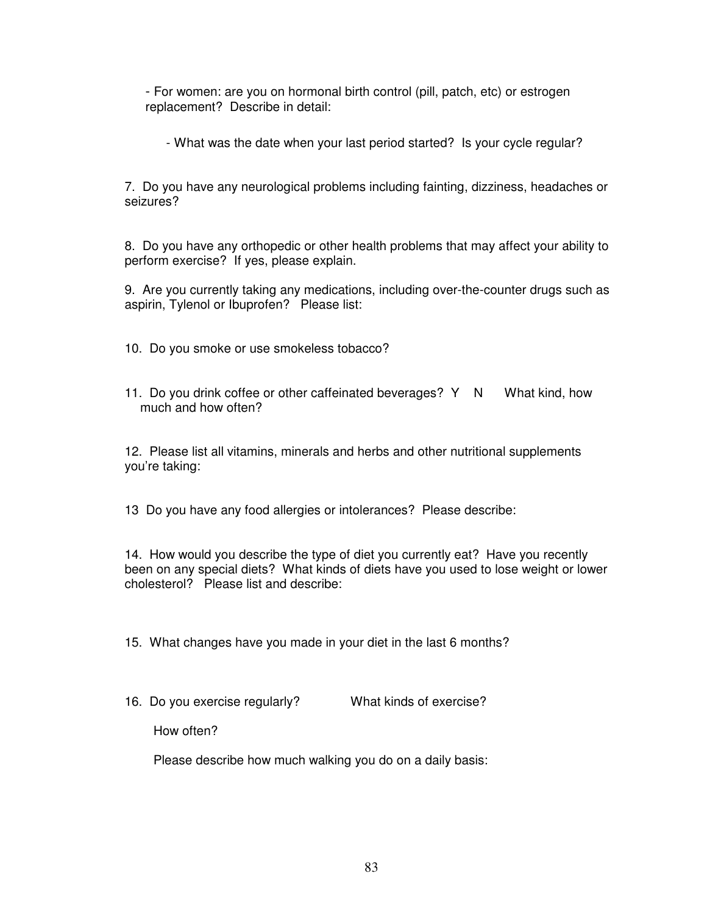- For women: are you on hormonal birth control (pill, patch, etc) or estrogen replacement? Describe in detail:

  - What was the date when your last period started? Is your cycle regular?

7. Do you have any neurological problems including fainting, dizziness, headaches or seizures?

8. Do you have any orthopedic or other health problems that may affect your ability to perform exercise? If yes, please explain.

9. Are you currently taking any medications, including over-the-counter drugs such as aspirin, Tylenol or Ibuprofen? Please list:

10. Do you smoke or use smokeless tobacco?

11. Do you drink coffee or other caffeinated beverages? Y N What kind, how much and how often?

12. Please list all vitamins, minerals and herbs and other nutritional supplements you're taking:

13 Do you have any food allergies or intolerances? Please describe:

14. How would you describe the type of diet you currently eat? Have you recently been on any special diets? What kinds of diets have you used to lose weight or lower cholesterol? Please list and describe:

15. What changes have you made in your diet in the last 6 months?

16. Do you exercise regularly? What kinds of exercise?

    How often?

    Please describe how much walking you do on a daily basis: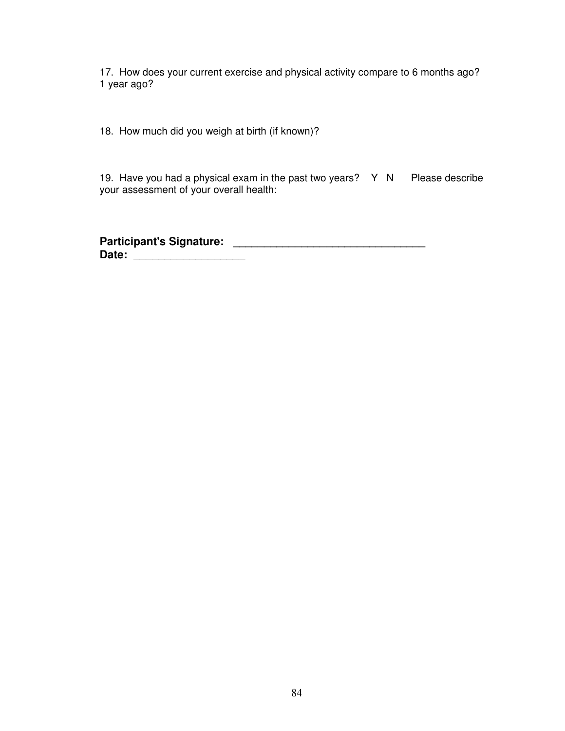17. How does your current exercise and physical activity compare to 6 months ago? 1 year ago?

18. How much did you weigh at birth (if known)?

19. Have you had a physical exam in the past two years? Y N Please describe your assessment of your overall health:

**Participant's Signature: ________________________________**
**Date: __________________**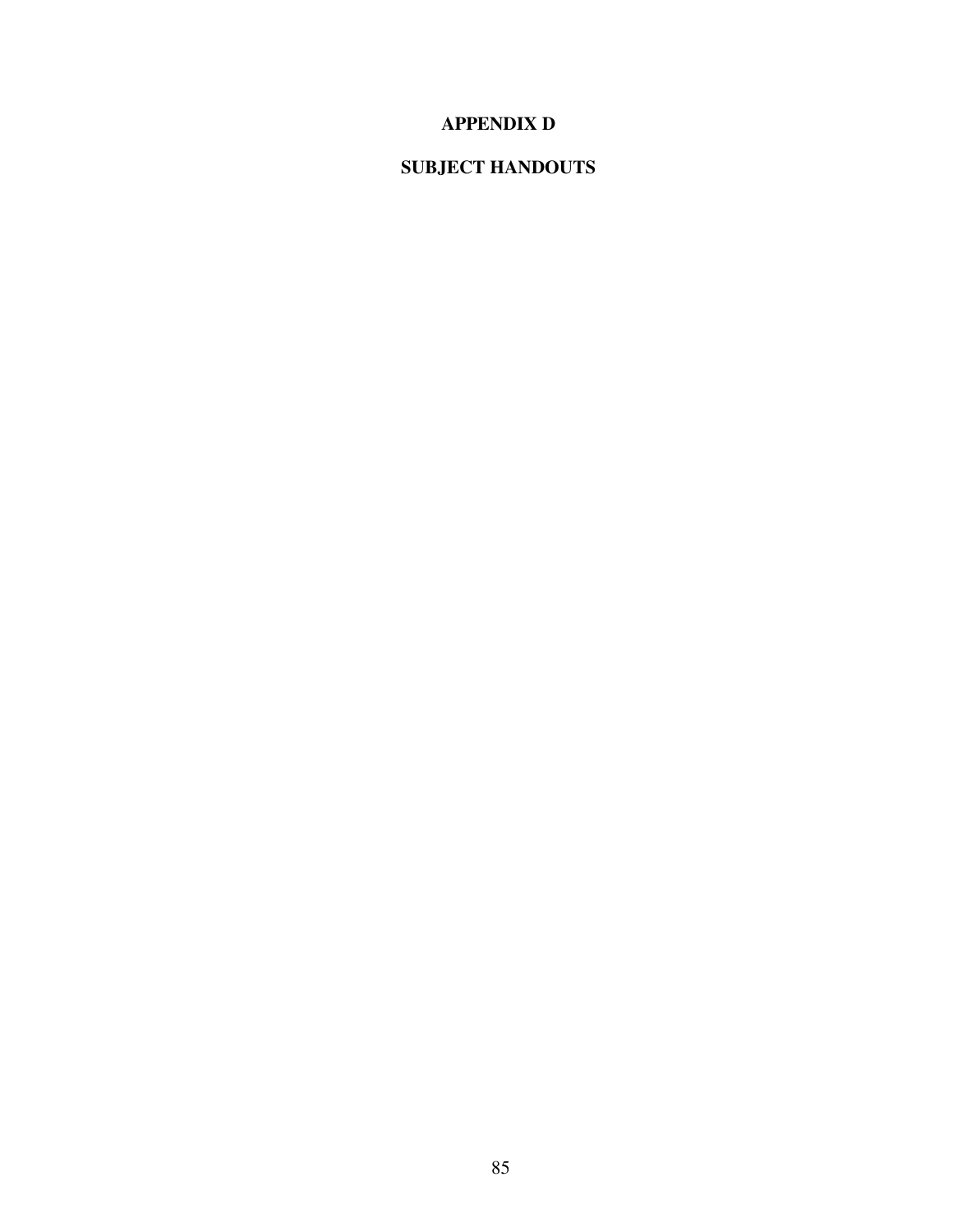# APPENDIX D

# SUBJECT HANDOUTS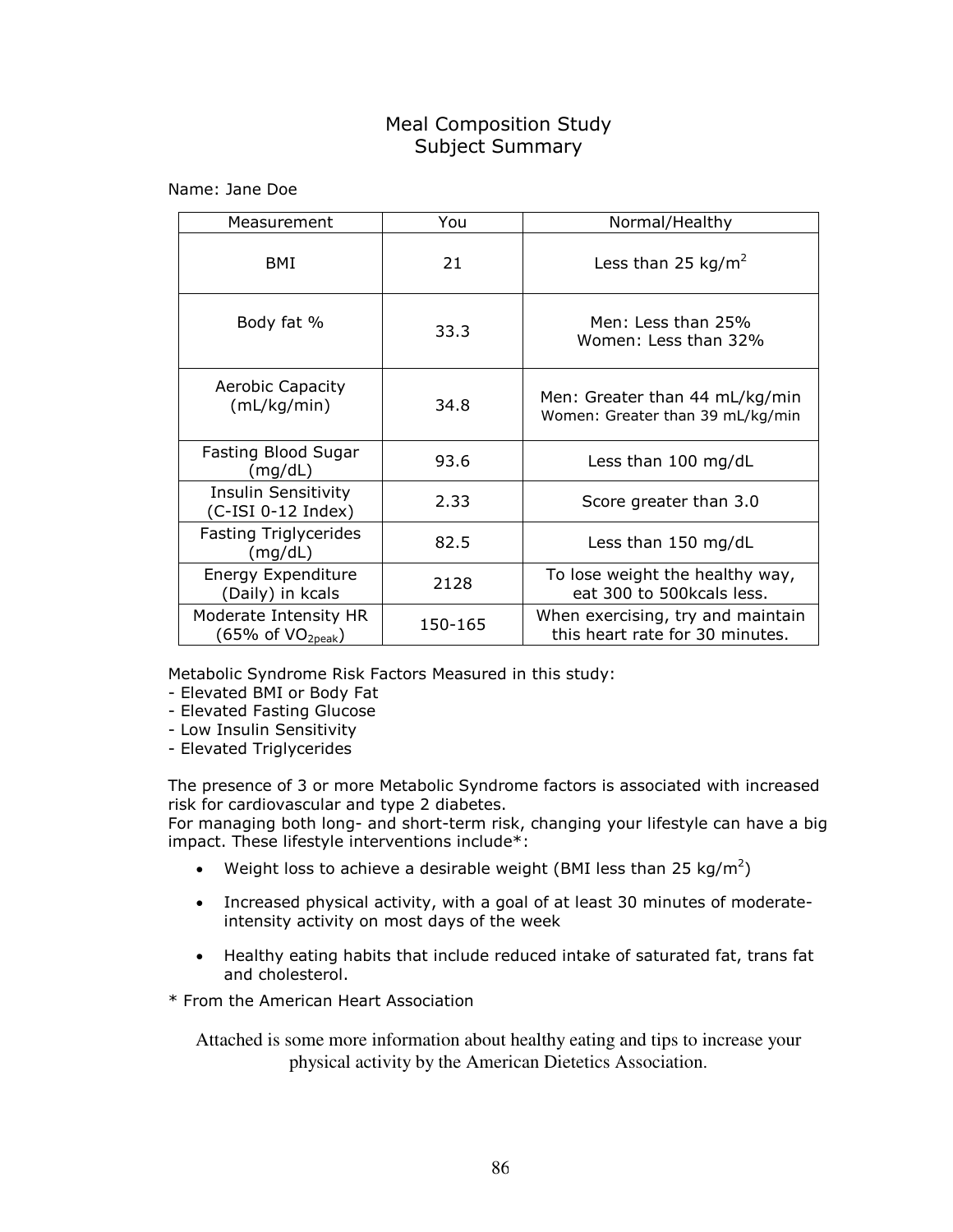# Meal Composition Study
## Subject Summary

Name: Jane Doe

| Measurement | You | Normal/Healthy |
|---|---|---|
| BMI | 21 | Less than 25 $kg/m^2$ |
| Body fat % | 33.3 | Men: Less than 25%<br>Women: Less than 32% |
| Aerobic Capacity (mL/kg/min) | 34.8 | Men: Greater than 44 mL/kg/min<br>Women: Greater than 39 mL/kg/min |
| Fasting Blood Sugar (mg/dL) | 93.6 | Less than 100 mg/dL |
| Insulin Sensitivity (C-ISI 0-12 Index) | 2.33 | Score greater than 3.0 |
| Fasting Triglycerides (mg/dL) | 82.5 | Less than 150 mg/dL |
| Energy Expenditure (Daily) in kcals | 2128 | To lose weight the healthy way, eat 300 to 500kcals less. |
| Moderate Intensity HR (65% of $VO_{2peak}$) | 150-165 | When exercising, try and maintain this heart rate for 30 minutes. |

Metabolic Syndrome Risk Factors Measured in this study:
- Elevated BMI or Body Fat
- Elevated Fasting Glucose
- Low Insulin Sensitivity
- Elevated Triglycerides

The presence of 3 or more Metabolic Syndrome factors is associated with increased risk for cardiovascular and type 2 diabetes.
For managing both long- and short-term risk, changing your lifestyle can have a big impact. These lifestyle interventions include*:

- Weight loss to achieve a desirable weight (BMI less than 25 $kg/m^2$)
- Increased physical activity, with a goal of at least 30 minutes of moderate-intensity activity on most days of the week
- Healthy eating habits that include reduced intake of saturated fat, trans fat and cholesterol.

* From the American Heart Association

Attached is some more information about healthy eating and tips to increase your physical activity by the American Dietetics Association.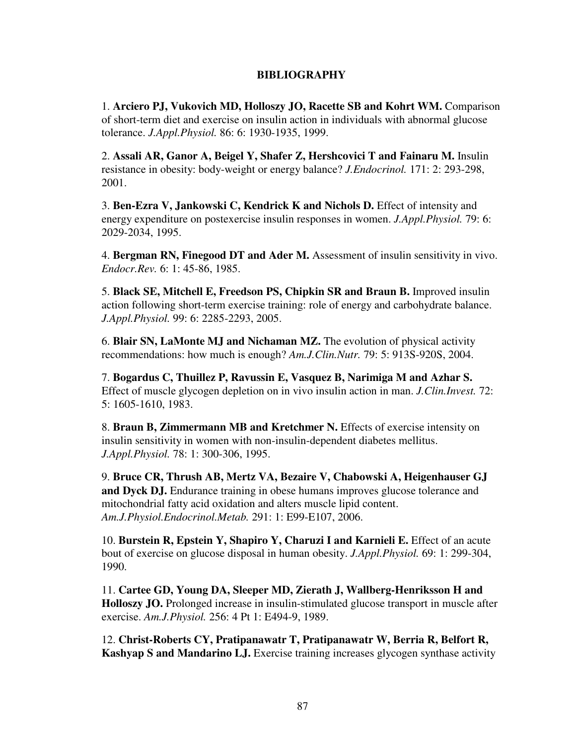# BIBLIOGRAPHY

1. **Arciero PJ, Vukovich MD, Holloszy JO, Racette SB and Kohrt WM.** Comparison of short-term diet and exercise on insulin action in individuals with abnormal glucose tolerance. *J.Appl.Physiol.* 86: 6: 1930-1935, 1999.

2. **Assali AR, Ganor A, Beigel Y, Shafer Z, Hershcovici T and Fainaru M.** Insulin resistance in obesity: body-weight or energy balance? *J.Endocrinol.* 171: 2: 293-298, 2001.

3. **Ben-Ezra V, Jankowski C, Kendrick K and Nichols D.** Effect of intensity and energy expenditure on postexercise insulin responses in women. *J.Appl.Physiol.* 79: 6: 2029-2034, 1995.

4. **Bergman RN, Finegood DT and Ader M.** Assessment of insulin sensitivity in vivo. *Endocr.Rev.* 6: 1: 45-86, 1985.

5. **Black SE, Mitchell E, Freedson PS, Chipkin SR and Braun B.** Improved insulin action following short-term exercise training: role of energy and carbohydrate balance. *J.Appl.Physiol.* 99: 6: 2285-2293, 2005.

6. **Blair SN, LaMonte MJ and Nichaman MZ.** The evolution of physical activity recommendations: how much is enough? *Am.J.Clin.Nutr.* 79: 5: 913S-920S, 2004.

7. **Bogardus C, Thuillez P, Ravussin E, Vasquez B, Narimiga M and Azhar S.** Effect of muscle glycogen depletion on in vivo insulin action in man. *J.Clin.Invest.* 72: 5: 1605-1610, 1983.

8. **Braun B, Zimmermann MB and Kretchmer N.** Effects of exercise intensity on insulin sensitivity in women with non-insulin-dependent diabetes mellitus. *J.Appl.Physiol.* 78: 1: 300-306, 1995.

9. **Bruce CR, Thrush AB, Mertz VA, Bezaire V, Chabowski A, Heigenhauser GJ and Dyck DJ.** Endurance training in obese humans improves glucose tolerance and mitochondrial fatty acid oxidation and alters muscle lipid content. *Am.J.Physiol.Endocrinol.Metab.* 291: 1: E99-E107, 2006.

10. **Burstein R, Epstein Y, Shapiro Y, Charuzi I and Karnieli E.** Effect of an acute bout of exercise on glucose disposal in human obesity. *J.Appl.Physiol.* 69: 1: 299-304, 1990.

11. **Cartee GD, Young DA, Sleeper MD, Zierath J, Wallberg-Henriksson H and Holloszy JO.** Prolonged increase in insulin-stimulated glucose transport in muscle after exercise. *Am.J.Physiol.* 256: 4 Pt 1: E494-9, 1989.

12. **Christ-Roberts CY, Pratipanawatr T, Pratipanawatr W, Berria R, Belfort R, Kashyap S and Mandarino LJ.** Exercise training increases glycogen synthase activity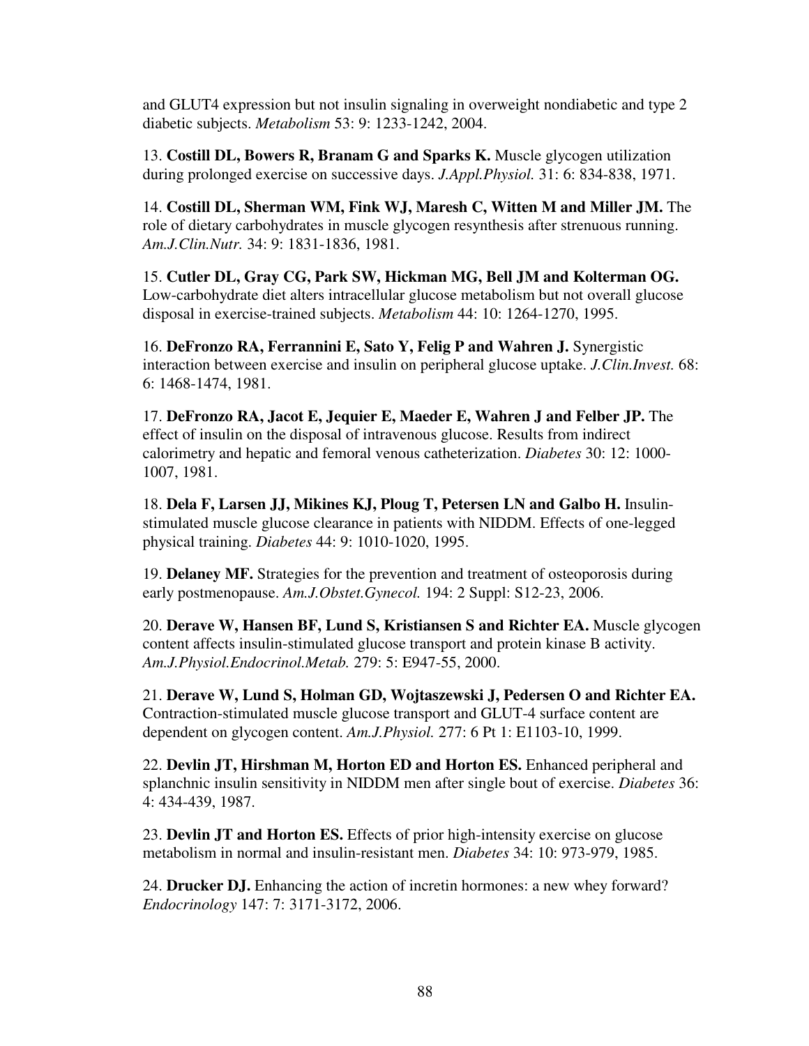and GLUT4 expression but not insulin signaling in overweight nondiabetic and type 2 diabetic subjects. *Metabolism* 53: 9: 1233-1242, 2004.

13. **Costill DL, Bowers R, Branam G and Sparks K.** Muscle glycogen utilization during prolonged exercise on successive days. *J.Appl.Physiol.* 31: 6: 834-838, 1971.

14. **Costill DL, Sherman WM, Fink WJ, Maresh C, Witten M and Miller JM.** The role of dietary carbohydrates in muscle glycogen resynthesis after strenuous running. *Am.J.Clin.Nutr.* 34: 9: 1831-1836, 1981.

15. **Cutler DL, Gray CG, Park SW, Hickman MG, Bell JM and Kolterman OG.** Low-carbohydrate diet alters intracellular glucose metabolism but not overall glucose disposal in exercise-trained subjects. *Metabolism* 44: 10: 1264-1270, 1995.

16. **DeFronzo RA, Ferrannini E, Sato Y, Felig P and Wahren J.** Synergistic interaction between exercise and insulin on peripheral glucose uptake. *J.Clin.Invest.* 68: 6: 1468-1474, 1981.

17. **DeFronzo RA, Jacot E, Jequier E, Maeder E, Wahren J and Felber JP.** The effect of insulin on the disposal of intravenous glucose. Results from indirect calorimetry and hepatic and femoral venous catheterization. *Diabetes* 30: 12: 1000-1007, 1981.

18. **Dela F, Larsen JJ, Mikines KJ, Ploug T, Petersen LN and Galbo H.** Insulin-stimulated muscle glucose clearance in patients with NIDDM. Effects of one-legged physical training. *Diabetes* 44: 9: 1010-1020, 1995.

19. **Delaney MF.** Strategies for the prevention and treatment of osteoporosis during early postmenopause. *Am.J.Obstet.Gynecol.* 194: 2 Suppl: S12-23, 2006.

20. **Derave W, Hansen BF, Lund S, Kristiansen S and Richter EA.** Muscle glycogen content affects insulin-stimulated glucose transport and protein kinase B activity. *Am.J.Physiol.Endocrinol.Metab.* 279: 5: E947-55, 2000.

21. **Derave W, Lund S, Holman GD, Wojtaszewski J, Pedersen O and Richter EA.** Contraction-stimulated muscle glucose transport and GLUT-4 surface content are dependent on glycogen content. *Am.J.Physiol.* 277: 6 Pt 1: E1103-10, 1999.

22. **Devlin JT, Hirshman M, Horton ED and Horton ES.** Enhanced peripheral and splanchnic insulin sensitivity in NIDDM men after single bout of exercise. *Diabetes* 36: 4: 434-439, 1987.

23. **Devlin JT and Horton ES.** Effects of prior high-intensity exercise on glucose metabolism in normal and insulin-resistant men. *Diabetes* 34: 10: 973-979, 1985.

24. **Drucker DJ.** Enhancing the action of incretin hormones: a new whey forward? *Endocrinology* 147: 7: 3171-3172, 2006.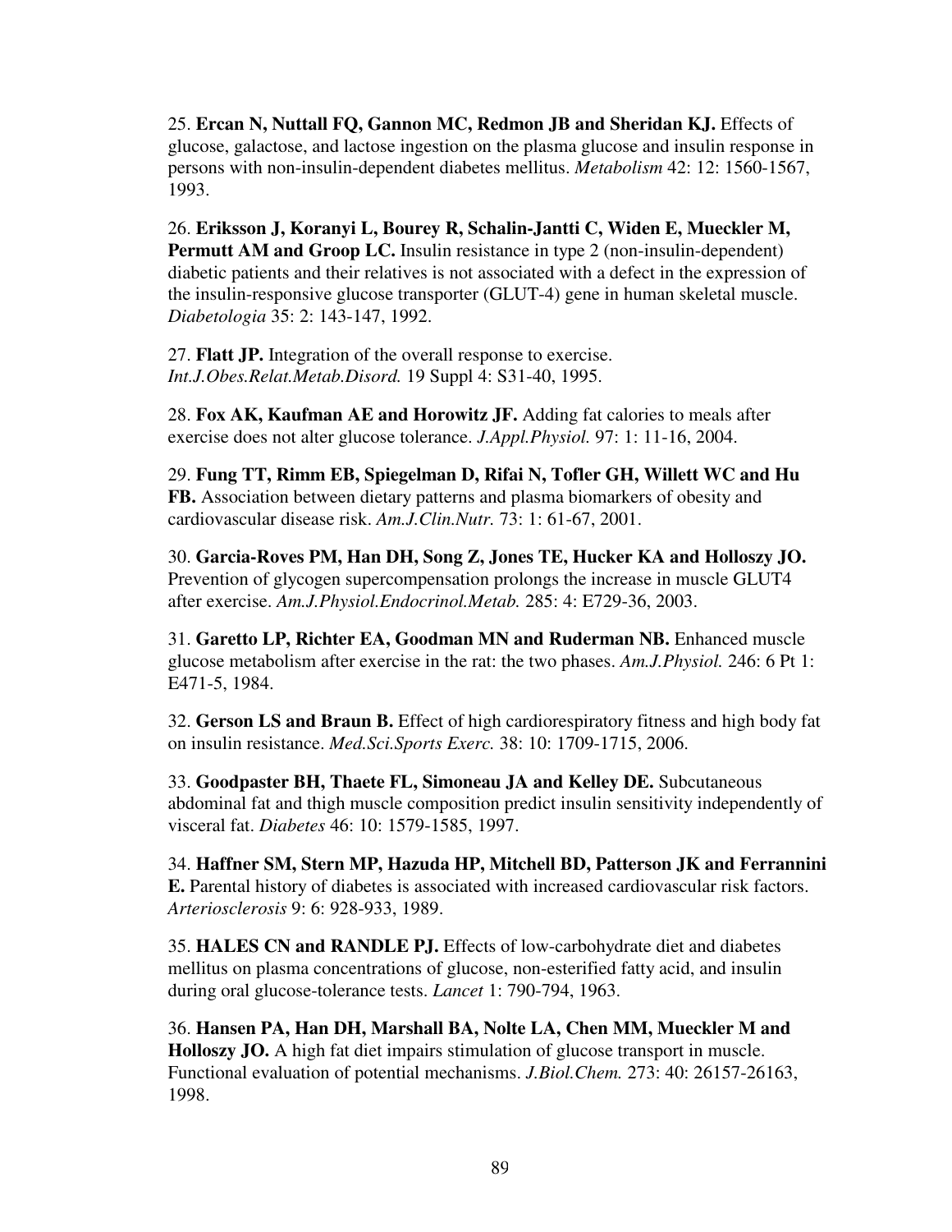25. **Ercan N, Nuttall FQ, Gannon MC, Redmon JB and Sheridan KJ.** Effects of glucose, galactose, and lactose ingestion on the plasma glucose and insulin response in persons with non-insulin-dependent diabetes mellitus. *Metabolism* 42: 12: 1560-1567, 1993.

26. **Eriksson J, Koranyi L, Bourey R, Schalin-Jantti C, Widen E, Mueckler M, Permutt AM and Groop LC.** Insulin resistance in type 2 (non-insulin-dependent) diabetic patients and their relatives is not associated with a defect in the expression of the insulin-responsive glucose transporter (GLUT-4) gene in human skeletal muscle. *Diabetologia* 35: 2: 143-147, 1992.

27. **Flatt JP.** Integration of the overall response to exercise. *Int.J.Obes.Relat.Metab.Disord.* 19 Suppl 4: S31-40, 1995.

28. **Fox AK, Kaufman AE and Horowitz JF.** Adding fat calories to meals after exercise does not alter glucose tolerance. *J.Appl.Physiol.* 97: 1: 11-16, 2004.

29. **Fung TT, Rimm EB, Spiegelman D, Rifai N, Tofler GH, Willett WC and Hu FB.** Association between dietary patterns and plasma biomarkers of obesity and cardiovascular disease risk. *Am.J.Clin.Nutr.* 73: 1: 61-67, 2001.

30. **Garcia-Roves PM, Han DH, Song Z, Jones TE, Hucker KA and Holloszy JO.** Prevention of glycogen supercompensation prolongs the increase in muscle GLUT4 after exercise. *Am.J.Physiol.Endocrinol.Metab.* 285: 4: E729-36, 2003.

31. **Garetto LP, Richter EA, Goodman MN and Ruderman NB.** Enhanced muscle glucose metabolism after exercise in the rat: the two phases. *Am.J.Physiol.* 246: 6 Pt 1: E471-5, 1984.

32. **Gerson LS and Braun B.** Effect of high cardiorespiratory fitness and high body fat on insulin resistance. *Med.Sci.Sports Exerc.* 38: 10: 1709-1715, 2006.

33. **Goodpaster BH, Thaete FL, Simoneau JA and Kelley DE.** Subcutaneous abdominal fat and thigh muscle composition predict insulin sensitivity independently of visceral fat. *Diabetes* 46: 10: 1579-1585, 1997.

34. **Haffner SM, Stern MP, Hazuda HP, Mitchell BD, Patterson JK and Ferrannini E.** Parental history of diabetes is associated with increased cardiovascular risk factors. *Arteriosclerosis* 9: 6: 928-933, 1989.

35. **HALES CN and RANDLE PJ.** Effects of low-carbohydrate diet and diabetes mellitus on plasma concentrations of glucose, non-esterified fatty acid, and insulin during oral glucose-tolerance tests. *Lancet* 1: 790-794, 1963.

36. **Hansen PA, Han DH, Marshall BA, Nolte LA, Chen MM, Mueckler M and Holloszy JO.** A high fat diet impairs stimulation of glucose transport in muscle. Functional evaluation of potential mechanisms. *J.Biol.Chem.* 273: 40: 26157-26163, 1998.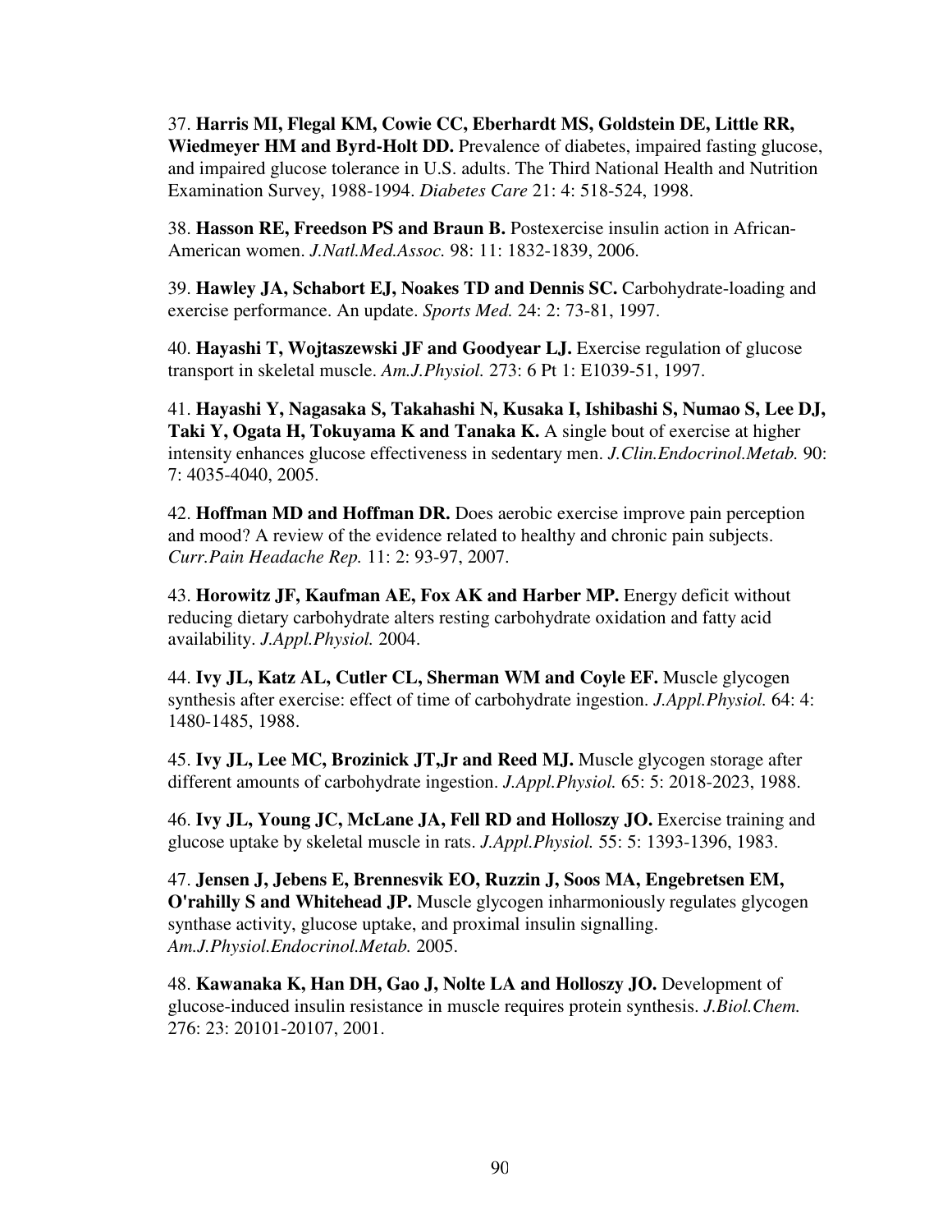37. **Harris MI, Flegal KM, Cowie CC, Eberhardt MS, Goldstein DE, Little RR, Wiedmeyer HM and Byrd-Holt DD.** Prevalence of diabetes, impaired fasting glucose, and impaired glucose tolerance in U.S. adults. The Third National Health and Nutrition Examination Survey, 1988-1994. *Diabetes Care* 21: 4: 518-524, 1998.

38. **Hasson RE, Freedson PS and Braun B.** Postexercise insulin action in African-American women. *J.Natl.Med.Assoc.* 98: 11: 1832-1839, 2006.

39. **Hawley JA, Schabort EJ, Noakes TD and Dennis SC.** Carbohydrate-loading and exercise performance. An update. *Sports Med.* 24: 2: 73-81, 1997.

40. **Hayashi T, Wojtaszewski JF and Goodyear LJ.** Exercise regulation of glucose transport in skeletal muscle. *Am.J.Physiol.* 273: 6 Pt 1: E1039-51, 1997.

41. **Hayashi Y, Nagasaka S, Takahashi N, Kusaka I, Ishibashi S, Numao S, Lee DJ, Taki Y, Ogata H, Tokuyama K and Tanaka K.** A single bout of exercise at higher intensity enhances glucose effectiveness in sedentary men. *J.Clin.Endocrinol.Metab.* 90: 7: 4035-4040, 2005.

42. **Hoffman MD and Hoffman DR.** Does aerobic exercise improve pain perception and mood? A review of the evidence related to healthy and chronic pain subjects. *Curr.Pain Headache Rep.* 11: 2: 93-97, 2007.

43. **Horowitz JF, Kaufman AE, Fox AK and Harber MP.** Energy deficit without reducing dietary carbohydrate alters resting carbohydrate oxidation and fatty acid availability. *J.Appl.Physiol.* 2004.

44. **Ivy JL, Katz AL, Cutler CL, Sherman WM and Coyle EF.** Muscle glycogen synthesis after exercise: effect of time of carbohydrate ingestion. *J.Appl.Physiol.* 64: 4: 1480-1485, 1988.

45. **Ivy JL, Lee MC, Brozinick JT,Jr and Reed MJ.** Muscle glycogen storage after different amounts of carbohydrate ingestion. *J.Appl.Physiol.* 65: 5: 2018-2023, 1988.

46. **Ivy JL, Young JC, McLane JA, Fell RD and Holloszy JO.** Exercise training and glucose uptake by skeletal muscle in rats. *J.Appl.Physiol.* 55: 5: 1393-1396, 1983.

47. **Jensen J, Jebens E, Brennesvik EO, Ruzzin J, Soos MA, Engebretsen EM, O'rahilly S and Whitehead JP.** Muscle glycogen inharmoniously regulates glycogen synthase activity, glucose uptake, and proximal insulin signalling. *Am.J.Physiol.Endocrinol.Metab.* 2005.

48. **Kawanaka K, Han DH, Gao J, Nolte LA and Holloszy JO.** Development of glucose-induced insulin resistance in muscle requires protein synthesis. *J.Biol.Chem.* 276: 23: 20101-20107, 2001.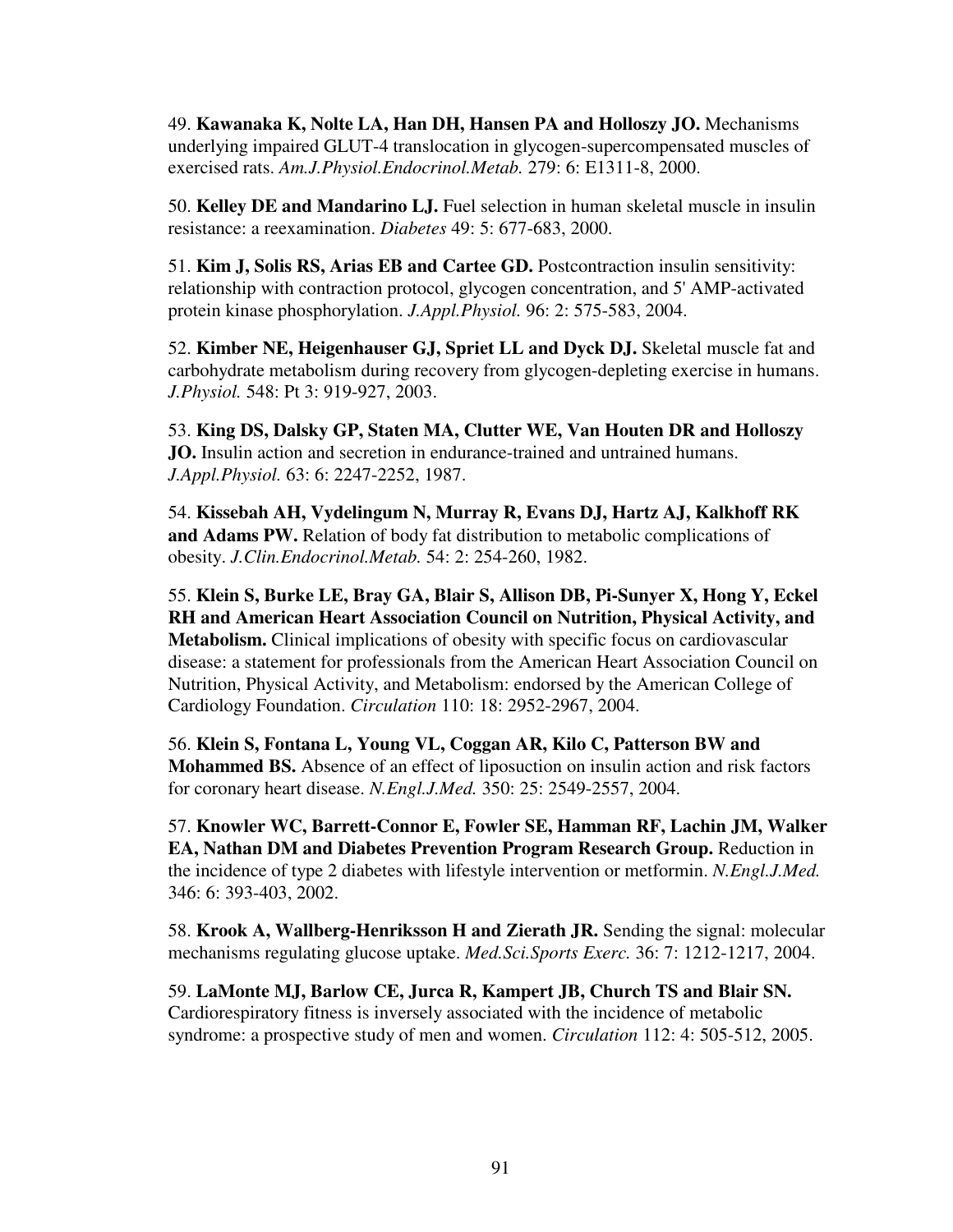49. **Kawanaka K, Nolte LA, Han DH, Hansen PA and Holloszy JO.** Mechanisms underlying impaired GLUT-4 translocation in glycogen-supercompensated muscles of exercised rats. *Am.J.Physiol.Endocrinol.Metab.* 279: 6: E1311-8, 2000.

50. **Kelley DE and Mandarino LJ.** Fuel selection in human skeletal muscle in insulin resistance: a reexamination. *Diabetes* 49: 5: 677-683, 2000.

51. **Kim J, Solis RS, Arias EB and Cartee GD.** Postcontraction insulin sensitivity: relationship with contraction protocol, glycogen concentration, and 5' AMP-activated protein kinase phosphorylation. *J.Appl.Physiol.* 96: 2: 575-583, 2004.

52. **Kimber NE, Heigenhauser GJ, Spriet LL and Dyck DJ.** Skeletal muscle fat and carbohydrate metabolism during recovery from glycogen-depleting exercise in humans. *J.Physiol.* 548: Pt 3: 919-927, 2003.

53. **King DS, Dalsky GP, Staten MA, Clutter WE, Van Houten DR and Holloszy JO.** Insulin action and secretion in endurance-trained and untrained humans. *J.Appl.Physiol.* 63: 6: 2247-2252, 1987.

54. **Kissebah AH, Vydelingum N, Murray R, Evans DJ, Hartz AJ, Kalkhoff RK and Adams PW.** Relation of body fat distribution to metabolic complications of obesity. *J.Clin.Endocrinol.Metab.* 54: 2: 254-260, 1982.

55. **Klein S, Burke LE, Bray GA, Blair S, Allison DB, Pi-Sunyer X, Hong Y, Eckel RH and American Heart Association Council on Nutrition, Physical Activity, and Metabolism.** Clinical implications of obesity with specific focus on cardiovascular disease: a statement for professionals from the American Heart Association Council on Nutrition, Physical Activity, and Metabolism: endorsed by the American College of Cardiology Foundation. *Circulation* 110: 18: 2952-2967, 2004.

56. **Klein S, Fontana L, Young VL, Coggan AR, Kilo C, Patterson BW and Mohammed BS.** Absence of an effect of liposuction on insulin action and risk factors for coronary heart disease. *N.Engl.J.Med.* 350: 25: 2549-2557, 2004.

57. **Knowler WC, Barrett-Connor E, Fowler SE, Hamman RF, Lachin JM, Walker EA, Nathan DM and Diabetes Prevention Program Research Group.** Reduction in the incidence of type 2 diabetes with lifestyle intervention or metformin. *N.Engl.J.Med.* 346: 6: 393-403, 2002.

58. **Krook A, Wallberg-Henriksson H and Zierath JR.** Sending the signal: molecular mechanisms regulating glucose uptake. *Med.Sci.Sports Exerc.* 36: 7: 1212-1217, 2004.

59. **LaMonte MJ, Barlow CE, Jurca R, Kampert JB, Church TS and Blair SN.** Cardiorespiratory fitness is inversely associated with the incidence of metabolic syndrome: a prospective study of men and women. *Circulation* 112: 4: 505-512, 2005.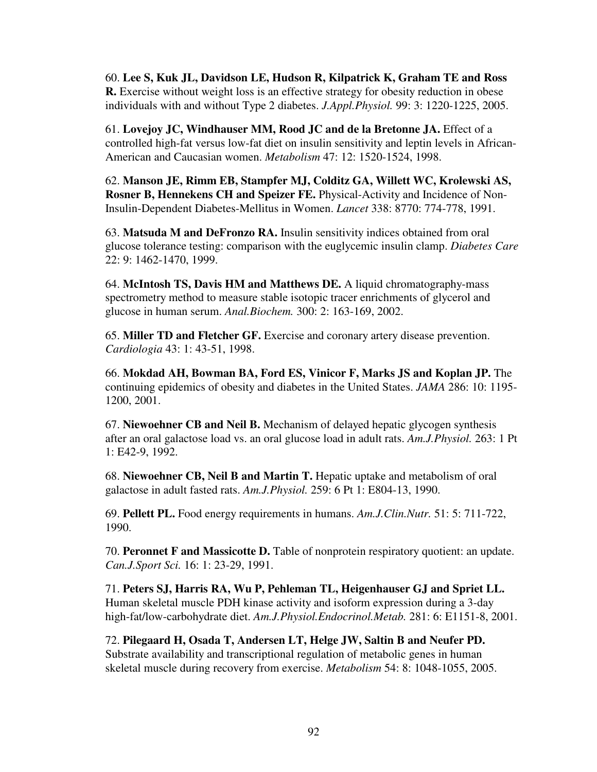60. **Lee S, Kuk JL, Davidson LE, Hudson R, Kilpatrick K, Graham TE and Ross R.** Exercise without weight loss is an effective strategy for obesity reduction in obese individuals with and without Type 2 diabetes. *J.Appl.Physiol.* 99: 3: 1220-1225, 2005.

61. **Lovejoy JC, Windhauser MM, Rood JC and de la Bretonne JA.** Effect of a controlled high-fat versus low-fat diet on insulin sensitivity and leptin levels in African-American and Caucasian women. *Metabolism* 47: 12: 1520-1524, 1998.

62. **Manson JE, Rimm EB, Stampfer MJ, Colditz GA, Willett WC, Krolewski AS, Rosner B, Hennekens CH and Speizer FE.** Physical-Activity and Incidence of Non-Insulin-Dependent Diabetes-Mellitus in Women. *Lancet* 338: 8770: 774-778, 1991.

63. **Matsuda M and DeFronzo RA.** Insulin sensitivity indices obtained from oral glucose tolerance testing: comparison with the euglycemic insulin clamp. *Diabetes Care* 22: 9: 1462-1470, 1999.

64. **McIntosh TS, Davis HM and Matthews DE.** A liquid chromatography-mass spectrometry method to measure stable isotopic tracer enrichments of glycerol and glucose in human serum. *Anal.Biochem.* 300: 2: 163-169, 2002.

65. **Miller TD and Fletcher GF.** Exercise and coronary artery disease prevention. *Cardiologia* 43: 1: 43-51, 1998.

66. **Mokdad AH, Bowman BA, Ford ES, Vinicor F, Marks JS and Koplan JP.** The continuing epidemics of obesity and diabetes in the United States. *JAMA* 286: 10: 1195-1200, 2001.

67. **Niewoehner CB and Neil B.** Mechanism of delayed hepatic glycogen synthesis after an oral galactose load vs. an oral glucose load in adult rats. *Am.J.Physiol.* 263: 1 Pt 1: E42-9, 1992.

68. **Niewoehner CB, Neil B and Martin T.** Hepatic uptake and metabolism of oral galactose in adult fasted rats. *Am.J.Physiol.* 259: 6 Pt 1: E804-13, 1990.

69. **Pellett PL.** Food energy requirements in humans. *Am.J.Clin.Nutr.* 51: 5: 711-722, 1990.

70. **Peronnet F and Massicotte D.** Table of nonprotein respiratory quotient: an update. *Can.J.Sport Sci.* 16: 1: 23-29, 1991.

71. **Peters SJ, Harris RA, Wu P, Pehleman TL, Heigenhauser GJ and Spriet LL.** Human skeletal muscle PDH kinase activity and isoform expression during a 3-day high-fat/low-carbohydrate diet. *Am.J.Physiol.Endocrinol.Metab.* 281: 6: E1151-8, 2001.

72. **Pilegaard H, Osada T, Andersen LT, Helge JW, Saltin B and Neufer PD.** Substrate availability and transcriptional regulation of metabolic genes in human skeletal muscle during recovery from exercise. *Metabolism* 54: 8: 1048-1055, 2005.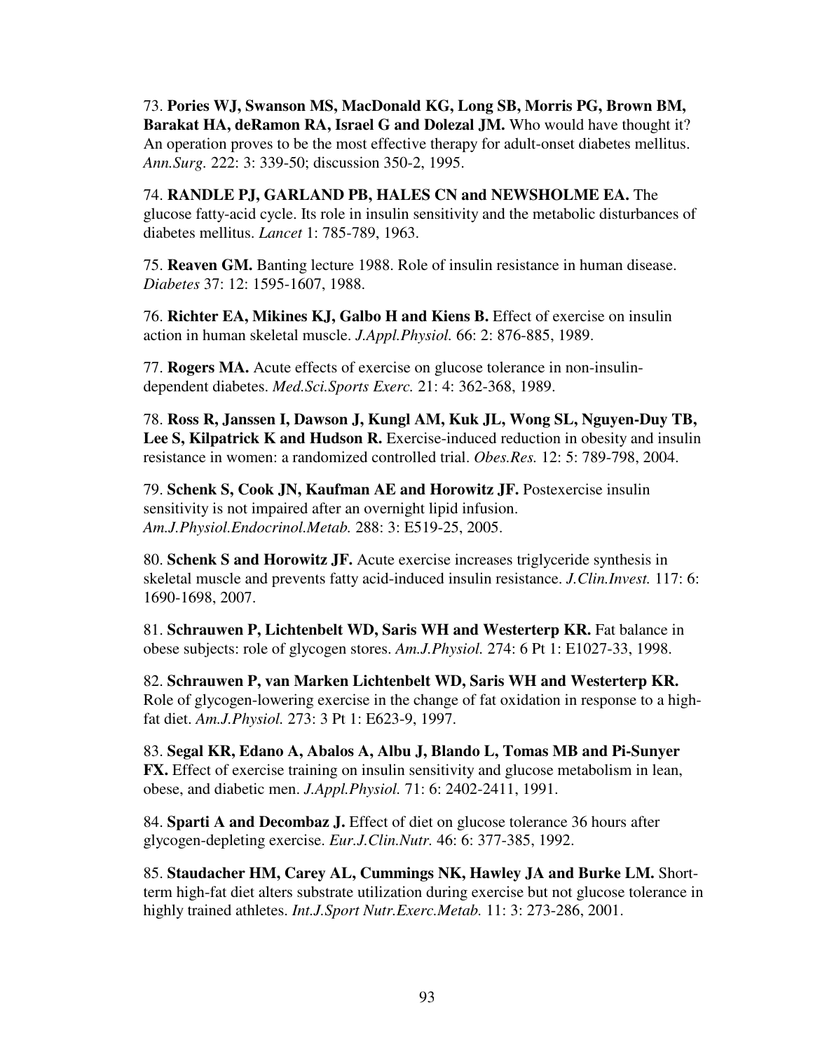73. **Pories WJ, Swanson MS, MacDonald KG, Long SB, Morris PG, Brown BM, Barakat HA, deRamon RA, Israel G and Dolezal JM.** Who would have thought it? An operation proves to be the most effective therapy for adult-onset diabetes mellitus. *Ann.Surg.* 222: 3: 339-50; discussion 350-2, 1995.

74. **RANDLE PJ, GARLAND PB, HALES CN and NEWSHOLME EA.** The glucose fatty-acid cycle. Its role in insulin sensitivity and the metabolic disturbances of diabetes mellitus. *Lancet* 1: 785-789, 1963.

75. **Reaven GM.** Banting lecture 1988. Role of insulin resistance in human disease. *Diabetes* 37: 12: 1595-1607, 1988.

76. **Richter EA, Mikines KJ, Galbo H and Kiens B.** Effect of exercise on insulin action in human skeletal muscle. *J.Appl.Physiol.* 66: 2: 876-885, 1989.

77. **Rogers MA.** Acute effects of exercise on glucose tolerance in non-insulin-dependent diabetes. *Med.Sci.Sports Exerc.* 21: 4: 362-368, 1989.

78. **Ross R, Janssen I, Dawson J, Kungl AM, Kuk JL, Wong SL, Nguyen-Duy TB, Lee S, Kilpatrick K and Hudson R.** Exercise-induced reduction in obesity and insulin resistance in women: a randomized controlled trial. *Obes.Res.* 12: 5: 789-798, 2004.

79. **Schenk S, Cook JN, Kaufman AE and Horowitz JF.** Postexercise insulin sensitivity is not impaired after an overnight lipid infusion. *Am.J.Physiol.Endocrinol.Metab.* 288: 3: E519-25, 2005.

80. **Schenk S and Horowitz JF.** Acute exercise increases triglyceride synthesis in skeletal muscle and prevents fatty acid-induced insulin resistance. *J.Clin.Invest.* 117: 6: 1690-1698, 2007.

81. **Schrauwen P, Lichtenbelt WD, Saris WH and Westerterp KR.** Fat balance in obese subjects: role of glycogen stores. *Am.J.Physiol.* 274: 6 Pt 1: E1027-33, 1998.

82. **Schrauwen P, van Marken Lichtenbelt WD, Saris WH and Westerterp KR.** Role of glycogen-lowering exercise in the change of fat oxidation in response to a high-fat diet. *Am.J.Physiol.* 273: 3 Pt 1: E623-9, 1997.

83. **Segal KR, Edano A, Abalos A, Albu J, Blando L, Tomas MB and Pi-Sunyer FX.** Effect of exercise training on insulin sensitivity and glucose metabolism in lean, obese, and diabetic men. *J.Appl.Physiol.* 71: 6: 2402-2411, 1991.

84. **Sparti A and Decombaz J.** Effect of diet on glucose tolerance 36 hours after glycogen-depleting exercise. *Eur.J.Clin.Nutr.* 46: 6: 377-385, 1992.

85. **Staudacher HM, Carey AL, Cummings NK, Hawley JA and Burke LM.** Short-term high-fat diet alters substrate utilization during exercise but not glucose tolerance in highly trained athletes. *Int.J.Sport Nutr.Exerc.Metab.* 11: 3: 273-286, 2001.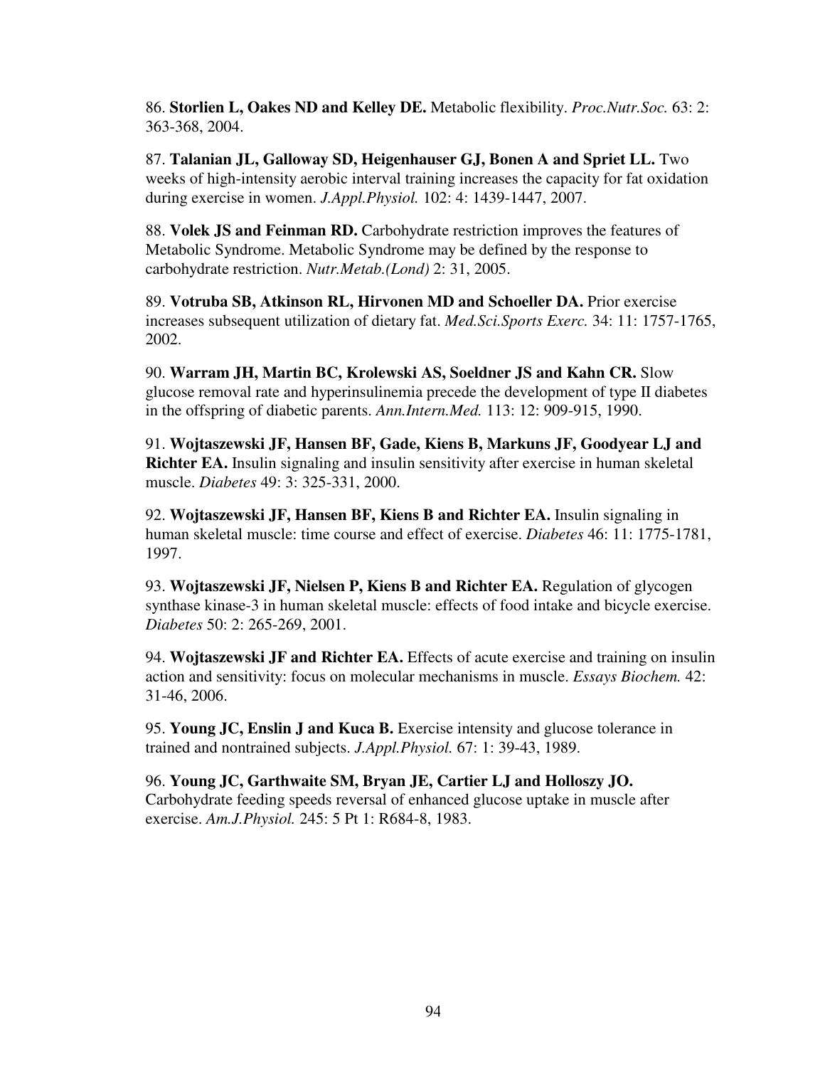86. **Storlien L, Oakes ND and Kelley DE.** Metabolic flexibility. *Proc.Nutr.Soc.* 63: 2: 363-368, 2004.

87. **Talanian JL, Galloway SD, Heigenhauser GJ, Bonen A and Spriet LL.** Two weeks of high-intensity aerobic interval training increases the capacity for fat oxidation during exercise in women. *J.Appl.Physiol.* 102: 4: 1439-1447, 2007.

88. **Volek JS and Feinman RD.** Carbohydrate restriction improves the features of Metabolic Syndrome. Metabolic Syndrome may be defined by the response to carbohydrate restriction. *Nutr.Metab.(Lond)* 2: 31, 2005.

89. **Votruba SB, Atkinson RL, Hirvonen MD and Schoeller DA.** Prior exercise increases subsequent utilization of dietary fat. *Med.Sci.Sports Exerc.* 34: 11: 1757-1765, 2002.

90. **Warram JH, Martin BC, Krolewski AS, Soeldner JS and Kahn CR.** Slow glucose removal rate and hyperinsulinemia precede the development of type II diabetes in the offspring of diabetic parents. *Ann.Intern.Med.* 113: 12: 909-915, 1990.

91. **Wojtaszewski JF, Hansen BF, Gade, Kiens B, Markuns JF, Goodyear LJ and Richter EA.** Insulin signaling and insulin sensitivity after exercise in human skeletal muscle. *Diabetes* 49: 3: 325-331, 2000.

92. **Wojtaszewski JF, Hansen BF, Kiens B and Richter EA.** Insulin signaling in human skeletal muscle: time course and effect of exercise. *Diabetes* 46: 11: 1775-1781, 1997.

93. **Wojtaszewski JF, Nielsen P, Kiens B and Richter EA.** Regulation of glycogen synthase kinase-3 in human skeletal muscle: effects of food intake and bicycle exercise. *Diabetes* 50: 2: 265-269, 2001.

94. **Wojtaszewski JF and Richter EA.** Effects of acute exercise and training on insulin action and sensitivity: focus on molecular mechanisms in muscle. *Essays Biochem.* 42: 31-46, 2006.

95. **Young JC, Enslin J and Kuca B.** Exercise intensity and glucose tolerance in trained and nontrained subjects. *J.Appl.Physiol.* 67: 1: 39-43, 1989.

96. **Young JC, Garthwaite SM, Bryan JE, Cartier LJ and Holloszy JO.** Carbohydrate feeding speeds reversal of enhanced glucose uptake in muscle after exercise. *Am.J.Physiol.* 245: 5 Pt 1: R684-8, 1983.